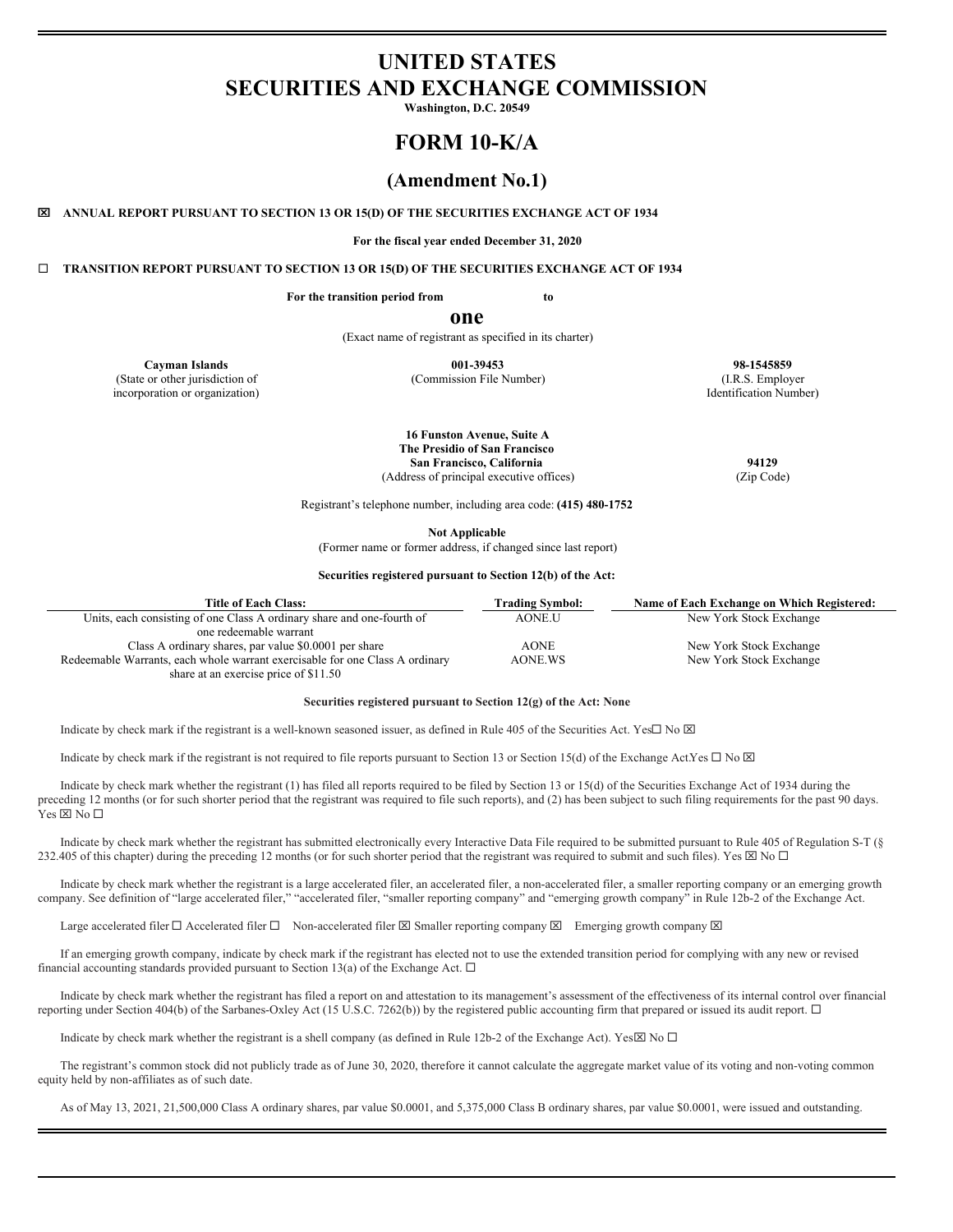# UNITED STATES
# SECURITIES AND EXCHANGE COMMISSION

**Washington, D.C. 20549**

# FORM 10-K/A

## (Amendment No.1)

☒ **ANNUAL REPORT PURSUANT TO SECTION 13 OR 15(D) OF THE SECURITIES EXCHANGE ACT OF 1934**

**For the fiscal year ended December 31, 2020**

☐ **TRANSITION REPORT PURSUANT TO SECTION 13 OR 15(D) OF THE SECURITIES EXCHANGE ACT OF 1934**

**For the transition period from to**

## one

(Exact name of registrant as specified in its charter)

| **Cayman Islands** | **001-39453** | **98-1545859** |
|---|---|---|
| (State or other jurisdiction of incorporation or organization) | (Commission File Number) | (I.R.S. Employer Identification Number) |

**16 Funston Avenue, Suite A**
**The Presidio of San Francisco**
**San Francisco, California** **94129**
(Address of principal executive offices) (Zip Code)

Registrant's telephone number, including area code: **(415) 480-1752**

**Not Applicable**
(Former name or former address, if changed since last report)

**Securities registered pursuant to Section 12(b) of the Act:**

| Title of Each Class: | Trading Symbol: | Name of Each Exchange on Which Registered: |
|---|---|---|
| Units, each consisting of one Class A ordinary share and one-fourth of one redeemable warrant | AONE.U | New York Stock Exchange |
| Class A ordinary shares, par value $0.0001 per share | AONE | New York Stock Exchange |
| Redeemable Warrants, each whole warrant exercisable for one Class A ordinary share at an exercise price of $11.50 | AONE.WS | New York Stock Exchange |

**Securities registered pursuant to Section 12(g) of the Act: None**

Indicate by check mark if the registrant is a well-known seasoned issuer, as defined in Rule 405 of the Securities Act. Yes☐ No ☒

Indicate by check mark if the registrant is not required to file reports pursuant to Section 13 or Section 15(d) of the Exchange Act.Yes ☐ No ☒

Indicate by check mark whether the registrant (1) has filed all reports required to be filed by Section 13 or 15(d) of the Securities Exchange Act of 1934 during the preceding 12 months (or for such shorter period that the registrant was required to file such reports), and (2) has been subject to such filing requirements for the past 90 days. Yes ☒ No ☐

Indicate by check mark whether the registrant has submitted electronically every Interactive Data File required to be submitted pursuant to Rule 405 of Regulation S-T (§ 232.405 of this chapter) during the preceding 12 months (or for such shorter period that the registrant was required to submit and such files). Yes ☒ No ☐

Indicate by check mark whether the registrant is a large accelerated filer, an accelerated filer, a non-accelerated filer, a smaller reporting company or an emerging growth company. See definition of "large accelerated filer," "accelerated filer, "smaller reporting company" and "emerging growth company" in Rule 12b-2 of the Exchange Act.

Large accelerated filer ☐ Accelerated filer ☐ Non-accelerated filer ☒ Smaller reporting company ☒ Emerging growth company ☒

If an emerging growth company, indicate by check mark if the registrant has elected not to use the extended transition period for complying with any new or revised financial accounting standards provided pursuant to Section 13(a) of the Exchange Act. ☐

Indicate by check mark whether the registrant has filed a report on and attestation to its management's assessment of the effectiveness of its internal control over financial reporting under Section 404(b) of the Sarbanes-Oxley Act (15 U.S.C. 7262(b)) by the registered public accounting firm that prepared or issued its audit report. ☐

Indicate by check mark whether the registrant is a shell company (as defined in Rule 12b-2 of the Exchange Act). Yes☒ No ☐

The registrant's common stock did not publicly trade as of June 30, 2020, therefore it cannot calculate the aggregate market value of its voting and non-voting common equity held by non-affiliates as of such date.

As of May 13, 2021, 21,500,000 Class A ordinary shares, par value $0.0001, and 5,375,000 Class B ordinary shares, par value $0.0001, were issued and outstanding.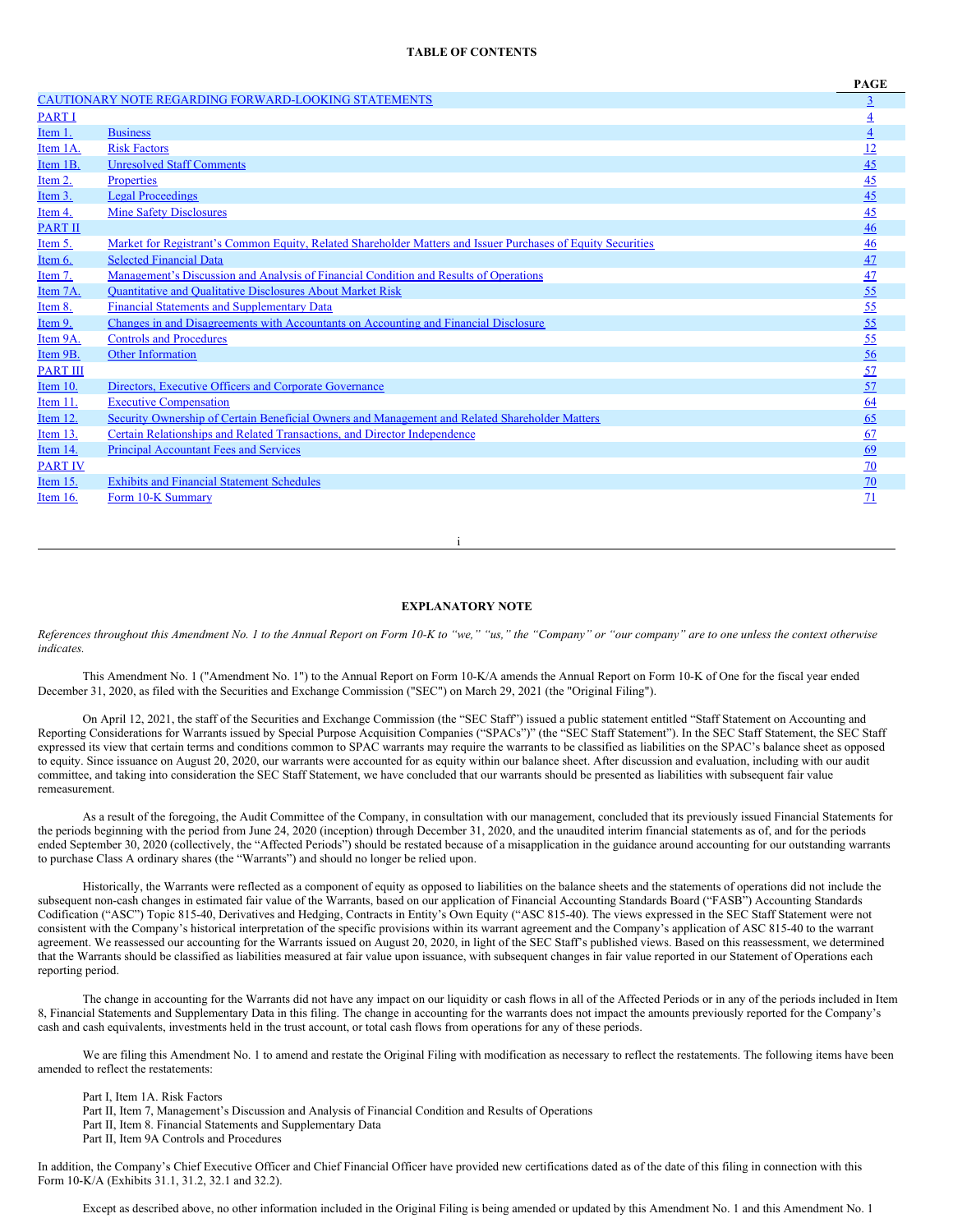**TABLE OF CONTENTS**

| | | PAGE |
|---|---|---|
| CAUTIONARY NOTE REGARDING FORWARD-LOOKING STATEMENTS | | 3 |
| PART I | | 4 |
| Item 1. | Business | 4 |
| Item 1A. | Risk Factors | 12 |
| Item 1B. | Unresolved Staff Comments | 45 |
| Item 2. | Properties | 45 |
| Item 3. | Legal Proceedings | 45 |
| Item 4. | Mine Safety Disclosures | 45 |
| PART II | | 46 |
| Item 5. | Market for Registrant's Common Equity, Related Shareholder Matters and Issuer Purchases of Equity Securities | 46 |
| Item 6. | Selected Financial Data | 47 |
| Item 7. | Management's Discussion and Analysis of Financial Condition and Results of Operations | 47 |
| Item 7A. | Quantitative and Qualitative Disclosures About Market Risk | 55 |
| Item 8. | Financial Statements and Supplementary Data | 55 |
| Item 9. | Changes in and Disagreements with Accountants on Accounting and Financial Disclosure | 55 |
| Item 9A. | Controls and Procedures | 55 |
| Item 9B. | Other Information | 56 |
| PART III | | 57 |
| Item 10. | Directors, Executive Officers and Corporate Governance | 57 |
| Item 11. | Executive Compensation | 64 |
| Item 12. | Security Ownership of Certain Beneficial Owners and Management and Related Shareholder Matters | 65 |
| Item 13. | Certain Relationships and Related Transactions, and Director Independence | 67 |
| Item 14. | Principal Accountant Fees and Services | 69 |
| PART IV | | 70 |
| Item 15. | Exhibits and Financial Statement Schedules | 70 |
| Item 16. | Form 10-K Summary | 71 |

**EXPLANATORY NOTE**

*References throughout this Amendment No. 1 to the Annual Report on Form 10-K to "we," "us," the "Company" or "our company" are to one unless the context otherwise indicates.*

This Amendment No. 1 ("Amendment No. 1") to the Annual Report on Form 10-K/A amends the Annual Report on Form 10-K of One for the fiscal year ended December 31, 2020, as filed with the Securities and Exchange Commission ("SEC") on March 29, 2021 (the "Original Filing").

On April 12, 2021, the staff of the Securities and Exchange Commission (the "SEC Staff") issued a public statement entitled "Staff Statement on Accounting and Reporting Considerations for Warrants issued by Special Purpose Acquisition Companies ("SPACs")" (the "SEC Staff Statement"). In the SEC Staff Statement, the SEC Staff expressed its view that certain terms and conditions common to SPAC warrants may require the warrants to be classified as liabilities on the SPAC's balance sheet as opposed to equity. Since issuance on August 20, 2020, our warrants were accounted for as equity within our balance sheet. After discussion and evaluation, including with our audit committee, and taking into consideration the SEC Staff Statement, we have concluded that our warrants should be presented as liabilities with subsequent fair value remeasurement.

As a result of the foregoing, the Audit Committee of the Company, in consultation with our management, concluded that its previously issued Financial Statements for the periods beginning with the period from June 24, 2020 (inception) through December 31, 2020, and the unaudited interim financial statements as of, and for the periods ended September 30, 2020 (collectively, the "Affected Periods") should be restated because of a misapplication in the guidance around accounting for our outstanding warrants to purchase Class A ordinary shares (the "Warrants") and should no longer be relied upon.

Historically, the Warrants were reflected as a component of equity as opposed to liabilities on the balance sheets and the statements of operations did not include the subsequent non-cash changes in estimated fair value of the Warrants, based on our application of Financial Accounting Standards Board ("FASB") Accounting Standards Codification ("ASC") Topic 815-40, Derivatives and Hedging, Contracts in Entity's Own Equity ("ASC 815-40). The views expressed in the SEC Staff Statement were not consistent with the Company's historical interpretation of the specific provisions within its warrant agreement and the Company's application of ASC 815-40 to the warrant agreement. We reassessed our accounting for the Warrants issued on August 20, 2020, in light of the SEC Staff's published views. Based on this reassessment, we determined that the Warrants should be classified as liabilities measured at fair value upon issuance, with subsequent changes in fair value reported in our Statement of Operations each reporting period.

The change in accounting for the Warrants did not have any impact on our liquidity or cash flows in all of the Affected Periods or in any of the periods included in Item 8, Financial Statements and Supplementary Data in this filing. The change in accounting for the warrants does not impact the amounts previously reported for the Company's cash and cash equivalents, investments held in the trust account, or total cash flows from operations for any of these periods.

We are filing this Amendment No. 1 to amend and restate the Original Filing with modification as necessary to reflect the restatements. The following items have been amended to reflect the restatements:

Part I, Item 1A. Risk Factors
Part II, Item 7, Management's Discussion and Analysis of Financial Condition and Results of Operations
Part II, Item 8. Financial Statements and Supplementary Data
Part II, Item 9A Controls and Procedures

In addition, the Company's Chief Executive Officer and Chief Financial Officer have provided new certifications dated as of the date of this filing in connection with this Form 10-K/A (Exhibits 31.1, 31.2, 32.1 and 32.2).

Except as described above, no other information included in the Original Filing is being amended or updated by this Amendment No. 1 and this Amendment No. 1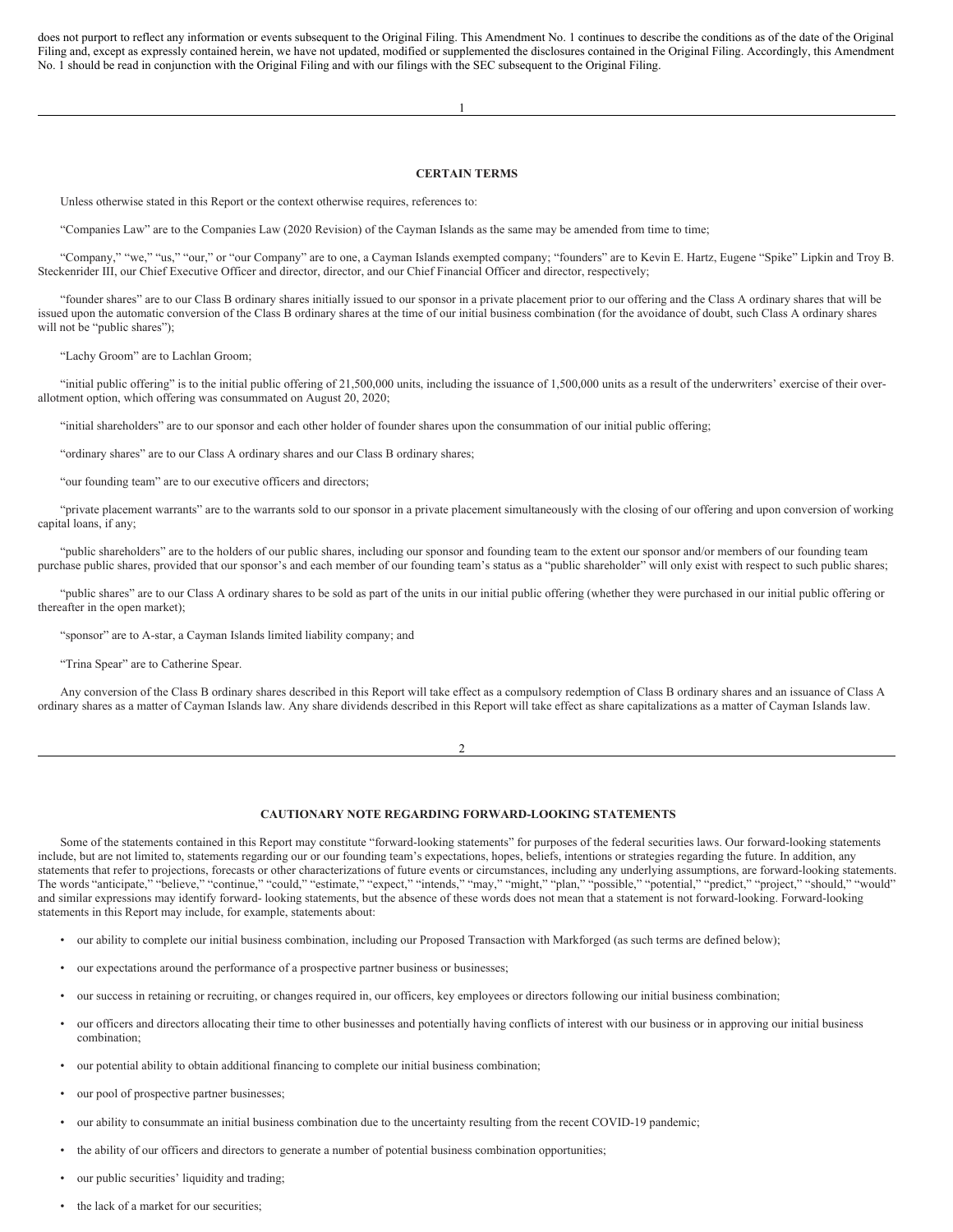does not purport to reflect any information or events subsequent to the Original Filing. This Amendment No. 1 continues to describe the conditions as of the date of the Original Filing and, except as expressly contained herein, we have not updated, modified or supplemented the disclosures contained in the Original Filing. Accordingly, this Amendment No. 1 should be read in conjunction with the Original Filing and with our filings with the SEC subsequent to the Original Filing.

## CERTAIN TERMS

Unless otherwise stated in this Report or the context otherwise requires, references to:

"Companies Law" are to the Companies Law (2020 Revision) of the Cayman Islands as the same may be amended from time to time;

"Company," "we," "us," "our," or "our Company" are to one, a Cayman Islands exempted company; "founders" are to Kevin E. Hartz, Eugene "Spike" Lipkin and Troy B. Steckenrider III, our Chief Executive Officer and director, director, and our Chief Financial Officer and director, respectively;

"founder shares" are to our Class B ordinary shares initially issued to our sponsor in a private placement prior to our offering and the Class A ordinary shares that will be issued upon the automatic conversion of the Class B ordinary shares at the time of our initial business combination (for the avoidance of doubt, such Class A ordinary shares will not be "public shares");

"Lachy Groom" are to Lachlan Groom;

"initial public offering" is to the initial public offering of 21,500,000 units, including the issuance of 1,500,000 units as a result of the underwriters' exercise of their over-allotment option, which offering was consummated on August 20, 2020;

"initial shareholders" are to our sponsor and each other holder of founder shares upon the consummation of our initial public offering;

"ordinary shares" are to our Class A ordinary shares and our Class B ordinary shares;

"our founding team" are to our executive officers and directors;

"private placement warrants" are to the warrants sold to our sponsor in a private placement simultaneously with the closing of our offering and upon conversion of working capital loans, if any;

"public shareholders" are to the holders of our public shares, including our sponsor and founding team to the extent our sponsor and/or members of our founding team purchase public shares, provided that our sponsor's and each member of our founding team's status as a "public shareholder" will only exist with respect to such public shares;

"public shares" are to our Class A ordinary shares to be sold as part of the units in our initial public offering (whether they were purchased in our initial public offering or thereafter in the open market);

"sponsor" are to A-star, a Cayman Islands limited liability company; and

"Trina Spear" are to Catherine Spear.

Any conversion of the Class B ordinary shares described in this Report will take effect as a compulsory redemption of Class B ordinary shares and an issuance of Class A ordinary shares as a matter of Cayman Islands law. Any share dividends described in this Report will take effect as share capitalizations as a matter of Cayman Islands law.

## CAUTIONARY NOTE REGARDING FORWARD-LOOKING STATEMENTS

Some of the statements contained in this Report may constitute "forward-looking statements" for purposes of the federal securities laws. Our forward-looking statements include, but are not limited to, statements regarding our or our founding team's expectations, hopes, beliefs, intentions or strategies regarding the future. In addition, any statements that refer to projections, forecasts or other characterizations of future events or circumstances, including any underlying assumptions, are forward-looking statements. The words "anticipate," "believe," "continue," "could," "estimate," "expect," "intends," "may," "might," "plan," "possible," "potential," "predict," "project," "should," "would" and similar expressions may identify forward- looking statements, but the absence of these words does not mean that a statement is not forward-looking. Forward-looking statements in this Report may include, for example, statements about:

- our ability to complete our initial business combination, including our Proposed Transaction with Markforged (as such terms are defined below);
- our expectations around the performance of a prospective partner business or businesses;
- our success in retaining or recruiting, or changes required in, our officers, key employees or directors following our initial business combination;
- our officers and directors allocating their time to other businesses and potentially having conflicts of interest with our business or in approving our initial business combination;
- our potential ability to obtain additional financing to complete our initial business combination;
- our pool of prospective partner businesses;
- our ability to consummate an initial business combination due to the uncertainty resulting from the recent COVID-19 pandemic;
- the ability of our officers and directors to generate a number of potential business combination opportunities;
- our public securities' liquidity and trading;
- the lack of a market for our securities;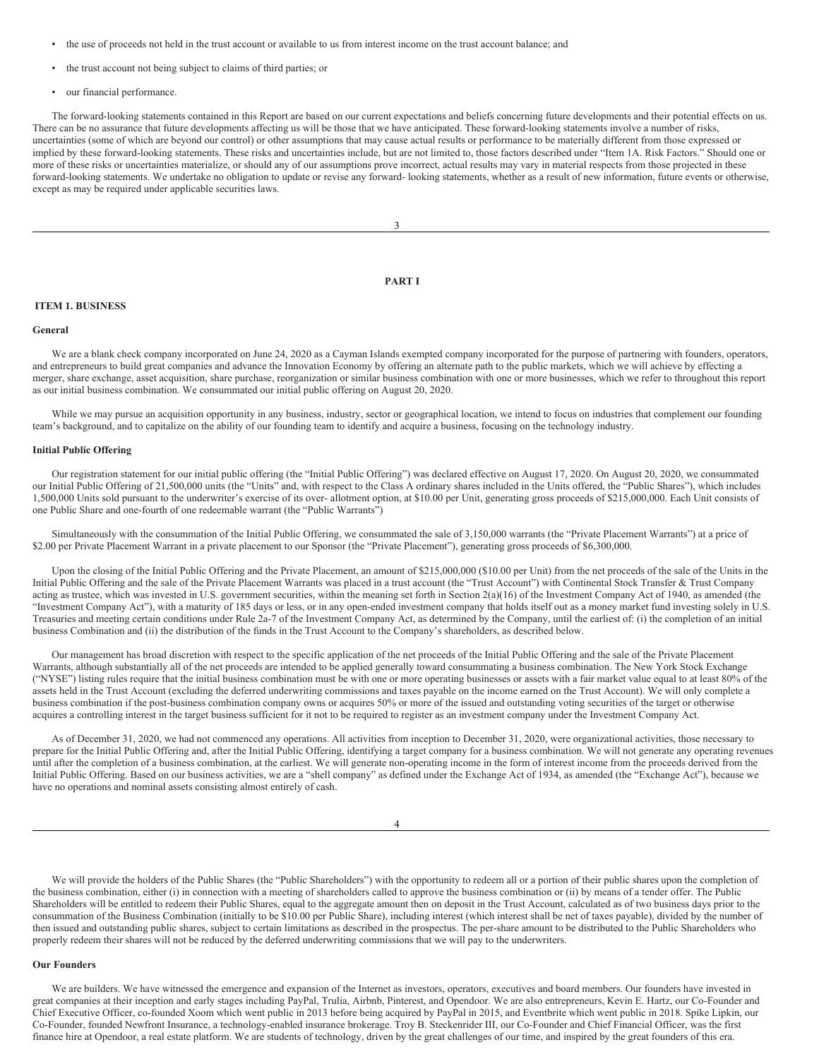- the use of proceeds not held in the trust account or available to us from interest income on the trust account balance; and
- the trust account not being subject to claims of third parties; or
- our financial performance.

The forward-looking statements contained in this Report are based on our current expectations and beliefs concerning future developments and their potential effects on us. There can be no assurance that future developments affecting us will be those that we have anticipated. These forward-looking statements involve a number of risks, uncertainties (some of which are beyond our control) or other assumptions that may cause actual results or performance to be materially different from those expressed or implied by these forward-looking statements. These risks and uncertainties include, but are not limited to, those factors described under "Item 1A. Risk Factors." Should one or more of these risks or uncertainties materialize, or should any of our assumptions prove incorrect, actual results may vary in material respects from those projected in these forward-looking statements. We undertake no obligation to update or revise any forward- looking statements, whether as a result of new information, future events or otherwise, except as may be required under applicable securities laws.

# PART I

## ITEM 1. BUSINESS

### General

We are a blank check company incorporated on June 24, 2020 as a Cayman Islands exempted company incorporated for the purpose of partnering with founders, operators, and entrepreneurs to build great companies and advance the Innovation Economy by offering an alternate path to the public markets, which we will achieve by effecting a merger, share exchange, asset acquisition, share purchase, reorganization or similar business combination with one or more businesses, which we refer to throughout this report as our initial business combination. We consummated our initial public offering on August 20, 2020.

While we may pursue an acquisition opportunity in any business, industry, sector or geographical location, we intend to focus on industries that complement our founding team's background, and to capitalize on the ability of our founding team to identify and acquire a business, focusing on the technology industry.

### Initial Public Offering

Our registration statement for our initial public offering (the "Initial Public Offering") was declared effective on August 17, 2020. On August 20, 2020, we consummated our Initial Public Offering of 21,500,000 units (the "Units" and, with respect to the Class A ordinary shares included in the Units offered, the "Public Shares"), which includes 1,500,000 Units sold pursuant to the underwriter's exercise of its over- allotment option, at $10.00 per Unit, generating gross proceeds of $215,000,000. Each Unit consists of one Public Share and one-fourth of one redeemable warrant (the "Public Warrants")

Simultaneously with the consummation of the Initial Public Offering, we consummated the sale of 3,150,000 warrants (the "Private Placement Warrants") at a price of $2.00 per Private Placement Warrant in a private placement to our Sponsor (the "Private Placement"), generating gross proceeds of $6,300,000.

Upon the closing of the Initial Public Offering and the Private Placement, an amount of $215,000,000 ($10.00 per Unit) from the net proceeds of the sale of the Units in the Initial Public Offering and the sale of the Private Placement Warrants was placed in a trust account (the "Trust Account") with Continental Stock Transfer & Trust Company acting as trustee, which was invested in U.S. government securities, within the meaning set forth in Section 2(a)(16) of the Investment Company Act of 1940, as amended (the "Investment Company Act"), with a maturity of 185 days or less, or in any open-ended investment company that holds itself out as a money market fund investing solely in U.S. Treasuries and meeting certain conditions under Rule 2a-7 of the Investment Company Act, as determined by the Company, until the earliest of: (i) the completion of an initial business Combination and (ii) the distribution of the funds in the Trust Account to the Company's shareholders, as described below.

Our management has broad discretion with respect to the specific application of the net proceeds of the Initial Public Offering and the sale of the Private Placement Warrants, although substantially all of the net proceeds are intended to be applied generally toward consummating a business combination. The New York Stock Exchange ("NYSE") listing rules require that the initial business combination must be with one or more operating businesses or assets with a fair market value equal to at least 80% of the assets held in the Trust Account (excluding the deferred underwriting commissions and taxes payable on the income earned on the Trust Account). We will only complete a business combination if the post-business combination company owns or acquires 50% or more of the issued and outstanding voting securities of the target or otherwise acquires a controlling interest in the target business sufficient for it not to be required to register as an investment company under the Investment Company Act.

As of December 31, 2020, we had not commenced any operations. All activities from inception to December 31, 2020, were organizational activities, those necessary to prepare for the Initial Public Offering and, after the Initial Public Offering, identifying a target company for a business combination. We will not generate any operating revenues until after the completion of a business combination, at the earliest. We will generate non-operating income in the form of interest income from the proceeds derived from the Initial Public Offering. Based on our business activities, we are a "shell company" as defined under the Exchange Act of 1934, as amended (the "Exchange Act"), because we have no operations and nominal assets consisting almost entirely of cash.

We will provide the holders of the Public Shares (the "Public Shareholders") with the opportunity to redeem all or a portion of their public shares upon the completion of the business combination, either (i) in connection with a meeting of shareholders called to approve the business combination or (ii) by means of a tender offer. The Public Shareholders will be entitled to redeem their Public Shares, equal to the aggregate amount then on deposit in the Trust Account, calculated as of two business days prior to the consummation of the Business Combination (initially to be $10.00 per Public Share), including interest (which interest shall be net of taxes payable), divided by the number of then issued and outstanding public shares, subject to certain limitations as described in the prospectus. The per-share amount to be distributed to the Public Shareholders who properly redeem their shares will not be reduced by the deferred underwriting commissions that we will pay to the underwriters.

### Our Founders

We are builders. We have witnessed the emergence and expansion of the Internet as investors, operators, executives and board members. Our founders have invested in great companies at their inception and early stages including PayPal, Trulia, Airbnb, Pinterest, and Opendoor. We are also entrepreneurs, Kevin E. Hartz, our Co-Founder and Chief Executive Officer, co-founded Xoom which went public in 2013 before being acquired by PayPal in 2015, and Eventbrite which went public in 2018. Spike Lipkin, our Co-Founder, founded Newfront Insurance, a technology-enabled insurance brokerage. Troy B. Steckenrider III, our Co-Founder and Chief Financial Officer, was the first finance hire at Opendoor, a real estate platform. We are students of technology, driven by the great challenges of our time, and inspired by the great founders of this era.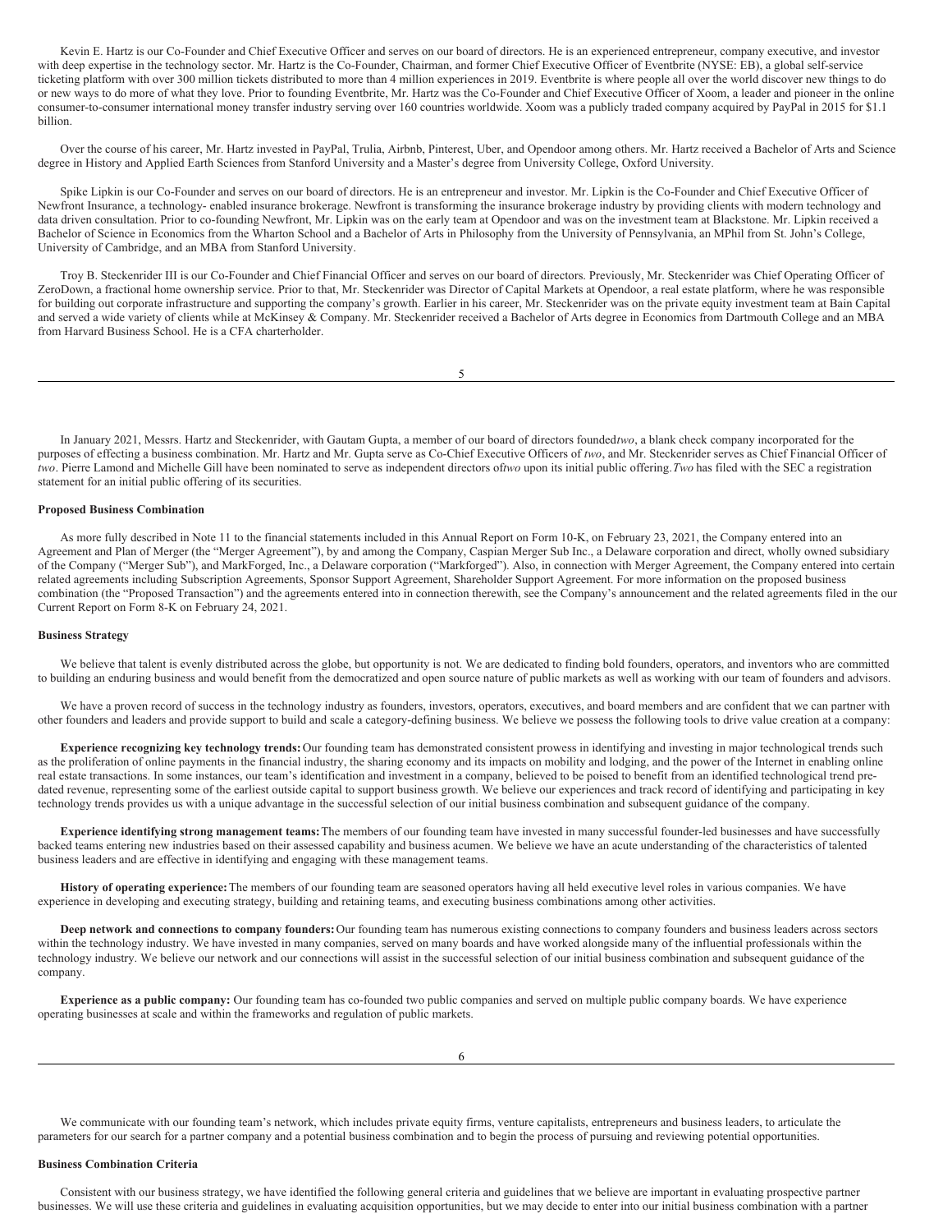Kevin E. Hartz is our Co-Founder and Chief Executive Officer and serves on our board of directors. He is an experienced entrepreneur, company executive, and investor with deep expertise in the technology sector. Mr. Hartz is the Co-Founder, Chairman, and former Chief Executive Officer of Eventbrite (NYSE: EB), a global self-service ticketing platform with over 300 million tickets distributed to more than 4 million experiences in 2019. Eventbrite is where people all over the world discover new things to do or new ways to do more of what they love. Prior to founding Eventbrite, Mr. Hartz was the Co-Founder and Chief Executive Officer of Xoom, a leader and pioneer in the online consumer-to-consumer international money transfer industry serving over 160 countries worldwide. Xoom was a publicly traded company acquired by PayPal in 2015 for $1.1 billion.

Over the course of his career, Mr. Hartz invested in PayPal, Trulia, Airbnb, Pinterest, Uber, and Opendoor among others. Mr. Hartz received a Bachelor of Arts and Science degree in History and Applied Earth Sciences from Stanford University and a Master's degree from University College, Oxford University.

Spike Lipkin is our Co-Founder and serves on our board of directors. He is an entrepreneur and investor. Mr. Lipkin is the Co-Founder and Chief Executive Officer of Newfront Insurance, a technology- enabled insurance brokerage. Newfront is transforming the insurance brokerage industry by providing clients with modern technology and data driven consultation. Prior to co-founding Newfront, Mr. Lipkin was on the early team at Opendoor and was on the investment team at Blackstone. Mr. Lipkin received a Bachelor of Science in Economics from the Wharton School and a Bachelor of Arts in Philosophy from the University of Pennsylvania, an MPhil from St. John's College, University of Cambridge, and an MBA from Stanford University.

Troy B. Steckenrider III is our Co-Founder and Chief Financial Officer and serves on our board of directors. Previously, Mr. Steckenrider was Chief Operating Officer of ZeroDown, a fractional home ownership service. Prior to that, Mr. Steckenrider was Director of Capital Markets at Opendoor, a real estate platform, where he was responsible for building out corporate infrastructure and supporting the company's growth. Earlier in his career, Mr. Steckenrider was on the private equity investment team at Bain Capital and served a wide variety of clients while at McKinsey & Company. Mr. Steckenrider received a Bachelor of Arts degree in Economics from Dartmouth College and an MBA from Harvard Business School. He is a CFA charterholder.

In January 2021, Messrs. Hartz and Steckenrider, with Gautam Gupta, a member of our board of directors founded *two*, a blank check company incorporated for the purposes of effecting a business combination. Mr. Hartz and Mr. Gupta serve as Co-Chief Executive Officers of *two*, and Mr. Steckenrider serves as Chief Financial Officer of *two*. Pierre Lamond and Michelle Gill have been nominated to serve as independent directors of *two* upon its initial public offering. *Two* has filed with the SEC a registration statement for an initial public offering of its securities.

**Proposed Business Combination**

As more fully described in Note 11 to the financial statements included in this Annual Report on Form 10-K, on February 23, 2021, the Company entered into an Agreement and Plan of Merger (the "Merger Agreement"), by and among the Company, Caspian Merger Sub Inc., a Delaware corporation and direct, wholly owned subsidiary of the Company ("Merger Sub"), and MarkForged, Inc., a Delaware corporation ("Markforged"). Also, in connection with Merger Agreement, the Company entered into certain related agreements including Subscription Agreements, Sponsor Support Agreement, Shareholder Support Agreement. For more information on the proposed business combination (the "Proposed Transaction") and the agreements entered into in connection therewith, see the Company's announcement and the related agreements filed in the our Current Report on Form 8-K on February 24, 2021.

**Business Strategy**

We believe that talent is evenly distributed across the globe, but opportunity is not. We are dedicated to finding bold founders, operators, and inventors who are committed to building an enduring business and would benefit from the democratized and open source nature of public markets as well as working with our team of founders and advisors.

We have a proven record of success in the technology industry as founders, investors, operators, executives, and board members and are confident that we can partner with other founders and leaders and provide support to build and scale a category-defining business. We believe we possess the following tools to drive value creation at a company:

**Experience recognizing key technology trends:** Our founding team has demonstrated consistent prowess in identifying and investing in major technological trends such as the proliferation of online payments in the financial industry, the sharing economy and its impacts on mobility and lodging, and the power of the Internet in enabling online real estate transactions. In some instances, our team's identification and investment in a company, believed to be poised to benefit from an identified technological trend pre-dated revenue, representing some of the earliest outside capital to support business growth. We believe our experiences and track record of identifying and participating in key technology trends provides us with a unique advantage in the successful selection of our initial business combination and subsequent guidance of the company.

**Experience identifying strong management teams:** The members of our founding team have invested in many successful founder-led businesses and have successfully backed teams entering new industries based on their assessed capability and business acumen. We believe we have an acute understanding of the characteristics of talented business leaders and are effective in identifying and engaging with these management teams.

**History of operating experience:** The members of our founding team are seasoned operators having all held executive level roles in various companies. We have experience in developing and executing strategy, building and retaining teams, and executing business combinations among other activities.

**Deep network and connections to company founders:** Our founding team has numerous existing connections to company founders and business leaders across sectors within the technology industry. We have invested in many companies, served on many boards and have worked alongside many of the influential professionals within the technology industry. We believe our network and our connections will assist in the successful selection of our initial business combination and subsequent guidance of the company.

**Experience as a public company:** Our founding team has co-founded two public companies and served on multiple public company boards. We have experience operating businesses at scale and within the frameworks and regulation of public markets.

We communicate with our founding team's network, which includes private equity firms, venture capitalists, entrepreneurs and business leaders, to articulate the parameters for our search for a partner company and a potential business combination and to begin the process of pursuing and reviewing potential opportunities.

**Business Combination Criteria**

Consistent with our business strategy, we have identified the following general criteria and guidelines that we believe are important in evaluating prospective partner businesses. We will use these criteria and guidelines in evaluating acquisition opportunities, but we may decide to enter into our initial business combination with a partner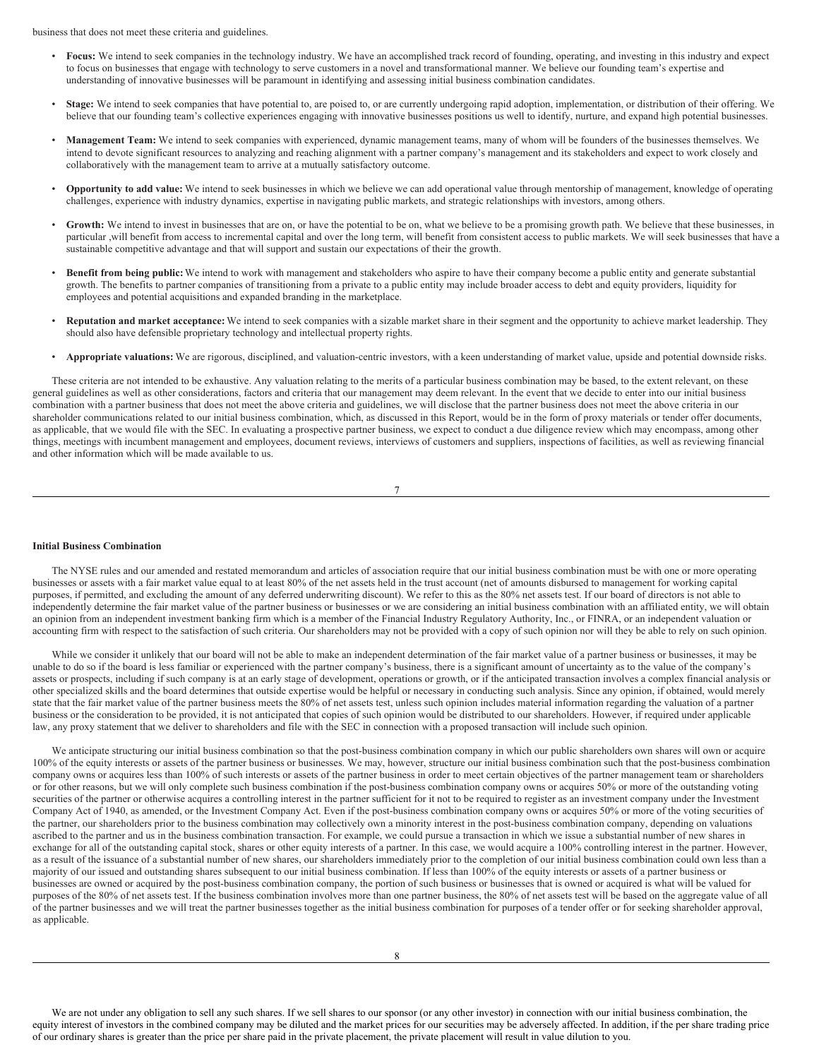business that does not meet these criteria and guidelines.

- **Focus:** We intend to seek companies in the technology industry. We have an accomplished track record of founding, operating, and investing in this industry and expect to focus on businesses that engage with technology to serve customers in a novel and transformational manner. We believe our founding team's expertise and understanding of innovative businesses will be paramount in identifying and assessing initial business combination candidates.

- **Stage:** We intend to seek companies that have potential to, are poised to, or are currently undergoing rapid adoption, implementation, or distribution of their offering. We believe that our founding team's collective experiences engaging with innovative businesses positions us well to identify, nurture, and expand high potential businesses.

- **Management Team:** We intend to seek companies with experienced, dynamic management teams, many of whom will be founders of the businesses themselves. We intend to devote significant resources to analyzing and reaching alignment with a partner company's management and its stakeholders and expect to work closely and collaboratively with the management team to arrive at a mutually satisfactory outcome.

- **Opportunity to add value:** We intend to seek businesses in which we believe we can add operational value through mentorship of management, knowledge of operating challenges, experience with industry dynamics, expertise in navigating public markets, and strategic relationships with investors, among others.

- **Growth:** We intend to invest in businesses that are on, or have the potential to be on, what we believe to be a promising growth path. We believe that these businesses, in particular ,will benefit from access to incremental capital and over the long term, will benefit from consistent access to public markets. We will seek businesses that have a sustainable competitive advantage and that will support and sustain our expectations of their the growth.

- **Benefit from being public:** We intend to work with management and stakeholders who aspire to have their company become a public entity and generate substantial growth. The benefits to partner companies of transitioning from a private to a public entity may include broader access to debt and equity providers, liquidity for employees and potential acquisitions and expanded branding in the marketplace.

- **Reputation and market acceptance:** We intend to seek companies with a sizable market share in their segment and the opportunity to achieve market leadership. They should also have defensible proprietary technology and intellectual property rights.

- **Appropriate valuations:** We are rigorous, disciplined, and valuation-centric investors, with a keen understanding of market value, upside and potential downside risks.

These criteria are not intended to be exhaustive. Any valuation relating to the merits of a particular business combination may be based, to the extent relevant, on these general guidelines as well as other considerations, factors and criteria that our management may deem relevant. In the event that we decide to enter into our initial business combination with a partner business that does not meet the above criteria and guidelines, we will disclose that the partner business does not meet the above criteria in our shareholder communications related to our initial business combination, which, as discussed in this Report, would be in the form of proxy materials or tender offer documents, as applicable, that we would file with the SEC. In evaluating a prospective partner business, we expect to conduct a due diligence review which may encompass, among other things, meetings with incumbent management and employees, document reviews, interviews of customers and suppliers, inspections of facilities, as well as reviewing financial and other information which will be made available to us.

**Initial Business Combination**

The NYSE rules and our amended and restated memorandum and articles of association require that our initial business combination must be with one or more operating businesses or assets with a fair market value equal to at least 80% of the net assets held in the trust account (net of amounts disbursed to management for working capital purposes, if permitted, and excluding the amount of any deferred underwriting discount). We refer to this as the 80% net assets test. If our board of directors is not able to independently determine the fair market value of the partner business or businesses or we are considering an initial business combination with an affiliated entity, we will obtain an opinion from an independent investment banking firm which is a member of the Financial Industry Regulatory Authority, Inc., or FINRA, or an independent valuation or accounting firm with respect to the satisfaction of such criteria. Our shareholders may not be provided with a copy of such opinion nor will they be able to rely on such opinion.

While we consider it unlikely that our board will not be able to make an independent determination of the fair market value of a partner business or businesses, it may be unable to do so if the board is less familiar or experienced with the partner company's business, there is a significant amount of uncertainty as to the value of the company's assets or prospects, including if such company is at an early stage of development, operations or growth, or if the anticipated transaction involves a complex financial analysis or other specialized skills and the board determines that outside expertise would be helpful or necessary in conducting such analysis. Since any opinion, if obtained, would merely state that the fair market value of the partner business meets the 80% of net assets test, unless such opinion includes material information regarding the valuation of a partner business or the consideration to be provided, it is not anticipated that copies of such opinion would be distributed to our shareholders. However, if required under applicable law, any proxy statement that we deliver to shareholders and file with the SEC in connection with a proposed transaction will include such opinion.

We anticipate structuring our initial business combination so that the post-business combination company in which our public shareholders own shares will own or acquire 100% of the equity interests or assets of the partner business or businesses. We may, however, structure our initial business combination such that the post-business combination company owns or acquires less than 100% of such interests or assets of the partner business in order to meet certain objectives of the partner management team or shareholders or for other reasons, but we will only complete such business combination if the post-business combination company owns or acquires 50% or more of the outstanding voting securities of the partner or otherwise acquires a controlling interest in the partner sufficient for it not to be required to register as an investment company under the Investment Company Act of 1940, as amended, or the Investment Company Act. Even if the post-business combination company owns or acquires 50% or more of the voting securities of the partner, our shareholders prior to the business combination may collectively own a minority interest in the post-business combination company, depending on valuations ascribed to the partner and us in the business combination transaction. For example, we could pursue a transaction in which we issue a substantial number of new shares in exchange for all of the outstanding capital stock, shares or other equity interests of a partner. In this case, we would acquire a 100% controlling interest in the partner. However, as a result of the issuance of a substantial number of new shares, our shareholders immediately prior to the completion of our initial business combination could own less than a majority of our issued and outstanding shares subsequent to our initial business combination. If less than 100% of the equity interests or assets of a partner business or businesses are owned or acquired by the post-business combination company, the portion of such business or businesses that is owned or acquired is what will be valued for purposes of the 80% of net assets test. If the business combination involves more than one partner business, the 80% of net assets test will be based on the aggregate value of all of the partner businesses and we will treat the partner businesses together as the initial business combination for purposes of a tender offer or for seeking shareholder approval, as applicable.

We are not under any obligation to sell any such shares. If we sell shares to our sponsor (or any other investor) in connection with our initial business combination, the equity interest of investors in the combined company may be diluted and the market prices for our securities may be adversely affected. In addition, if the per share trading price of our ordinary shares is greater than the price per share paid in the private placement, the private placement will result in value dilution to you.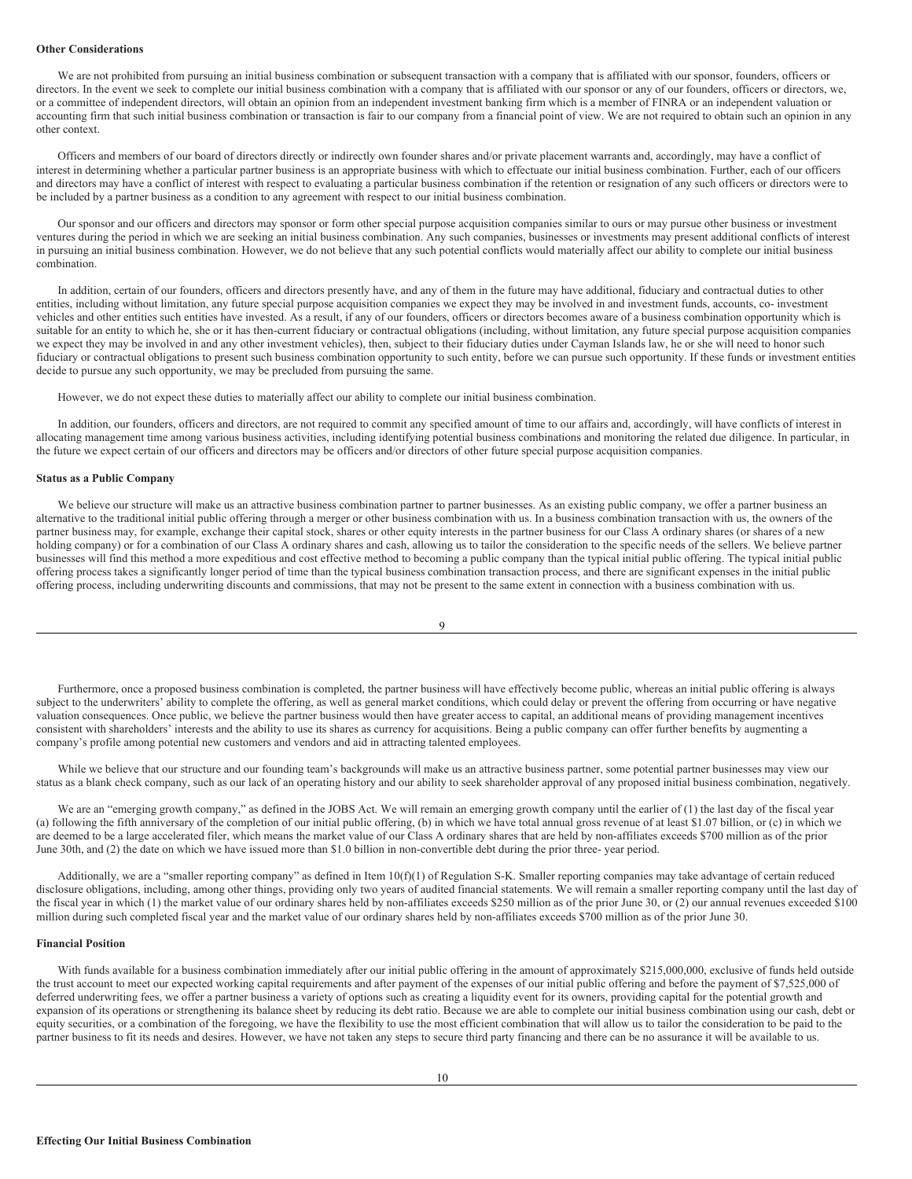**Other Considerations**

We are not prohibited from pursuing an initial business combination or subsequent transaction with a company that is affiliated with our sponsor, founders, officers or directors. In the event we seek to complete our initial business combination with a company that is affiliated with our sponsor or any of our founders, officers or directors, we, or a committee of independent directors, will obtain an opinion from an independent investment banking firm which is a member of FINRA or an independent valuation or accounting firm that such initial business combination or transaction is fair to our company from a financial point of view. We are not required to obtain such an opinion in any other context.

Officers and members of our board of directors directly or indirectly own founder shares and/or private placement warrants and, accordingly, may have a conflict of interest in determining whether a particular partner business is an appropriate business with which to effectuate our initial business combination. Further, each of our officers and directors may have a conflict of interest with respect to evaluating a particular business combination if the retention or resignation of any such officers or directors were to be included by a partner business as a condition to any agreement with respect to our initial business combination.

Our sponsor and our officers and directors may sponsor or form other special purpose acquisition companies similar to ours or may pursue other business or investment ventures during the period in which we are seeking an initial business combination. Any such companies, businesses or investments may present additional conflicts of interest in pursuing an initial business combination. However, we do not believe that any such potential conflicts would materially affect our ability to complete our initial business combination.

In addition, certain of our founders, officers and directors presently have, and any of them in the future may have additional, fiduciary and contractual duties to other entities, including without limitation, any future special purpose acquisition companies we expect they may be involved in and investment funds, accounts, co- investment vehicles and other entities such entities have invested. As a result, if any of our founders, officers or directors becomes aware of a business combination opportunity which is suitable for an entity to which he, she or it has then-current fiduciary or contractual obligations (including, without limitation, any future special purpose acquisition companies we expect they may be involved in and any other investment vehicles), then, subject to their fiduciary duties under Cayman Islands law, he or she will need to honor such fiduciary or contractual obligations to present such business combination opportunity to such entity, before we can pursue such opportunity. If these funds or investment entities decide to pursue any such opportunity, we may be precluded from pursuing the same.

However, we do not expect these duties to materially affect our ability to complete our initial business combination.

In addition, our founders, officers and directors, are not required to commit any specified amount of time to our affairs and, accordingly, will have conflicts of interest in allocating management time among various business activities, including identifying potential business combinations and monitoring the related due diligence. In particular, in the future we expect certain of our officers and directors may be officers and/or directors of other future special purpose acquisition companies.

**Status as a Public Company**

We believe our structure will make us an attractive business combination partner to partner businesses. As an existing public company, we offer a partner business an alternative to the traditional initial public offering through a merger or other business combination with us. In a business combination transaction with us, the owners of the partner business may, for example, exchange their capital stock, shares or other equity interests in the partner business for our Class A ordinary shares (or shares of a new holding company) or for a combination of our Class A ordinary shares and cash, allowing us to tailor the consideration to the specific needs of the sellers. We believe partner businesses will find this method a more expeditious and cost effective method to becoming a public company than the typical initial public offering. The typical initial public offering process takes a significantly longer period of time than the typical business combination transaction process, and there are significant expenses in the initial public offering process, including underwriting discounts and commissions, that may not be present to the same extent in connection with a business combination with us.

Furthermore, once a proposed business combination is completed, the partner business will have effectively become public, whereas an initial public offering is always subject to the underwriters' ability to complete the offering, as well as general market conditions, which could delay or prevent the offering from occurring or have negative valuation consequences. Once public, we believe the partner business would then have greater access to capital, an additional means of providing management incentives consistent with shareholders' interests and the ability to use its shares as currency for acquisitions. Being a public company can offer further benefits by augmenting a company's profile among potential new customers and vendors and aid in attracting talented employees.

While we believe that our structure and our founding team's backgrounds will make us an attractive business partner, some potential partner businesses may view our status as a blank check company, such as our lack of an operating history and our ability to seek shareholder approval of any proposed initial business combination, negatively.

We are an "emerging growth company," as defined in the JOBS Act. We will remain an emerging growth company until the earlier of (1) the last day of the fiscal year (a) following the fifth anniversary of the completion of our initial public offering, (b) in which we have total annual gross revenue of at least $1.07 billion, or (c) in which we are deemed to be a large accelerated filer, which means the market value of our Class A ordinary shares that are held by non-affiliates exceeds $700 million as of the prior June 30th, and (2) the date on which we have issued more than $1.0 billion in non-convertible debt during the prior three- year period.

Additionally, we are a "smaller reporting company" as defined in Item 10(f)(1) of Regulation S-K. Smaller reporting companies may take advantage of certain reduced disclosure obligations, including, among other things, providing only two years of audited financial statements. We will remain a smaller reporting company until the last day of the fiscal year in which (1) the market value of our ordinary shares held by non-affiliates exceeds $250 million as of the prior June 30, or (2) our annual revenues exceeded $100 million during such completed fiscal year and the market value of our ordinary shares held by non-affiliates exceeds $700 million as of the prior June 30.

**Financial Position**

With funds available for a business combination immediately after our initial public offering in the amount of approximately $215,000,000, exclusive of funds held outside the trust account to meet our expected working capital requirements and after payment of the expenses of our initial public offering and before the payment of $7,525,000 of deferred underwriting fees, we offer a partner business a variety of options such as creating a liquidity event for its owners, providing capital for the potential growth and expansion of its operations or strengthening its balance sheet by reducing its debt ratio. Because we are able to complete our initial business combination using our cash, debt or equity securities, or a combination of the foregoing, we have the flexibility to use the most efficient combination that will allow us to tailor the consideration to be paid to the partner business to fit its needs and desires. However, we have not taken any steps to secure third party financing and there can be no assurance it will be available to us.

**Effecting Our Initial Business Combination**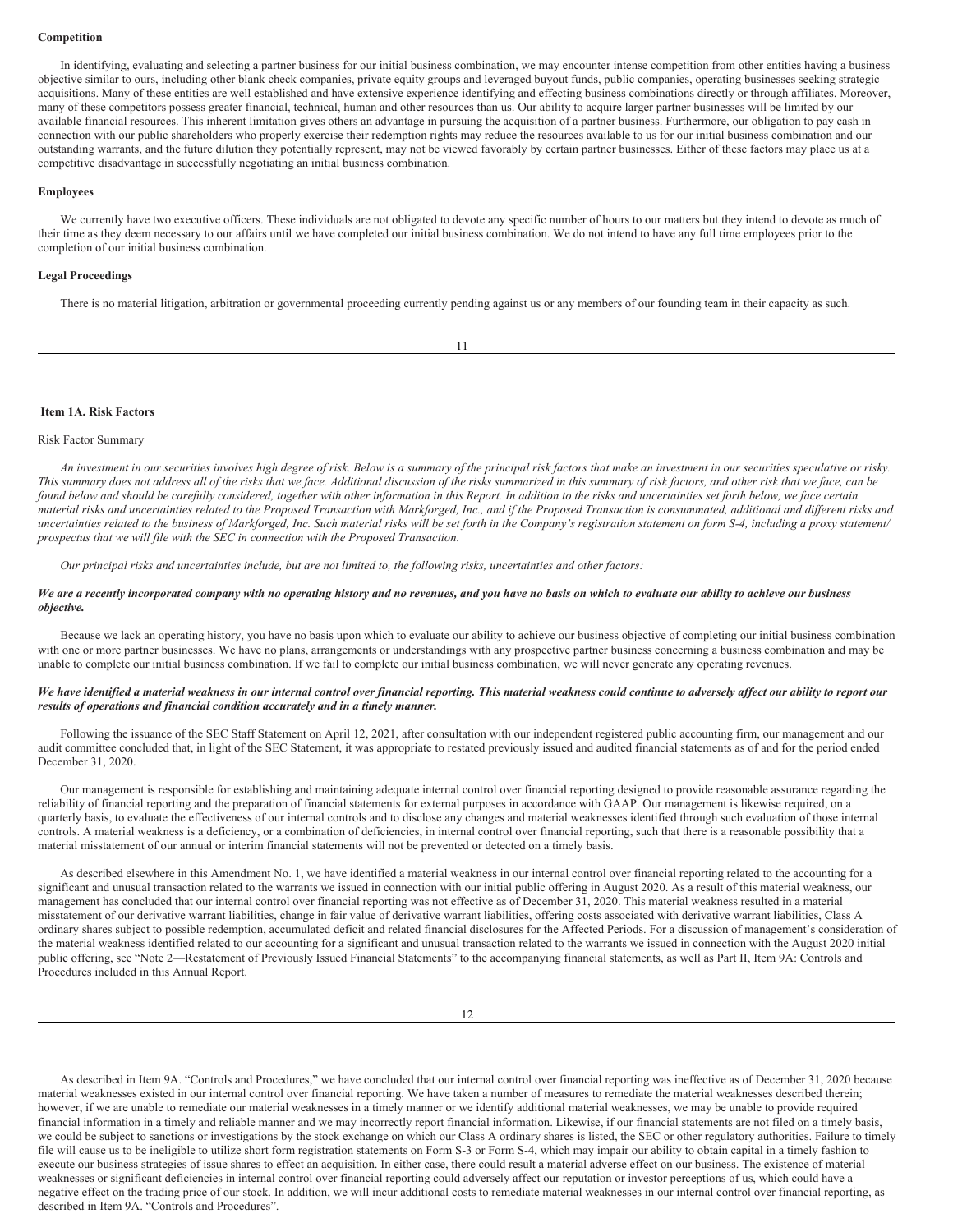**Competition**

In identifying, evaluating and selecting a partner business for our initial business combination, we may encounter intense competition from other entities having a business objective similar to ours, including other blank check companies, private equity groups and leveraged buyout funds, public companies, operating businesses seeking strategic acquisitions. Many of these entities are well established and have extensive experience identifying and effecting business combinations directly or through affiliates. Moreover, many of these competitors possess greater financial, technical, human and other resources than us. Our ability to acquire larger partner businesses will be limited by our available financial resources. This inherent limitation gives others an advantage in pursuing the acquisition of a partner business. Furthermore, our obligation to pay cash in connection with our public shareholders who properly exercise their redemption rights may reduce the resources available to us for our initial business combination and our outstanding warrants, and the future dilution they potentially represent, may not be viewed favorably by certain partner businesses. Either of these factors may place us at a competitive disadvantage in successfully negotiating an initial business combination.

**Employees**

We currently have two executive officers. These individuals are not obligated to devote any specific number of hours to our matters but they intend to devote as much of their time as they deem necessary to our affairs until we have completed our initial business combination. We do not intend to have any full time employees prior to the completion of our initial business combination.

**Legal Proceedings**

There is no material litigation, arbitration or governmental proceeding currently pending against us or any members of our founding team in their capacity as such.

**Item 1A. Risk Factors**

Risk Factor Summary

*An investment in our securities involves high degree of risk. Below is a summary of the principal risk factors that make an investment in our securities speculative or risky. This summary does not address all of the risks that we face. Additional discussion of the risks summarized in this summary of risk factors, and other risk that we face, can be found below and should be carefully considered, together with other information in this Report. In addition to the risks and uncertainties set forth below, we face certain material risks and uncertainties related to the Proposed Transaction with Markforged, Inc., and if the Proposed Transaction is consummated, additional and different risks and uncertainties related to the business of Markforged, Inc. Such material risks will be set forth in the Company's registration statement on form S-4, including a proxy statement/prospectus that we will file with the SEC in connection with the Proposed Transaction.*

*Our principal risks and uncertainties include, but are not limited to, the following risks, uncertainties and other factors:*

***We are a recently incorporated company with no operating history and no revenues, and you have no basis on which to evaluate our ability to achieve our business objective.***

Because we lack an operating history, you have no basis upon which to evaluate our ability to achieve our business objective of completing our initial business combination with one or more partner businesses. We have no plans, arrangements or understandings with any prospective partner business concerning a business combination and may be unable to complete our initial business combination. If we fail to complete our initial business combination, we will never generate any operating revenues.

***We have identified a material weakness in our internal control over financial reporting. This material weakness could continue to adversely affect our ability to report our results of operations and financial condition accurately and in a timely manner.***

Following the issuance of the SEC Staff Statement on April 12, 2021, after consultation with our independent registered public accounting firm, our management and our audit committee concluded that, in light of the SEC Statement, it was appropriate to restated previously issued and audited financial statements as of and for the period ended December 31, 2020.

Our management is responsible for establishing and maintaining adequate internal control over financial reporting designed to provide reasonable assurance regarding the reliability of financial reporting and the preparation of financial statements for external purposes in accordance with GAAP. Our management is likewise required, on a quarterly basis, to evaluate the effectiveness of our internal controls and to disclose any changes and material weaknesses identified through such evaluation of those internal controls. A material weakness is a deficiency, or a combination of deficiencies, in internal control over financial reporting, such that there is a reasonable possibility that a material misstatement of our annual or interim financial statements will not be prevented or detected on a timely basis.

As described elsewhere in this Amendment No. 1, we have identified a material weakness in our internal control over financial reporting related to the accounting for a significant and unusual transaction related to the warrants we issued in connection with our initial public offering in August 2020. As a result of this material weakness, our management has concluded that our internal control over financial reporting was not effective as of December 31, 2020. This material weakness resulted in a material misstatement of our derivative warrant liabilities, change in fair value of derivative warrant liabilities, offering costs associated with derivative warrant liabilities, Class A ordinary shares subject to possible redemption, accumulated deficit and related financial disclosures for the Affected Periods. For a discussion of management's consideration of the material weakness identified related to our accounting for a significant and unusual transaction related to the warrants we issued in connection with the August 2020 initial public offering, see "Note 2—Restatement of Previously Issued Financial Statements" to the accompanying financial statements, as well as Part II, Item 9A: Controls and Procedures included in this Annual Report.

As described in Item 9A. "Controls and Procedures," we have concluded that our internal control over financial reporting was ineffective as of December 31, 2020 because material weaknesses existed in our internal control over financial reporting. We have taken a number of measures to remediate the material weaknesses described therein; however, if we are unable to remediate our material weaknesses in a timely manner or we identify additional material weaknesses, we may be unable to provide required financial information in a timely and reliable manner and we may incorrectly report financial information. Likewise, if our financial statements are not filed on a timely basis, we could be subject to sanctions or investigations by the stock exchange on which our Class A ordinary shares is listed, the SEC or other regulatory authorities. Failure to timely file will cause us to be ineligible to utilize short form registration statements on Form S-3 or Form S-4, which may impair our ability to obtain capital in a timely fashion to execute our business strategies of issue shares to effect an acquisition. In either case, there could result a material adverse effect on our business. The existence of material weaknesses or significant deficiencies in internal control over financial reporting could adversely affect our reputation or investor perceptions of us, which could have a negative effect on the trading price of our stock. In addition, we will incur additional costs to remediate material weaknesses in our internal control over financial reporting, as described in Item 9A. "Controls and Procedures".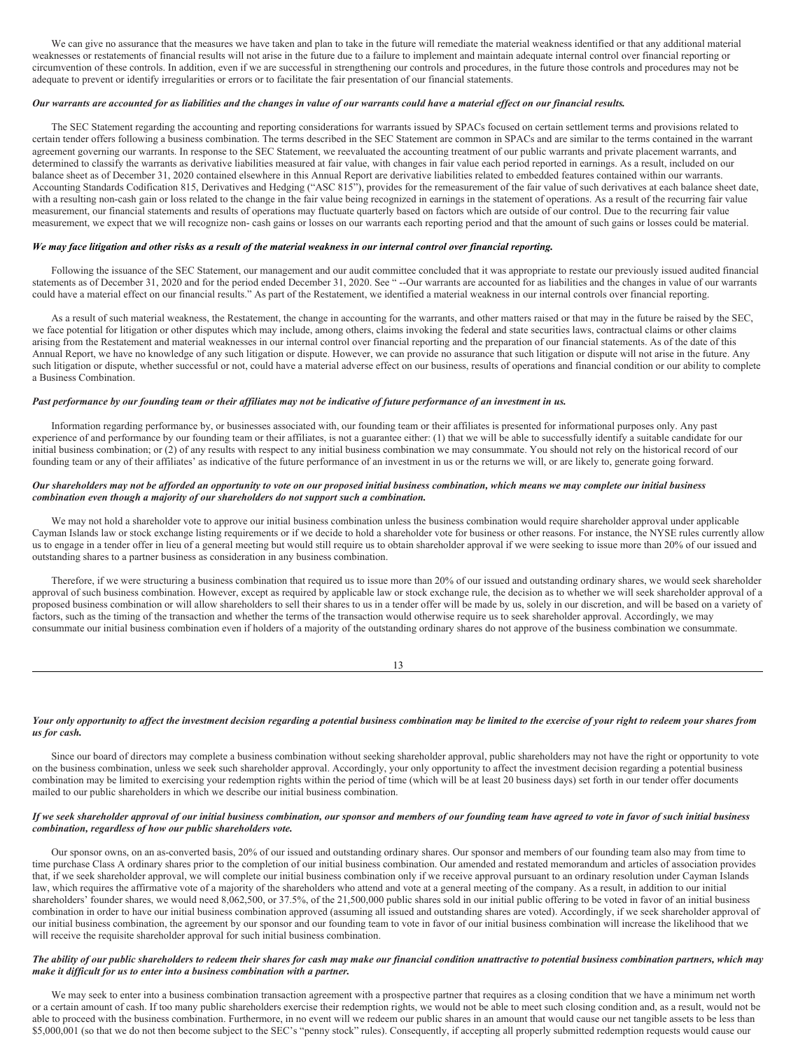We can give no assurance that the measures we have taken and plan to take in the future will remediate the material weakness identified or that any additional material weaknesses or restatements of financial results will not arise in the future due to a failure to implement and maintain adequate internal control over financial reporting or circumvention of these controls. In addition, even if we are successful in strengthening our controls and procedures, in the future those controls and procedures may not be adequate to prevent or identify irregularities or errors or to facilitate the fair presentation of our financial statements.

***Our warrants are accounted for as liabilities and the changes in value of our warrants could have a material effect on our financial results.***

The SEC Statement regarding the accounting and reporting considerations for warrants issued by SPACs focused on certain settlement terms and provisions related to certain tender offers following a business combination. The terms described in the SEC Statement are common in SPACs and are similar to the terms contained in the warrant agreement governing our warrants. In response to the SEC Statement, we reevaluated the accounting treatment of our public warrants and private placement warrants, and determined to classify the warrants as derivative liabilities measured at fair value, with changes in fair value each period reported in earnings. As a result, included on our balance sheet as of December 31, 2020 contained elsewhere in this Annual Report are derivative liabilities related to embedded features contained within our warrants. Accounting Standards Codification 815, Derivatives and Hedging ("ASC 815"), provides for the remeasurement of the fair value of such derivatives at each balance sheet date, with a resulting non-cash gain or loss related to the change in the fair value being recognized in earnings in the statement of operations. As a result of the recurring fair value measurement, our financial statements and results of operations may fluctuate quarterly based on factors which are outside of our control. Due to the recurring fair value measurement, we expect that we will recognize non- cash gains or losses on our warrants each reporting period and that the amount of such gains or losses could be material.

***We may face litigation and other risks as a result of the material weakness in our internal control over financial reporting.***

Following the issuance of the SEC Statement, our management and our audit committee concluded that it was appropriate to restate our previously issued audited financial statements as of December 31, 2020 and for the period ended December 31, 2020. See " --Our warrants are accounted for as liabilities and the changes in value of our warrants could have a material effect on our financial results." As part of the Restatement, we identified a material weakness in our internal controls over financial reporting.

As a result of such material weakness, the Restatement, the change in accounting for the warrants, and other matters raised or that may in the future be raised by the SEC, we face potential for litigation or other disputes which may include, among others, claims invoking the federal and state securities laws, contractual claims or other claims arising from the Restatement and material weaknesses in our internal control over financial reporting and the preparation of our financial statements. As of the date of this Annual Report, we have no knowledge of any such litigation or dispute. However, we can provide no assurance that such litigation or dispute will not arise in the future. Any such litigation or dispute, whether successful or not, could have a material adverse effect on our business, results of operations and financial condition or our ability to complete a Business Combination.

***Past performance by our founding team or their affiliates may not be indicative of future performance of an investment in us.***

Information regarding performance by, or businesses associated with, our founding team or their affiliates is presented for informational purposes only. Any past experience of and performance by our founding team or their affiliates, is not a guarantee either: (1) that we will be able to successfully identify a suitable candidate for our initial business combination; or (2) of any results with respect to any initial business combination we may consummate. You should not rely on the historical record of our founding team or any of their affiliates' as indicative of the future performance of an investment in us or the returns we will, or are likely to, generate going forward.

***Our shareholders may not be afforded an opportunity to vote on our proposed initial business combination, which means we may complete our initial business combination even though a majority of our shareholders do not support such a combination.***

We may not hold a shareholder vote to approve our initial business combination unless the business combination would require shareholder approval under applicable Cayman Islands law or stock exchange listing requirements or if we decide to hold a shareholder vote for business or other reasons. For instance, the NYSE rules currently allow us to engage in a tender offer in lieu of a general meeting but would still require us to obtain shareholder approval if we were seeking to issue more than 20% of our issued and outstanding shares to a partner business as consideration in any business combination.

Therefore, if we were structuring a business combination that required us to issue more than 20% of our issued and outstanding ordinary shares, we would seek shareholder approval of such business combination. However, except as required by applicable law or stock exchange rule, the decision as to whether we will seek shareholder approval of a proposed business combination or will allow shareholders to sell their shares to us in a tender offer will be made by us, solely in our discretion, and will be based on a variety of factors, such as the timing of the transaction and whether the terms of the transaction would otherwise require us to seek shareholder approval. Accordingly, we may consummate our initial business combination even if holders of a majority of the outstanding ordinary shares do not approve of the business combination we consummate.

***Your only opportunity to affect the investment decision regarding a potential business combination may be limited to the exercise of your right to redeem your shares from us for cash.***

Since our board of directors may complete a business combination without seeking shareholder approval, public shareholders may not have the right or opportunity to vote on the business combination, unless we seek such shareholder approval. Accordingly, your only opportunity to affect the investment decision regarding a potential business combination may be limited to exercising your redemption rights within the period of time (which will be at least 20 business days) set forth in our tender offer documents mailed to our public shareholders in which we describe our initial business combination.

***If we seek shareholder approval of our initial business combination, our sponsor and members of our founding team have agreed to vote in favor of such initial business combination, regardless of how our public shareholders vote.***

Our sponsor owns, on an as-converted basis, 20% of our issued and outstanding ordinary shares. Our sponsor and members of our founding team also may from time to time purchase Class A ordinary shares prior to the completion of our initial business combination. Our amended and restated memorandum and articles of association provides that, if we seek shareholder approval, we will complete our initial business combination only if we receive approval pursuant to an ordinary resolution under Cayman Islands law, which requires the affirmative vote of a majority of the shareholders who attend and vote at a general meeting of the company. As a result, in addition to our initial shareholders' founder shares, we would need 8,062,500, or 37.5%, of the 21,500,000 public shares sold in our initial public offering to be voted in favor of an initial business combination in order to have our initial business combination approved (assuming all issued and outstanding shares are voted). Accordingly, if we seek shareholder approval of our initial business combination, the agreement by our sponsor and our founding team to vote in favor of our initial business combination will increase the likelihood that we will receive the requisite shareholder approval for such initial business combination.

***The ability of our public shareholders to redeem their shares for cash may make our financial condition unattractive to potential business combination partners, which may make it difficult for us to enter into a business combination with a partner.***

We may seek to enter into a business combination transaction agreement with a prospective partner that requires as a closing condition that we have a minimum net worth or a certain amount of cash. If too many public shareholders exercise their redemption rights, we would not be able to meet such closing condition and, as a result, would not be able to proceed with the business combination. Furthermore, in no event will we redeem our public shares in an amount that would cause our net tangible assets to be less than \$5,000,001 (so that we do not then become subject to the SEC's "penny stock" rules). Consequently, if accepting all properly submitted redemption requests would cause our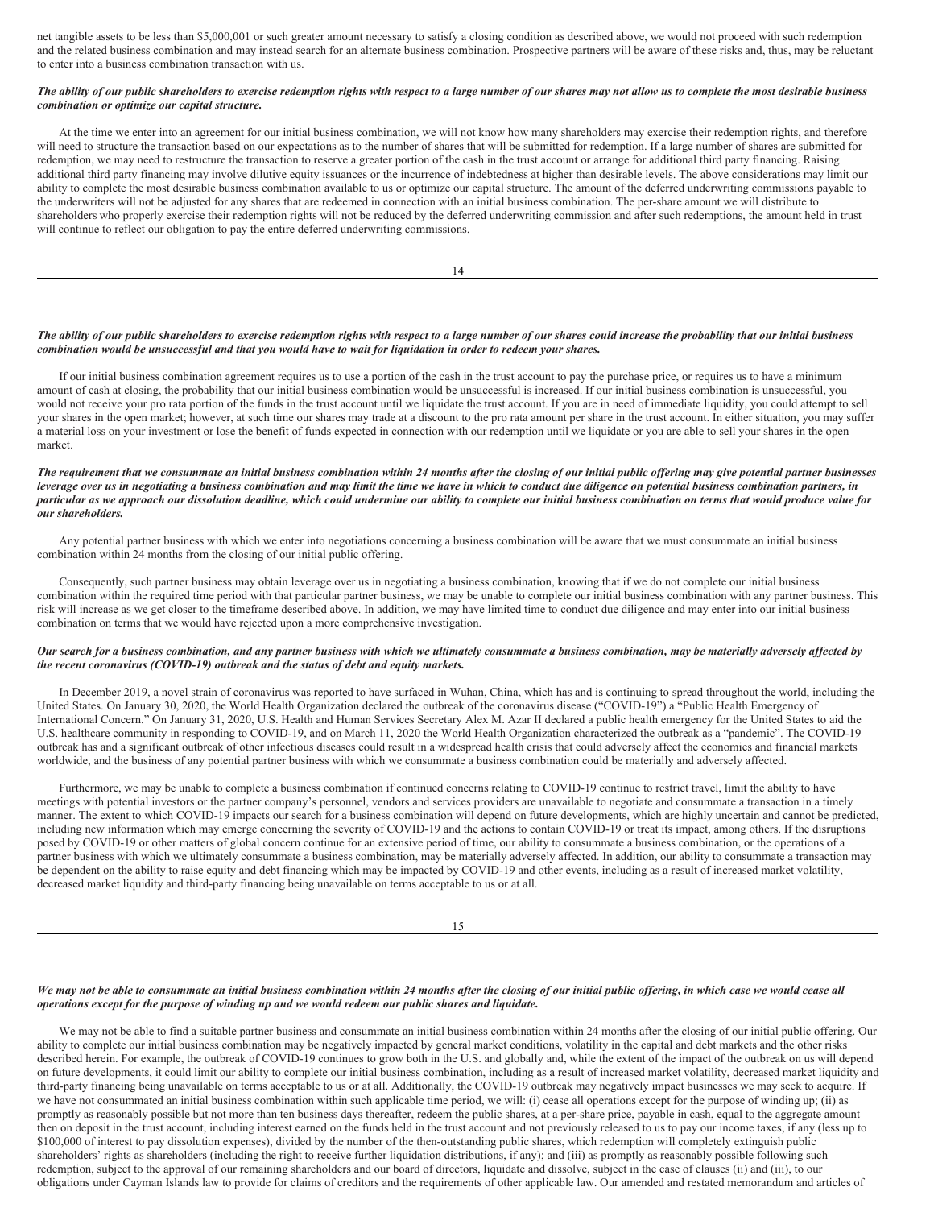net tangible assets to be less than $5,000,001 or such greater amount necessary to satisfy a closing condition as described above, we would not proceed with such redemption and the related business combination and may instead search for an alternate business combination. Prospective partners will be aware of these risks and, thus, may be reluctant to enter into a business combination transaction with us.

***The ability of our public shareholders to exercise redemption rights with respect to a large number of our shares may not allow us to complete the most desirable business combination or optimize our capital structure.***

At the time we enter into an agreement for our initial business combination, we will not know how many shareholders may exercise their redemption rights, and therefore will need to structure the transaction based on our expectations as to the number of shares that will be submitted for redemption. If a large number of shares are submitted for redemption, we may need to restructure the transaction to reserve a greater portion of the cash in the trust account or arrange for additional third party financing. Raising additional third party financing may involve dilutive equity issuances or the incurrence of indebtedness at higher than desirable levels. The above considerations may limit our ability to complete the most desirable business combination available to us or optimize our capital structure. The amount of the deferred underwriting commissions payable to the underwriters will not be adjusted for any shares that are redeemed in connection with an initial business combination. The per-share amount we will distribute to shareholders who properly exercise their redemption rights will not be reduced by the deferred underwriting commission and after such redemptions, the amount held in trust will continue to reflect our obligation to pay the entire deferred underwriting commissions.

***The ability of our public shareholders to exercise redemption rights with respect to a large number of our shares could increase the probability that our initial business combination would be unsuccessful and that you would have to wait for liquidation in order to redeem your shares.***

If our initial business combination agreement requires us to use a portion of the cash in the trust account to pay the purchase price, or requires us to have a minimum amount of cash at closing, the probability that our initial business combination would be unsuccessful is increased. If our initial business combination is unsuccessful, you would not receive your pro rata portion of the funds in the trust account until we liquidate the trust account. If you are in need of immediate liquidity, you could attempt to sell your shares in the open market; however, at such time our shares may trade at a discount to the pro rata amount per share in the trust account. In either situation, you may suffer a material loss on your investment or lose the benefit of funds expected in connection with our redemption until we liquidate or you are able to sell your shares in the open market.

***The requirement that we consummate an initial business combination within 24 months after the closing of our initial public offering may give potential partner businesses leverage over us in negotiating a business combination and may limit the time we have in which to conduct due diligence on potential business combination partners, in particular as we approach our dissolution deadline, which could undermine our ability to complete our initial business combination on terms that would produce value for our shareholders.***

Any potential partner business with which we enter into negotiations concerning a business combination will be aware that we must consummate an initial business combination within 24 months from the closing of our initial public offering.

Consequently, such partner business may obtain leverage over us in negotiating a business combination, knowing that if we do not complete our initial business combination within the required time period with that particular partner business, we may be unable to complete our initial business combination with any partner business. This risk will increase as we get closer to the timeframe described above. In addition, we may have limited time to conduct due diligence and may enter into our initial business combination on terms that we would have rejected upon a more comprehensive investigation.

***Our search for a business combination, and any partner business with which we ultimately consummate a business combination, may be materially adversely affected by the recent coronavirus (COVID-19) outbreak and the status of debt and equity markets.***

In December 2019, a novel strain of coronavirus was reported to have surfaced in Wuhan, China, which has and is continuing to spread throughout the world, including the United States. On January 30, 2020, the World Health Organization declared the outbreak of the coronavirus disease ("COVID-19") a "Public Health Emergency of International Concern." On January 31, 2020, U.S. Health and Human Services Secretary Alex M. Azar II declared a public health emergency for the United States to aid the U.S. healthcare community in responding to COVID-19, and on March 11, 2020 the World Health Organization characterized the outbreak as a "pandemic". The COVID-19 outbreak has and a significant outbreak of other infectious diseases could result in a widespread health crisis that could adversely affect the economies and financial markets worldwide, and the business of any potential partner business with which we consummate a business combination could be materially and adversely affected.

Furthermore, we may be unable to complete a business combination if continued concerns relating to COVID-19 continue to restrict travel, limit the ability to have meetings with potential investors or the partner company's personnel, vendors and services providers are unavailable to negotiate and consummate a transaction in a timely manner. The extent to which COVID-19 impacts our search for a business combination will depend on future developments, which are highly uncertain and cannot be predicted, including new information which may emerge concerning the severity of COVID-19 and the actions to contain COVID-19 or treat its impact, among others. If the disruptions posed by COVID-19 or other matters of global concern continue for an extensive period of time, our ability to consummate a business combination, or the operations of a partner business with which we ultimately consummate a business combination, may be materially adversely affected. In addition, our ability to consummate a transaction may be dependent on the ability to raise equity and debt financing which may be impacted by COVID-19 and other events, including as a result of increased market volatility, decreased market liquidity and third-party financing being unavailable on terms acceptable to us or at all.

***We may not be able to consummate an initial business combination within 24 months after the closing of our initial public offering, in which case we would cease all operations except for the purpose of winding up and we would redeem our public shares and liquidate.***

We may not be able to find a suitable partner business and consummate an initial business combination within 24 months after the closing of our initial public offering. Our ability to complete our initial business combination may be negatively impacted by general market conditions, volatility in the capital and debt markets and the other risks described herein. For example, the outbreak of COVID-19 continues to grow both in the U.S. and globally and, while the extent of the impact of the outbreak on us will depend on future developments, it could limit our ability to complete our initial business combination, including as a result of increased market volatility, decreased market liquidity and third-party financing being unavailable on terms acceptable to us or at all. Additionally, the COVID-19 outbreak may negatively impact businesses we may seek to acquire. If we have not consummated an initial business combination within such applicable time period, we will: (i) cease all operations except for the purpose of winding up; (ii) as promptly as reasonably possible but not more than ten business days thereafter, redeem the public shares, at a per-share price, payable in cash, equal to the aggregate amount then on deposit in the trust account, including interest earned on the funds held in the trust account and not previously released to us to pay our income taxes, if any (less up to $100,000 of interest to pay dissolution expenses), divided by the number of the then-outstanding public shares, which redemption will completely extinguish public shareholders' rights as shareholders (including the right to receive further liquidation distributions, if any); and (iii) as promptly as reasonably possible following such redemption, subject to the approval of our remaining shareholders and our board of directors, liquidate and dissolve, subject in the case of clauses (ii) and (iii), to our obligations under Cayman Islands law to provide for claims of creditors and the requirements of other applicable law. Our amended and restated memorandum and articles of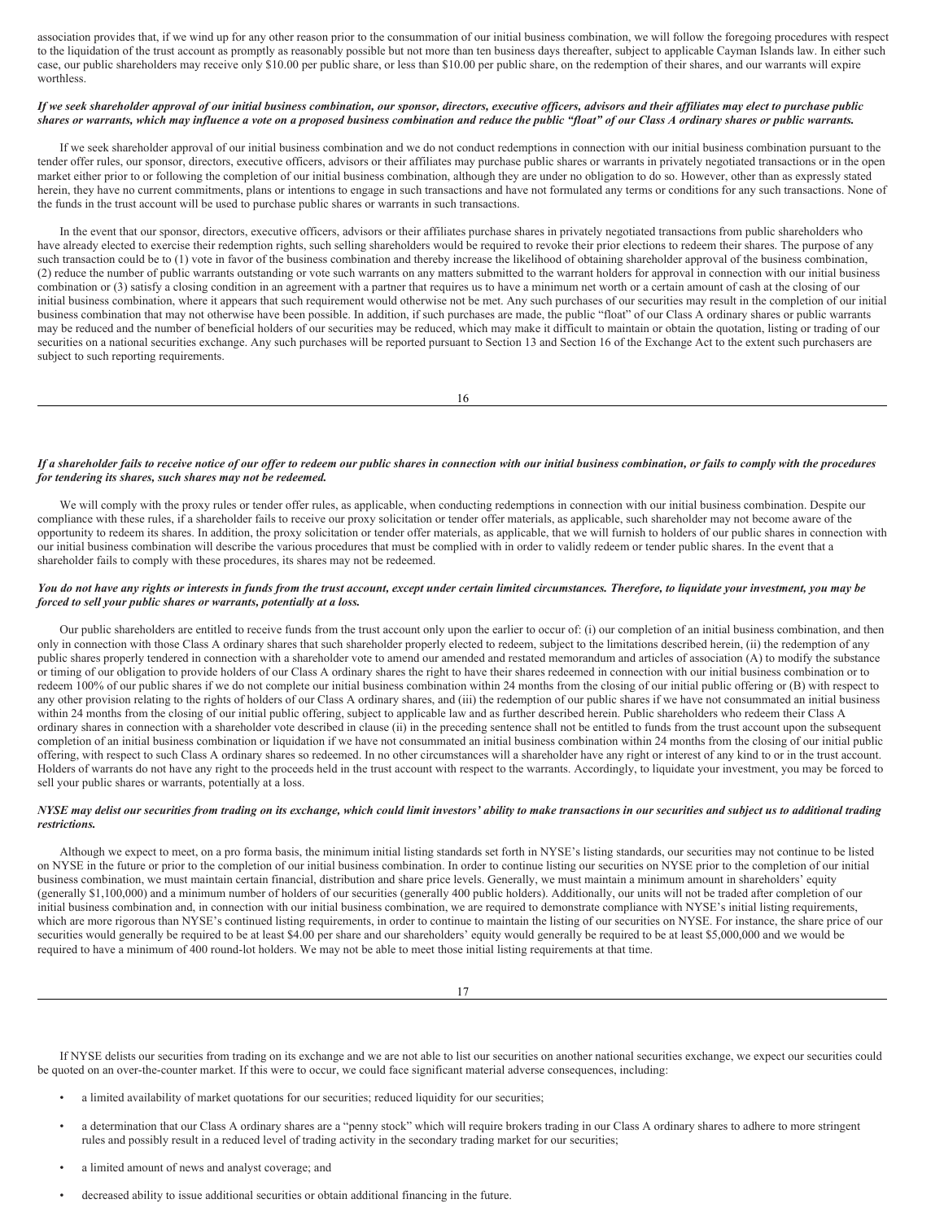association provides that, if we wind up for any other reason prior to the consummation of our initial business combination, we will follow the foregoing procedures with respect to the liquidation of the trust account as promptly as reasonably possible but not more than ten business days thereafter, subject to applicable Cayman Islands law. In either such case, our public shareholders may receive only $10.00 per public share, or less than $10.00 per public share, on the redemption of their shares, and our warrants will expire worthless.

***If we seek shareholder approval of our initial business combination, our sponsor, directors, executive officers, advisors and their affiliates may elect to purchase public shares or warrants, which may influence a vote on a proposed business combination and reduce the public "float" of our Class A ordinary shares or public warrants.***

If we seek shareholder approval of our initial business combination and we do not conduct redemptions in connection with our initial business combination pursuant to the tender offer rules, our sponsor, directors, executive officers, advisors or their affiliates may purchase public shares or warrants in privately negotiated transactions or in the open market either prior to or following the completion of our initial business combination, although they are under no obligation to do so. However, other than as expressly stated herein, they have no current commitments, plans or intentions to engage in such transactions and have not formulated any terms or conditions for any such transactions. None of the funds in the trust account will be used to purchase public shares or warrants in such transactions.

In the event that our sponsor, directors, executive officers, advisors or their affiliates purchase shares in privately negotiated transactions from public shareholders who have already elected to exercise their redemption rights, such selling shareholders would be required to revoke their prior elections to redeem their shares. The purpose of any such transaction could be to (1) vote in favor of the business combination and thereby increase the likelihood of obtaining shareholder approval of the business combination, (2) reduce the number of public warrants outstanding or vote such warrants on any matters submitted to the warrant holders for approval in connection with our initial business combination or (3) satisfy a closing condition in an agreement with a partner that requires us to have a minimum net worth or a certain amount of cash at the closing of our initial business combination, where it appears that such requirement would otherwise not be met. Any such purchases of our securities may result in the completion of our initial business combination that may not otherwise have been possible. In addition, if such purchases are made, the public "float" of our Class A ordinary shares or public warrants may be reduced and the number of beneficial holders of our securities may be reduced, which may make it difficult to maintain or obtain the quotation, listing or trading of our securities on a national securities exchange. Any such purchases will be reported pursuant to Section 13 and Section 16 of the Exchange Act to the extent such purchasers are subject to such reporting requirements.

***If a shareholder fails to receive notice of our offer to redeem our public shares in connection with our initial business combination, or fails to comply with the procedures for tendering its shares, such shares may not be redeemed.***

We will comply with the proxy rules or tender offer rules, as applicable, when conducting redemptions in connection with our initial business combination. Despite our compliance with these rules, if a shareholder fails to receive our proxy solicitation or tender offer materials, as applicable, such shareholder may not become aware of the opportunity to redeem its shares. In addition, the proxy solicitation or tender offer materials, as applicable, that we will furnish to holders of our public shares in connection with our initial business combination will describe the various procedures that must be complied with in order to validly redeem or tender public shares. In the event that a shareholder fails to comply with these procedures, its shares may not be redeemed.

***You do not have any rights or interests in funds from the trust account, except under certain limited circumstances. Therefore, to liquidate your investment, you may be forced to sell your public shares or warrants, potentially at a loss.***

Our public shareholders are entitled to receive funds from the trust account only upon the earlier to occur of: (i) our completion of an initial business combination, and then only in connection with those Class A ordinary shares that such shareholder properly elected to redeem, subject to the limitations described herein, (ii) the redemption of any public shares properly tendered in connection with a shareholder vote to amend our amended and restated memorandum and articles of association (A) to modify the substance or timing of our obligation to provide holders of our Class A ordinary shares the right to have their shares redeemed in connection with our initial business combination or to redeem 100% of our public shares if we do not complete our initial business combination within 24 months from the closing of our initial public offering or (B) with respect to any other provision relating to the rights of holders of our Class A ordinary shares, and (iii) the redemption of our public shares if we have not consummated an initial business within 24 months from the closing of our initial public offering, subject to applicable law and as further described herein. Public shareholders who redeem their Class A ordinary shares in connection with a shareholder vote described in clause (ii) in the preceding sentence shall not be entitled to funds from the trust account upon the subsequent completion of an initial business combination or liquidation if we have not consummated an initial business combination within 24 months from the closing of our initial public offering, with respect to such Class A ordinary shares so redeemed. In no other circumstances will a shareholder have any right or interest of any kind to or in the trust account. Holders of warrants do not have any right to the proceeds held in the trust account with respect to the warrants. Accordingly, to liquidate your investment, you may be forced to sell your public shares or warrants, potentially at a loss.

***NYSE may delist our securities from trading on its exchange, which could limit investors' ability to make transactions in our securities and subject us to additional trading restrictions.***

Although we expect to meet, on a pro forma basis, the minimum initial listing standards set forth in NYSE's listing standards, our securities may not continue to be listed on NYSE in the future or prior to the completion of our initial business combination. In order to continue listing our securities on NYSE prior to the completion of our initial business combination, we must maintain certain financial, distribution and share price levels. Generally, we must maintain a minimum amount in shareholders' equity (generally $1,100,000) and a minimum number of holders of our securities (generally 400 public holders). Additionally, our units will not be traded after completion of our initial business combination and, in connection with our initial business combination, we are required to demonstrate compliance with NYSE's initial listing requirements, which are more rigorous than NYSE's continued listing requirements, in order to continue to maintain the listing of our securities on NYSE. For instance, the share price of our securities would generally be required to be at least $4.00 per share and our shareholders' equity would generally be required to be at least $5,000,000 and we would be required to have a minimum of 400 round-lot holders. We may not be able to meet those initial listing requirements at that time.

If NYSE delists our securities from trading on its exchange and we are not able to list our securities on another national securities exchange, we expect our securities could be quoted on an over-the-counter market. If this were to occur, we could face significant material adverse consequences, including:

- a limited availability of market quotations for our securities; reduced liquidity for our securities;
- a determination that our Class A ordinary shares are a "penny stock" which will require brokers trading in our Class A ordinary shares to adhere to more stringent rules and possibly result in a reduced level of trading activity in the secondary trading market for our securities;
- a limited amount of news and analyst coverage; and
- decreased ability to issue additional securities or obtain additional financing in the future.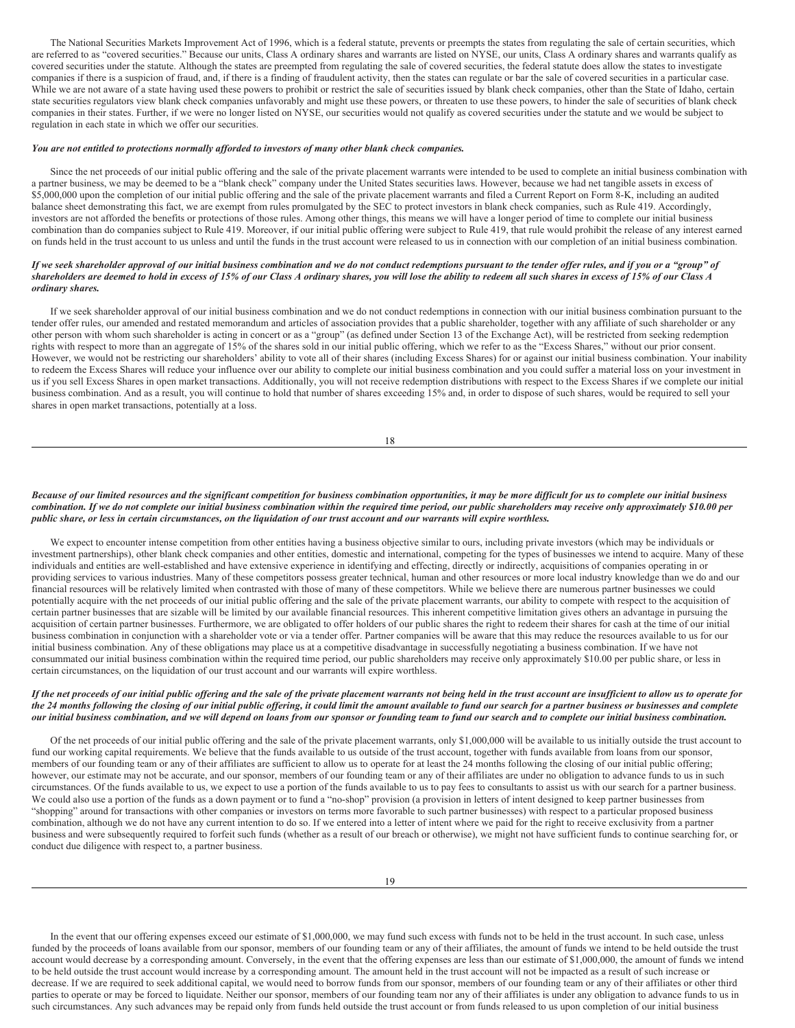The National Securities Markets Improvement Act of 1996, which is a federal statute, prevents or preempts the states from regulating the sale of certain securities, which are referred to as "covered securities." Because our units, Class A ordinary shares and warrants are listed on NYSE, our units, Class A ordinary shares and warrants qualify as covered securities under the statute. Although the states are preempted from regulating the sale of covered securities, the federal statute does allow the states to investigate companies if there is a suspicion of fraud, and, if there is a finding of fraudulent activity, then the states can regulate or bar the sale of covered securities in a particular case. While we are not aware of a state having used these powers to prohibit or restrict the sale of securities issued by blank check companies, other than the State of Idaho, certain state securities regulators view blank check companies unfavorably and might use these powers, or threaten to use these powers, to hinder the sale of securities of blank check companies in their states. Further, if we were no longer listed on NYSE, our securities would not qualify as covered securities under the statute and we would be subject to regulation in each state in which we offer our securities.

***You are not entitled to protections normally afforded to investors of many other blank check companies.***

Since the net proceeds of our initial public offering and the sale of the private placement warrants were intended to be used to complete an initial business combination with a partner business, we may be deemed to be a "blank check" company under the United States securities laws. However, because we had net tangible assets in excess of $5,000,000 upon the completion of our initial public offering and the sale of the private placement warrants and filed a Current Report on Form 8-K, including an audited balance sheet demonstrating this fact, we are exempt from rules promulgated by the SEC to protect investors in blank check companies, such as Rule 419. Accordingly, investors are not afforded the benefits or protections of those rules. Among other things, this means we will have a longer period of time to complete our initial business combination than do companies subject to Rule 419. Moreover, if our initial public offering were subject to Rule 419, that rule would prohibit the release of any interest earned on funds held in the trust account to us unless and until the funds in the trust account were released to us in connection with our completion of an initial business combination.

***If we seek shareholder approval of our initial business combination and we do not conduct redemptions pursuant to the tender offer rules, and if you or a "group" of shareholders are deemed to hold in excess of 15% of our Class A ordinary shares, you will lose the ability to redeem all such shares in excess of 15% of our Class A ordinary shares.***

If we seek shareholder approval of our initial business combination and we do not conduct redemptions in connection with our initial business combination pursuant to the tender offer rules, our amended and restated memorandum and articles of association provides that a public shareholder, together with any affiliate of such shareholder or any other person with whom such shareholder is acting in concert or as a "group" (as defined under Section 13 of the Exchange Act), will be restricted from seeking redemption rights with respect to more than an aggregate of 15% of the shares sold in our initial public offering, which we refer to as the "Excess Shares," without our prior consent. However, we would not be restricting our shareholders' ability to vote all of their shares (including Excess Shares) for or against our initial business combination. Your inability to redeem the Excess Shares will reduce your influence over our ability to complete our initial business combination and you could suffer a material loss on your investment in us if you sell Excess Shares in open market transactions. Additionally, you will not receive redemption distributions with respect to the Excess Shares if we complete our initial business combination. And as a result, you will continue to hold that number of shares exceeding 15% and, in order to dispose of such shares, would be required to sell your shares in open market transactions, potentially at a loss.

***Because of our limited resources and the significant competition for business combination opportunities, it may be more difficult for us to complete our initial business combination. If we do not complete our initial business combination within the required time period, our public shareholders may receive only approximately $10.00 per public share, or less in certain circumstances, on the liquidation of our trust account and our warrants will expire worthless.***

We expect to encounter intense competition from other entities having a business objective similar to ours, including private investors (which may be individuals or investment partnerships), other blank check companies and other entities, domestic and international, competing for the types of businesses we intend to acquire. Many of these individuals and entities are well-established and have extensive experience in identifying and effecting, directly or indirectly, acquisitions of companies operating in or providing services to various industries. Many of these competitors possess greater technical, human and other resources or more local industry knowledge than we do and our financial resources will be relatively limited when contrasted with those of many of these competitors. While we believe there are numerous partner businesses we could potentially acquire with the net proceeds of our initial public offering and the sale of the private placement warrants, our ability to compete with respect to the acquisition of certain partner businesses that are sizable will be limited by our available financial resources. This inherent competitive limitation gives others an advantage in pursuing the acquisition of certain partner businesses. Furthermore, we are obligated to offer holders of our public shares the right to redeem their shares for cash at the time of our initial business combination in conjunction with a shareholder vote or via a tender offer. Partner companies will be aware that this may reduce the resources available to us for our initial business combination. Any of these obligations may place us at a competitive disadvantage in successfully negotiating a business combination. If we have not consummated our initial business combination within the required time period, our public shareholders may receive only approximately $10.00 per public share, or less in certain circumstances, on the liquidation of our trust account and our warrants will expire worthless.

***If the net proceeds of our initial public offering and the sale of the private placement warrants not being held in the trust account are insufficient to allow us to operate for the 24 months following the closing of our initial public offering, it could limit the amount available to fund our search for a partner business or businesses and complete our initial business combination, and we will depend on loans from our sponsor or founding team to fund our search and to complete our initial business combination.***

Of the net proceeds of our initial public offering and the sale of the private placement warrants, only $1,000,000 will be available to us initially outside the trust account to fund our working capital requirements. We believe that the funds available to us outside of the trust account, together with funds available from loans from our sponsor, members of our founding team or any of their affiliates are sufficient to allow us to operate for at least the 24 months following the closing of our initial public offering; however, our estimate may not be accurate, and our sponsor, members of our founding team or any of their affiliates are under no obligation to advance funds to us in such circumstances. Of the funds available to us, we expect to use a portion of the funds available to us to pay fees to consultants to assist us with our search for a partner business. We could also use a portion of the funds as a down payment or to fund a "no-shop" provision (a provision in letters of intent designed to keep partner businesses from "shopping" around for transactions with other companies or investors on terms more favorable to such partner businesses) with respect to a particular proposed business combination, although we do not have any current intention to do so. If we entered into a letter of intent where we paid for the right to receive exclusivity from a partner business and were subsequently required to forfeit such funds (whether as a result of our breach or otherwise), we might not have sufficient funds to continue searching for, or conduct due diligence with respect to, a partner business.

In the event that our offering expenses exceed our estimate of $1,000,000, we may fund such excess with funds not to be held in the trust account. In such case, unless funded by the proceeds of loans available from our sponsor, members of our founding team or any of their affiliates, the amount of funds we intend to be held outside the trust account would decrease by a corresponding amount. Conversely, in the event that the offering expenses are less than our estimate of $1,000,000, the amount of funds we intend to be held outside the trust account would increase by a corresponding amount. The amount held in the trust account will not be impacted as a result of such increase or decrease. If we are required to seek additional capital, we would need to borrow funds from our sponsor, members of our founding team or any of their affiliates or other third parties to operate or may be forced to liquidate. Neither our sponsor, members of our founding team nor any of their affiliates is under any obligation to advance funds to us in such circumstances. Any such advances may be repaid only from funds held outside the trust account or from funds released to us upon completion of our initial business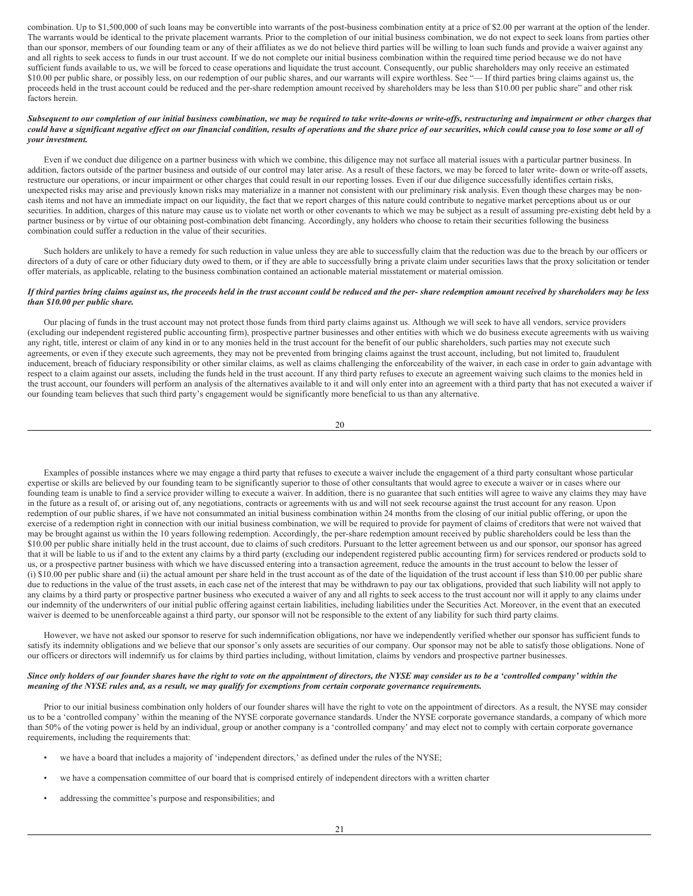combination. Up to $1,500,000 of such loans may be convertible into warrants of the post-business combination entity at a price of $2.00 per warrant at the option of the lender. The warrants would be identical to the private placement warrants. Prior to the completion of our initial business combination, we do not expect to seek loans from parties other than our sponsor, members of our founding team or any of their affiliates as we do not believe third parties will be willing to loan such funds and provide a waiver against any and all rights to seek access to funds in our trust account. If we do not complete our initial business combination within the required time period because we do not have sufficient funds available to us, we will be forced to cease operations and liquidate the trust account. Consequently, our public shareholders may only receive an estimated $10.00 per public share, or possibly less, on our redemption of our public shares, and our warrants will expire worthless. See "— If third parties bring claims against us, the proceeds held in the trust account could be reduced and the per-share redemption amount received by shareholders may be less than $10.00 per public share" and other risk factors herein.

***Subsequent to our completion of our initial business combination, we may be required to take write-downs or write-offs, restructuring and impairment or other charges that could have a significant negative effect on our financial condition, results of operations and the share price of our securities, which could cause you to lose some or all of your investment.***

Even if we conduct due diligence on a partner business with which we combine, this diligence may not surface all material issues with a particular partner business. In addition, factors outside of the partner business and outside of our control may later arise. As a result of these factors, we may be forced to later write- down or write-off assets, restructure our operations, or incur impairment or other charges that could result in our reporting losses. Even if our due diligence successfully identifies certain risks, unexpected risks may arise and previously known risks may materialize in a manner not consistent with our preliminary risk analysis. Even though these charges may be non-cash items and not have an immediate impact on our liquidity, the fact that we report charges of this nature could contribute to negative market perceptions about us or our securities. In addition, charges of this nature may cause us to violate net worth or other covenants to which we may be subject as a result of assuming pre-existing debt held by a partner business or by virtue of our obtaining post-combination debt financing. Accordingly, any holders who choose to retain their securities following the business combination could suffer a reduction in the value of their securities.

Such holders are unlikely to have a remedy for such reduction in value unless they are able to successfully claim that the reduction was due to the breach by our officers or directors of a duty of care or other fiduciary duty owed to them, or if they are able to successfully bring a private claim under securities laws that the proxy solicitation or tender offer materials, as applicable, relating to the business combination contained an actionable material misstatement or material omission.

***If third parties bring claims against us, the proceeds held in the trust account could be reduced and the per- share redemption amount received by shareholders may be less than $10.00 per public share.***

Our placing of funds in the trust account may not protect those funds from third party claims against us. Although we will seek to have all vendors, service providers (excluding our independent registered public accounting firm), prospective partner businesses and other entities with which we do business execute agreements with us waiving any right, title, interest or claim of any kind in or to any monies held in the trust account for the benefit of our public shareholders, such parties may not execute such agreements, or even if they execute such agreements, they may not be prevented from bringing claims against the trust account, including, but not limited to, fraudulent inducement, breach of fiduciary responsibility or other similar claims, as well as claims challenging the enforceability of the waiver, in each case in order to gain advantage with respect to a claim against our assets, including the funds held in the trust account. If any third party refuses to execute an agreement waiving such claims to the monies held in the trust account, our founders will perform an analysis of the alternatives available to it and will only enter into an agreement with a third party that has not executed a waiver if our founding team believes that such third party's engagement would be significantly more beneficial to us than any alternative.

Examples of possible instances where we may engage a third party that refuses to execute a waiver include the engagement of a third party consultant whose particular expertise or skills are believed by our founding team to be significantly superior to those of other consultants that would agree to execute a waiver or in cases where our founding team is unable to find a service provider willing to execute a waiver. In addition, there is no guarantee that such entities will agree to waive any claims they may have in the future as a result of, or arising out of, any negotiations, contracts or agreements with us and will not seek recourse against the trust account for any reason. Upon redemption of our public shares, if we have not consummated an initial business combination within 24 months from the closing of our initial public offering, or upon the exercise of a redemption right in connection with our initial business combination, we will be required to provide for payment of claims of creditors that were not waived that may be brought against us within the 10 years following redemption. Accordingly, the per-share redemption amount received by public shareholders could be less than the $10.00 per public share initially held in the trust account, due to claims of such creditors. Pursuant to the letter agreement between us and our sponsor, our sponsor has agreed that it will be liable to us if and to the extent any claims by a third party (excluding our independent registered public accounting firm) for services rendered or products sold to us, or a prospective partner business with which we have discussed entering into a transaction agreement, reduce the amounts in the trust account to below the lesser of (i) $10.00 per public share and (ii) the actual amount per share held in the trust account as of the date of the liquidation of the trust account if less than $10.00 per public share due to reductions in the value of the trust assets, in each case net of the interest that may be withdrawn to pay our tax obligations, provided that such liability will not apply to any claims by a third party or prospective partner business who executed a waiver of any and all rights to seek access to the trust account nor will it apply to any claims under our indemnity of the underwriters of our initial public offering against certain liabilities, including liabilities under the Securities Act. Moreover, in the event that an executed waiver is deemed to be unenforceable against a third party, our sponsor will not be responsible to the extent of any liability for such third party claims.

However, we have not asked our sponsor to reserve for such indemnification obligations, nor have we independently verified whether our sponsor has sufficient funds to satisfy its indemnity obligations and we believe that our sponsor's only assets are securities of our company. Our sponsor may not be able to satisfy those obligations. None of our officers or directors will indemnify us for claims by third parties including, without limitation, claims by vendors and prospective partner businesses.

***Since only holders of our founder shares have the right to vote on the appointment of directors, the NYSE may consider us to be a 'controlled company' within the meaning of the NYSE rules and, as a result, we may qualify for exemptions from certain corporate governance requirements.***

Prior to our initial business combination only holders of our founder shares will have the right to vote on the appointment of directors. As a result, the NYSE may consider us to be a 'controlled company' within the meaning of the NYSE corporate governance standards. Under the NYSE corporate governance standards, a company of which more than 50% of the voting power is held by an individual, group or another company is a 'controlled company' and may elect not to comply with certain corporate governance requirements, including the requirements that:

- we have a board that includes a majority of 'independent directors,' as defined under the rules of the NYSE;
- we have a compensation committee of our board that is comprised entirely of independent directors with a written charter
- addressing the committee's purpose and responsibilities; and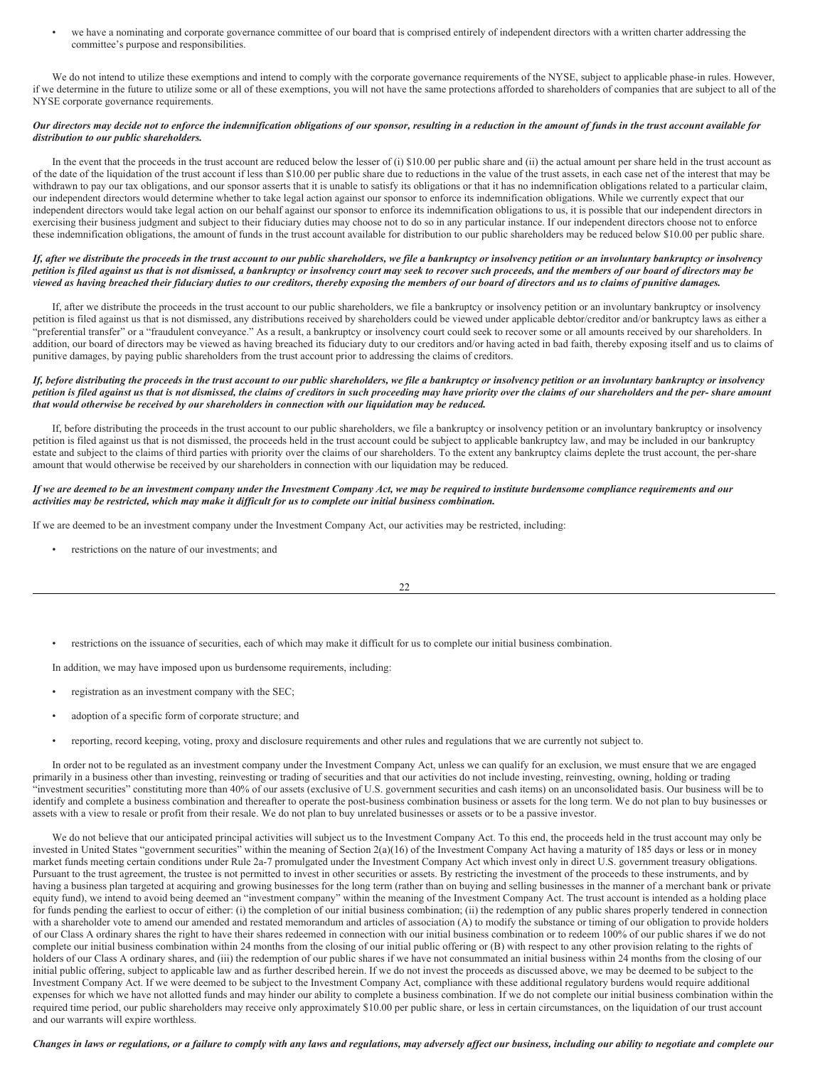- we have a nominating and corporate governance committee of our board that is comprised entirely of independent directors with a written charter addressing the committee's purpose and responsibilities.

We do not intend to utilize these exemptions and intend to comply with the corporate governance requirements of the NYSE, subject to applicable phase-in rules. However, if we determine in the future to utilize some or all of these exemptions, you will not have the same protections afforded to shareholders of companies that are subject to all of the NYSE corporate governance requirements.

***Our directors may decide not to enforce the indemnification obligations of our sponsor, resulting in a reduction in the amount of funds in the trust account available for distribution to our public shareholders.***

In the event that the proceeds in the trust account are reduced below the lesser of (i) $10.00 per public share and (ii) the actual amount per share held in the trust account as of the date of the liquidation of the trust account if less than $10.00 per public share due to reductions in the value of the trust assets, in each case net of the interest that may be withdrawn to pay our tax obligations, and our sponsor asserts that it is unable to satisfy its obligations or that it has no indemnification obligations related to a particular claim, our independent directors would determine whether to take legal action against our sponsor to enforce its indemnification obligations. While we currently expect that our independent directors would take legal action on our behalf against our sponsor to enforce its indemnification obligations to us, it is possible that our independent directors in exercising their business judgment and subject to their fiduciary duties may choose not to do so in any particular instance. If our independent directors choose not to enforce these indemnification obligations, the amount of funds in the trust account available for distribution to our public shareholders may be reduced below $10.00 per public share.

***If, after we distribute the proceeds in the trust account to our public shareholders, we file a bankruptcy or insolvency petition or an involuntary bankruptcy or insolvency petition is filed against us that is not dismissed, a bankruptcy or insolvency court may seek to recover such proceeds, and the members of our board of directors may be viewed as having breached their fiduciary duties to our creditors, thereby exposing the members of our board of directors and us to claims of punitive damages.***

If, after we distribute the proceeds in the trust account to our public shareholders, we file a bankruptcy or insolvency petition or an involuntary bankruptcy or insolvency petition is filed against us that is not dismissed, any distributions received by shareholders could be viewed under applicable debtor/creditor and/or bankruptcy laws as either a "preferential transfer" or a "fraudulent conveyance." As a result, a bankruptcy or insolvency court could seek to recover some or all amounts received by our shareholders. In addition, our board of directors may be viewed as having breached its fiduciary duty to our creditors and/or having acted in bad faith, thereby exposing itself and us to claims of punitive damages, by paying public shareholders from the trust account prior to addressing the claims of creditors.

***If, before distributing the proceeds in the trust account to our public shareholders, we file a bankruptcy or insolvency petition or an involuntary bankruptcy or insolvency petition is filed against us that is not dismissed, the claims of creditors in such proceeding may have priority over the claims of our shareholders and the per- share amount that would otherwise be received by our shareholders in connection with our liquidation may be reduced.***

If, before distributing the proceeds in the trust account to our public shareholders, we file a bankruptcy or insolvency petition or an involuntary bankruptcy or insolvency petition is filed against us that is not dismissed, the proceeds held in the trust account could be subject to applicable bankruptcy law, and may be included in our bankruptcy estate and subject to the claims of third parties with priority over the claims of our shareholders. To the extent any bankruptcy claims deplete the trust account, the per-share amount that would otherwise be received by our shareholders in connection with our liquidation may be reduced.

***If we are deemed to be an investment company under the Investment Company Act, we may be required to institute burdensome compliance requirements and our activities may be restricted, which may make it difficult for us to complete our initial business combination.***

If we are deemed to be an investment company under the Investment Company Act, our activities may be restricted, including:

- restrictions on the nature of our investments; and
- restrictions on the issuance of securities, each of which may make it difficult for us to complete our initial business combination.

In addition, we may have imposed upon us burdensome requirements, including:

- registration as an investment company with the SEC;
- adoption of a specific form of corporate structure; and
- reporting, record keeping, voting, proxy and disclosure requirements and other rules and regulations that we are currently not subject to.

In order not to be regulated as an investment company under the Investment Company Act, unless we can qualify for an exclusion, we must ensure that we are engaged primarily in a business other than investing, reinvesting or trading of securities and that our activities do not include investing, reinvesting, owning, holding or trading "investment securities" constituting more than 40% of our assets (exclusive of U.S. government securities and cash items) on an unconsolidated basis. Our business will be to identify and complete a business combination and thereafter to operate the post-business combination business or assets for the long term. We do not plan to buy businesses or assets with a view to resale or profit from their resale. We do not plan to buy unrelated businesses or assets or to be a passive investor.

We do not believe that our anticipated principal activities will subject us to the Investment Company Act. To this end, the proceeds held in the trust account may only be invested in United States "government securities" within the meaning of Section 2(a)(16) of the Investment Company Act having a maturity of 185 days or less or in money market funds meeting certain conditions under Rule 2a-7 promulgated under the Investment Company Act which invest only in direct U.S. government treasury obligations. Pursuant to the trust agreement, the trustee is not permitted to invest in other securities or assets. By restricting the investment of the proceeds to these instruments, and by having a business plan targeted at acquiring and growing businesses for the long term (rather than on buying and selling businesses in the manner of a merchant bank or private equity fund), we intend to avoid being deemed an "investment company" within the meaning of the Investment Company Act. The trust account is intended as a holding place for funds pending the earliest to occur of either: (i) the completion of our initial business combination; (ii) the redemption of any public shares properly tendered in connection with a shareholder vote to amend our amended and restated memorandum and articles of association (A) to modify the substance or timing of our obligation to provide holders of our Class A ordinary shares the right to have their shares redeemed in connection with our initial business combination or to redeem 100% of our public shares if we do not complete our initial business combination within 24 months from the closing of our initial public offering or (B) with respect to any other provision relating to the rights of holders of our Class A ordinary shares, and (iii) the redemption of our public shares if we have not consummated an initial business within 24 months from the closing of our initial public offering, subject to applicable law and as further described herein. If we do not invest the proceeds as discussed above, we may be deemed to be subject to the Investment Company Act. If we were deemed to be subject to the Investment Company Act, compliance with these additional regulatory burdens would require additional expenses for which we have not allotted funds and may hinder our ability to complete a business combination. If we do not complete our initial business combination within the required time period, our public shareholders may receive only approximately $10.00 per public share, or less in certain circumstances, on the liquidation of our trust account and our warrants will expire worthless.

***Changes in laws or regulations, or a failure to comply with any laws and regulations, may adversely affect our business, including our ability to negotiate and complete our***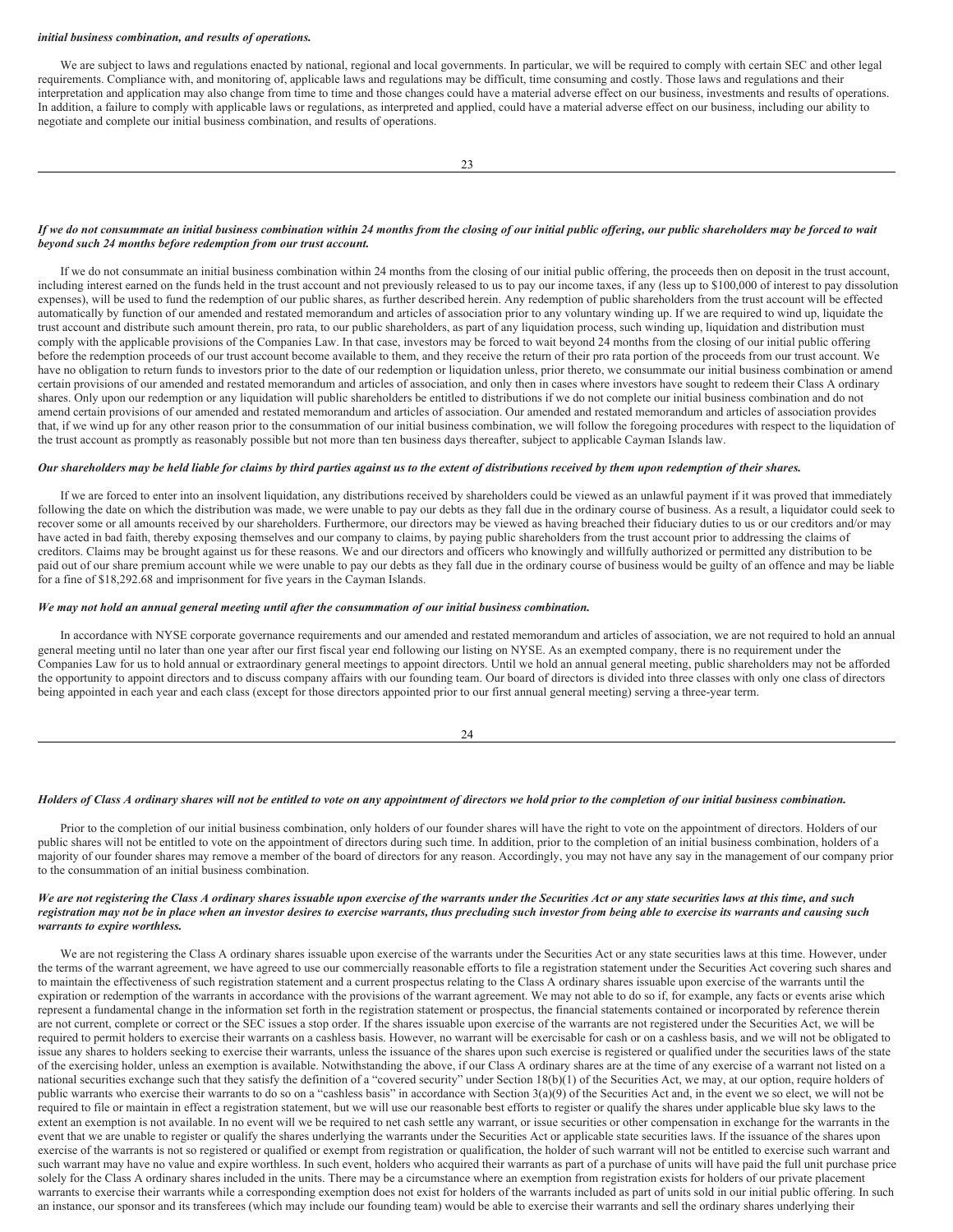***initial business combination, and results of operations.***

We are subject to laws and regulations enacted by national, regional and local governments. In particular, we will be required to comply with certain SEC and other legal requirements. Compliance with, and monitoring of, applicable laws and regulations may be difficult, time consuming and costly. Those laws and regulations and their interpretation and application may also change from time to time and those changes could have a material adverse effect on our business, investments and results of operations. In addition, a failure to comply with applicable laws or regulations, as interpreted and applied, could have a material adverse effect on our business, including our ability to negotiate and complete our initial business combination, and results of operations.

***If we do not consummate an initial business combination within 24 months from the closing of our initial public offering, our public shareholders may be forced to wait beyond such 24 months before redemption from our trust account.***

If we do not consummate an initial business combination within 24 months from the closing of our initial public offering, the proceeds then on deposit in the trust account, including interest earned on the funds held in the trust account and not previously released to us to pay our income taxes, if any (less up to $100,000 of interest to pay dissolution expenses), will be used to fund the redemption of our public shares, as further described herein. Any redemption of public shareholders from the trust account will be effected automatically by function of our amended and restated memorandum and articles of association prior to any voluntary winding up. If we are required to wind up, liquidate the trust account and distribute such amount therein, pro rata, to our public shareholders, as part of any liquidation process, such winding up, liquidation and distribution must comply with the applicable provisions of the Companies Law. In that case, investors may be forced to wait beyond 24 months from the closing of our initial public offering before the redemption proceeds of our trust account become available to them, and they receive the return of their pro rata portion of the proceeds from our trust account. We have no obligation to return funds to investors prior to the date of our redemption or liquidation unless, prior thereto, we consummate our initial business combination or amend certain provisions of our amended and restated memorandum and articles of association, and only then in cases where investors have sought to redeem their Class A ordinary shares. Only upon our redemption or any liquidation will public shareholders be entitled to distributions if we do not complete our initial business combination and do not amend certain provisions of our amended and restated memorandum and articles of association. Our amended and restated memorandum and articles of association provides that, if we wind up for any other reason prior to the consummation of our initial business combination, we will follow the foregoing procedures with respect to the liquidation of the trust account as promptly as reasonably possible but not more than ten business days thereafter, subject to applicable Cayman Islands law.

***Our shareholders may be held liable for claims by third parties against us to the extent of distributions received by them upon redemption of their shares.***

If we are forced to enter into an insolvent liquidation, any distributions received by shareholders could be viewed as an unlawful payment if it was proved that immediately following the date on which the distribution was made, we were unable to pay our debts as they fall due in the ordinary course of business. As a result, a liquidator could seek to recover some or all amounts received by our shareholders. Furthermore, our directors may be viewed as having breached their fiduciary duties to us or our creditors and/or may have acted in bad faith, thereby exposing themselves and our company to claims, by paying public shareholders from the trust account prior to addressing the claims of creditors. Claims may be brought against us for these reasons. We and our directors and officers who knowingly and willfully authorized or permitted any distribution to be paid out of our share premium account while we were unable to pay our debts as they fall due in the ordinary course of business would be guilty of an offence and may be liable for a fine of $18,292.68 and imprisonment for five years in the Cayman Islands.

***We may not hold an annual general meeting until after the consummation of our initial business combination.***

In accordance with NYSE corporate governance requirements and our amended and restated memorandum and articles of association, we are not required to hold an annual general meeting until no later than one year after our first fiscal year end following our listing on NYSE. As an exempted company, there is no requirement under the Companies Law for us to hold annual or extraordinary general meetings to appoint directors. Until we hold an annual general meeting, public shareholders may not be afforded the opportunity to appoint directors and to discuss company affairs with our founding team. Our board of directors is divided into three classes with only one class of directors being appointed in each year and each class (except for those directors appointed prior to our first annual general meeting) serving a three-year term.

***Holders of Class A ordinary shares will not be entitled to vote on any appointment of directors we hold prior to the completion of our initial business combination.***

Prior to the completion of our initial business combination, only holders of our founder shares will have the right to vote on the appointment of directors. Holders of our public shares will not be entitled to vote on the appointment of directors during such time. In addition, prior to the completion of an initial business combination, holders of a majority of our founder shares may remove a member of the board of directors for any reason. Accordingly, you may not have any say in the management of our company prior to the consummation of an initial business combination.

***We are not registering the Class A ordinary shares issuable upon exercise of the warrants under the Securities Act or any state securities laws at this time, and such registration may not be in place when an investor desires to exercise warrants, thus precluding such investor from being able to exercise its warrants and causing such warrants to expire worthless.***

We are not registering the Class A ordinary shares issuable upon exercise of the warrants under the Securities Act or any state securities laws at this time. However, under the terms of the warrant agreement, we have agreed to use our commercially reasonable efforts to file a registration statement under the Securities Act covering such shares and to maintain the effectiveness of such registration statement and a current prospectus relating to the Class A ordinary shares issuable upon exercise of the warrants until the expiration or redemption of the warrants in accordance with the provisions of the warrant agreement. We may not able to do so if, for example, any facts or events arise which represent a fundamental change in the information set forth in the registration statement or prospectus, the financial statements contained or incorporated by reference therein are not current, complete or correct or the SEC issues a stop order. If the shares issuable upon exercise of the warrants are not registered under the Securities Act, we will be required to permit holders to exercise their warrants on a cashless basis. However, no warrant will be exercisable for cash or on a cashless basis, and we will not be obligated to issue any shares to holders seeking to exercise their warrants, unless the issuance of the shares upon such exercise is registered or qualified under the securities laws of the state of the exercising holder, unless an exemption is available. Notwithstanding the above, if our Class A ordinary shares are at the time of any exercise of a warrant not listed on a national securities exchange such that they satisfy the definition of a "covered security" under Section 18(b)(1) of the Securities Act, we may, at our option, require holders of public warrants who exercise their warrants to do so on a "cashless basis" in accordance with Section 3(a)(9) of the Securities Act and, in the event we so elect, we will not be required to file or maintain in effect a registration statement, but we will use our reasonable best efforts to register or qualify the shares under applicable blue sky laws to the extent an exemption is not available. In no event will we be required to net cash settle any warrant, or issue securities or other compensation in exchange for the warrants in the event that we are unable to register or qualify the shares underlying the warrants under the Securities Act or applicable state securities laws. If the issuance of the shares upon exercise of the warrants is not so registered or qualified or exempt from registration or qualification, the holder of such warrant will not be entitled to exercise such warrant and such warrant may have no value and expire worthless. In such event, holders who acquired their warrants as part of a purchase of units will have paid the full unit purchase price solely for the Class A ordinary shares included in the units. There may be a circumstance where an exemption from registration exists for holders of our private placement warrants to exercise their warrants while a corresponding exemption does not exist for holders of the warrants included as part of units sold in our initial public offering. In such an instance, our sponsor and its transferees (which may include our founding team) would be able to exercise their warrants and sell the ordinary shares underlying their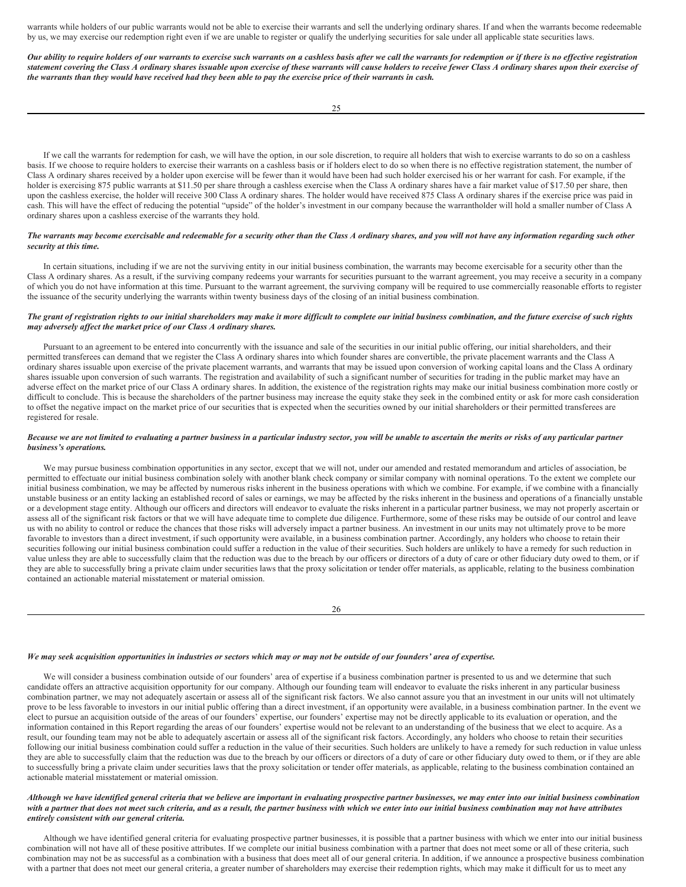warrants while holders of our public warrants would not be able to exercise their warrants and sell the underlying ordinary shares. If and when the warrants become redeemable by us, we may exercise our redemption right even if we are unable to register or qualify the underlying securities for sale under all applicable state securities laws.

***Our ability to require holders of our warrants to exercise such warrants on a cashless basis after we call the warrants for redemption or if there is no effective registration statement covering the Class A ordinary shares issuable upon exercise of these warrants will cause holders to receive fewer Class A ordinary shares upon their exercise of the warrants than they would have received had they been able to pay the exercise price of their warrants in cash.***

If we call the warrants for redemption for cash, we will have the option, in our sole discretion, to require all holders that wish to exercise warrants to do so on a cashless basis. If we choose to require holders to exercise their warrants on a cashless basis or if holders elect to do so when there is no effective registration statement, the number of Class A ordinary shares received by a holder upon exercise will be fewer than it would have been had such holder exercised his or her warrant for cash. For example, if the holder is exercising 875 public warrants at $11.50 per share through a cashless exercise when the Class A ordinary shares have a fair market value of $17.50 per share, then upon the cashless exercise, the holder will receive 300 Class A ordinary shares. The holder would have received 875 Class A ordinary shares if the exercise price was paid in cash. This will have the effect of reducing the potential "upside" of the holder's investment in our company because the warrantholder will hold a smaller number of Class A ordinary shares upon a cashless exercise of the warrants they hold.

***The warrants may become exercisable and redeemable for a security other than the Class A ordinary shares, and you will not have any information regarding such other security at this time.***

In certain situations, including if we are not the surviving entity in our initial business combination, the warrants may become exercisable for a security other than the Class A ordinary shares. As a result, if the surviving company redeems your warrants for securities pursuant to the warrant agreement, you may receive a security in a company of which you do not have information at this time. Pursuant to the warrant agreement, the surviving company will be required to use commercially reasonable efforts to register the issuance of the security underlying the warrants within twenty business days of the closing of an initial business combination.

***The grant of registration rights to our initial shareholders may make it more difficult to complete our initial business combination, and the future exercise of such rights may adversely affect the market price of our Class A ordinary shares.***

Pursuant to an agreement to be entered into concurrently with the issuance and sale of the securities in our initial public offering, our initial shareholders, and their permitted transferees can demand that we register the Class A ordinary shares into which founder shares are convertible, the private placement warrants and the Class A ordinary shares issuable upon exercise of the private placement warrants, and warrants that may be issued upon conversion of working capital loans and the Class A ordinary shares issuable upon conversion of such warrants. The registration and availability of such a significant number of securities for trading in the public market may have an adverse effect on the market price of our Class A ordinary shares. In addition, the existence of the registration rights may make our initial business combination more costly or difficult to conclude. This is because the shareholders of the partner business may increase the equity stake they seek in the combined entity or ask for more cash consideration to offset the negative impact on the market price of our securities that is expected when the securities owned by our initial shareholders or their permitted transferees are registered for resale.

***Because we are not limited to evaluating a partner business in a particular industry sector, you will be unable to ascertain the merits or risks of any particular partner business's operations.***

We may pursue business combination opportunities in any sector, except that we will not, under our amended and restated memorandum and articles of association, be permitted to effectuate our initial business combination solely with another blank check company or similar company with nominal operations. To the extent we complete our initial business combination, we may be affected by numerous risks inherent in the business operations with which we combine. For example, if we combine with a financially unstable business or an entity lacking an established record of sales or earnings, we may be affected by the risks inherent in the business and operations of a financially unstable or a development stage entity. Although our officers and directors will endeavor to evaluate the risks inherent in a particular partner business, we may not properly ascertain or assess all of the significant risk factors or that we will have adequate time to complete due diligence. Furthermore, some of these risks may be outside of our control and leave us with no ability to control or reduce the chances that those risks will adversely impact a partner business. An investment in our units may not ultimately prove to be more favorable to investors than a direct investment, if such opportunity were available, in a business combination partner. Accordingly, any holders who choose to retain their securities following our initial business combination could suffer a reduction in the value of their securities. Such holders are unlikely to have a remedy for such reduction in value unless they are able to successfully claim that the reduction was due to the breach by our officers or directors of a duty of care or other fiduciary duty owed to them, or if they are able to successfully bring a private claim under securities laws that the proxy solicitation or tender offer materials, as applicable, relating to the business combination contained an actionable material misstatement or material omission.

***We may seek acquisition opportunities in industries or sectors which may or may not be outside of our founders' area of expertise.***

We will consider a business combination outside of our founders' area of expertise if a business combination partner is presented to us and we determine that such candidate offers an attractive acquisition opportunity for our company. Although our founding team will endeavor to evaluate the risks inherent in any particular business combination partner, we may not adequately ascertain or assess all of the significant risk factors. We also cannot assure you that an investment in our units will not ultimately prove to be less favorable to investors in our initial public offering than a direct investment, if an opportunity were available, in a business combination partner. In the event we elect to pursue an acquisition outside of the areas of our founders' expertise, our founders' expertise may not be directly applicable to its evaluation or operation, and the information contained in this Report regarding the areas of our founders' expertise would not be relevant to an understanding of the business that we elect to acquire. As a result, our founding team may not be able to adequately ascertain or assess all of the significant risk factors. Accordingly, any holders who choose to retain their securities following our initial business combination could suffer a reduction in the value of their securities. Such holders are unlikely to have a remedy for such reduction in value unless they are able to successfully claim that the reduction was due to the breach by our officers or directors of a duty of care or other fiduciary duty owed to them, or if they are able to successfully bring a private claim under securities laws that the proxy solicitation or tender offer materials, as applicable, relating to the business combination contained an actionable material misstatement or material omission.

***Although we have identified general criteria that we believe are important in evaluating prospective partner businesses, we may enter into our initial business combination with a partner that does not meet such criteria, and as a result, the partner business with which we enter into our initial business combination may not have attributes entirely consistent with our general criteria.***

Although we have identified general criteria for evaluating prospective partner businesses, it is possible that a partner business with which we enter into our initial business combination will not have all of these positive attributes. If we complete our initial business combination with a partner that does not meet some or all of these criteria, such combination may not be as successful as a combination with a business that does meet all of our general criteria. In addition, if we announce a prospective business combination with a partner that does not meet our general criteria, a greater number of shareholders may exercise their redemption rights, which may make it difficult for us to meet any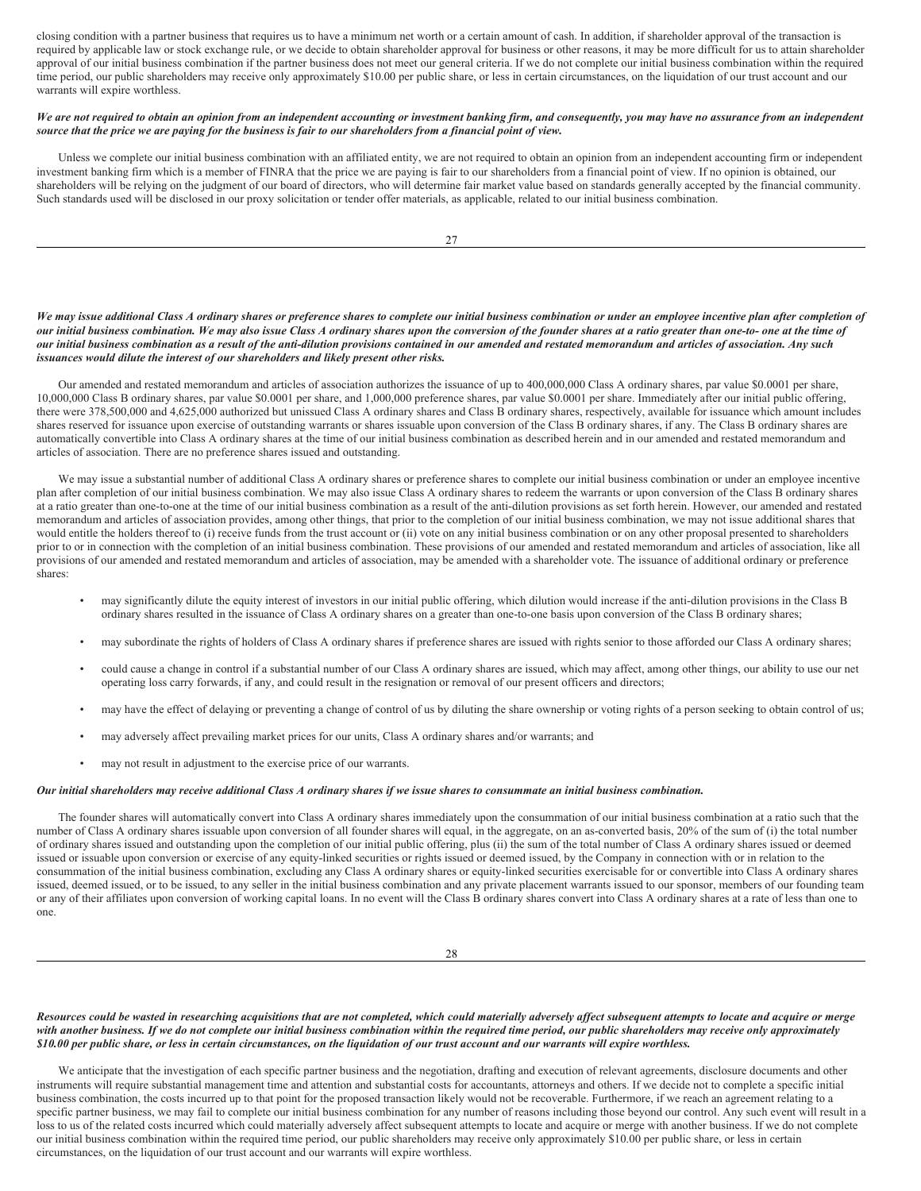closing condition with a partner business that requires us to have a minimum net worth or a certain amount of cash. In addition, if shareholder approval of the transaction is required by applicable law or stock exchange rule, or we decide to obtain shareholder approval for business or other reasons, it may be more difficult for us to attain shareholder approval of our initial business combination if the partner business does not meet our general criteria. If we do not complete our initial business combination within the required time period, our public shareholders may receive only approximately $10.00 per public share, or less in certain circumstances, on the liquidation of our trust account and our warrants will expire worthless.

***We are not required to obtain an opinion from an independent accounting or investment banking firm, and consequently, you may have no assurance from an independent source that the price we are paying for the business is fair to our shareholders from a financial point of view.***

Unless we complete our initial business combination with an affiliated entity, we are not required to obtain an opinion from an independent accounting firm or independent investment banking firm which is a member of FINRA that the price we are paying is fair to our shareholders from a financial point of view. If no opinion is obtained, our shareholders will be relying on the judgment of our board of directors, who will determine fair market value based on standards generally accepted by the financial community. Such standards used will be disclosed in our proxy solicitation or tender offer materials, as applicable, related to our initial business combination.

***We may issue additional Class A ordinary shares or preference shares to complete our initial business combination or under an employee incentive plan after completion of our initial business combination. We may also issue Class A ordinary shares upon the conversion of the founder shares at a ratio greater than one-to- one at the time of our initial business combination as a result of the anti-dilution provisions contained in our amended and restated memorandum and articles of association. Any such issuances would dilute the interest of our shareholders and likely present other risks.***

Our amended and restated memorandum and articles of association authorizes the issuance of up to 400,000,000 Class A ordinary shares, par value $0.0001 per share, 10,000,000 Class B ordinary shares, par value $0.0001 per share, and 1,000,000 preference shares, par value $0.0001 per share. Immediately after our initial public offering, there were 378,500,000 and 4,625,000 authorized but unissued Class A ordinary shares and Class B ordinary shares, respectively, available for issuance which amount includes shares reserved for issuance upon exercise of outstanding warrants or shares issuable upon conversion of the Class B ordinary shares, if any. The Class B ordinary shares are automatically convertible into Class A ordinary shares at the time of our initial business combination as described herein and in our amended and restated memorandum and articles of association. There are no preference shares issued and outstanding.

We may issue a substantial number of additional Class A ordinary shares or preference shares to complete our initial business combination or under an employee incentive plan after completion of our initial business combination. We may also issue Class A ordinary shares to redeem the warrants or upon conversion of the Class B ordinary shares at a ratio greater than one-to-one at the time of our initial business combination as a result of the anti-dilution provisions as set forth herein. However, our amended and restated memorandum and articles of association provides, among other things, that prior to the completion of our initial business combination, we may not issue additional shares that would entitle the holders thereof to (i) receive funds from the trust account or (ii) vote on any initial business combination or on any other proposal presented to shareholders prior to or in connection with the completion of an initial business combination. These provisions of our amended and restated memorandum and articles of association, like all provisions of our amended and restated memorandum and articles of association, may be amended with a shareholder vote. The issuance of additional ordinary or preference shares:

- may significantly dilute the equity interest of investors in our initial public offering, which dilution would increase if the anti-dilution provisions in the Class B ordinary shares resulted in the issuance of Class A ordinary shares on a greater than one-to-one basis upon conversion of the Class B ordinary shares;
- may subordinate the rights of holders of Class A ordinary shares if preference shares are issued with rights senior to those afforded our Class A ordinary shares;
- could cause a change in control if a substantial number of our Class A ordinary shares are issued, which may affect, among other things, our ability to use our net operating loss carry forwards, if any, and could result in the resignation or removal of our present officers and directors;
- may have the effect of delaying or preventing a change of control of us by diluting the share ownership or voting rights of a person seeking to obtain control of us;
- may adversely affect prevailing market prices for our units, Class A ordinary shares and/or warrants; and
- may not result in adjustment to the exercise price of our warrants.

***Our initial shareholders may receive additional Class A ordinary shares if we issue shares to consummate an initial business combination.***

The founder shares will automatically convert into Class A ordinary shares immediately upon the consummation of our initial business combination at a ratio such that the number of Class A ordinary shares issuable upon conversion of all founder shares will equal, in the aggregate, on an as-converted basis, 20% of the sum of (i) the total number of ordinary shares issued and outstanding upon the completion of our initial public offering, plus (ii) the sum of the total number of Class A ordinary shares issued or deemed issued or issuable upon conversion or exercise of any equity-linked securities or rights issued or deemed issued, by the Company in connection with or in relation to the consummation of the initial business combination, excluding any Class A ordinary shares or equity-linked securities exercisable for or convertible into Class A ordinary shares issued, deemed issued, or to be issued, to any seller in the initial business combination and any private placement warrants issued to our sponsor, members of our founding team or any of their affiliates upon conversion of working capital loans. In no event will the Class B ordinary shares convert into Class A ordinary shares at a rate of less than one to one.

***Resources could be wasted in researching acquisitions that are not completed, which could materially adversely affect subsequent attempts to locate and acquire or merge with another business. If we do not complete our initial business combination within the required time period, our public shareholders may receive only approximately $10.00 per public share, or less in certain circumstances, on the liquidation of our trust account and our warrants will expire worthless.***

We anticipate that the investigation of each specific partner business and the negotiation, drafting and execution of relevant agreements, disclosure documents and other instruments will require substantial management time and attention and substantial costs for accountants, attorneys and others. If we decide not to complete a specific initial business combination, the costs incurred up to that point for the proposed transaction likely would not be recoverable. Furthermore, if we reach an agreement relating to a specific partner business, we may fail to complete our initial business combination for any number of reasons including those beyond our control. Any such event will result in a loss to us of the related costs incurred which could materially adversely affect subsequent attempts to locate and acquire or merge with another business. If we do not complete our initial business combination within the required time period, our public shareholders may receive only approximately $10.00 per public share, or less in certain circumstances, on the liquidation of our trust account and our warrants will expire worthless.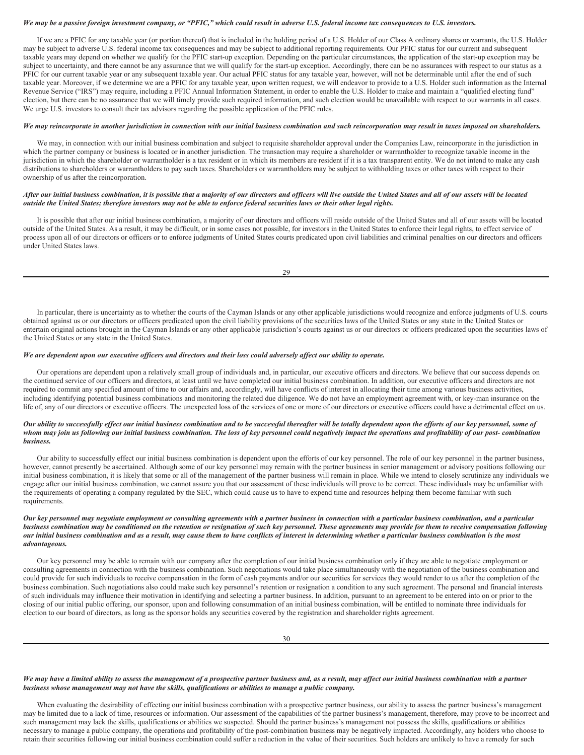***We may be a passive foreign investment company, or "PFIC," which could result in adverse U.S. federal income tax consequences to U.S. investors.***

If we are a PFIC for any taxable year (or portion thereof) that is included in the holding period of a U.S. Holder of our Class A ordinary shares or warrants, the U.S. Holder may be subject to adverse U.S. federal income tax consequences and may be subject to additional reporting requirements. Our PFIC status for our current and subsequent taxable years may depend on whether we qualify for the PFIC start-up exception. Depending on the particular circumstances, the application of the start-up exception may be subject to uncertainty, and there cannot be any assurance that we will qualify for the start-up exception. Accordingly, there can be no assurances with respect to our status as a PFIC for our current taxable year or any subsequent taxable year. Our actual PFIC status for any taxable year, however, will not be determinable until after the end of such taxable year. Moreover, if we determine we are a PFIC for any taxable year, upon written request, we will endeavor to provide to a U.S. Holder such information as the Internal Revenue Service ("IRS") may require, including a PFIC Annual Information Statement, in order to enable the U.S. Holder to make and maintain a "qualified electing fund" election, but there can be no assurance that we will timely provide such required information, and such election would be unavailable with respect to our warrants in all cases. We urge U.S. investors to consult their tax advisors regarding the possible application of the PFIC rules.

***We may reincorporate in another jurisdiction in connection with our initial business combination and such reincorporation may result in taxes imposed on shareholders.***

We may, in connection with our initial business combination and subject to requisite shareholder approval under the Companies Law, reincorporate in the jurisdiction in which the partner company or business is located or in another jurisdiction. The transaction may require a shareholder or warrantholder to recognize taxable income in the jurisdiction in which the shareholder or warrantholder is a tax resident or in which its members are resident if it is a tax transparent entity. We do not intend to make any cash distributions to shareholders or warrantholders to pay such taxes. Shareholders or warrantholders may be subject to withholding taxes or other taxes with respect to their ownership of us after the reincorporation.

***After our initial business combination, it is possible that a majority of our directors and officers will live outside the United States and all of our assets will be located outside the United States; therefore investors may not be able to enforce federal securities laws or their other legal rights.***

It is possible that after our initial business combination, a majority of our directors and officers will reside outside of the United States and all of our assets will be located outside of the United States. As a result, it may be difficult, or in some cases not possible, for investors in the United States to enforce their legal rights, to effect service of process upon all of our directors or officers or to enforce judgments of United States courts predicated upon civil liabilities and criminal penalties on our directors and officers under United States laws.

In particular, there is uncertainty as to whether the courts of the Cayman Islands or any other applicable jurisdictions would recognize and enforce judgments of U.S. courts obtained against us or our directors or officers predicated upon the civil liability provisions of the securities laws of the United States or any state in the United States or entertain original actions brought in the Cayman Islands or any other applicable jurisdiction's courts against us or our directors or officers predicated upon the securities laws of the United States or any state in the United States.

***We are dependent upon our executive officers and directors and their loss could adversely affect our ability to operate.***

Our operations are dependent upon a relatively small group of individuals and, in particular, our executive officers and directors. We believe that our success depends on the continued service of our officers and directors, at least until we have completed our initial business combination. In addition, our executive officers and directors are not required to commit any specified amount of time to our affairs and, accordingly, will have conflicts of interest in allocating their time among various business activities, including identifying potential business combinations and monitoring the related due diligence. We do not have an employment agreement with, or key-man insurance on the life of, any of our directors or executive officers. The unexpected loss of the services of one or more of our directors or executive officers could have a detrimental effect on us.

***Our ability to successfully effect our initial business combination and to be successful thereafter will be totally dependent upon the efforts of our key personnel, some of whom may join us following our initial business combination. The loss of key personnel could negatively impact the operations and profitability of our post- combination business.***

Our ability to successfully effect our initial business combination is dependent upon the efforts of our key personnel. The role of our key personnel in the partner business, however, cannot presently be ascertained. Although some of our key personnel may remain with the partner business in senior management or advisory positions following our initial business combination, it is likely that some or all of the management of the partner business will remain in place. While we intend to closely scrutinize any individuals we engage after our initial business combination, we cannot assure you that our assessment of these individuals will prove to be correct. These individuals may be unfamiliar with the requirements of operating a company regulated by the SEC, which could cause us to have to expend time and resources helping them become familiar with such requirements.

***Our key personnel may negotiate employment or consulting agreements with a partner business in connection with a particular business combination, and a particular business combination may be conditioned on the retention or resignation of such key personnel. These agreements may provide for them to receive compensation following our initial business combination and as a result, may cause them to have conflicts of interest in determining whether a particular business combination is the most advantageous.***

Our key personnel may be able to remain with our company after the completion of our initial business combination only if they are able to negotiate employment or consulting agreements in connection with the business combination. Such negotiations would take place simultaneously with the negotiation of the business combination and could provide for such individuals to receive compensation in the form of cash payments and/or our securities for services they would render to us after the completion of the business combination. Such negotiations also could make such key personnel's retention or resignation a condition to any such agreement. The personal and financial interests of such individuals may influence their motivation in identifying and selecting a partner business. In addition, pursuant to an agreement to be entered into on or prior to the closing of our initial public offering, our sponsor, upon and following consummation of an initial business combination, will be entitled to nominate three individuals for election to our board of directors, as long as the sponsor holds any securities covered by the registration and shareholder rights agreement.

***We may have a limited ability to assess the management of a prospective partner business and, as a result, may affect our initial business combination with a partner business whose management may not have the skills, qualifications or abilities to manage a public company.***

When evaluating the desirability of effecting our initial business combination with a prospective partner business, our ability to assess the partner business's management may be limited due to a lack of time, resources or information. Our assessment of the capabilities of the partner business's management, therefore, may prove to be incorrect and such management may lack the skills, qualifications or abilities we suspected. Should the partner business's management not possess the skills, qualifications or abilities necessary to manage a public company, the operations and profitability of the post-combination business may be negatively impacted. Accordingly, any holders who choose to retain their securities following our initial business combination could suffer a reduction in the value of their securities. Such holders are unlikely to have a remedy for such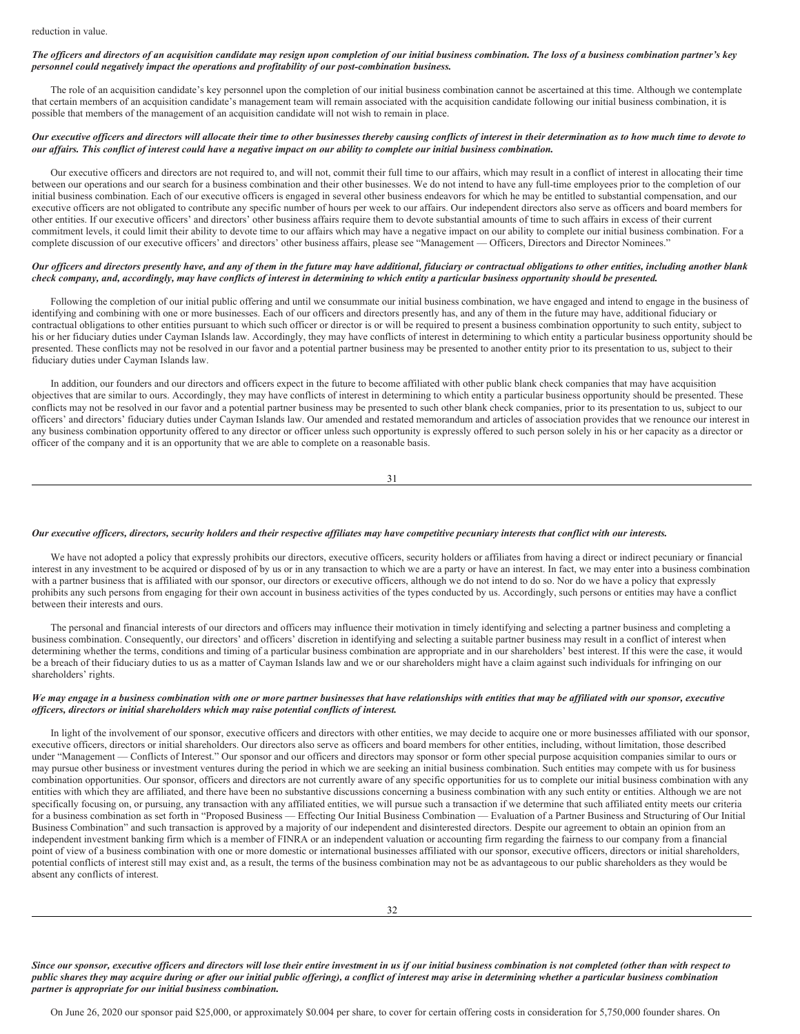reduction in value.

***The officers and directors of an acquisition candidate may resign upon completion of our initial business combination. The loss of a business combination partner's key personnel could negatively impact the operations and profitability of our post-combination business.***

The role of an acquisition candidate's key personnel upon the completion of our initial business combination cannot be ascertained at this time. Although we contemplate that certain members of an acquisition candidate's management team will remain associated with the acquisition candidate following our initial business combination, it is possible that members of the management of an acquisition candidate will not wish to remain in place.

***Our executive officers and directors will allocate their time to other businesses thereby causing conflicts of interest in their determination as to how much time to devote to our affairs. This conflict of interest could have a negative impact on our ability to complete our initial business combination.***

Our executive officers and directors are not required to, and will not, commit their full time to our affairs, which may result in a conflict of interest in allocating their time between our operations and our search for a business combination and their other businesses. We do not intend to have any full-time employees prior to the completion of our initial business combination. Each of our executive officers is engaged in several other business endeavors for which he may be entitled to substantial compensation, and our executive officers are not obligated to contribute any specific number of hours per week to our affairs. Our independent directors also serve as officers and board members for other entities. If our executive officers' and directors' other business affairs require them to devote substantial amounts of time to such affairs in excess of their current commitment levels, it could limit their ability to devote time to our affairs which may have a negative impact on our ability to complete our initial business combination. For a complete discussion of our executive officers' and directors' other business affairs, please see "Management — Officers, Directors and Director Nominees."

***Our officers and directors presently have, and any of them in the future may have additional, fiduciary or contractual obligations to other entities, including another blank check company, and, accordingly, may have conflicts of interest in determining to which entity a particular business opportunity should be presented.***

Following the completion of our initial public offering and until we consummate our initial business combination, we have engaged and intend to engage in the business of identifying and combining with one or more businesses. Each of our officers and directors presently has, and any of them in the future may have, additional fiduciary or contractual obligations to other entities pursuant to which such officer or director is or will be required to present a business combination opportunity to such entity, subject to his or her fiduciary duties under Cayman Islands law. Accordingly, they may have conflicts of interest in determining to which entity a particular business opportunity should be presented. These conflicts may not be resolved in our favor and a potential partner business may be presented to another entity prior to its presentation to us, subject to their fiduciary duties under Cayman Islands law.

In addition, our founders and our directors and officers expect in the future to become affiliated with other public blank check companies that may have acquisition objectives that are similar to ours. Accordingly, they may have conflicts of interest in determining to which entity a particular business opportunity should be presented. These conflicts may not be resolved in our favor and a potential partner business may be presented to such other blank check companies, prior to its presentation to us, subject to our officers' and directors' fiduciary duties under Cayman Islands law. Our amended and restated memorandum and articles of association provides that we renounce our interest in any business combination opportunity offered to any director or officer unless such opportunity is expressly offered to such person solely in his or her capacity as a director or officer of the company and it is an opportunity that we are able to complete on a reasonable basis.

***Our executive officers, directors, security holders and their respective affiliates may have competitive pecuniary interests that conflict with our interests.***

We have not adopted a policy that expressly prohibits our directors, executive officers, security holders or affiliates from having a direct or indirect pecuniary or financial interest in any investment to be acquired or disposed of by us or in any transaction to which we are a party or have an interest. In fact, we may enter into a business combination with a partner business that is affiliated with our sponsor, our directors or executive officers, although we do not intend to do so. Nor do we have a policy that expressly prohibits any such persons from engaging for their own account in business activities of the types conducted by us. Accordingly, such persons or entities may have a conflict between their interests and ours.

The personal and financial interests of our directors and officers may influence their motivation in timely identifying and selecting a partner business and completing a business combination. Consequently, our directors' and officers' discretion in identifying and selecting a suitable partner business may result in a conflict of interest when determining whether the terms, conditions and timing of a particular business combination are appropriate and in our shareholders' best interest. If this were the case, it would be a breach of their fiduciary duties to us as a matter of Cayman Islands law and we or our shareholders might have a claim against such individuals for infringing on our shareholders' rights.

***We may engage in a business combination with one or more partner businesses that have relationships with entities that may be affiliated with our sponsor, executive officers, directors or initial shareholders which may raise potential conflicts of interest.***

In light of the involvement of our sponsor, executive officers and directors with other entities, we may decide to acquire one or more businesses affiliated with our sponsor, executive officers, directors or initial shareholders. Our directors also serve as officers and board members for other entities, including, without limitation, those described under "Management — Conflicts of Interest." Our sponsor and our officers and directors may sponsor or form other special purpose acquisition companies similar to ours or may pursue other business or investment ventures during the period in which we are seeking an initial business combination. Such entities may compete with us for business combination opportunities. Our sponsor, officers and directors are not currently aware of any specific opportunities for us to complete our initial business combination with any entities with which they are affiliated, and there have been no substantive discussions concerning a business combination with any such entity or entities. Although we are not specifically focusing on, or pursuing, any transaction with any affiliated entities, we will pursue such a transaction if we determine that such affiliated entity meets our criteria for a business combination as set forth in "Proposed Business — Effecting Our Initial Business Combination — Evaluation of a Partner Business and Structuring of Our Initial Business Combination" and such transaction is approved by a majority of our independent and disinterested directors. Despite our agreement to obtain an opinion from an independent investment banking firm which is a member of FINRA or an independent valuation or accounting firm regarding the fairness to our company from a financial point of view of a business combination with one or more domestic or international businesses affiliated with our sponsor, executive officers, directors or initial shareholders, potential conflicts of interest still may exist and, as a result, the terms of the business combination may not be as advantageous to our public shareholders as they would be absent any conflicts of interest.

***Since our sponsor, executive officers and directors will lose their entire investment in us if our initial business combination is not completed (other than with respect to public shares they may acquire during or after our initial public offering), a conflict of interest may arise in determining whether a particular business combination partner is appropriate for our initial business combination.***

On June 26, 2020 our sponsor paid $25,000, or approximately $0.004 per share, to cover for certain offering costs in consideration for 5,750,000 founder shares. On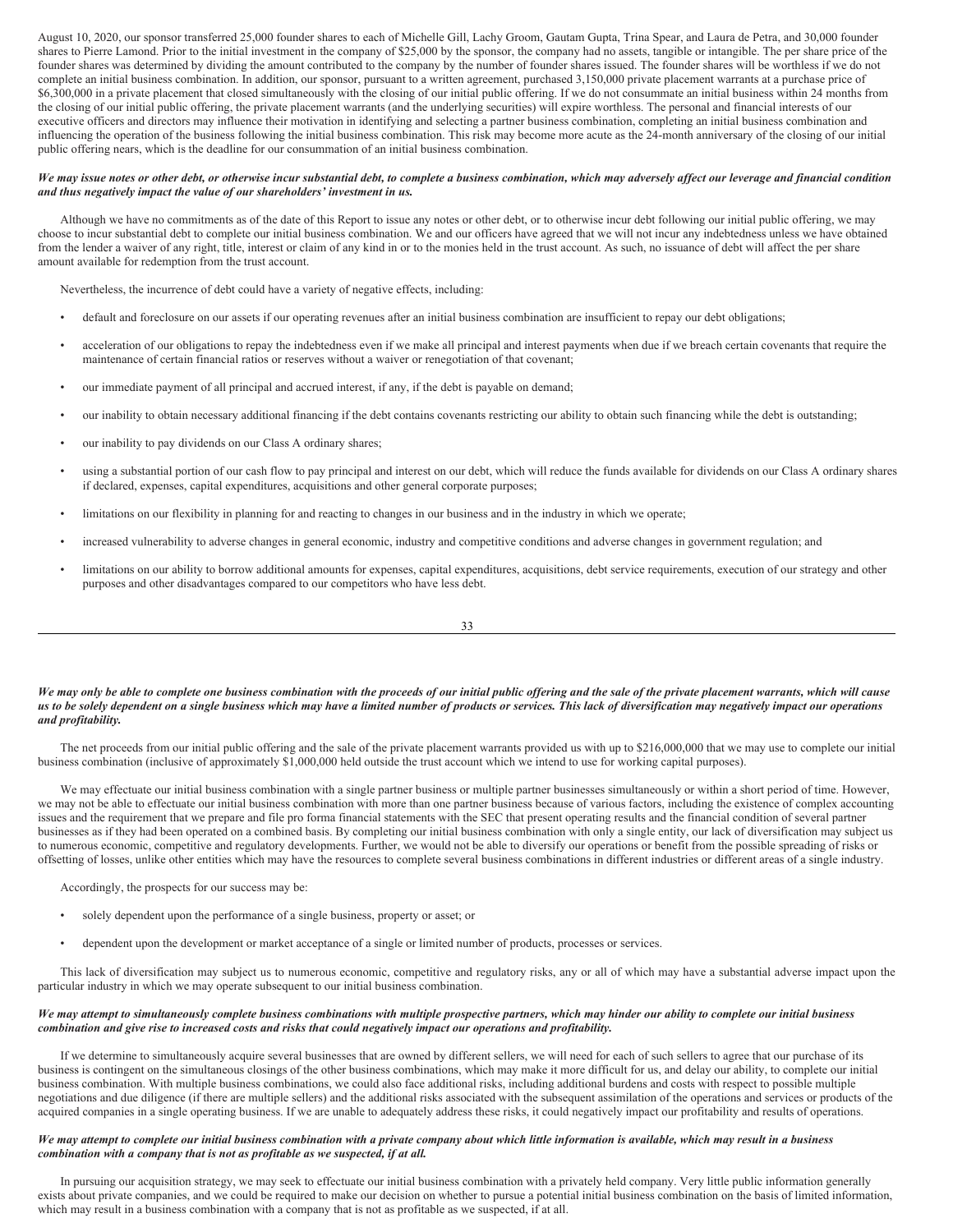August 10, 2020, our sponsor transferred 25,000 founder shares to each of Michelle Gill, Lachy Groom, Gautam Gupta, Trina Spear, and Laura de Petra, and 30,000 founder shares to Pierre Lamond. Prior to the initial investment in the company of $25,000 by the sponsor, the company had no assets, tangible or intangible. The per share price of the founder shares was determined by dividing the amount contributed to the company by the number of founder shares issued. The founder shares will be worthless if we do not complete an initial business combination. In addition, our sponsor, pursuant to a written agreement, purchased 3,150,000 private placement warrants at a purchase price of $6,300,000 in a private placement that closed simultaneously with the closing of our initial public offering. If we do not consummate an initial business within 24 months from the closing of our initial public offering, the private placement warrants (and the underlying securities) will expire worthless. The personal and financial interests of our executive officers and directors may influence their motivation in identifying and selecting a partner business combination, completing an initial business combination and influencing the operation of the business following the initial business combination. This risk may become more acute as the 24-month anniversary of the closing of our initial public offering nears, which is the deadline for our consummation of an initial business combination.

***We may issue notes or other debt, or otherwise incur substantial debt, to complete a business combination, which may adversely affect our leverage and financial condition and thus negatively impact the value of our shareholders' investment in us.***

Although we have no commitments as of the date of this Report to issue any notes or other debt, or to otherwise incur debt following our initial public offering, we may choose to incur substantial debt to complete our initial business combination. We and our officers have agreed that we will not incur any indebtedness unless we have obtained from the lender a waiver of any right, title, interest or claim of any kind in or to the monies held in the trust account. As such, no issuance of debt will affect the per share amount available for redemption from the trust account.

Nevertheless, the incurrence of debt could have a variety of negative effects, including:

- default and foreclosure on our assets if our operating revenues after an initial business combination are insufficient to repay our debt obligations;
- acceleration of our obligations to repay the indebtedness even if we make all principal and interest payments when due if we breach certain covenants that require the maintenance of certain financial ratios or reserves without a waiver or renegotiation of that covenant;
- our immediate payment of all principal and accrued interest, if any, if the debt is payable on demand;
- our inability to obtain necessary additional financing if the debt contains covenants restricting our ability to obtain such financing while the debt is outstanding;
- our inability to pay dividends on our Class A ordinary shares;
- using a substantial portion of our cash flow to pay principal and interest on our debt, which will reduce the funds available for dividends on our Class A ordinary shares if declared, expenses, capital expenditures, acquisitions and other general corporate purposes;
- limitations on our flexibility in planning for and reacting to changes in our business and in the industry in which we operate;
- increased vulnerability to adverse changes in general economic, industry and competitive conditions and adverse changes in government regulation; and
- limitations on our ability to borrow additional amounts for expenses, capital expenditures, acquisitions, debt service requirements, execution of our strategy and other purposes and other disadvantages compared to our competitors who have less debt.

***We may only be able to complete one business combination with the proceeds of our initial public offering and the sale of the private placement warrants, which will cause us to be solely dependent on a single business which may have a limited number of products or services. This lack of diversification may negatively impact our operations and profitability.***

The net proceeds from our initial public offering and the sale of the private placement warrants provided us with up to $216,000,000 that we may use to complete our initial business combination (inclusive of approximately $1,000,000 held outside the trust account which we intend to use for working capital purposes).

We may effectuate our initial business combination with a single partner business or multiple partner businesses simultaneously or within a short period of time. However, we may not be able to effectuate our initial business combination with more than one partner business because of various factors, including the existence of complex accounting issues and the requirement that we prepare and file pro forma financial statements with the SEC that present operating results and the financial condition of several partner businesses as if they had been operated on a combined basis. By completing our initial business combination with only a single entity, our lack of diversification may subject us to numerous economic, competitive and regulatory developments. Further, we would not be able to diversify our operations or benefit from the possible spreading of risks or offsetting of losses, unlike other entities which may have the resources to complete several business combinations in different industries or different areas of a single industry.

Accordingly, the prospects for our success may be:

- solely dependent upon the performance of a single business, property or asset; or
- dependent upon the development or market acceptance of a single or limited number of products, processes or services.

This lack of diversification may subject us to numerous economic, competitive and regulatory risks, any or all of which may have a substantial adverse impact upon the particular industry in which we may operate subsequent to our initial business combination.

***We may attempt to simultaneously complete business combinations with multiple prospective partners, which may hinder our ability to complete our initial business combination and give rise to increased costs and risks that could negatively impact our operations and profitability.***

If we determine to simultaneously acquire several businesses that are owned by different sellers, we will need for each of such sellers to agree that our purchase of its business is contingent on the simultaneous closings of the other business combinations, which may make it more difficult for us, and delay our ability, to complete our initial business combination. With multiple business combinations, we could also face additional risks, including additional burdens and costs with respect to possible multiple negotiations and due diligence (if there are multiple sellers) and the additional risks associated with the subsequent assimilation of the operations and services or products of the acquired companies in a single operating business. If we are unable to adequately address these risks, it could negatively impact our profitability and results of operations.

***We may attempt to complete our initial business combination with a private company about which little information is available, which may result in a business combination with a company that is not as profitable as we suspected, if at all.***

In pursuing our acquisition strategy, we may seek to effectuate our initial business combination with a privately held company. Very little public information generally exists about private companies, and we could be required to make our decision on whether to pursue a potential initial business combination on the basis of limited information, which may result in a business combination with a company that is not as profitable as we suspected, if at all.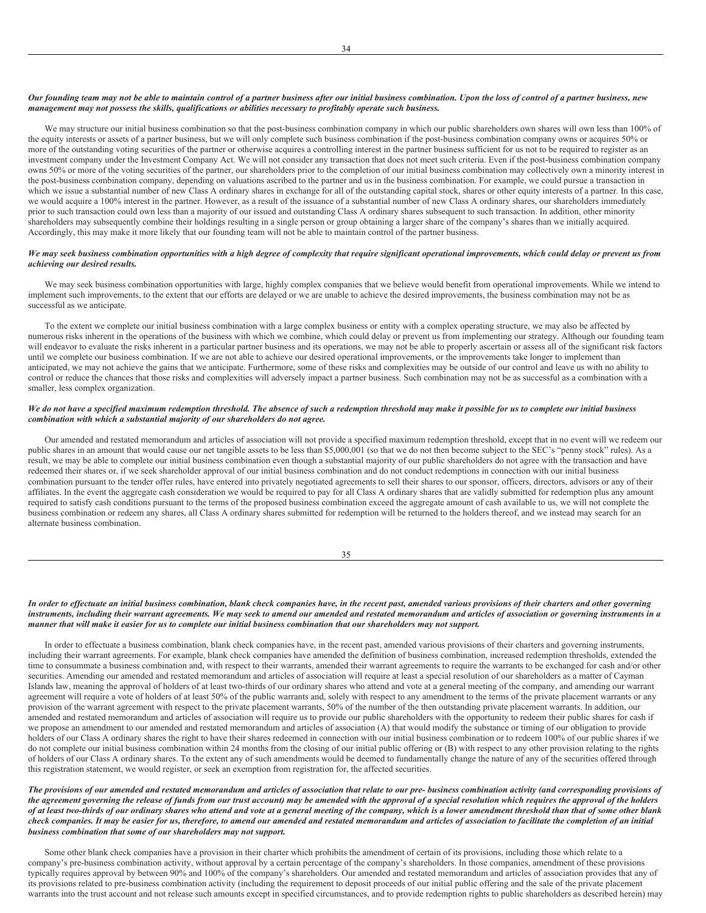***Our founding team may not be able to maintain control of a partner business after our initial business combination. Upon the loss of control of a partner business, new management may not possess the skills, qualifications or abilities necessary to profitably operate such business.***

We may structure our initial business combination so that the post-business combination company in which our public shareholders own shares will own less than 100% of the equity interests or assets of a partner business, but we will only complete such business combination if the post-business combination company owns or acquires 50% or more of the outstanding voting securities of the partner or otherwise acquires a controlling interest in the partner business sufficient for us not to be required to register as an investment company under the Investment Company Act. We will not consider any transaction that does not meet such criteria. Even if the post-business combination company owns 50% or more of the voting securities of the partner, our shareholders prior to the completion of our initial business combination may collectively own a minority interest in the post-business combination company, depending on valuations ascribed to the partner and us in the business combination. For example, we could pursue a transaction in which we issue a substantial number of new Class A ordinary shares in exchange for all of the outstanding capital stock, shares or other equity interests of a partner. In this case, we would acquire a 100% interest in the partner. However, as a result of the issuance of a substantial number of new Class A ordinary shares, our shareholders immediately prior to such transaction could own less than a majority of our issued and outstanding Class A ordinary shares subsequent to such transaction. In addition, other minority shareholders may subsequently combine their holdings resulting in a single person or group obtaining a larger share of the company's shares than we initially acquired. Accordingly, this may make it more likely that our founding team will not be able to maintain control of the partner business.

***We may seek business combination opportunities with a high degree of complexity that require significant operational improvements, which could delay or prevent us from achieving our desired results.***

We may seek business combination opportunities with large, highly complex companies that we believe would benefit from operational improvements. While we intend to implement such improvements, to the extent that our efforts are delayed or we are unable to achieve the desired improvements, the business combination may not be as successful as we anticipate.

To the extent we complete our initial business combination with a large complex business or entity with a complex operating structure, we may also be affected by numerous risks inherent in the operations of the business with which we combine, which could delay or prevent us from implementing our strategy. Although our founding team will endeavor to evaluate the risks inherent in a particular partner business and its operations, we may not be able to properly ascertain or assess all of the significant risk factors until we complete our business combination. If we are not able to achieve our desired operational improvements, or the improvements take longer to implement than anticipated, we may not achieve the gains that we anticipate. Furthermore, some of these risks and complexities may be outside of our control and leave us with no ability to control or reduce the chances that those risks and complexities will adversely impact a partner business. Such combination may not be as successful as a combination with a smaller, less complex organization.

***We do not have a specified maximum redemption threshold. The absence of such a redemption threshold may make it possible for us to complete our initial business combination with which a substantial majority of our shareholders do not agree.***

Our amended and restated memorandum and articles of association will not provide a specified maximum redemption threshold, except that in no event will we redeem our public shares in an amount that would cause our net tangible assets to be less than $5,000,001 (so that we do not then become subject to the SEC's "penny stock" rules). As a result, we may be able to complete our initial business combination even though a substantial majority of our public shareholders do not agree with the transaction and have redeemed their shares or, if we seek shareholder approval of our initial business combination and do not conduct redemptions in connection with our initial business combination pursuant to the tender offer rules, have entered into privately negotiated agreements to sell their shares to our sponsor, officers, directors, advisors or any of their affiliates. In the event the aggregate cash consideration we would be required to pay for all Class A ordinary shares that are validly submitted for redemption plus any amount required to satisfy cash conditions pursuant to the terms of the proposed business combination exceed the aggregate amount of cash available to us, we will not complete the business combination or redeem any shares, all Class A ordinary shares submitted for redemption will be returned to the holders thereof, and we instead may search for an alternate business combination.

***In order to effectuate an initial business combination, blank check companies have, in the recent past, amended various provisions of their charters and other governing instruments, including their warrant agreements. We may seek to amend our amended and restated memorandum and articles of association or governing instruments in a manner that will make it easier for us to complete our initial business combination that our shareholders may not support.***

In order to effectuate a business combination, blank check companies have, in the recent past, amended various provisions of their charters and governing instruments, including their warrant agreements. For example, blank check companies have amended the definition of business combination, increased redemption thresholds, extended the time to consummate a business combination and, with respect to their warrants, amended their warrant agreements to require the warrants to be exchanged for cash and/or other securities. Amending our amended and restated memorandum and articles of association will require at least a special resolution of our shareholders as a matter of Cayman Islands law, meaning the approval of holders of at least two-thirds of our ordinary shares who attend and vote at a general meeting of the company, and amending our warrant agreement will require a vote of holders of at least 50% of the public warrants and, solely with respect to any amendment to the terms of the private placement warrants or any provision of the warrant agreement with respect to the private placement warrants, 50% of the number of the then outstanding private placement warrants. In addition, our amended and restated memorandum and articles of association will require us to provide our public shareholders with the opportunity to redeem their public shares for cash if we propose an amendment to our amended and restated memorandum and articles of association (A) that would modify the substance or timing of our obligation to provide holders of our Class A ordinary shares the right to have their shares redeemed in connection with our initial business combination or to redeem 100% of our public shares if we do not complete our initial business combination within 24 months from the closing of our initial public offering or (B) with respect to any other provision relating to the rights of holders of our Class A ordinary shares. To the extent any of such amendments would be deemed to fundamentally change the nature of any of the securities offered through this registration statement, we would register, or seek an exemption from registration for, the affected securities.

***The provisions of our amended and restated memorandum and articles of association that relate to our pre- business combination activity (and corresponding provisions of the agreement governing the release of funds from our trust account) may be amended with the approval of a special resolution which requires the approval of the holders of at least two-thirds of our ordinary shares who attend and vote at a general meeting of the company, which is a lower amendment threshold than that of some other blank check companies. It may be easier for us, therefore, to amend our amended and restated memorandum and articles of association to facilitate the completion of an initial business combination that some of our shareholders may not support.***

Some other blank check companies have a provision in their charter which prohibits the amendment of certain of its provisions, including those which relate to a company's pre-business combination activity, without approval by a certain percentage of the company's shareholders. In those companies, amendment of these provisions typically requires approval by between 90% and 100% of the company's shareholders. Our amended and restated memorandum and articles of association provides that any of its provisions related to pre-business combination activity (including the requirement to deposit proceeds of our initial public offering and the sale of the private placement warrants into the trust account and not release such amounts except in specified circumstances, and to provide redemption rights to public shareholders as described herein) may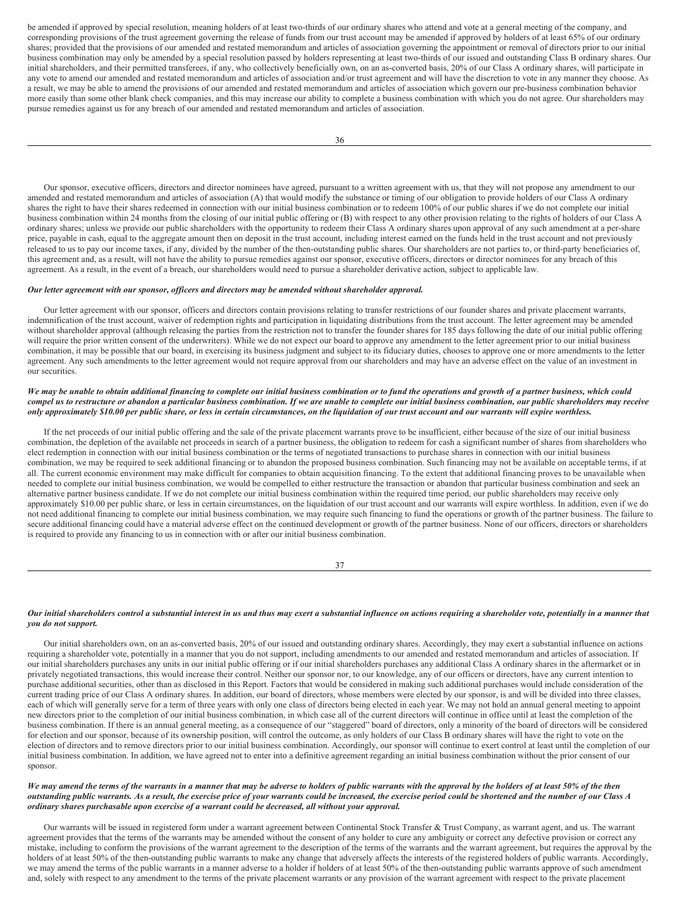be amended if approved by special resolution, meaning holders of at least two-thirds of our ordinary shares who attend and vote at a general meeting of the company, and corresponding provisions of the trust agreement governing the release of funds from our trust account may be amended if approved by holders of at least 65% of our ordinary shares; provided that the provisions of our amended and restated memorandum and articles of association governing the appointment or removal of directors prior to our initial business combination may only be amended by a special resolution passed by holders representing at least two-thirds of our issued and outstanding Class B ordinary shares. Our initial shareholders, and their permitted transferees, if any, who collectively beneficially own, on an as-converted basis, 20% of our Class A ordinary shares, will participate in any vote to amend our amended and restated memorandum and articles of association and/or trust agreement and will have the discretion to vote in any manner they choose. As a result, we may be able to amend the provisions of our amended and restated memorandum and articles of association which govern our pre-business combination behavior more easily than some other blank check companies, and this may increase our ability to complete a business combination with which you do not agree. Our shareholders may pursue remedies against us for any breach of our amended and restated memorandum and articles of association.

Our sponsor, executive officers, directors and director nominees have agreed, pursuant to a written agreement with us, that they will not propose any amendment to our amended and restated memorandum and articles of association (A) that would modify the substance or timing of our obligation to provide holders of our Class A ordinary shares the right to have their shares redeemed in connection with our initial business combination or to redeem 100% of our public shares if we do not complete our initial business combination within 24 months from the closing of our initial public offering or (B) with respect to any other provision relating to the rights of holders of our Class A ordinary shares; unless we provide our public shareholders with the opportunity to redeem their Class A ordinary shares upon approval of any such amendment at a per-share price, payable in cash, equal to the aggregate amount then on deposit in the trust account, including interest earned on the funds held in the trust account and not previously released to us to pay our income taxes, if any, divided by the number of the then-outstanding public shares. Our shareholders are not parties to, or third-party beneficiaries of, this agreement and, as a result, will not have the ability to pursue remedies against our sponsor, executive officers, directors or director nominees for any breach of this agreement. As a result, in the event of a breach, our shareholders would need to pursue a shareholder derivative action, subject to applicable law.

***Our letter agreement with our sponsor, officers and directors may be amended without shareholder approval.***

Our letter agreement with our sponsor, officers and directors contain provisions relating to transfer restrictions of our founder shares and private placement warrants, indemnification of the trust account, waiver of redemption rights and participation in liquidating distributions from the trust account. The letter agreement may be amended without shareholder approval (although releasing the parties from the restriction not to transfer the founder shares for 185 days following the date of our initial public offering will require the prior written consent of the underwriters). While we do not expect our board to approve any amendment to the letter agreement prior to our initial business combination, it may be possible that our board, in exercising its business judgment and subject to its fiduciary duties, chooses to approve one or more amendments to the letter agreement. Any such amendments to the letter agreement would not require approval from our shareholders and may have an adverse effect on the value of an investment in our securities.

***We may be unable to obtain additional financing to complete our initial business combination or to fund the operations and growth of a partner business, which could compel us to restructure or abandon a particular business combination. If we are unable to complete our initial business combination, our public shareholders may receive only approximately $10.00 per public share, or less in certain circumstances, on the liquidation of our trust account and our warrants will expire worthless.***

If the net proceeds of our initial public offering and the sale of the private placement warrants prove to be insufficient, either because of the size of our initial business combination, the depletion of the available net proceeds in search of a partner business, the obligation to redeem for cash a significant number of shares from shareholders who elect redemption in connection with our initial business combination or the terms of negotiated transactions to purchase shares in connection with our initial business combination, we may be required to seek additional financing or to abandon the proposed business combination. Such financing may not be available on acceptable terms, if at all. The current economic environment may make difficult for companies to obtain acquisition financing. To the extent that additional financing proves to be unavailable when needed to complete our initial business combination, we would be compelled to either restructure the transaction or abandon that particular business combination and seek an alternative partner business candidate. If we do not complete our initial business combination within the required time period, our public shareholders may receive only approximately $10.00 per public share, or less in certain circumstances, on the liquidation of our trust account and our warrants will expire worthless. In addition, even if we do not need additional financing to complete our initial business combination, we may require such financing to fund the operations or growth of the partner business. The failure to secure additional financing could have a material adverse effect on the continued development or growth of the partner business. None of our officers, directors or shareholders is required to provide any financing to us in connection with or after our initial business combination.

***Our initial shareholders control a substantial interest in us and thus may exert a substantial influence on actions requiring a shareholder vote, potentially in a manner that you do not support.***

Our initial shareholders own, on an as-converted basis, 20% of our issued and outstanding ordinary shares. Accordingly, they may exert a substantial influence on actions requiring a shareholder vote, potentially in a manner that you do not support, including amendments to our amended and restated memorandum and articles of association. If our initial shareholders purchases any units in our initial public offering or if our initial shareholders purchases any additional Class A ordinary shares in the aftermarket or in privately negotiated transactions, this would increase their control. Neither our sponsor nor, to our knowledge, any of our officers or directors, have any current intention to purchase additional securities, other than as disclosed in this Report. Factors that would be considered in making such additional purchases would include consideration of the current trading price of our Class A ordinary shares. In addition, our board of directors, whose members were elected by our sponsor, is and will be divided into three classes, each of which will generally serve for a term of three years with only one class of directors being elected in each year. We may not hold an annual general meeting to appoint new directors prior to the completion of our initial business combination, in which case all of the current directors will continue in office until at least the completion of the business combination. If there is an annual general meeting, as a consequence of our "staggered" board of directors, only a minority of the board of directors will be considered for election and our sponsor, because of its ownership position, will control the outcome, as only holders of our Class B ordinary shares will have the right to vote on the election of directors and to remove directors prior to our initial business combination. Accordingly, our sponsor will continue to exert control at least until the completion of our initial business combination. In addition, we have agreed not to enter into a definitive agreement regarding an initial business combination without the prior consent of our sponsor.

***We may amend the terms of the warrants in a manner that may be adverse to holders of public warrants with the approval by the holders of at least 50% of the then outstanding public warrants. As a result, the exercise price of your warrants could be increased, the exercise period could be shortened and the number of our Class A ordinary shares purchasable upon exercise of a warrant could be decreased, all without your approval.***

Our warrants will be issued in registered form under a warrant agreement between Continental Stock Transfer & Trust Company, as warrant agent, and us. The warrant agreement provides that the terms of the warrants may be amended without the consent of any holder to cure any ambiguity or correct any defective provision or correct any mistake, including to conform the provisions of the warrant agreement to the description of the terms of the warrants and the warrant agreement, but requires the approval by the holders of at least 50% of the then-outstanding public warrants to make any change that adversely affects the interests of the registered holders of public warrants. Accordingly, we may amend the terms of the public warrants in a manner adverse to a holder if holders of at least 50% of the then-outstanding public warrants approve of such amendment and, solely with respect to any amendment to the terms of the private placement warrants or any provision of the warrant agreement with respect to the private placement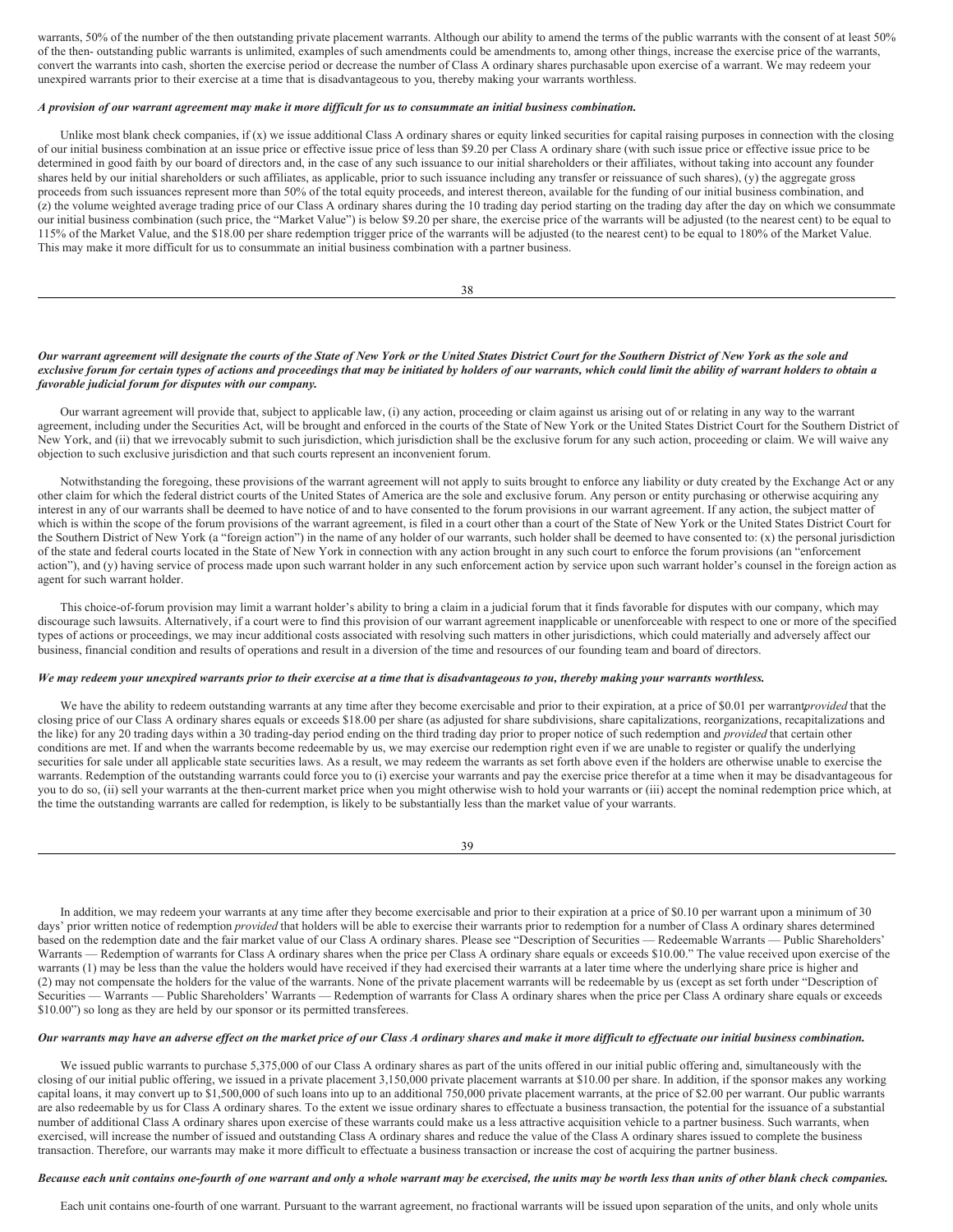warrants, 50% of the number of the then outstanding private placement warrants. Although our ability to amend the terms of the public warrants with the consent of at least 50% of the then- outstanding public warrants is unlimited, examples of such amendments could be amendments to, among other things, increase the exercise price of the warrants, convert the warrants into cash, shorten the exercise period or decrease the number of Class A ordinary shares purchasable upon exercise of a warrant. We may redeem your unexpired warrants prior to their exercise at a time that is disadvantageous to you, thereby making your warrants worthless.

***A provision of our warrant agreement may make it more difficult for us to consummate an initial business combination.***

Unlike most blank check companies, if (x) we issue additional Class A ordinary shares or equity linked securities for capital raising purposes in connection with the closing of our initial business combination at an issue price or effective issue price of less than $9.20 per Class A ordinary share (with such issue price or effective issue price to be determined in good faith by our board of directors and, in the case of any such issuance to our initial shareholders or their affiliates, without taking into account any founder shares held by our initial shareholders or such affiliates, as applicable, prior to such issuance including any transfer or reissuance of such shares), (y) the aggregate gross proceeds from such issuances represent more than 50% of the total equity proceeds, and interest thereon, available for the funding of our initial business combination, and (z) the volume weighted average trading price of our Class A ordinary shares during the 10 trading day period starting on the trading day after the day on which we consummate our initial business combination (such price, the "Market Value") is below $9.20 per share, the exercise price of the warrants will be adjusted (to the nearest cent) to be equal to 115% of the Market Value, and the $18.00 per share redemption trigger price of the warrants will be adjusted (to the nearest cent) to be equal to 180% of the Market Value. This may make it more difficult for us to consummate an initial business combination with a partner business.

***Our warrant agreement will designate the courts of the State of New York or the United States District Court for the Southern District of New York as the sole and exclusive forum for certain types of actions and proceedings that may be initiated by holders of our warrants, which could limit the ability of warrant holders to obtain a favorable judicial forum for disputes with our company.***

Our warrant agreement will provide that, subject to applicable law, (i) any action, proceeding or claim against us arising out of or relating in any way to the warrant agreement, including under the Securities Act, will be brought and enforced in the courts of the State of New York or the United States District Court for the Southern District of New York, and (ii) that we irrevocably submit to such jurisdiction, which jurisdiction shall be the exclusive forum for any such action, proceeding or claim. We will waive any objection to such exclusive jurisdiction and that such courts represent an inconvenient forum.

Notwithstanding the foregoing, these provisions of the warrant agreement will not apply to suits brought to enforce any liability or duty created by the Exchange Act or any other claim for which the federal district courts of the United States of America are the sole and exclusive forum. Any person or entity purchasing or otherwise acquiring any interest in any of our warrants shall be deemed to have notice of and to have consented to the forum provisions in our warrant agreement. If any action, the subject matter of which is within the scope of the forum provisions of the warrant agreement, is filed in a court other than a court of the State of New York or the United States District Court for the Southern District of New York (a "foreign action") in the name of any holder of our warrants, such holder shall be deemed to have consented to: (x) the personal jurisdiction of the state and federal courts located in the State of New York in connection with any action brought in any such court to enforce the forum provisions (an "enforcement action"), and (y) having service of process made upon such warrant holder in any such enforcement action by service upon such warrant holder's counsel in the foreign action as agent for such warrant holder.

This choice-of-forum provision may limit a warrant holder's ability to bring a claim in a judicial forum that it finds favorable for disputes with our company, which may discourage such lawsuits. Alternatively, if a court were to find this provision of our warrant agreement inapplicable or unenforceable with respect to one or more of the specified types of actions or proceedings, we may incur additional costs associated with resolving such matters in other jurisdictions, which could materially and adversely affect our business, financial condition and results of operations and result in a diversion of the time and resources of our founding team and board of directors.

***We may redeem your unexpired warrants prior to their exercise at a time that is disadvantageous to you, thereby making your warrants worthless.***

We have the ability to redeem outstanding warrants at any time after they become exercisable and prior to their expiration, at a price of $0.01 per warrant, *provided* that the closing price of our Class A ordinary shares equals or exceeds $18.00 per share (as adjusted for share subdivisions, share capitalizations, reorganizations, recapitalizations and the like) for any 20 trading days within a 30 trading-day period ending on the third trading day prior to proper notice of such redemption and *provided* that certain other conditions are met. If and when the warrants become redeemable by us, we may exercise our redemption right even if we are unable to register or qualify the underlying securities for sale under all applicable state securities laws. As a result, we may redeem the warrants as set forth above even if the holders are otherwise unable to exercise the warrants. Redemption of the outstanding warrants could force you to (i) exercise your warrants and pay the exercise price therefor at a time when it may be disadvantageous for you to do so, (ii) sell your warrants at the then-current market price when you might otherwise wish to hold your warrants or (iii) accept the nominal redemption price which, at the time the outstanding warrants are called for redemption, is likely to be substantially less than the market value of your warrants.

In addition, we may redeem your warrants at any time after they become exercisable and prior to their expiration at a price of $0.10 per warrant upon a minimum of 30 days' prior written notice of redemption *provided* that holders will be able to exercise their warrants prior to redemption for a number of Class A ordinary shares determined based on the redemption date and the fair market value of our Class A ordinary shares. Please see "Description of Securities — Redeemable Warrants — Public Shareholders' Warrants — Redemption of warrants for Class A ordinary shares when the price per Class A ordinary share equals or exceeds $10.00." The value received upon exercise of the warrants (1) may be less than the value the holders would have received if they had exercised their warrants at a later time where the underlying share price is higher and (2) may not compensate the holders for the value of the warrants. None of the private placement warrants will be redeemable by us (except as set forth under "Description of Securities — Warrants — Public Shareholders' Warrants — Redemption of warrants for Class A ordinary shares when the price per Class A ordinary share equals or exceeds $10.00") so long as they are held by our sponsor or its permitted transferees.

***Our warrants may have an adverse effect on the market price of our Class A ordinary shares and make it more difficult to effectuate our initial business combination.***

We issued public warrants to purchase 5,375,000 of our Class A ordinary shares as part of the units offered in our initial public offering and, simultaneously with the closing of our initial public offering, we issued in a private placement 3,150,000 private placement warrants at $10.00 per share. In addition, if the sponsor makes any working capital loans, it may convert up to $1,500,000 of such loans into up to an additional 750,000 private placement warrants, at the price of $2.00 per warrant. Our public warrants are also redeemable by us for Class A ordinary shares. To the extent we issue ordinary shares to effectuate a business transaction, the potential for the issuance of a substantial number of additional Class A ordinary shares upon exercise of these warrants could make us a less attractive acquisition vehicle to a partner business. Such warrants, when exercised, will increase the number of issued and outstanding Class A ordinary shares and reduce the value of the Class A ordinary shares issued to complete the business transaction. Therefore, our warrants may make it more difficult to effectuate a business transaction or increase the cost of acquiring the partner business.

***Because each unit contains one-fourth of one warrant and only a whole warrant may be exercised, the units may be worth less than units of other blank check companies.***

Each unit contains one-fourth of one warrant. Pursuant to the warrant agreement, no fractional warrants will be issued upon separation of the units, and only whole units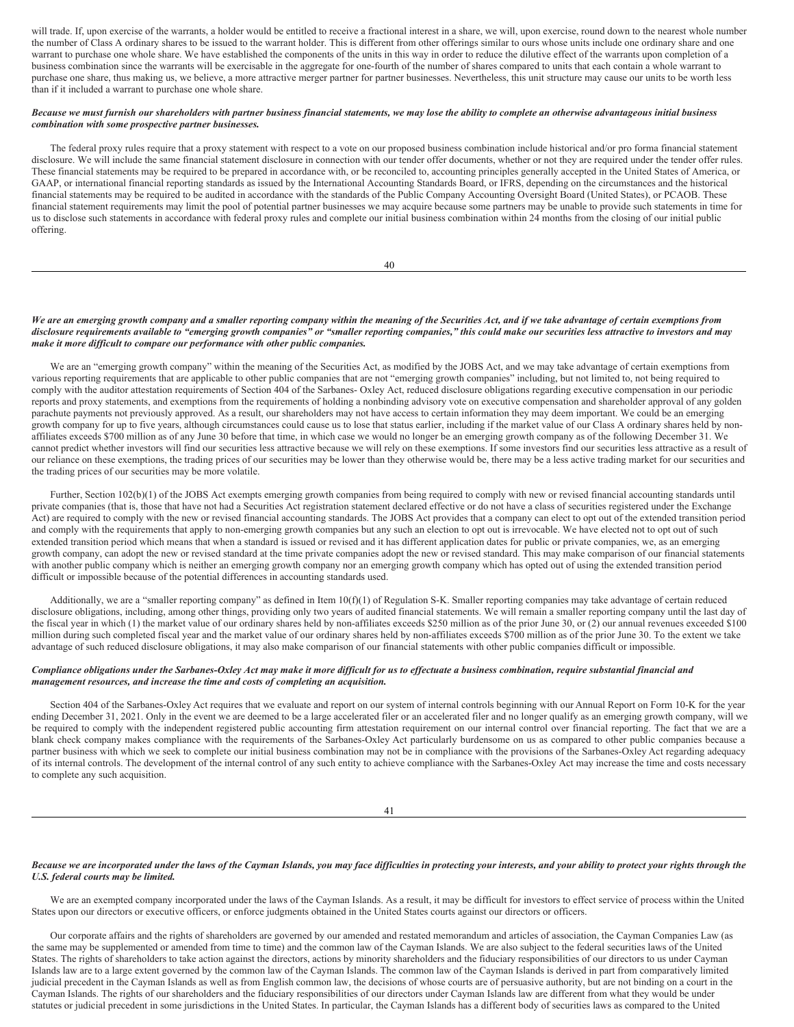will trade. If, upon exercise of the warrants, a holder would be entitled to receive a fractional interest in a share, we will, upon exercise, round down to the nearest whole number the number of Class A ordinary shares to be issued to the warrant holder. This is different from other offerings similar to ours whose units include one ordinary share and one warrant to purchase one whole share. We have established the components of the units in this way in order to reduce the dilutive effect of the warrants upon completion of a business combination since the warrants will be exercisable in the aggregate for one-fourth of the number of shares compared to units that each contain a whole warrant to purchase one share, thus making us, we believe, a more attractive merger partner for partner businesses. Nevertheless, this unit structure may cause our units to be worth less than if it included a warrant to purchase one whole share.

***Because we must furnish our shareholders with partner business financial statements, we may lose the ability to complete an otherwise advantageous initial business combination with some prospective partner businesses.***

The federal proxy rules require that a proxy statement with respect to a vote on our proposed business combination include historical and/or pro forma financial statement disclosure. We will include the same financial statement disclosure in connection with our tender offer documents, whether or not they are required under the tender offer rules. These financial statements may be required to be prepared in accordance with, or be reconciled to, accounting principles generally accepted in the United States of America, or GAAP, or international financial reporting standards as issued by the International Accounting Standards Board, or IFRS, depending on the circumstances and the historical financial statements may be required to be audited in accordance with the standards of the Public Company Accounting Oversight Board (United States), or PCAOB. These financial statement requirements may limit the pool of potential partner businesses we may acquire because some partners may be unable to provide such statements in time for us to disclose such statements in accordance with federal proxy rules and complete our initial business combination within 24 months from the closing of our initial public offering.

***We are an emerging growth company and a smaller reporting company within the meaning of the Securities Act, and if we take advantage of certain exemptions from disclosure requirements available to "emerging growth companies" or "smaller reporting companies," this could make our securities less attractive to investors and may make it more difficult to compare our performance with other public companies.***

We are an "emerging growth company" within the meaning of the Securities Act, as modified by the JOBS Act, and we may take advantage of certain exemptions from various reporting requirements that are applicable to other public companies that are not "emerging growth companies" including, but not limited to, not being required to comply with the auditor attestation requirements of Section 404 of the Sarbanes- Oxley Act, reduced disclosure obligations regarding executive compensation in our periodic reports and proxy statements, and exemptions from the requirements of holding a nonbinding advisory vote on executive compensation and shareholder approval of any golden parachute payments not previously approved. As a result, our shareholders may not have access to certain information they may deem important. We could be an emerging growth company for up to five years, although circumstances could cause us to lose that status earlier, including if the market value of our Class A ordinary shares held by non-affiliates exceeds $700 million as of any June 30 before that time, in which case we would no longer be an emerging growth company as of the following December 31. We cannot predict whether investors will find our securities less attractive because we will rely on these exemptions. If some investors find our securities less attractive as a result of our reliance on these exemptions, the trading prices of our securities may be lower than they otherwise would be, there may be a less active trading market for our securities and the trading prices of our securities may be more volatile.

Further, Section 102(b)(1) of the JOBS Act exempts emerging growth companies from being required to comply with new or revised financial accounting standards until private companies (that is, those that have not had a Securities Act registration statement declared effective or do not have a class of securities registered under the Exchange Act) are required to comply with the new or revised financial accounting standards. The JOBS Act provides that a company can elect to opt out of the extended transition period and comply with the requirements that apply to non-emerging growth companies but any such an election to opt out is irrevocable. We have elected not to opt out of such extended transition period which means that when a standard is issued or revised and it has different application dates for public or private companies, we, as an emerging growth company, can adopt the new or revised standard at the time private companies adopt the new or revised standard. This may make comparison of our financial statements with another public company which is neither an emerging growth company nor an emerging growth company which has opted out of using the extended transition period difficult or impossible because of the potential differences in accounting standards used.

Additionally, we are a "smaller reporting company" as defined in Item 10(f)(1) of Regulation S-K. Smaller reporting companies may take advantage of certain reduced disclosure obligations, including, among other things, providing only two years of audited financial statements. We will remain a smaller reporting company until the last day of the fiscal year in which (1) the market value of our ordinary shares held by non-affiliates exceeds $250 million as of the prior June 30, or (2) our annual revenues exceeded $100 million during such completed fiscal year and the market value of our ordinary shares held by non-affiliates exceeds $700 million as of the prior June 30. To the extent we take advantage of such reduced disclosure obligations, it may also make comparison of our financial statements with other public companies difficult or impossible.

***Compliance obligations under the Sarbanes-Oxley Act may make it more difficult for us to effectuate a business combination, require substantial financial and management resources, and increase the time and costs of completing an acquisition.***

Section 404 of the Sarbanes-Oxley Act requires that we evaluate and report on our system of internal controls beginning with our Annual Report on Form 10-K for the year ending December 31, 2021. Only in the event we are deemed to be a large accelerated filer or an accelerated filer and no longer qualify as an emerging growth company, will we be required to comply with the independent registered public accounting firm attestation requirement on our internal control over financial reporting. The fact that we are a blank check company makes compliance with the requirements of the Sarbanes-Oxley Act particularly burdensome on us as compared to other public companies because a partner business with which we seek to complete our initial business combination may not be in compliance with the provisions of the Sarbanes-Oxley Act regarding adequacy of its internal controls. The development of the internal control of any such entity to achieve compliance with the Sarbanes-Oxley Act may increase the time and costs necessary to complete any such acquisition.

***Because we are incorporated under the laws of the Cayman Islands, you may face difficulties in protecting your interests, and your ability to protect your rights through the U.S. federal courts may be limited.***

We are an exempted company incorporated under the laws of the Cayman Islands. As a result, it may be difficult for investors to effect service of process within the United States upon our directors or executive officers, or enforce judgments obtained in the United States courts against our directors or officers.

Our corporate affairs and the rights of shareholders are governed by our amended and restated memorandum and articles of association, the Cayman Companies Law (as the same may be supplemented or amended from time to time) and the common law of the Cayman Islands. We are also subject to the federal securities laws of the United States. The rights of shareholders to take action against the directors, actions by minority shareholders and the fiduciary responsibilities of our directors to us under Cayman Islands law are to a large extent governed by the common law of the Cayman Islands. The common law of the Cayman Islands is derived in part from comparatively limited judicial precedent in the Cayman Islands as well as from English common law, the decisions of whose courts are of persuasive authority, but are not binding on a court in the Cayman Islands. The rights of our shareholders and the fiduciary responsibilities of our directors under Cayman Islands law are different from what they would be under statutes or judicial precedent in some jurisdictions in the United States. In particular, the Cayman Islands has a different body of securities laws as compared to the United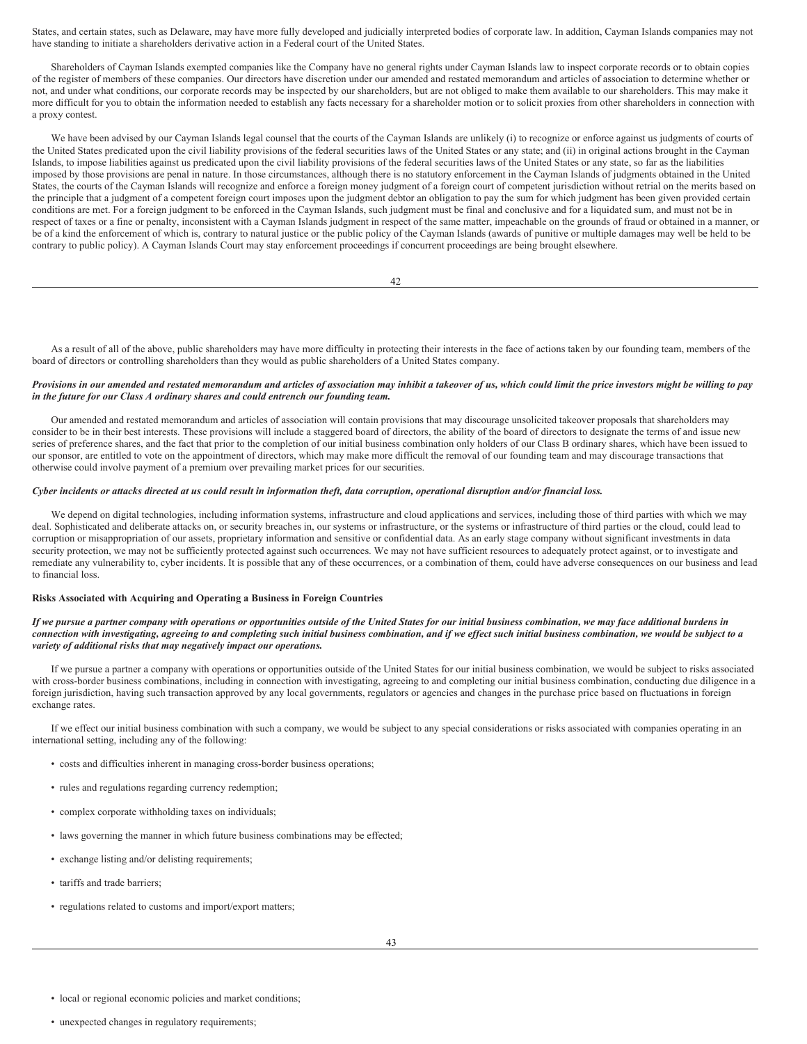States, and certain states, such as Delaware, may have more fully developed and judicially interpreted bodies of corporate law. In addition, Cayman Islands companies may not have standing to initiate a shareholders derivative action in a Federal court of the United States.

Shareholders of Cayman Islands exempted companies like the Company have no general rights under Cayman Islands law to inspect corporate records or to obtain copies of the register of members of these companies. Our directors have discretion under our amended and restated memorandum and articles of association to determine whether or not, and under what conditions, our corporate records may be inspected by our shareholders, but are not obliged to make them available to our shareholders. This may make it more difficult for you to obtain the information needed to establish any facts necessary for a shareholder motion or to solicit proxies from other shareholders in connection with a proxy contest.

We have been advised by our Cayman Islands legal counsel that the courts of the Cayman Islands are unlikely (i) to recognize or enforce against us judgments of courts of the United States predicated upon the civil liability provisions of the federal securities laws of the United States or any state; and (ii) in original actions brought in the Cayman Islands, to impose liabilities against us predicated upon the civil liability provisions of the federal securities laws of the United States or any state, so far as the liabilities imposed by those provisions are penal in nature. In those circumstances, although there is no statutory enforcement in the Cayman Islands of judgments obtained in the United States, the courts of the Cayman Islands will recognize and enforce a foreign money judgment of a foreign court of competent jurisdiction without retrial on the merits based on the principle that a judgment of a competent foreign court imposes upon the judgment debtor an obligation to pay the sum for which judgment has been given provided certain conditions are met. For a foreign judgment to be enforced in the Cayman Islands, such judgment must be final and conclusive and for a liquidated sum, and must not be in respect of taxes or a fine or penalty, inconsistent with a Cayman Islands judgment in respect of the same matter, impeachable on the grounds of fraud or obtained in a manner, or be of a kind the enforcement of which is, contrary to natural justice or the public policy of the Cayman Islands (awards of punitive or multiple damages may well be held to be contrary to public policy). A Cayman Islands Court may stay enforcement proceedings if concurrent proceedings are being brought elsewhere.

As a result of all of the above, public shareholders may have more difficulty in protecting their interests in the face of actions taken by our founding team, members of the board of directors or controlling shareholders than they would as public shareholders of a United States company.

***Provisions in our amended and restated memorandum and articles of association may inhibit a takeover of us, which could limit the price investors might be willing to pay in the future for our Class A ordinary shares and could entrench our founding team.***

Our amended and restated memorandum and articles of association will contain provisions that may discourage unsolicited takeover proposals that shareholders may consider to be in their best interests. These provisions will include a staggered board of directors, the ability of the board of directors to designate the terms of and issue new series of preference shares, and the fact that prior to the completion of our initial business combination only holders of our Class B ordinary shares, which have been issued to our sponsor, are entitled to vote on the appointment of directors, which may make more difficult the removal of our founding team and may discourage transactions that otherwise could involve payment of a premium over prevailing market prices for our securities.

***Cyber incidents or attacks directed at us could result in information theft, data corruption, operational disruption and/or financial loss.***

We depend on digital technologies, including information systems, infrastructure and cloud applications and services, including those of third parties with which we may deal. Sophisticated and deliberate attacks on, or security breaches in, our systems or infrastructure, or the systems or infrastructure of third parties or the cloud, could lead to corruption or misappropriation of our assets, proprietary information and sensitive or confidential data. As an early stage company without significant investments in data security protection, we may not be sufficiently protected against such occurrences. We may not have sufficient resources to adequately protect against, or to investigate and remediate any vulnerability to, cyber incidents. It is possible that any of these occurrences, or a combination of them, could have adverse consequences on our business and lead to financial loss.

**Risks Associated with Acquiring and Operating a Business in Foreign Countries**

***If we pursue a partner company with operations or opportunities outside of the United States for our initial business combination, we may face additional burdens in connection with investigating, agreeing to and completing such initial business combination, and if we effect such initial business combination, we would be subject to a variety of additional risks that may negatively impact our operations.***

If we pursue a partner a company with operations or opportunities outside of the United States for our initial business combination, we would be subject to risks associated with cross-border business combinations, including in connection with investigating, agreeing to and completing our initial business combination, conducting due diligence in a foreign jurisdiction, having such transaction approved by any local governments, regulators or agencies and changes in the purchase price based on fluctuations in foreign exchange rates.

If we effect our initial business combination with such a company, we would be subject to any special considerations or risks associated with companies operating in an international setting, including any of the following:

- costs and difficulties inherent in managing cross-border business operations;
- rules and regulations regarding currency redemption;
- complex corporate withholding taxes on individuals;
- laws governing the manner in which future business combinations may be effected;
- exchange listing and/or delisting requirements;
- tariffs and trade barriers;
- regulations related to customs and import/export matters;
- local or regional economic policies and market conditions;
- unexpected changes in regulatory requirements;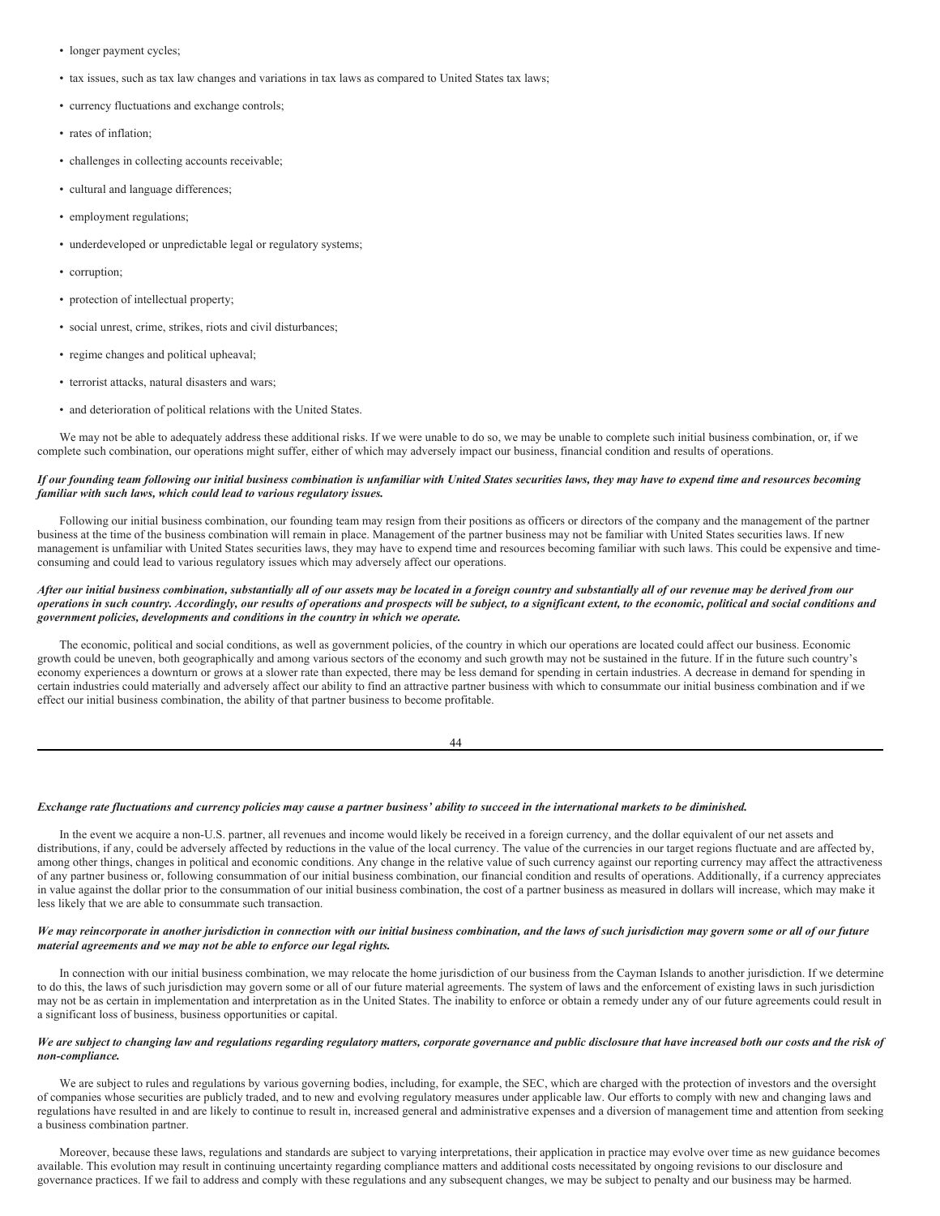- longer payment cycles;
- tax issues, such as tax law changes and variations in tax laws as compared to United States tax laws;
- currency fluctuations and exchange controls;
- rates of inflation;
- challenges in collecting accounts receivable;
- cultural and language differences;
- employment regulations;
- underdeveloped or unpredictable legal or regulatory systems;
- corruption;
- protection of intellectual property;
- social unrest, crime, strikes, riots and civil disturbances;
- regime changes and political upheaval;
- terrorist attacks, natural disasters and wars;
- and deterioration of political relations with the United States.

We may not be able to adequately address these additional risks. If we were unable to do so, we may be unable to complete such initial business combination, or, if we complete such combination, our operations might suffer, either of which may adversely impact our business, financial condition and results of operations.

***If our founding team following our initial business combination is unfamiliar with United States securities laws, they may have to expend time and resources becoming familiar with such laws, which could lead to various regulatory issues.***

Following our initial business combination, our founding team may resign from their positions as officers or directors of the company and the management of the partner business at the time of the business combination will remain in place. Management of the partner business may not be familiar with United States securities laws. If new management is unfamiliar with United States securities laws, they may have to expend time and resources becoming familiar with such laws. This could be expensive and time-consuming and could lead to various regulatory issues which may adversely affect our operations.

***After our initial business combination, substantially all of our assets may be located in a foreign country and substantially all of our revenue may be derived from our operations in such country. Accordingly, our results of operations and prospects will be subject, to a significant extent, to the economic, political and social conditions and government policies, developments and conditions in the country in which we operate.***

The economic, political and social conditions, as well as government policies, of the country in which our operations are located could affect our business. Economic growth could be uneven, both geographically and among various sectors of the economy and such growth may not be sustained in the future. If in the future such country's economy experiences a downturn or grows at a slower rate than expected, there may be less demand for spending in certain industries. A decrease in demand for spending in certain industries could materially and adversely affect our ability to find an attractive partner business with which to consummate our initial business combination and if we effect our initial business combination, the ability of that partner business to become profitable.

***Exchange rate fluctuations and currency policies may cause a partner business' ability to succeed in the international markets to be diminished.***

In the event we acquire a non-U.S. partner, all revenues and income would likely be received in a foreign currency, and the dollar equivalent of our net assets and distributions, if any, could be adversely affected by reductions in the value of the local currency. The value of the currencies in our target regions fluctuate and are affected by, among other things, changes in political and economic conditions. Any change in the relative value of such currency against our reporting currency may affect the attractiveness of any partner business or, following consummation of our initial business combination, our financial condition and results of operations. Additionally, if a currency appreciates in value against the dollar prior to the consummation of our initial business combination, the cost of a partner business as measured in dollars will increase, which may make it less likely that we are able to consummate such transaction.

***We may reincorporate in another jurisdiction in connection with our initial business combination, and the laws of such jurisdiction may govern some or all of our future material agreements and we may not be able to enforce our legal rights.***

In connection with our initial business combination, we may relocate the home jurisdiction of our business from the Cayman Islands to another jurisdiction. If we determine to do this, the laws of such jurisdiction may govern some or all of our future material agreements. The system of laws and the enforcement of existing laws in such jurisdiction may not be as certain in implementation and interpretation as in the United States. The inability to enforce or obtain a remedy under any of our future agreements could result in a significant loss of business, business opportunities or capital.

***We are subject to changing law and regulations regarding regulatory matters, corporate governance and public disclosure that have increased both our costs and the risk of non-compliance.***

We are subject to rules and regulations by various governing bodies, including, for example, the SEC, which are charged with the protection of investors and the oversight of companies whose securities are publicly traded, and to new and evolving regulatory measures under applicable law. Our efforts to comply with new and changing laws and regulations have resulted in and are likely to continue to result in, increased general and administrative expenses and a diversion of management time and attention from seeking a business combination partner.

Moreover, because these laws, regulations and standards are subject to varying interpretations, their application in practice may evolve over time as new guidance becomes available. This evolution may result in continuing uncertainty regarding compliance matters and additional costs necessitated by ongoing revisions to our disclosure and governance practices. If we fail to address and comply with these regulations and any subsequent changes, we may be subject to penalty and our business may be harmed.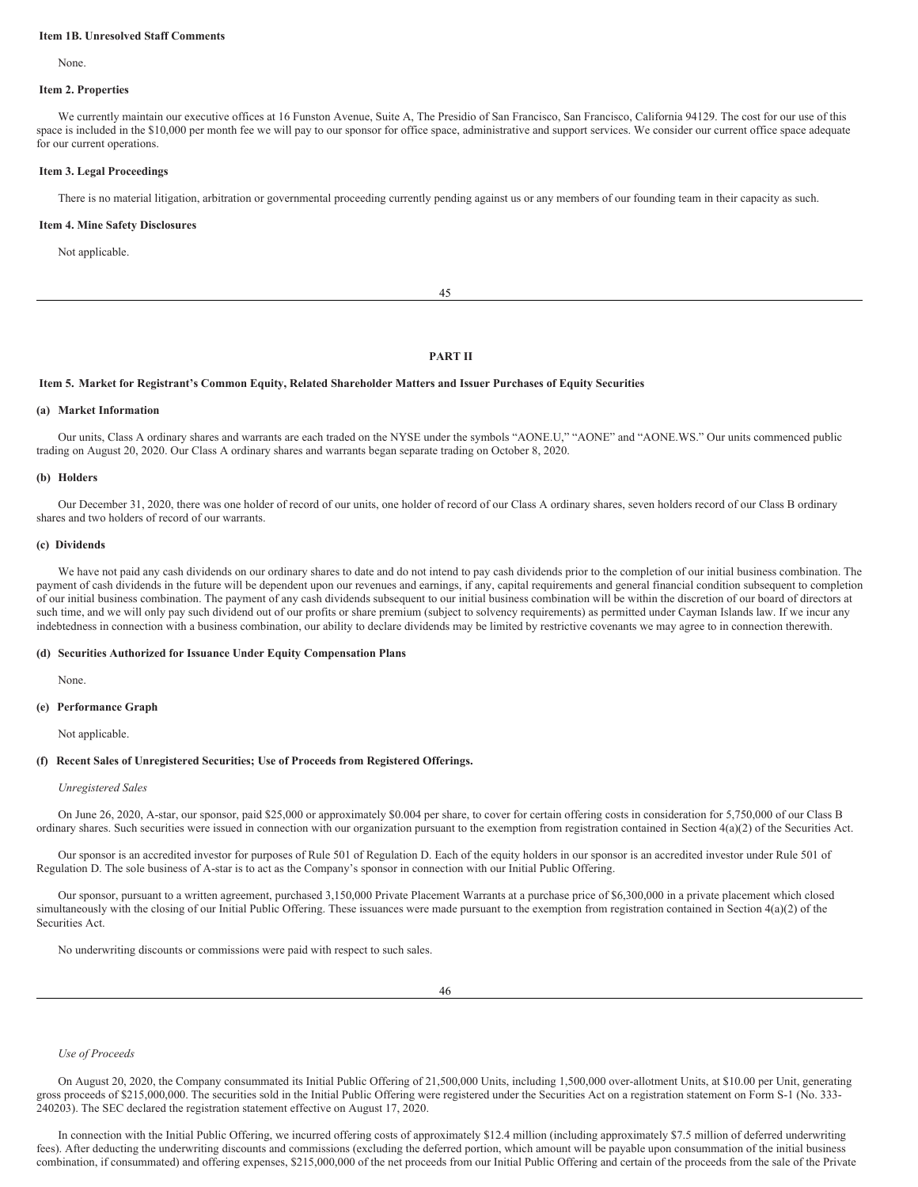### Item 1B. Unresolved Staff Comments

None.

### Item 2. Properties

We currently maintain our executive offices at 16 Funston Avenue, Suite A, The Presidio of San Francisco, San Francisco, California 94129. The cost for our use of this space is included in the $10,000 per month fee we will pay to our sponsor for office space, administrative and support services. We consider our current office space adequate for our current operations.

### Item 3. Legal Proceedings

There is no material litigation, arbitration or governmental proceeding currently pending against us or any members of our founding team in their capacity as such.

### Item 4. Mine Safety Disclosures

Not applicable.

## PART II

### Item 5. Market for Registrant's Common Equity, Related Shareholder Matters and Issuer Purchases of Equity Securities

#### (a) Market Information

Our units, Class A ordinary shares and warrants are each traded on the NYSE under the symbols "AONE.U," "AONE" and "AONE.WS." Our units commenced public trading on August 20, 2020. Our Class A ordinary shares and warrants began separate trading on October 8, 2020.

#### (b) Holders

Our December 31, 2020, there was one holder of record of our units, one holder of record of our Class A ordinary shares, seven holders record of our Class B ordinary shares and two holders of record of our warrants.

#### (c) Dividends

We have not paid any cash dividends on our ordinary shares to date and do not intend to pay cash dividends prior to the completion of our initial business combination. The payment of cash dividends in the future will be dependent upon our revenues and earnings, if any, capital requirements and general financial condition subsequent to completion of our initial business combination. The payment of any cash dividends subsequent to our initial business combination will be within the discretion of our board of directors at such time, and we will only pay such dividend out of our profits or share premium (subject to solvency requirements) as permitted under Cayman Islands law. If we incur any indebtedness in connection with a business combination, our ability to declare dividends may be limited by restrictive covenants we may agree to in connection therewith.

#### (d) Securities Authorized for Issuance Under Equity Compensation Plans

None.

#### (e) Performance Graph

Not applicable.

#### (f) Recent Sales of Unregistered Securities; Use of Proceeds from Registered Offerings.

*Unregistered Sales*

On June 26, 2020, A-star, our sponsor, paid $25,000 or approximately $0.004 per share, to cover for certain offering costs in consideration for 5,750,000 of our Class B ordinary shares. Such securities were issued in connection with our organization pursuant to the exemption from registration contained in Section 4(a)(2) of the Securities Act.

Our sponsor is an accredited investor for purposes of Rule 501 of Regulation D. Each of the equity holders in our sponsor is an accredited investor under Rule 501 of Regulation D. The sole business of A-star is to act as the Company's sponsor in connection with our Initial Public Offering.

Our sponsor, pursuant to a written agreement, purchased 3,150,000 Private Placement Warrants at a purchase price of $6,300,000 in a private placement which closed simultaneously with the closing of our Initial Public Offering. These issuances were made pursuant to the exemption from registration contained in Section 4(a)(2) of the Securities Act.

No underwriting discounts or commissions were paid with respect to such sales.

*Use of Proceeds*

On August 20, 2020, the Company consummated its Initial Public Offering of 21,500,000 Units, including 1,500,000 over-allotment Units, at $10.00 per Unit, generating gross proceeds of $215,000,000. The securities sold in the Initial Public Offering were registered under the Securities Act on a registration statement on Form S-1 (No. 333-240203). The SEC declared the registration statement effective on August 17, 2020.

In connection with the Initial Public Offering, we incurred offering costs of approximately $12.4 million (including approximately $7.5 million of deferred underwriting fees). After deducting the underwriting discounts and commissions (excluding the deferred portion, which amount will be payable upon consummation of the initial business combination, if consummated) and offering expenses, $215,000,000 of the net proceeds from our Initial Public Offering and certain of the proceeds from the sale of the Private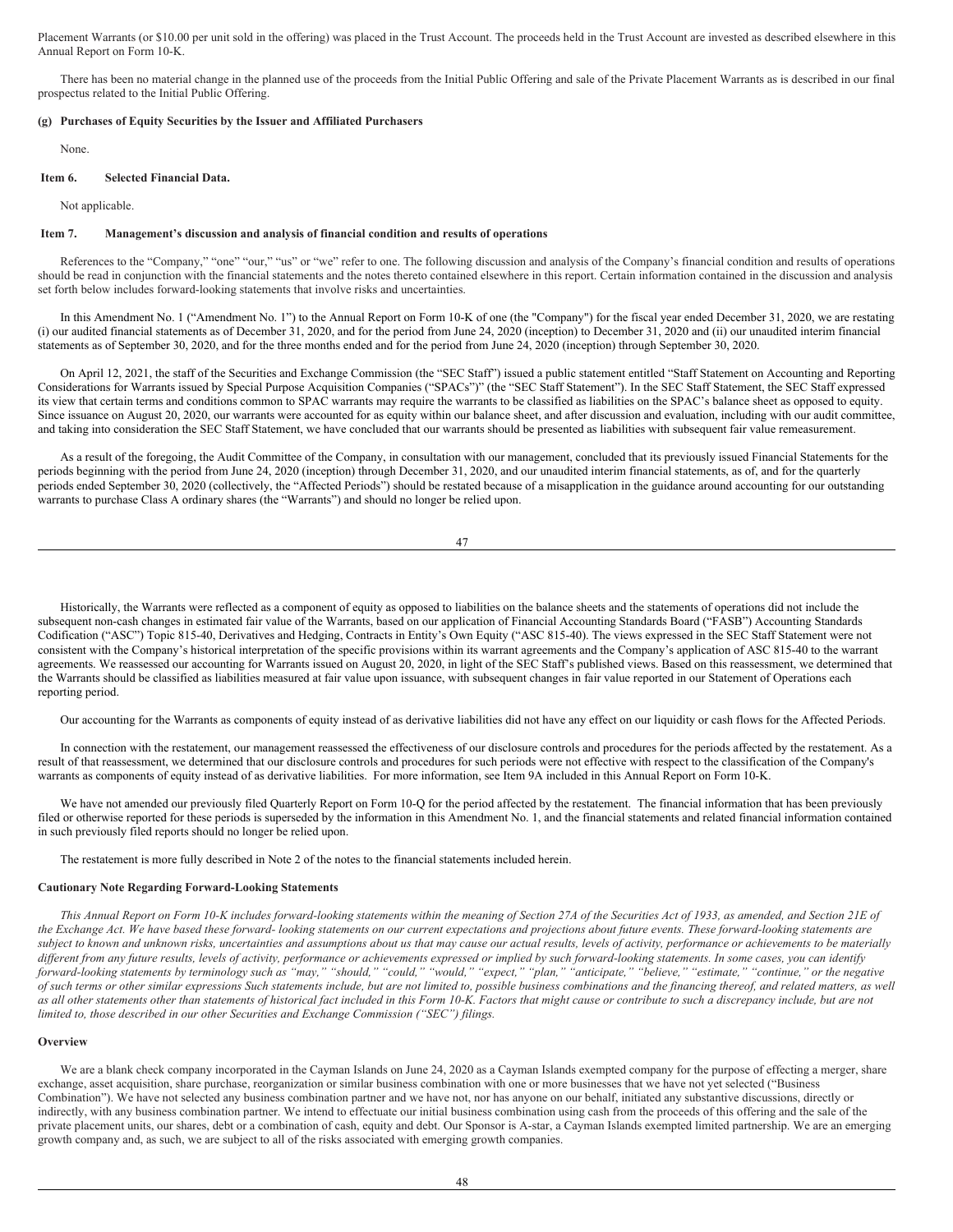Placement Warrants (or $10.00 per unit sold in the offering) was placed in the Trust Account. The proceeds held in the Trust Account are invested as described elsewhere in this Annual Report on Form 10-K.

There has been no material change in the planned use of the proceeds from the Initial Public Offering and sale of the Private Placement Warrants as is described in our final prospectus related to the Initial Public Offering.

**(g) Purchases of Equity Securities by the Issuer and Affiliated Purchasers**

None.

## Item 6. Selected Financial Data.

Not applicable.

## Item 7. Management's discussion and analysis of financial condition and results of operations

References to the "Company," "one" "our," "us" or "we" refer to one. The following discussion and analysis of the Company's financial condition and results of operations should be read in conjunction with the financial statements and the notes thereto contained elsewhere in this report. Certain information contained in the discussion and analysis set forth below includes forward-looking statements that involve risks and uncertainties.

In this Amendment No. 1 ("Amendment No. 1") to the Annual Report on Form 10-K of one (the "Company") for the fiscal year ended December 31, 2020, we are restating (i) our audited financial statements as of December 31, 2020, and for the period from June 24, 2020 (inception) to December 31, 2020 and (ii) our unaudited interim financial statements as of September 30, 2020, and for the three months ended and for the period from June 24, 2020 (inception) through September 30, 2020.

On April 12, 2021, the staff of the Securities and Exchange Commission (the "SEC Staff") issued a public statement entitled "Staff Statement on Accounting and Reporting Considerations for Warrants issued by Special Purpose Acquisition Companies ("SPACs")" (the "SEC Staff Statement"). In the SEC Staff Statement, the SEC Staff expressed its view that certain terms and conditions common to SPAC warrants may require the warrants to be classified as liabilities on the SPAC's balance sheet as opposed to equity. Since issuance on August 20, 2020, our warrants were accounted for as equity within our balance sheet, and after discussion and evaluation, including with our audit committee, and taking into consideration the SEC Staff Statement, we have concluded that our warrants should be presented as liabilities with subsequent fair value remeasurement.

As a result of the foregoing, the Audit Committee of the Company, in consultation with our management, concluded that its previously issued Financial Statements for the periods beginning with the period from June 24, 2020 (inception) through December 31, 2020, and our unaudited interim financial statements, as of, and for the quarterly periods ended September 30, 2020 (collectively, the "Affected Periods") should be restated because of a misapplication in the guidance around accounting for our outstanding warrants to purchase Class A ordinary shares (the "Warrants") and should no longer be relied upon.

Historically, the Warrants were reflected as a component of equity as opposed to liabilities on the balance sheets and the statements of operations did not include the subsequent non-cash changes in estimated fair value of the Warrants, based on our application of Financial Accounting Standards Board ("FASB") Accounting Standards Codification ("ASC") Topic 815-40, Derivatives and Hedging, Contracts in Entity's Own Equity ("ASC 815-40). The views expressed in the SEC Staff Statement were not consistent with the Company's historical interpretation of the specific provisions within its warrant agreements and the Company's application of ASC 815-40 to the warrant agreements. We reassessed our accounting for Warrants issued on August 20, 2020, in light of the SEC Staff's published views. Based on this reassessment, we determined that the Warrants should be classified as liabilities measured at fair value upon issuance, with subsequent changes in fair value reported in our Statement of Operations each reporting period.

Our accounting for the Warrants as components of equity instead of as derivative liabilities did not have any effect on our liquidity or cash flows for the Affected Periods.

In connection with the restatement, our management reassessed the effectiveness of our disclosure controls and procedures for the periods affected by the restatement. As a result of that reassessment, we determined that our disclosure controls and procedures for such periods were not effective with respect to the classification of the Company's warrants as components of equity instead of as derivative liabilities. For more information, see Item 9A included in this Annual Report on Form 10-K.

We have not amended our previously filed Quarterly Report on Form 10-Q for the period affected by the restatement. The financial information that has been previously filed or otherwise reported for these periods is superseded by the information in this Amendment No. 1, and the financial statements and related financial information contained in such previously filed reports should no longer be relied upon.

The restatement is more fully described in Note 2 of the notes to the financial statements included herein.

### Cautionary Note Regarding Forward-Looking Statements

*This Annual Report on Form 10-K includes forward-looking statements within the meaning of Section 27A of the Securities Act of 1933, as amended, and Section 21E of the Exchange Act. We have based these forward- looking statements on our current expectations and projections about future events. These forward-looking statements are subject to known and unknown risks, uncertainties and assumptions about us that may cause our actual results, levels of activity, performance or achievements to be materially different from any future results, levels of activity, performance or achievements expressed or implied by such forward-looking statements. In some cases, you can identify forward-looking statements by terminology such as "may," "should," "could," "would," "expect," "plan," "anticipate," "believe," "estimate," "continue," or the negative of such terms or other similar expressions Such statements include, but are not limited to, possible business combinations and the financing thereof, and related matters, as well as all other statements other than statements of historical fact included in this Form 10-K. Factors that might cause or contribute to such a discrepancy include, but are not limited to, those described in our other Securities and Exchange Commission ("SEC") filings.*

### Overview

We are a blank check company incorporated in the Cayman Islands on June 24, 2020 as a Cayman Islands exempted company for the purpose of effecting a merger, share exchange, asset acquisition, share purchase, reorganization or similar business combination with one or more businesses that we have not yet selected ("Business Combination"). We have not selected any business combination partner and we have not, nor has anyone on our behalf, initiated any substantive discussions, directly or indirectly, with any business combination partner. We intend to effectuate our initial business combination using cash from the proceeds of this offering and the sale of the private placement units, our shares, debt or a combination of cash, equity and debt. Our Sponsor is A-star, a Cayman Islands exempted limited partnership. We are an emerging growth company and, as such, we are subject to all of the risks associated with emerging growth companies.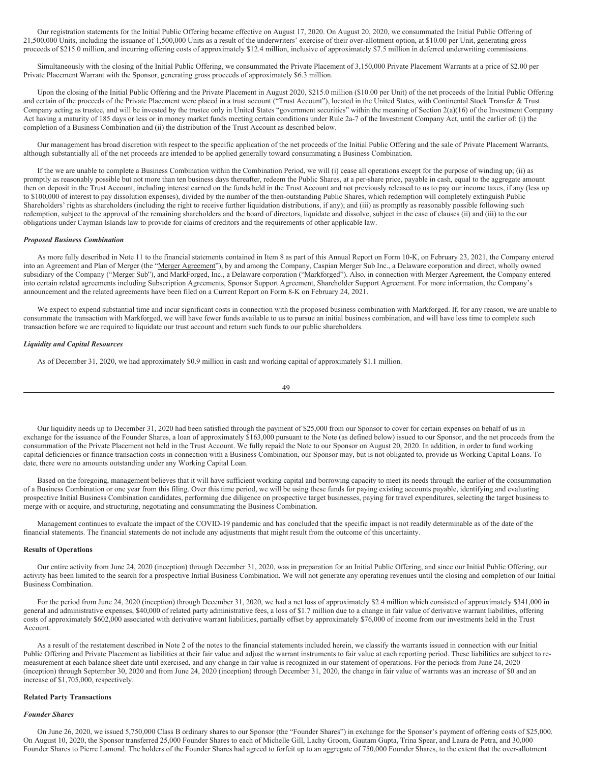Our registration statements for the Initial Public Offering became effective on August 17, 2020. On August 20, 2020, we consummated the Initial Public Offering of 21,500,000 Units, including the issuance of 1,500,000 Units as a result of the underwriters' exercise of their over-allotment option, at \$10.00 per Unit, generating gross proceeds of \$215.0 million, and incurring offering costs of approximately \$12.4 million, inclusive of approximately \$7.5 million in deferred underwriting commissions.

Simultaneously with the closing of the Initial Public Offering, we consummated the Private Placement of 3,150,000 Private Placement Warrants at a price of \$2.00 per Private Placement Warrant with the Sponsor, generating gross proceeds of approximately \$6.3 million.

Upon the closing of the Initial Public Offering and the Private Placement in August 2020, \$215.0 million (\$10.00 per Unit) of the net proceeds of the Initial Public Offering and certain of the proceeds of the Private Placement were placed in a trust account ("Trust Account"), located in the United States, with Continental Stock Transfer & Trust Company acting as trustee, and will be invested by the trustee only in United States "government securities" within the meaning of Section 2(a)(16) of the Investment Company Act having a maturity of 185 days or less or in money market funds meeting certain conditions under Rule 2a-7 of the Investment Company Act, until the earlier of: (i) the completion of a Business Combination and (ii) the distribution of the Trust Account as described below.

Our management has broad discretion with respect to the specific application of the net proceeds of the Initial Public Offering and the sale of Private Placement Warrants, although substantially all of the net proceeds are intended to be applied generally toward consummating a Business Combination.

If the we are unable to complete a Business Combination within the Combination Period, we will (i) cease all operations except for the purpose of winding up; (ii) as promptly as reasonably possible but not more than ten business days thereafter, redeem the Public Shares, at a per-share price, payable in cash, equal to the aggregate amount then on deposit in the Trust Account, including interest earned on the funds held in the Trust Account and not previously released to us to pay our income taxes, if any (less up to \$100,000 of interest to pay dissolution expenses), divided by the number of the then-outstanding Public Shares, which redemption will completely extinguish Public Shareholders' rights as shareholders (including the right to receive further liquidation distributions, if any); and (iii) as promptly as reasonably possible following such redemption, subject to the approval of the remaining shareholders and the board of directors, liquidate and dissolve, subject in the case of clauses (ii) and (iii) to the our obligations under Cayman Islands law to provide for claims of creditors and the requirements of other applicable law.

### *Proposed Business Combination*

As more fully described in Note 11 to the financial statements contained in Item 8 as part of this Annual Report on Form 10-K, on February 23, 2021, the Company entered into an Agreement and Plan of Merger (the "Merger Agreement"), by and among the Company, Caspian Merger Sub Inc., a Delaware corporation and direct, wholly owned subsidiary of the Company ("Merger Sub"), and MarkForged, Inc., a Delaware corporation ("Markforged"). Also, in connection with Merger Agreement, the Company entered into certain related agreements including Subscription Agreements, Sponsor Support Agreement, Shareholder Support Agreement. For more information, the Company's announcement and the related agreements have been filed on a Current Report on Form 8-K on February 24, 2021.

We expect to expend substantial time and incur significant costs in connection with the proposed business combination with Markforged. If, for any reason, we are unable to consummate the transaction with Markforged, we will have fewer funds available to us to pursue an initial business combination, and will have less time to complete such transaction before we are required to liquidate our trust account and return such funds to our public shareholders.

### *Liquidity and Capital Resources*

As of December 31, 2020, we had approximately \$0.9 million in cash and working capital of approximately \$1.1 million.

Our liquidity needs up to December 31, 2020 had been satisfied through the payment of \$25,000 from our Sponsor to cover for certain expenses on behalf of us in exchange for the issuance of the Founder Shares, a loan of approximately \$163,000 pursuant to the Note (as defined below) issued to our Sponsor, and the net proceeds from the consummation of the Private Placement not held in the Trust Account. We fully repaid the Note to our Sponsor on August 20, 2020. In addition, in order to fund working capital deficiencies or finance transaction costs in connection with a Business Combination, our Sponsor may, but is not obligated to, provide us Working Capital Loans. To date, there were no amounts outstanding under any Working Capital Loan.

Based on the foregoing, management believes that it will have sufficient working capital and borrowing capacity to meet its needs through the earlier of the consummation of a Business Combination or one year from this filing. Over this time period, we will be using these funds for paying existing accounts payable, identifying and evaluating prospective Initial Business Combination candidates, performing due diligence on prospective target businesses, paying for travel expenditures, selecting the target business to merge with or acquire, and structuring, negotiating and consummating the Business Combination.

Management continues to evaluate the impact of the COVID-19 pandemic and has concluded that the specific impact is not readily determinable as of the date of the financial statements. The financial statements do not include any adjustments that might result from the outcome of this uncertainty.

## Results of Operations

Our entire activity from June 24, 2020 (inception) through December 31, 2020, was in preparation for an Initial Public Offering, and since our Initial Public Offering, our activity has been limited to the search for a prospective Initial Business Combination. We will not generate any operating revenues until the closing and completion of our Initial Business Combination.

For the period from June 24, 2020 (inception) through December 31, 2020, we had a net loss of approximately \$2.4 million which consisted of approximately \$341,000 in general and administrative expenses, \$40,000 of related party administrative fees, a loss of \$1.7 million due to a change in fair value of derivative warrant liabilities, offering costs of approximately \$602,000 associated with derivative warrant liabilities, partially offset by approximately \$76,000 of income from our investments held in the Trust Account.

As a result of the restatement described in Note 2 of the notes to the financial statements included herein, we classify the warrants issued in connection with our Initial Public Offering and Private Placement as liabilities at their fair value and adjust the warrant instruments to fair value at each reporting period. These liabilities are subject to re-measurement at each balance sheet date until exercised, and any change in fair value is recognized in our statement of operations. For the periods from June 24, 2020 (inception) through September 30, 2020 and from June 24, 2020 (inception) through December 31, 2020, the change in fair value of warrants was an increase of \$0 and an increase of \$1,705,000, respectively.

## Related Party Transactions

### *Founder Shares*

On June 26, 2020, we issued 5,750,000 Class B ordinary shares to our Sponsor (the "Founder Shares") in exchange for the Sponsor's payment of offering costs of \$25,000. On August 10, 2020, the Sponsor transferred 25,000 Founder Shares to each of Michelle Gill, Lachy Groom, Gautam Gupta, Trina Spear, and Laura de Petra, and 30,000 Founder Shares to Pierre Lamond. The holders of the Founder Shares had agreed to forfeit up to an aggregate of 750,000 Founder Shares, to the extent that the over-allotment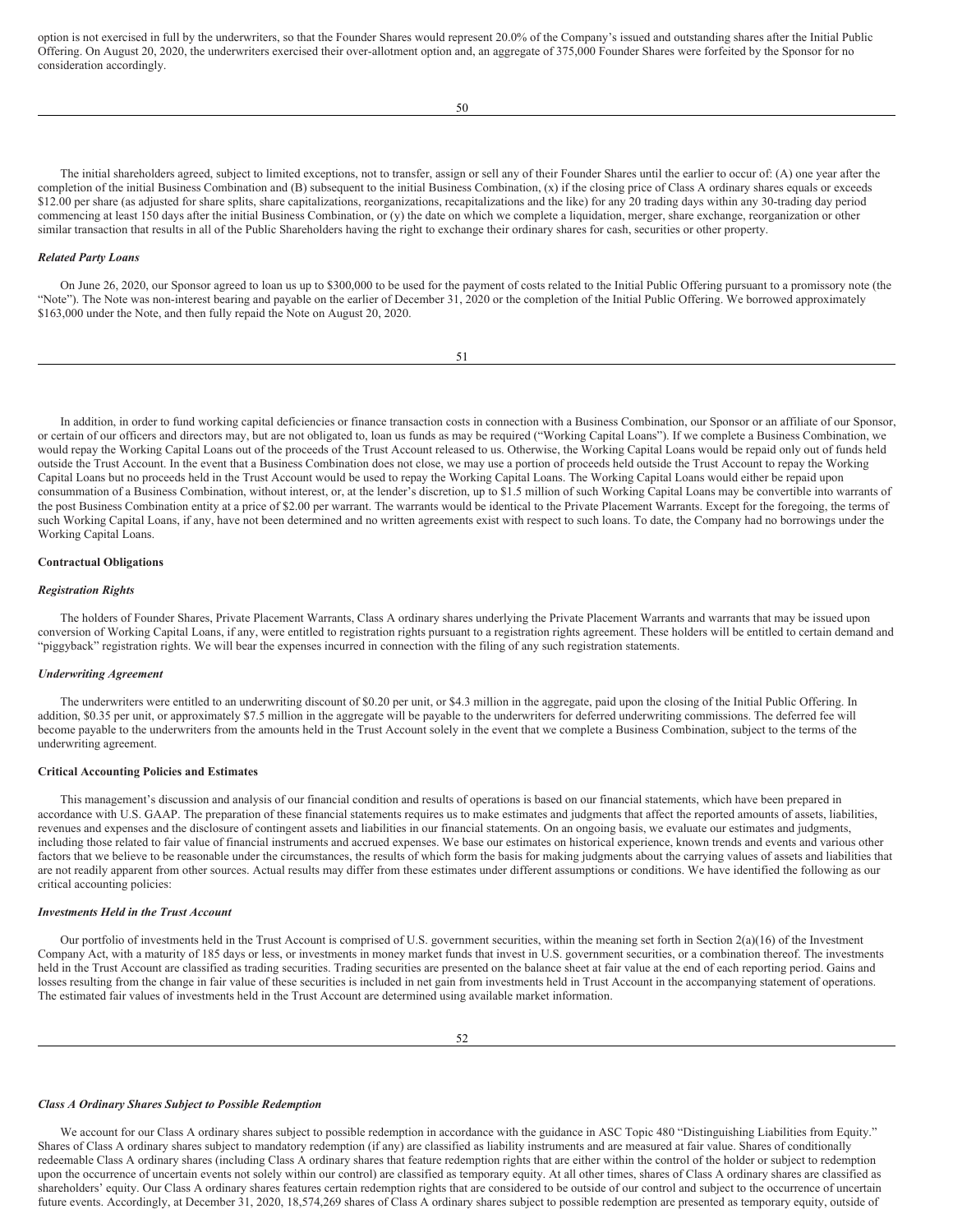option is not exercised in full by the underwriters, so that the Founder Shares would represent 20.0% of the Company's issued and outstanding shares after the Initial Public Offering. On August 20, 2020, the underwriters exercised their over-allotment option and, an aggregate of 375,000 Founder Shares were forfeited by the Sponsor for no consideration accordingly.

The initial shareholders agreed, subject to limited exceptions, not to transfer, assign or sell any of their Founder Shares until the earlier to occur of: (A) one year after the completion of the initial Business Combination and (B) subsequent to the initial Business Combination, (x) if the closing price of Class A ordinary shares equals or exceeds $12.00 per share (as adjusted for share splits, share capitalizations, reorganizations, recapitalizations and the like) for any 20 trading days within any 30-trading day period commencing at least 150 days after the initial Business Combination, or (y) the date on which we complete a liquidation, merger, share exchange, reorganization or other similar transaction that results in all of the Public Shareholders having the right to exchange their ordinary shares for cash, securities or other property.

***Related Party Loans***

On June 26, 2020, our Sponsor agreed to loan us up to $300,000 to be used for the payment of costs related to the Initial Public Offering pursuant to a promissory note (the "Note"). The Note was non-interest bearing and payable on the earlier of December 31, 2020 or the completion of the Initial Public Offering. We borrowed approximately $163,000 under the Note, and then fully repaid the Note on August 20, 2020.

In addition, in order to fund working capital deficiencies or finance transaction costs in connection with a Business Combination, our Sponsor or an affiliate of our Sponsor, or certain of our officers and directors may, but are not obligated to, loan us funds as may be required ("Working Capital Loans"). If we complete a Business Combination, we would repay the Working Capital Loans out of the proceeds of the Trust Account released to us. Otherwise, the Working Capital Loans would be repaid only out of funds held outside the Trust Account. In the event that a Business Combination does not close, we may use a portion of proceeds held outside the Trust Account to repay the Working Capital Loans but no proceeds held in the Trust Account would be used to repay the Working Capital Loans. The Working Capital Loans would either be repaid upon consummation of a Business Combination, without interest, or, at the lender's discretion, up to $1.5 million of such Working Capital Loans may be convertible into warrants of the post Business Combination entity at a price of $2.00 per warrant. The warrants would be identical to the Private Placement Warrants. Except for the foregoing, the terms of such Working Capital Loans, if any, have not been determined and no written agreements exist with respect to such loans. To date, the Company had no borrowings under the Working Capital Loans.

**Contractual Obligations**

***Registration Rights***

The holders of Founder Shares, Private Placement Warrants, Class A ordinary shares underlying the Private Placement Warrants and warrants that may be issued upon conversion of Working Capital Loans, if any, were entitled to registration rights pursuant to a registration rights agreement. These holders will be entitled to certain demand and "piggyback" registration rights. We will bear the expenses incurred in connection with the filing of any such registration statements.

***Underwriting Agreement***

The underwriters were entitled to an underwriting discount of $0.20 per unit, or $4.3 million in the aggregate, paid upon the closing of the Initial Public Offering. In addition, $0.35 per unit, or approximately $7.5 million in the aggregate will be payable to the underwriters for deferred underwriting commissions. The deferred fee will become payable to the underwriters from the amounts held in the Trust Account solely in the event that we complete a Business Combination, subject to the terms of the underwriting agreement.

**Critical Accounting Policies and Estimates**

This management's discussion and analysis of our financial condition and results of operations is based on our financial statements, which have been prepared in accordance with U.S. GAAP. The preparation of these financial statements requires us to make estimates and judgments that affect the reported amounts of assets, liabilities, revenues and expenses and the disclosure of contingent assets and liabilities in our financial statements. On an ongoing basis, we evaluate our estimates and judgments, including those related to fair value of financial instruments and accrued expenses. We base our estimates on historical experience, known trends and events and various other factors that we believe to be reasonable under the circumstances, the results of which form the basis for making judgments about the carrying values of assets and liabilities that are not readily apparent from other sources. Actual results may differ from these estimates under different assumptions or conditions. We have identified the following as our critical accounting policies:

***Investments Held in the Trust Account***

Our portfolio of investments held in the Trust Account is comprised of U.S. government securities, within the meaning set forth in Section 2(a)(16) of the Investment Company Act, with a maturity of 185 days or less, or investments in money market funds that invest in U.S. government securities, or a combination thereof. The investments held in the Trust Account are classified as trading securities. Trading securities are presented on the balance sheet at fair value at the end of each reporting period. Gains and losses resulting from the change in fair value of these securities is included in net gain from investments held in Trust Account in the accompanying statement of operations. The estimated fair values of investments held in the Trust Account are determined using available market information.

***Class A Ordinary Shares Subject to Possible Redemption***

We account for our Class A ordinary shares subject to possible redemption in accordance with the guidance in ASC Topic 480 "Distinguishing Liabilities from Equity." Shares of Class A ordinary shares subject to mandatory redemption (if any) are classified as liability instruments and are measured at fair value. Shares of conditionally redeemable Class A ordinary shares (including Class A ordinary shares that feature redemption rights that are either within the control of the holder or subject to redemption upon the occurrence of uncertain events not solely within our control) are classified as temporary equity. At all other times, shares of Class A ordinary shares are classified as shareholders' equity. Our Class A ordinary shares features certain redemption rights that are considered to be outside of our control and subject to the occurrence of uncertain future events. Accordingly, at December 31, 2020, 18,574,269 shares of Class A ordinary shares subject to possible redemption are presented as temporary equity, outside of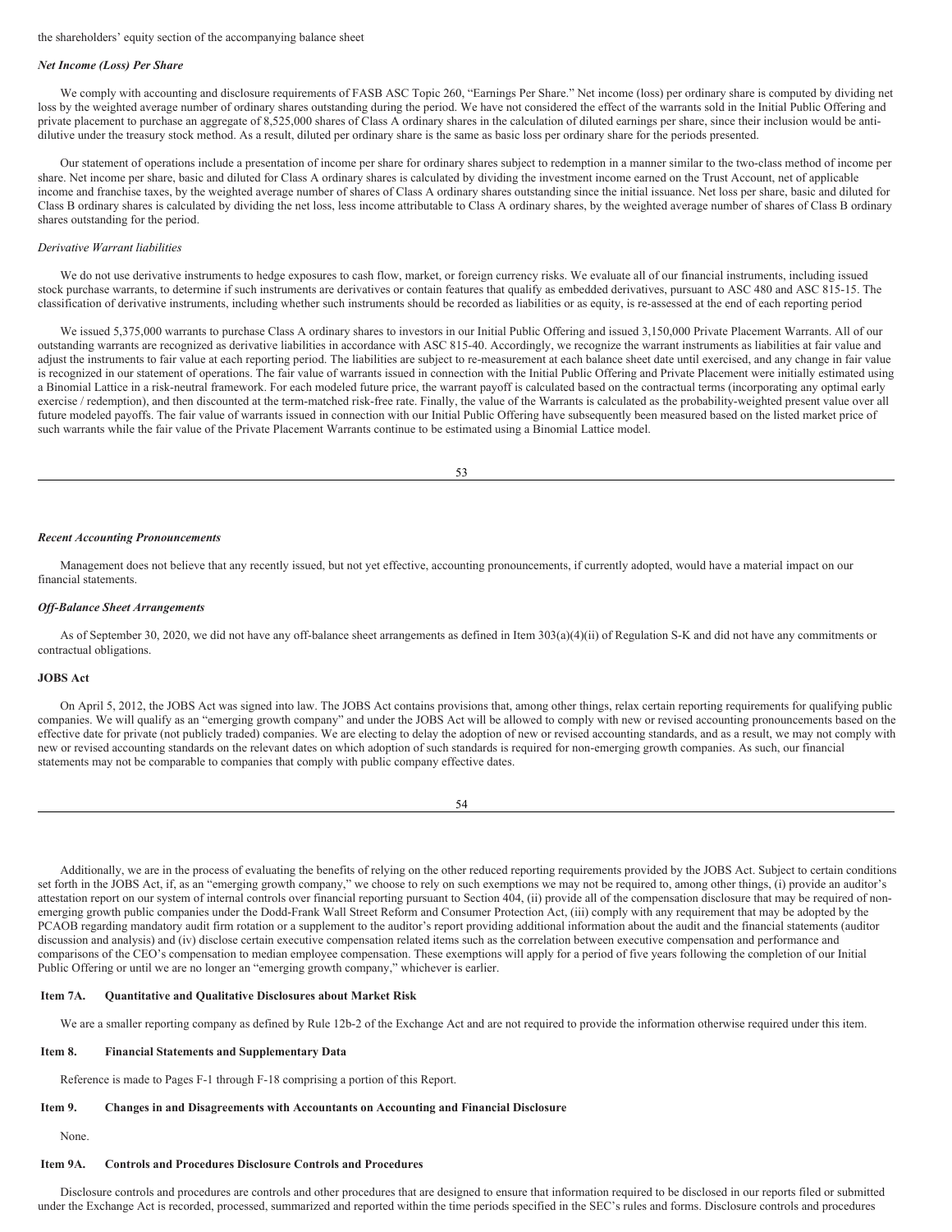the shareholders' equity section of the accompanying balance sheet

***Net Income (Loss) Per Share***

We comply with accounting and disclosure requirements of FASB ASC Topic 260, "Earnings Per Share." Net income (loss) per ordinary share is computed by dividing net loss by the weighted average number of ordinary shares outstanding during the period. We have not considered the effect of the warrants sold in the Initial Public Offering and private placement to purchase an aggregate of 8,525,000 shares of Class A ordinary shares in the calculation of diluted earnings per share, since their inclusion would be anti-dilutive under the treasury stock method. As a result, diluted per ordinary share is the same as basic loss per ordinary share for the periods presented.

Our statement of operations include a presentation of income per share for ordinary shares subject to redemption in a manner similar to the two-class method of income per share. Net income per share, basic and diluted for Class A ordinary shares is calculated by dividing the investment income earned on the Trust Account, net of applicable income and franchise taxes, by the weighted average number of shares of Class A ordinary shares outstanding since the initial issuance. Net loss per share, basic and diluted for Class B ordinary shares is calculated by dividing the net loss, less income attributable to Class A ordinary shares, by the weighted average number of shares of Class B ordinary shares outstanding for the period.

*Derivative Warrant liabilities*

We do not use derivative instruments to hedge exposures to cash flow, market, or foreign currency risks. We evaluate all of our financial instruments, including issued stock purchase warrants, to determine if such instruments are derivatives or contain features that qualify as embedded derivatives, pursuant to ASC 480 and ASC 815-15. The classification of derivative instruments, including whether such instruments should be recorded as liabilities or as equity, is re-assessed at the end of each reporting period

We issued 5,375,000 warrants to purchase Class A ordinary shares to investors in our Initial Public Offering and issued 3,150,000 Private Placement Warrants. All of our outstanding warrants are recognized as derivative liabilities in accordance with ASC 815-40. Accordingly, we recognize the warrant instruments as liabilities at fair value and adjust the instruments to fair value at each reporting period. The liabilities are subject to re-measurement at each balance sheet date until exercised, and any change in fair value is recognized in our statement of operations. The fair value of warrants issued in connection with the Initial Public Offering and Private Placement were initially estimated using a Binomial Lattice in a risk-neutral framework. For each modeled future price, the warrant payoff is calculated based on the contractual terms (incorporating any optimal early exercise / redemption), and then discounted at the term-matched risk-free rate. Finally, the value of the Warrants is calculated as the probability-weighted present value over all future modeled payoffs. The fair value of warrants issued in connection with our Initial Public Offering have subsequently been measured based on the listed market price of such warrants while the fair value of the Private Placement Warrants continue to be estimated using a Binomial Lattice model.

***Recent Accounting Pronouncements***

Management does not believe that any recently issued, but not yet effective, accounting pronouncements, if currently adopted, would have a material impact on our financial statements.

***Off-Balance Sheet Arrangements***

As of September 30, 2020, we did not have any off-balance sheet arrangements as defined in Item 303(a)(4)(ii) of Regulation S-K and did not have any commitments or contractual obligations.

**JOBS Act**

On April 5, 2012, the JOBS Act was signed into law. The JOBS Act contains provisions that, among other things, relax certain reporting requirements for qualifying public companies. We will qualify as an "emerging growth company" and under the JOBS Act will be allowed to comply with new or revised accounting pronouncements based on the effective date for private (not publicly traded) companies. We are electing to delay the adoption of new or revised accounting standards, and as a result, we may not comply with new or revised accounting standards on the relevant dates on which adoption of such standards is required for non-emerging growth companies. As such, our financial statements may not be comparable to companies that comply with public company effective dates.

Additionally, we are in the process of evaluating the benefits of relying on the other reduced reporting requirements provided by the JOBS Act. Subject to certain conditions set forth in the JOBS Act, if, as an "emerging growth company," we choose to rely on such exemptions we may not be required to, among other things, (i) provide an auditor's attestation report on our system of internal controls over financial reporting pursuant to Section 404, (ii) provide all of the compensation disclosure that may be required of non-emerging growth public companies under the Dodd-Frank Wall Street Reform and Consumer Protection Act, (iii) comply with any requirement that may be adopted by the PCAOB regarding mandatory audit firm rotation or a supplement to the auditor's report providing additional information about the audit and the financial statements (auditor discussion and analysis) and (iv) disclose certain executive compensation related items such as the correlation between executive compensation and performance and comparisons of the CEO's compensation to median employee compensation. These exemptions will apply for a period of five years following the completion of our Initial Public Offering or until we are no longer an "emerging growth company," whichever is earlier.

**Item 7A. Quantitative and Qualitative Disclosures about Market Risk**

We are a smaller reporting company as defined by Rule 12b-2 of the Exchange Act and are not required to provide the information otherwise required under this item.

**Item 8. Financial Statements and Supplementary Data**

Reference is made to Pages F-1 through F-18 comprising a portion of this Report.

**Item 9. Changes in and Disagreements with Accountants on Accounting and Financial Disclosure**

None.

**Item 9A. Controls and Procedures Disclosure Controls and Procedures**

Disclosure controls and procedures are controls and other procedures that are designed to ensure that information required to be disclosed in our reports filed or submitted under the Exchange Act is recorded, processed, summarized and reported within the time periods specified in the SEC's rules and forms. Disclosure controls and procedures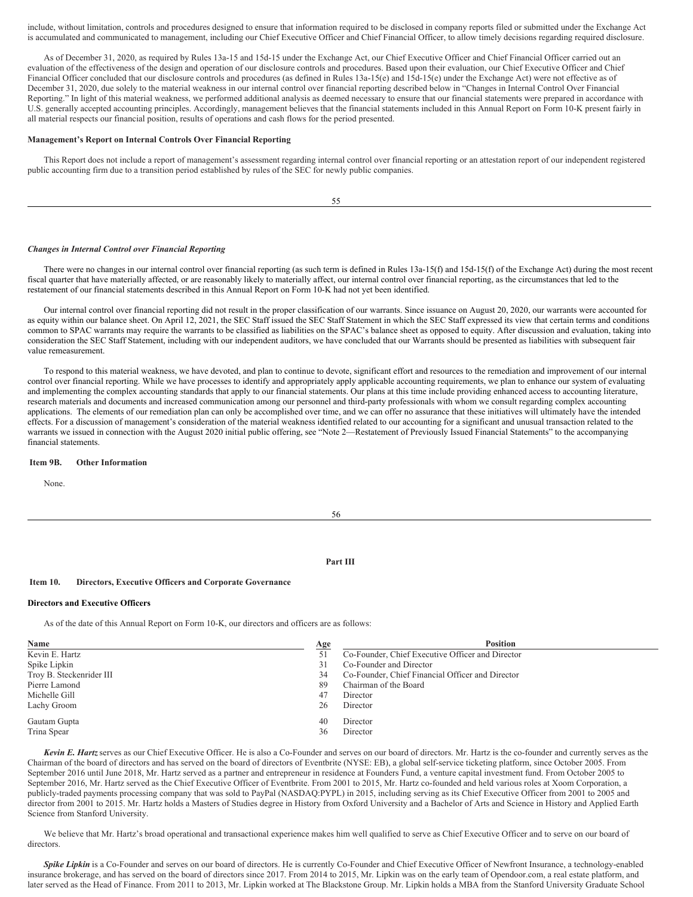include, without limitation, controls and procedures designed to ensure that information required to be disclosed in company reports filed or submitted under the Exchange Act is accumulated and communicated to management, including our Chief Executive Officer and Chief Financial Officer, to allow timely decisions regarding required disclosure.

As of December 31, 2020, as required by Rules 13a-15 and 15d-15 under the Exchange Act, our Chief Executive Officer and Chief Financial Officer carried out an evaluation of the effectiveness of the design and operation of our disclosure controls and procedures. Based upon their evaluation, our Chief Executive Officer and Chief Financial Officer concluded that our disclosure controls and procedures (as defined in Rules 13a-15(e) and 15d-15(e) under the Exchange Act) were not effective as of December 31, 2020, due solely to the material weakness in our internal control over financial reporting described below in "Changes in Internal Control Over Financial Reporting." In light of this material weakness, we performed additional analysis as deemed necessary to ensure that our financial statements were prepared in accordance with U.S. generally accepted accounting principles. Accordingly, management believes that the financial statements included in this Annual Report on Form 10-K present fairly in all material respects our financial position, results of operations and cash flows for the period presented.

**Management's Report on Internal Controls Over Financial Reporting**

This Report does not include a report of management's assessment regarding internal control over financial reporting or an attestation report of our independent registered public accounting firm due to a transition period established by rules of the SEC for newly public companies.

***Changes in Internal Control over Financial Reporting***

There were no changes in our internal control over financial reporting (as such term is defined in Rules 13a-15(f) and 15d-15(f) of the Exchange Act) during the most recent fiscal quarter that have materially affected, or are reasonably likely to materially affect, our internal control over financial reporting, as the circumstances that led to the restatement of our financial statements described in this Annual Report on Form 10-K had not yet been identified.

Our internal control over financial reporting did not result in the proper classification of our warrants. Since issuance on August 20, 2020, our warrants were accounted for as equity within our balance sheet. On April 12, 2021, the SEC Staff issued the SEC Staff Statement in which the SEC Staff expressed its view that certain terms and conditions common to SPAC warrants may require the warrants to be classified as liabilities on the SPAC's balance sheet as opposed to equity. After discussion and evaluation, taking into consideration the SEC Staff Statement, including with our independent auditors, we have concluded that our Warrants should be presented as liabilities with subsequent fair value remeasurement.

To respond to this material weakness, we have devoted, and plan to continue to devote, significant effort and resources to the remediation and improvement of our internal control over financial reporting. While we have processes to identify and appropriately apply applicable accounting requirements, we plan to enhance our system of evaluating and implementing the complex accounting standards that apply to our financial statements. Our plans at this time include providing enhanced access to accounting literature, research materials and documents and increased communication among our personnel and third-party professionals with whom we consult regarding complex accounting applications. The elements of our remediation plan can only be accomplished over time, and we can offer no assurance that these initiatives will ultimately have the intended effects. For a discussion of management's consideration of the material weakness identified related to our accounting for a significant and unusual transaction related to the warrants we issued in connection with the August 2020 initial public offering, see "Note 2—Restatement of Previously Issued Financial Statements" to the accompanying financial statements.

**Item 9B. Other Information**

None.

## Part III

**Item 10. Directors, Executive Officers and Corporate Governance**

**Directors and Executive Officers**

As of the date of this Annual Report on Form 10-K, our directors and officers are as follows:

| Name | Age | Position |
|---|---|---|
| Kevin E. Hartz | 51 | Co-Founder, Chief Executive Officer and Director |
| Spike Lipkin | 31 | Co-Founder and Director |
| Troy B. Steckenrider III | 34 | Co-Founder, Chief Financial Officer and Director |
| Pierre Lamond | 89 | Chairman of the Board |
| Michelle Gill | 47 | Director |
| Lachy Groom | 26 | Director |
| Gautam Gupta | 40 | Director |
| Trina Spear | 36 | Director |

***Kevin E. Hartz*** serves as our Chief Executive Officer. He is also a Co-Founder and serves on our board of directors. Mr. Hartz is the co-founder and currently serves as the Chairman of the board of directors and has served on the board of directors of Eventbrite (NYSE: EB), a global self-service ticketing platform, since October 2005. From September 2016 until June 2018, Mr. Hartz served as a partner and entrepreneur in residence at Founders Fund, a venture capital investment fund. From October 2005 to September 2016, Mr. Hartz served as the Chief Executive Officer of Eventbrite. From 2001 to 2015, Mr. Hartz co-founded and held various roles at Xoom Corporation, a publicly-traded payments processing company that was sold to PayPal (NASDAQ:PYPL) in 2015, including serving as its Chief Executive Officer from 2001 to 2005 and director from 2001 to 2015. Mr. Hartz holds a Masters of Studies degree in History from Oxford University and a Bachelor of Arts and Science in History and Applied Earth Science from Stanford University.

We believe that Mr. Hartz's broad operational and transactional experience makes him well qualified to serve as Chief Executive Officer and to serve on our board of directors.

***Spike Lipkin*** is a Co-Founder and serves on our board of directors. He is currently Co-Founder and Chief Executive Officer of Newfront Insurance, a technology-enabled insurance brokerage, and has served on the board of directors since 2017. From 2014 to 2015, Mr. Lipkin was on the early team of Opendoor.com, a real estate platform, and later served as the Head of Finance. From 2011 to 2013, Mr. Lipkin worked at The Blackstone Group. Mr. Lipkin holds a MBA from the Stanford University Graduate School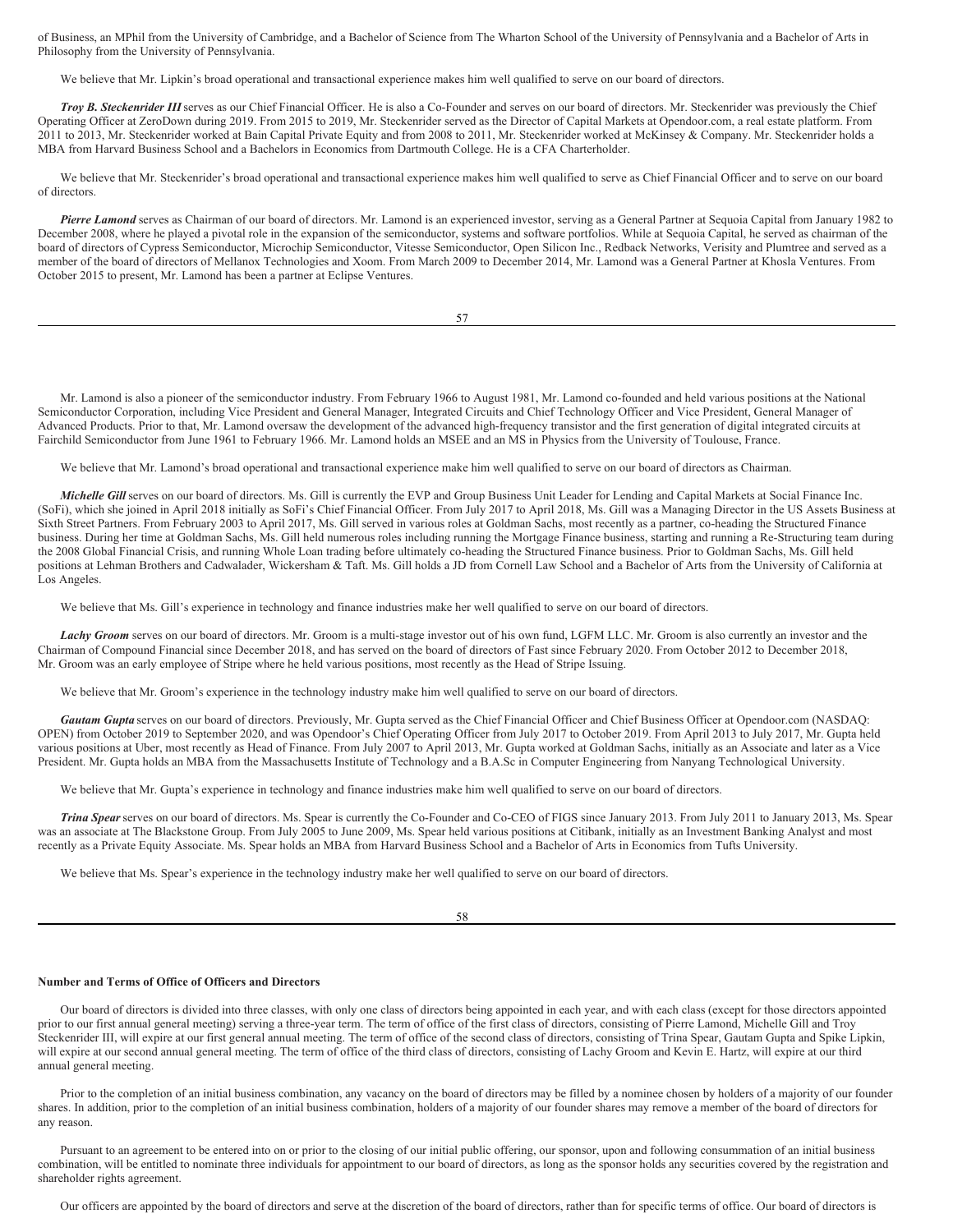of Business, an MPhil from the University of Cambridge, and a Bachelor of Science from The Wharton School of the University of Pennsylvania and a Bachelor of Arts in Philosophy from the University of Pennsylvania.

We believe that Mr. Lipkin's broad operational and transactional experience makes him well qualified to serve on our board of directors.

***Troy B. Steckenrider III*** serves as our Chief Financial Officer. He is also a Co-Founder and serves on our board of directors. Mr. Steckenrider was previously the Chief Operating Officer at ZeroDown during 2019. From 2015 to 2019, Mr. Steckenrider served as the Director of Capital Markets at Opendoor.com, a real estate platform. From 2011 to 2013, Mr. Steckenrider worked at Bain Capital Private Equity and from 2008 to 2011, Mr. Steckenrider worked at McKinsey & Company. Mr. Steckenrider holds a MBA from Harvard Business School and a Bachelors in Economics from Dartmouth College. He is a CFA Charterholder.

We believe that Mr. Steckenrider's broad operational and transactional experience makes him well qualified to serve as Chief Financial Officer and to serve on our board of directors.

***Pierre Lamond*** serves as Chairman of our board of directors. Mr. Lamond is an experienced investor, serving as a General Partner at Sequoia Capital from January 1982 to December 2008, where he played a pivotal role in the expansion of the semiconductor, systems and software portfolios. While at Sequoia Capital, he served as chairman of the board of directors of Cypress Semiconductor, Microchip Semiconductor, Vitesse Semiconductor, Open Silicon Inc., Redback Networks, Verisity and Plumtree and served as a member of the board of directors of Mellanox Technologies and Xoom. From March 2009 to December 2014, Mr. Lamond was a General Partner at Khosla Ventures. From October 2015 to present, Mr. Lamond has been a partner at Eclipse Ventures.

Mr. Lamond is also a pioneer of the semiconductor industry. From February 1966 to August 1981, Mr. Lamond co-founded and held various positions at the National Semiconductor Corporation, including Vice President and General Manager, Integrated Circuits and Chief Technology Officer and Vice President, General Manager of Advanced Products. Prior to that, Mr. Lamond oversaw the development of the advanced high-frequency transistor and the first generation of digital integrated circuits at Fairchild Semiconductor from June 1961 to February 1966. Mr. Lamond holds an MSEE and an MS in Physics from the University of Toulouse, France.

We believe that Mr. Lamond's broad operational and transactional experience make him well qualified to serve on our board of directors as Chairman.

***Michelle Gill*** serves on our board of directors. Ms. Gill is currently the EVP and Group Business Unit Leader for Lending and Capital Markets at Social Finance Inc. (SoFi), which she joined in April 2018 initially as SoFi's Chief Financial Officer. From July 2017 to April 2018, Ms. Gill was a Managing Director in the US Assets Business at Sixth Street Partners. From February 2003 to April 2017, Ms. Gill served in various roles at Goldman Sachs, most recently as a partner, co-heading the Structured Finance business. During her time at Goldman Sachs, Ms. Gill held numerous roles including running the Mortgage Finance business, starting and running a Re-Structuring team during the 2008 Global Financial Crisis, and running Whole Loan trading before ultimately co-heading the Structured Finance business. Prior to Goldman Sachs, Ms. Gill held positions at Lehman Brothers and Cadwalader, Wickersham & Taft. Ms. Gill holds a JD from Cornell Law School and a Bachelor of Arts from the University of California at Los Angeles.

We believe that Ms. Gill's experience in technology and finance industries make her well qualified to serve on our board of directors.

***Lachy Groom*** serves on our board of directors. Mr. Groom is a multi-stage investor out of his own fund, LGFM LLC. Mr. Groom is also currently an investor and the Chairman of Compound Financial since December 2018, and has served on the board of directors of Fast since February 2020. From October 2012 to December 2018, Mr. Groom was an early employee of Stripe where he held various positions, most recently as the Head of Stripe Issuing.

We believe that Mr. Groom's experience in the technology industry make him well qualified to serve on our board of directors.

***Gautam Gupta*** serves on our board of directors. Previously, Mr. Gupta served as the Chief Financial Officer and Chief Business Officer at Opendoor.com (NASDAQ: OPEN) from October 2019 to September 2020, and was Opendoor's Chief Operating Officer from July 2017 to October 2019. From April 2013 to July 2017, Mr. Gupta held various positions at Uber, most recently as Head of Finance. From July 2007 to April 2013, Mr. Gupta worked at Goldman Sachs, initially as an Associate and later as a Vice President. Mr. Gupta holds an MBA from the Massachusetts Institute of Technology and a B.A.Sc in Computer Engineering from Nanyang Technological University.

We believe that Mr. Gupta's experience in technology and finance industries make him well qualified to serve on our board of directors.

***Trina Spear*** serves on our board of directors. Ms. Spear is currently the Co-Founder and Co-CEO of FIGS since January 2013. From July 2011 to January 2013, Ms. Spear was an associate at The Blackstone Group. From July 2005 to June 2009, Ms. Spear held various positions at Citibank, initially as an Investment Banking Analyst and most recently as a Private Equity Associate. Ms. Spear holds an MBA from Harvard Business School and a Bachelor of Arts in Economics from Tufts University.

We believe that Ms. Spear's experience in the technology industry make her well qualified to serve on our board of directors.

**Number and Terms of Office of Officers and Directors**

Our board of directors is divided into three classes, with only one class of directors being appointed in each year, and with each class (except for those directors appointed prior to our first annual general meeting) serving a three-year term. The term of office of the first class of directors, consisting of Pierre Lamond, Michelle Gill and Troy Steckenrider III, will expire at our first general annual meeting. The term of office of the second class of directors, consisting of Trina Spear, Gautam Gupta and Spike Lipkin, will expire at our second annual general meeting. The term of office of the third class of directors, consisting of Lachy Groom and Kevin E. Hartz, will expire at our third annual general meeting.

Prior to the completion of an initial business combination, any vacancy on the board of directors may be filled by a nominee chosen by holders of a majority of our founder shares. In addition, prior to the completion of an initial business combination, holders of a majority of our founder shares may remove a member of the board of directors for any reason.

Pursuant to an agreement to be entered into on or prior to the closing of our initial public offering, our sponsor, upon and following consummation of an initial business combination, will be entitled to nominate three individuals for appointment to our board of directors, as long as the sponsor holds any securities covered by the registration and shareholder rights agreement.

Our officers are appointed by the board of directors and serve at the discretion of the board of directors, rather than for specific terms of office. Our board of directors is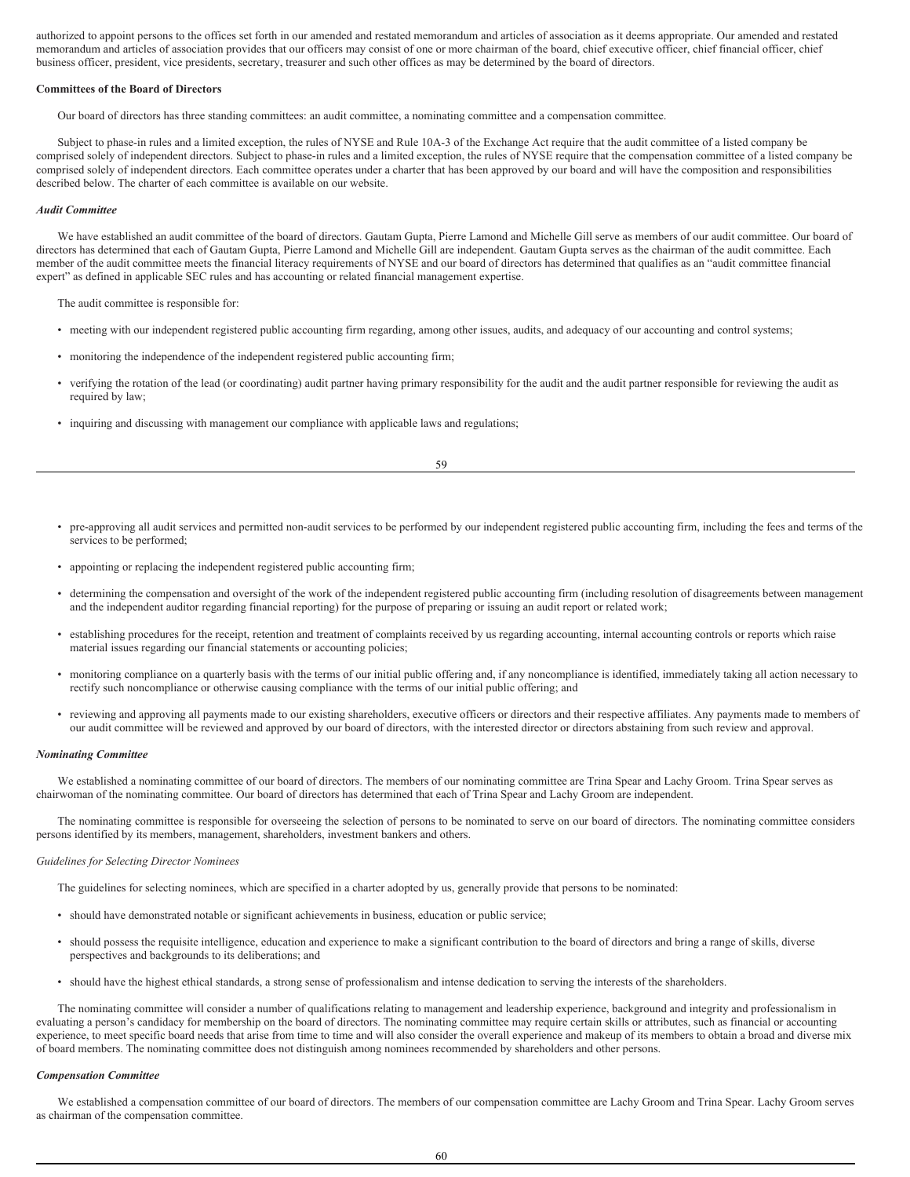authorized to appoint persons to the offices set forth in our amended and restated memorandum and articles of association as it deems appropriate. Our amended and restated memorandum and articles of association provides that our officers may consist of one or more chairman of the board, chief executive officer, chief financial officer, chief business officer, president, vice presidents, secretary, treasurer and such other offices as may be determined by the board of directors.

**Committees of the Board of Directors**

Our board of directors has three standing committees: an audit committee, a nominating committee and a compensation committee.

Subject to phase-in rules and a limited exception, the rules of NYSE and Rule 10A-3 of the Exchange Act require that the audit committee of a listed company be comprised solely of independent directors. Subject to phase-in rules and a limited exception, the rules of NYSE require that the compensation committee of a listed company be comprised solely of independent directors. Each committee operates under a charter that has been approved by our board and will have the composition and responsibilities described below. The charter of each committee is available on our website.

***Audit Committee***

We have established an audit committee of the board of directors. Gautam Gupta, Pierre Lamond and Michelle Gill serve as members of our audit committee. Our board of directors has determined that each of Gautam Gupta, Pierre Lamond and Michelle Gill are independent. Gautam Gupta serves as the chairman of the audit committee. Each member of the audit committee meets the financial literacy requirements of NYSE and our board of directors has determined that qualifies as an "audit committee financial expert" as defined in applicable SEC rules and has accounting or related financial management expertise.

The audit committee is responsible for:

- meeting with our independent registered public accounting firm regarding, among other issues, audits, and adequacy of our accounting and control systems;
- monitoring the independence of the independent registered public accounting firm;
- verifying the rotation of the lead (or coordinating) audit partner having primary responsibility for the audit and the audit partner responsible for reviewing the audit as required by law;
- inquiring and discussing with management our compliance with applicable laws and regulations;
- pre-approving all audit services and permitted non-audit services to be performed by our independent registered public accounting firm, including the fees and terms of the services to be performed;
- appointing or replacing the independent registered public accounting firm;
- determining the compensation and oversight of the work of the independent registered public accounting firm (including resolution of disagreements between management and the independent auditor regarding financial reporting) for the purpose of preparing or issuing an audit report or related work;
- establishing procedures for the receipt, retention and treatment of complaints received by us regarding accounting, internal accounting controls or reports which raise material issues regarding our financial statements or accounting policies;
- monitoring compliance on a quarterly basis with the terms of our initial public offering and, if any noncompliance is identified, immediately taking all action necessary to rectify such noncompliance or otherwise causing compliance with the terms of our initial public offering; and
- reviewing and approving all payments made to our existing shareholders, executive officers or directors and their respective affiliates. Any payments made to members of our audit committee will be reviewed and approved by our board of directors, with the interested director or directors abstaining from such review and approval.

***Nominating Committee***

We established a nominating committee of our board of directors. The members of our nominating committee are Trina Spear and Lachy Groom. Trina Spear serves as chairwoman of the nominating committee. Our board of directors has determined that each of Trina Spear and Lachy Groom are independent.

The nominating committee is responsible for overseeing the selection of persons to be nominated to serve on our board of directors. The nominating committee considers persons identified by its members, management, shareholders, investment bankers and others.

*Guidelines for Selecting Director Nominees*

The guidelines for selecting nominees, which are specified in a charter adopted by us, generally provide that persons to be nominated:

- should have demonstrated notable or significant achievements in business, education or public service;
- should possess the requisite intelligence, education and experience to make a significant contribution to the board of directors and bring a range of skills, diverse perspectives and backgrounds to its deliberations; and
- should have the highest ethical standards, a strong sense of professionalism and intense dedication to serving the interests of the shareholders.

The nominating committee will consider a number of qualifications relating to management and leadership experience, background and integrity and professionalism in evaluating a person's candidacy for membership on the board of directors. The nominating committee may require certain skills or attributes, such as financial or accounting experience, to meet specific board needs that arise from time to time and will also consider the overall experience and makeup of its members to obtain a broad and diverse mix of board members. The nominating committee does not distinguish among nominees recommended by shareholders and other persons.

***Compensation Committee***

We established a compensation committee of our board of directors. The members of our compensation committee are Lachy Groom and Trina Spear. Lachy Groom serves as chairman of the compensation committee.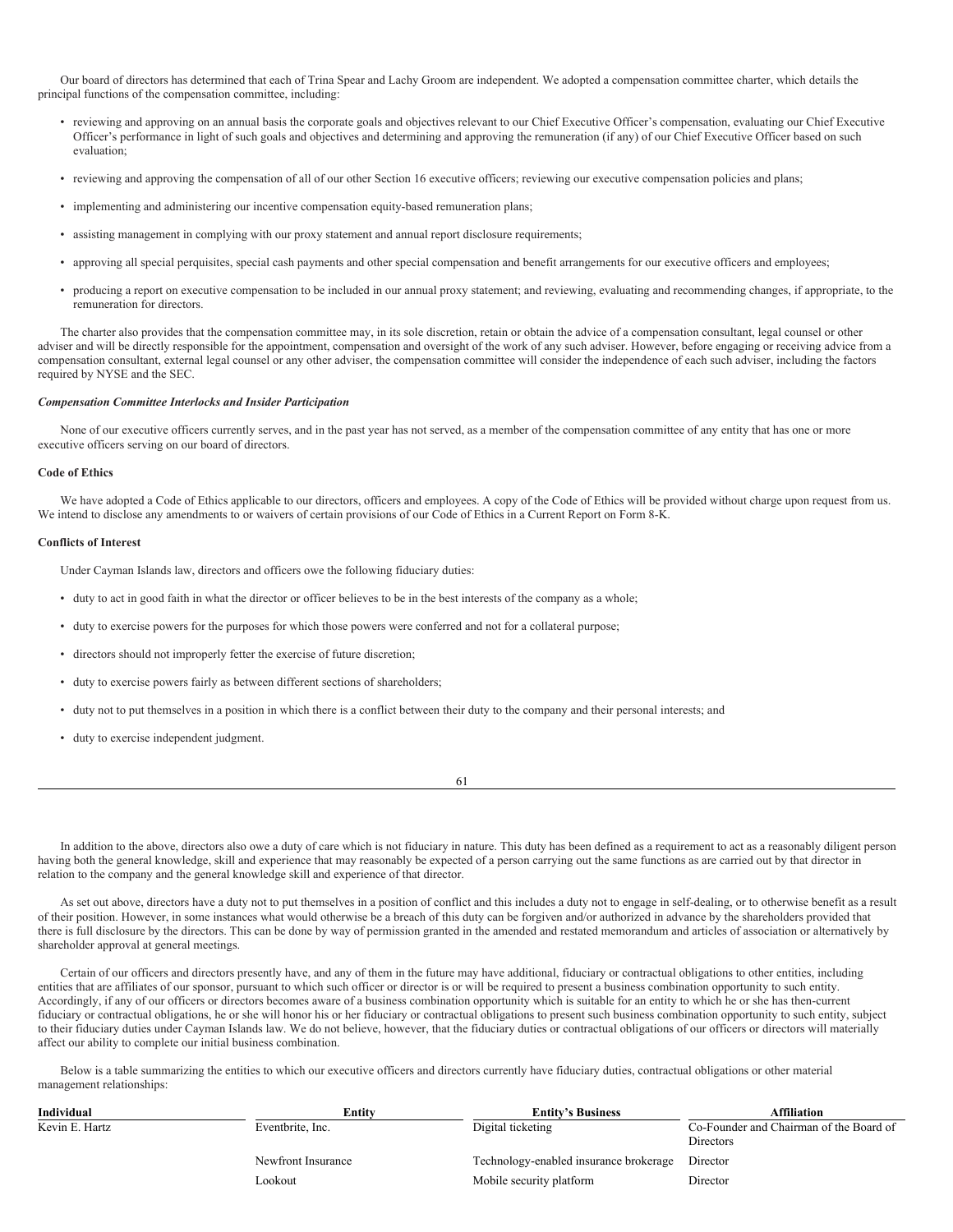Our board of directors has determined that each of Trina Spear and Lachy Groom are independent. We adopted a compensation committee charter, which details the principal functions of the compensation committee, including:

- reviewing and approving on an annual basis the corporate goals and objectives relevant to our Chief Executive Officer's compensation, evaluating our Chief Executive Officer's performance in light of such goals and objectives and determining and approving the remuneration (if any) of our Chief Executive Officer based on such evaluation;
- reviewing and approving the compensation of all of our other Section 16 executive officers; reviewing our executive compensation policies and plans;
- implementing and administering our incentive compensation equity-based remuneration plans;
- assisting management in complying with our proxy statement and annual report disclosure requirements;
- approving all special perquisites, special cash payments and other special compensation and benefit arrangements for our executive officers and employees;
- producing a report on executive compensation to be included in our annual proxy statement; and reviewing, evaluating and recommending changes, if appropriate, to the remuneration for directors.

The charter also provides that the compensation committee may, in its sole discretion, retain or obtain the advice of a compensation consultant, legal counsel or other adviser and will be directly responsible for the appointment, compensation and oversight of the work of any such adviser. However, before engaging or receiving advice from a compensation consultant, external legal counsel or any other adviser, the compensation committee will consider the independence of each such adviser, including the factors required by NYSE and the SEC.

***Compensation Committee Interlocks and Insider Participation***

None of our executive officers currently serves, and in the past year has not served, as a member of the compensation committee of any entity that has one or more executive officers serving on our board of directors.

**Code of Ethics**

We have adopted a Code of Ethics applicable to our directors, officers and employees. A copy of the Code of Ethics will be provided without charge upon request from us. We intend to disclose any amendments to or waivers of certain provisions of our Code of Ethics in a Current Report on Form 8-K.

**Conflicts of Interest**

Under Cayman Islands law, directors and officers owe the following fiduciary duties:

- duty to act in good faith in what the director or officer believes to be in the best interests of the company as a whole;
- duty to exercise powers for the purposes for which those powers were conferred and not for a collateral purpose;
- directors should not improperly fetter the exercise of future discretion;
- duty to exercise powers fairly as between different sections of shareholders;
- duty not to put themselves in a position in which there is a conflict between their duty to the company and their personal interests; and
- duty to exercise independent judgment.

In addition to the above, directors also owe a duty of care which is not fiduciary in nature. This duty has been defined as a requirement to act as a reasonably diligent person having both the general knowledge, skill and experience that may reasonably be expected of a person carrying out the same functions as are carried out by that director in relation to the company and the general knowledge skill and experience of that director.

As set out above, directors have a duty not to put themselves in a position of conflict and this includes a duty not to engage in self-dealing, or to otherwise benefit as a result of their position. However, in some instances what would otherwise be a breach of this duty can be forgiven and/or authorized in advance by the shareholders provided that there is full disclosure by the directors. This can be done by way of permission granted in the amended and restated memorandum and articles of association or alternatively by shareholder approval at general meetings.

Certain of our officers and directors presently have, and any of them in the future may have additional, fiduciary or contractual obligations to other entities, including entities that are affiliates of our sponsor, pursuant to which such officer or director is or will be required to present a business combination opportunity to such entity. Accordingly, if any of our officers or directors becomes aware of a business combination opportunity which is suitable for an entity to which he or she has then-current fiduciary or contractual obligations, he or she will honor his or her fiduciary or contractual obligations to present such business combination opportunity to such entity, subject to their fiduciary duties under Cayman Islands law. We do not believe, however, that the fiduciary duties or contractual obligations of our officers or directors will materially affect our ability to complete our initial business combination.

Below is a table summarizing the entities to which our executive officers and directors currently have fiduciary duties, contractual obligations or other material management relationships:

| Individual | Entity | Entity's Business | Affiliation |
|---|---|---|---|
| Kevin E. Hartz | Eventbrite, Inc. | Digital ticketing | Co-Founder and Chairman of the Board of Directors |
| | Newfront Insurance | Technology-enabled insurance brokerage | Director |
| | Lookout | Mobile security platform | Director |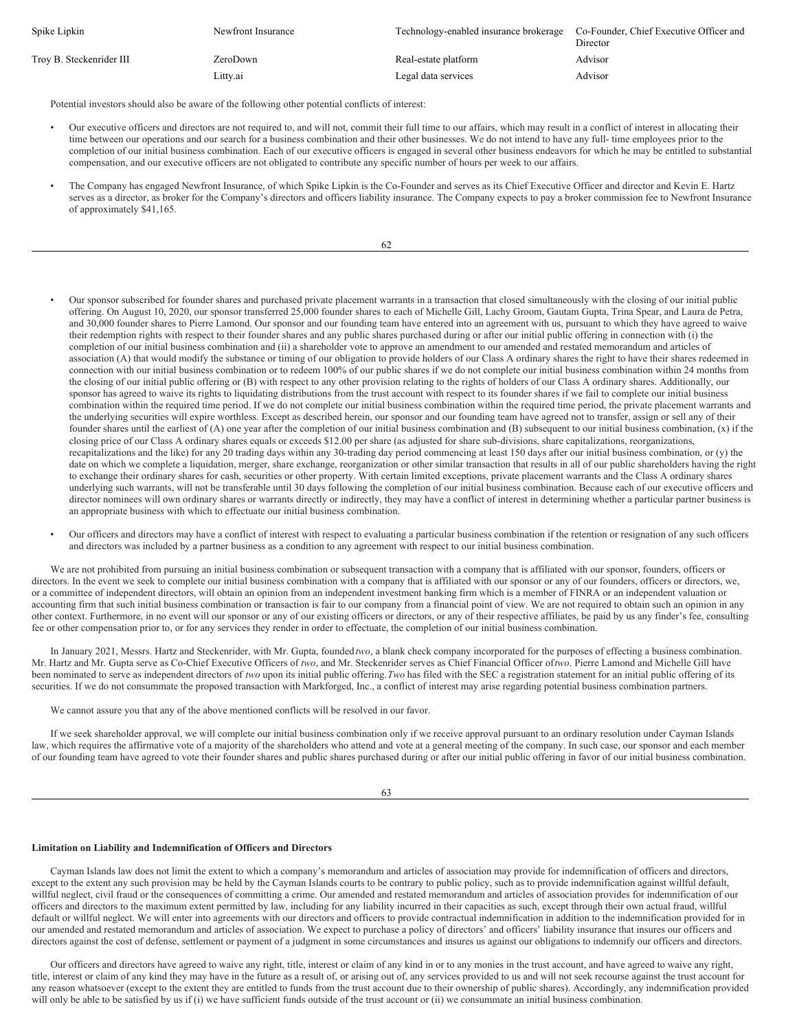| | | | |
|---|---|---|---|
| Spike Lipkin | Newfront Insurance | Technology-enabled insurance brokerage | Co-Founder, Chief Executive Officer and Director |
| Troy B. Steckenrider III | ZeroDown | Real-estate platform | Advisor |
| | Litty.ai | Legal data services | Advisor |

Potential investors should also be aware of the following other potential conflicts of interest:

- Our executive officers and directors are not required to, and will not, commit their full time to our affairs, which may result in a conflict of interest in allocating their time between our operations and our search for a business combination and their other businesses. We do not intend to have any full- time employees prior to the completion of our initial business combination. Each of our executive officers is engaged in several other business endeavors for which he may be entitled to substantial compensation, and our executive officers are not obligated to contribute any specific number of hours per week to our affairs.
- The Company has engaged Newfront Insurance, of which Spike Lipkin is the Co-Founder and serves as its Chief Executive Officer and director and Kevin E. Hartz serves as a director, as broker for the Company's directors and officers liability insurance. The Company expects to pay a broker commission fee to Newfront Insurance of approximately $41,165.
- Our sponsor subscribed for founder shares and purchased private placement warrants in a transaction that closed simultaneously with the closing of our initial public offering. On August 10, 2020, our sponsor transferred 25,000 founder shares to each of Michelle Gill, Lachy Groom, Gautam Gupta, Trina Spear, and Laura de Petra, and 30,000 founder shares to Pierre Lamond. Our sponsor and our founding team have entered into an agreement with us, pursuant to which they have agreed to waive their redemption rights with respect to their founder shares and any public shares purchased during or after our initial public offering in connection with (i) the completion of our initial business combination and (ii) a shareholder vote to approve an amendment to our amended and restated memorandum and articles of association (A) that would modify the substance or timing of our obligation to provide holders of our Class A ordinary shares the right to have their shares redeemed in connection with our initial business combination or to redeem 100% of our public shares if we do not complete our initial business combination within 24 months from the closing of our initial public offering or (B) with respect to any other provision relating to the rights of holders of our Class A ordinary shares. Additionally, our sponsor has agreed to waive its rights to liquidating distributions from the trust account with respect to its founder shares if we fail to complete our initial business combination within the required time period. If we do not complete our initial business combination within the required time period, the private placement warrants and the underlying securities will expire worthless. Except as described herein, our sponsor and our founding team have agreed not to transfer, assign or sell any of their founder shares until the earliest of (A) one year after the completion of our initial business combination and (B) subsequent to our initial business combination, (x) if the closing price of our Class A ordinary shares equals or exceeds $12.00 per share (as adjusted for share sub-divisions, share capitalizations, reorganizations, recapitalizations and the like) for any 20 trading days within any 30-trading day period commencing at least 150 days after our initial business combination, or (y) the date on which we complete a liquidation, merger, share exchange, reorganization or other similar transaction that results in all of our public shareholders having the right to exchange their ordinary shares for cash, securities or other property. With certain limited exceptions, private placement warrants and the Class A ordinary shares underlying such warrants, will not be transferable until 30 days following the completion of our initial business combination. Because each of our executive officers and director nominees will own ordinary shares or warrants directly or indirectly, they may have a conflict of interest in determining whether a particular partner business is an appropriate business with which to effectuate our initial business combination.
- Our officers and directors may have a conflict of interest with respect to evaluating a particular business combination if the retention or resignation of any such officers and directors was included by a partner business as a condition to any agreement with respect to our initial business combination.

We are not prohibited from pursuing an initial business combination or subsequent transaction with a company that is affiliated with our sponsor, founders, officers or directors. In the event we seek to complete our initial business combination with a company that is affiliated with our sponsor or any of our founders, officers or directors, we, or a committee of independent directors, will obtain an opinion from an independent investment banking firm which is a member of FINRA or an independent valuation or accounting firm that such initial business combination or transaction is fair to our company from a financial point of view. We are not required to obtain such an opinion in any other context. Furthermore, in no event will our sponsor or any of our existing officers or directors, or any of their respective affiliates, be paid by us any finder's fee, consulting fee or other compensation prior to, or for any services they render in order to effectuate, the completion of our initial business combination.

In January 2021, Messrs. Hartz and Steckenrider, with Mr. Gupta, founded *two*, a blank check company incorporated for the purposes of effecting a business combination. Mr. Hartz and Mr. Gupta serve as Co-Chief Executive Officers of *two*, and Mr. Steckenrider serves as Chief Financial Officer of *two*. Pierre Lamond and Michelle Gill have been nominated to serve as independent directors of *two* upon its initial public offering. *Two* has filed with the SEC a registration statement for an initial public offering of its securities. If we do not consummate the proposed transaction with Markforged, Inc., a conflict of interest may arise regarding potential business combination partners.

We cannot assure you that any of the above mentioned conflicts will be resolved in our favor.

If we seek shareholder approval, we will complete our initial business combination only if we receive approval pursuant to an ordinary resolution under Cayman Islands law, which requires the affirmative vote of a majority of the shareholders who attend and vote at a general meeting of the company. In such case, our sponsor and each member of our founding team have agreed to vote their founder shares and public shares purchased during or after our initial public offering in favor of our initial business combination.

**Limitation on Liability and Indemnification of Officers and Directors**

Cayman Islands law does not limit the extent to which a company's memorandum and articles of association may provide for indemnification of officers and directors, except to the extent any such provision may be held by the Cayman Islands courts to be contrary to public policy, such as to provide indemnification against willful default, willful neglect, civil fraud or the consequences of committing a crime. Our amended and restated memorandum and articles of association provides for indemnification of our officers and directors to the maximum extent permitted by law, including for any liability incurred in their capacities as such, except through their own actual fraud, willful default or willful neglect. We will enter into agreements with our directors and officers to provide contractual indemnification in addition to the indemnification provided for in our amended and restated memorandum and articles of association. We expect to purchase a policy of directors' and officers' liability insurance that insures our officers and directors against the cost of defense, settlement or payment of a judgment in some circumstances and insures us against our obligations to indemnify our officers and directors.

Our officers and directors have agreed to waive any right, title, interest or claim of any kind in or to any monies in the trust account, and have agreed to waive any right, title, interest or claim of any kind they may have in the future as a result of, or arising out of, any services provided to us and will not seek recourse against the trust account for any reason whatsoever (except to the extent they are entitled to funds from the trust account due to their ownership of public shares). Accordingly, any indemnification provided will only be able to be satisfied by us if (i) we have sufficient funds outside of the trust account or (ii) we consummate an initial business combination.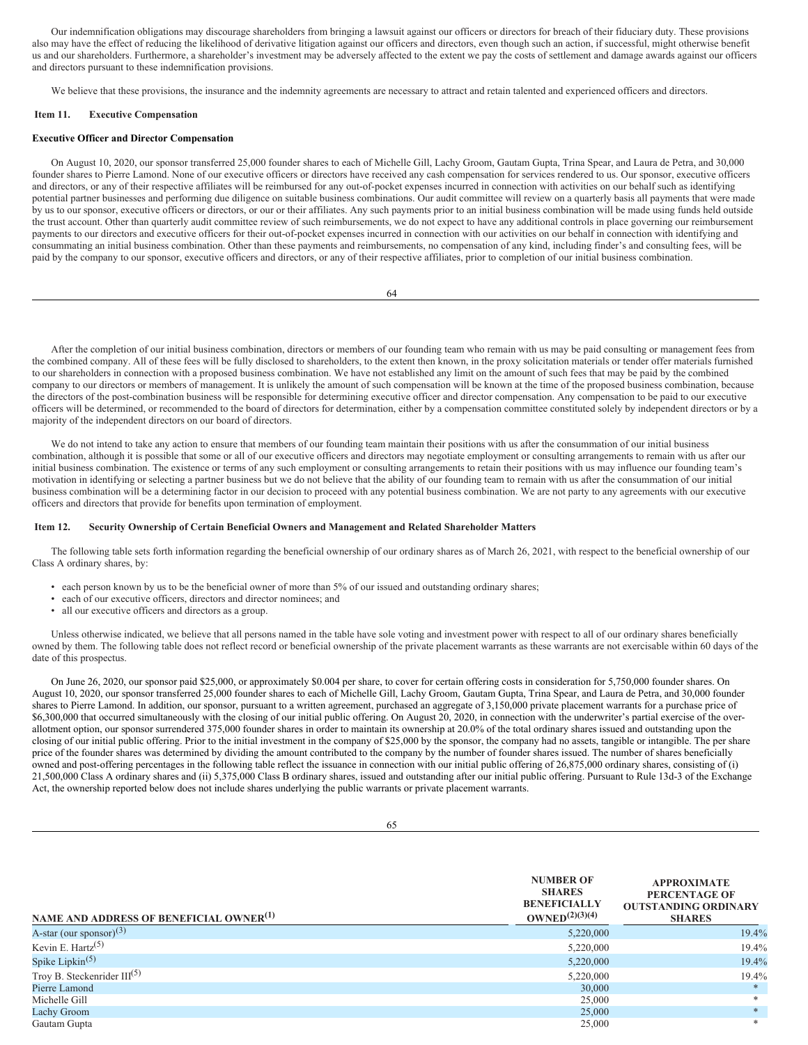Our indemnification obligations may discourage shareholders from bringing a lawsuit against our officers or directors for breach of their fiduciary duty. These provisions also may have the effect of reducing the likelihood of derivative litigation against our officers and directors, even though such an action, if successful, might otherwise benefit us and our shareholders. Furthermore, a shareholder's investment may be adversely affected to the extent we pay the costs of settlement and damage awards against our officers and directors pursuant to these indemnification provisions.

We believe that these provisions, the insurance and the indemnity agreements are necessary to attract and retain talented and experienced officers and directors.

## Item 11. Executive Compensation

### Executive Officer and Director Compensation

On August 10, 2020, our sponsor transferred 25,000 founder shares to each of Michelle Gill, Lachy Groom, Gautam Gupta, Trina Spear, and Laura de Petra, and 30,000 founder shares to Pierre Lamond. None of our executive officers or directors have received any cash compensation for services rendered to us. Our sponsor, executive officers and directors, or any of their respective affiliates will be reimbursed for any out-of-pocket expenses incurred in connection with activities on our behalf such as identifying potential partner businesses and performing due diligence on suitable business combinations. Our audit committee will review on a quarterly basis all payments that were made by us to our sponsor, executive officers or directors, or our or their affiliates. Any such payments prior to an initial business combination will be made using funds held outside the trust account. Other than quarterly audit committee review of such reimbursements, we do not expect to have any additional controls in place governing our reimbursement payments to our directors and executive officers for their out-of-pocket expenses incurred in connection with our activities on our behalf in connection with identifying and consummating an initial business combination. Other than these payments and reimbursements, no compensation of any kind, including finder's and consulting fees, will be paid by the company to our sponsor, executive officers and directors, or any of their respective affiliates, prior to completion of our initial business combination.

After the completion of our initial business combination, directors or members of our founding team who remain with us may be paid consulting or management fees from the combined company. All of these fees will be fully disclosed to shareholders, to the extent then known, in the proxy solicitation materials or tender offer materials furnished to our shareholders in connection with a proposed business combination. We have not established any limit on the amount of such fees that may be paid by the combined company to our directors or members of management. It is unlikely the amount of such compensation will be known at the time of the proposed business combination, because the directors of the post-combination business will be responsible for determining executive officer and director compensation. Any compensation to be paid to our executive officers will be determined, or recommended to the board of directors for determination, either by a compensation committee constituted solely by independent directors or by a majority of the independent directors on our board of directors.

We do not intend to take any action to ensure that members of our founding team maintain their positions with us after the consummation of our initial business combination, although it is possible that some or all of our executive officers and directors may negotiate employment or consulting arrangements to remain with us after our initial business combination. The existence or terms of any such employment or consulting arrangements to retain their positions with us may influence our founding team's motivation in identifying or selecting a partner business but we do not believe that the ability of our founding team to remain with us after the consummation of our initial business combination will be a determining factor in our decision to proceed with any potential business combination. We are not party to any agreements with our executive officers and directors that provide for benefits upon termination of employment.

## Item 12. Security Ownership of Certain Beneficial Owners and Management and Related Shareholder Matters

The following table sets forth information regarding the beneficial ownership of our ordinary shares as of March 26, 2021, with respect to the beneficial ownership of our Class A ordinary shares, by:

- each person known by us to be the beneficial owner of more than 5% of our issued and outstanding ordinary shares;
- each of our executive officers, directors and director nominees; and
- all our executive officers and directors as a group.

Unless otherwise indicated, we believe that all persons named in the table have sole voting and investment power with respect to all of our ordinary shares beneficially owned by them. The following table does not reflect record or beneficial ownership of the private placement warrants as these warrants are not exercisable within 60 days of the date of this prospectus.

On June 26, 2020, our sponsor paid $25,000, or approximately $0.004 per share, to cover for certain offering costs in consideration for 5,750,000 founder shares. On August 10, 2020, our sponsor transferred 25,000 founder shares to each of Michelle Gill, Lachy Groom, Gautam Gupta, Trina Spear, and Laura de Petra, and 30,000 founder shares to Pierre Lamond. In addition, our sponsor, pursuant to a written agreement, purchased an aggregate of 3,150,000 private placement warrants for a purchase price of $6,300,000 that occurred simultaneously with the closing of our initial public offering. On August 20, 2020, in connection with the underwriter's partial exercise of the over-allotment option, our sponsor surrendered 375,000 founder shares in order to maintain its ownership at 20.0% of the total ordinary shares issued and outstanding upon the closing of our initial public offering. Prior to the initial investment in the company of $25,000 by the sponsor, the company had no assets, tangible or intangible. The per share price of the founder shares was determined by dividing the amount contributed to the company by the number of founder shares issued. The number of shares beneficially owned and post-offering percentages in the following table reflect the issuance in connection with our initial public offering of 26,875,000 ordinary shares, consisting of (i) 21,500,000 Class A ordinary shares and (ii) 5,375,000 Class B ordinary shares, issued and outstanding after our initial public offering. Pursuant to Rule 13d-3 of the Exchange Act, the ownership reported below does not include shares underlying the public warrants or private placement warrants.

| NAME AND ADDRESS OF BENEFICIAL OWNER(1) | NUMBER OF SHARES BENEFICIALLY OWNED(2)(3)(4) | APPROXIMATE PERCENTAGE OF OUTSTANDING ORDINARY SHARES |
|---|---|---|
| A-star (our sponsor)(3) | 5,220,000 | 19.4% |
| Kevin E. Hartz(5) | 5,220,000 | 19.4% |
| Spike Lipkin(5) | 5,220,000 | 19.4% |
| Troy B. Steckenrider III(5) | 5,220,000 | 19.4% |
| Pierre Lamond | 30,000 | * |
| Michelle Gill | 25,000 | * |
| Lachy Groom | 25,000 | * |
| Gautam Gupta | 25,000 | * |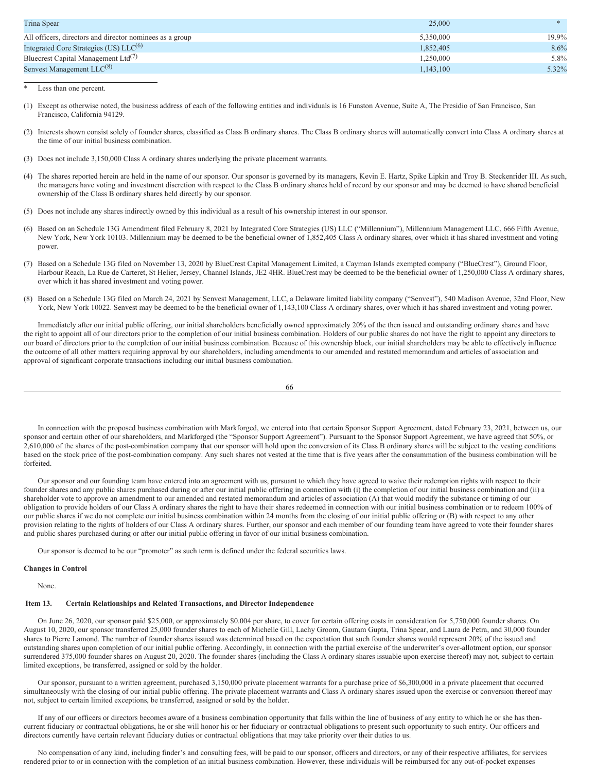| | | |
|---|---|---|
| Trina Spear | 25,000 | * |
| All officers, directors and director nominees as a group | 5,350,000 | 19.9% |
| Integrated Core Strategies (US) LLC(6) | 1,852,405 | 8.6% |
| Bluecrest Capital Management Ltd(7) | 1,250,000 | 5.8% |
| Senvest Management LLC(8) | 1,143,100 | 5.32% |

\* Less than one percent.

(1) Except as otherwise noted, the business address of each of the following entities and individuals is 16 Funston Avenue, Suite A, The Presidio of San Francisco, San Francisco, California 94129.

(2) Interests shown consist solely of founder shares, classified as Class B ordinary shares. The Class B ordinary shares will automatically convert into Class A ordinary shares at the time of our initial business combination.

(3) Does not include 3,150,000 Class A ordinary shares underlying the private placement warrants.

(4) The shares reported herein are held in the name of our sponsor. Our sponsor is governed by its managers, Kevin E. Hartz, Spike Lipkin and Troy B. Steckenrider III. As such, the managers have voting and investment discretion with respect to the Class B ordinary shares held of record by our sponsor and may be deemed to have shared beneficial ownership of the Class B ordinary shares held directly by our sponsor.

(5) Does not include any shares indirectly owned by this individual as a result of his ownership interest in our sponsor.

(6) Based on an Schedule 13G Amendment filed February 8, 2021 by Integrated Core Strategies (US) LLC ("Millennium"), Millennium Management LLC, 666 Fifth Avenue, New York, New York 10103. Millennium may be deemed to be the beneficial owner of 1,852,405 Class A ordinary shares, over which it has shared investment and voting power.

(7) Based on a Schedule 13G filed on November 13, 2020 by BlueCrest Capital Management Limited, a Cayman Islands exempted company ("BlueCrest"), Ground Floor, Harbour Reach, La Rue de Carteret, St Helier, Jersey, Channel Islands, JE2 4HR. BlueCrest may be deemed to be the beneficial owner of 1,250,000 Class A ordinary shares, over which it has shared investment and voting power.

(8) Based on a Schedule 13G filed on March 24, 2021 by Senvest Management, LLC, a Delaware limited liability company ("Senvest"), 540 Madison Avenue, 32nd Floor, New York, New York 10022. Senvest may be deemed to be the beneficial owner of 1,143,100 Class A ordinary shares, over which it has shared investment and voting power.

Immediately after our initial public offering, our initial shareholders beneficially owned approximately 20% of the then issued and outstanding ordinary shares and have the right to appoint all of our directors prior to the completion of our initial business combination. Holders of our public shares do not have the right to appoint any directors to our board of directors prior to the completion of our initial business combination. Because of this ownership block, our initial shareholders may be able to effectively influence the outcome of all other matters requiring approval by our shareholders, including amendments to our amended and restated memorandum and articles of association and approval of significant corporate transactions including our initial business combination.

In connection with the proposed business combination with Markforged, we entered into that certain Sponsor Support Agreement, dated February 23, 2021, between us, our sponsor and certain other of our shareholders, and Markforged (the "Sponsor Support Agreement"). Pursuant to the Sponsor Support Agreement, we have agreed that 50%, or 2,610,000 of the shares of the post-combination company that our sponsor will hold upon the conversion of its Class B ordinary shares will be subject to the vesting conditions based on the stock price of the post-combination company. Any such shares not vested at the time that is five years after the consummation of the business combination will be forfeited.

Our sponsor and our founding team have entered into an agreement with us, pursuant to which they have agreed to waive their redemption rights with respect to their founder shares and any public shares purchased during or after our initial public offering in connection with (i) the completion of our initial business combination and (ii) a shareholder vote to approve an amendment to our amended and restated memorandum and articles of association (A) that would modify the substance or timing of our obligation to provide holders of our Class A ordinary shares the right to have their shares redeemed in connection with our initial business combination or to redeem 100% of our public shares if we do not complete our initial business combination within 24 months from the closing of our initial public offering or (B) with respect to any other provision relating to the rights of holders of our Class A ordinary shares. Further, our sponsor and each member of our founding team have agreed to vote their founder shares and public shares purchased during or after our initial public offering in favor of our initial business combination.

Our sponsor is deemed to be our "promoter" as such term is defined under the federal securities laws.

**Changes in Control**

None.

## Item 13. Certain Relationships and Related Transactions, and Director Independence

On June 26, 2020, our sponsor paid $25,000, or approximately $0.004 per share, to cover for certain offering costs in consideration for 5,750,000 founder shares. On August 10, 2020, our sponsor transferred 25,000 founder shares to each of Michelle Gill, Lachy Groom, Gautam Gupta, Trina Spear, and Laura de Petra, and 30,000 founder shares to Pierre Lamond. The number of founder shares issued was determined based on the expectation that such founder shares would represent 20% of the issued and outstanding shares upon completion of our initial public offering. Accordingly, in connection with the partial exercise of the underwriter's over-allotment option, our sponsor surrendered 375,000 founder shares on August 20, 2020. The founder shares (including the Class A ordinary shares issuable upon exercise thereof) may not, subject to certain limited exceptions, be transferred, assigned or sold by the holder.

Our sponsor, pursuant to a written agreement, purchased 3,150,000 private placement warrants for a purchase price of $6,300,000 in a private placement that occurred simultaneously with the closing of our initial public offering. The private placement warrants and Class A ordinary shares issued upon the exercise or conversion thereof may not, subject to certain limited exceptions, be transferred, assigned or sold by the holder.

If any of our officers or directors becomes aware of a business combination opportunity that falls within the line of business of any entity to which he or she has then-current fiduciary or contractual obligations, he or she will honor his or her fiduciary or contractual obligations to present such opportunity to such entity. Our officers and directors currently have certain relevant fiduciary duties or contractual obligations that may take priority over their duties to us.

No compensation of any kind, including finder's and consulting fees, will be paid to our sponsor, officers and directors, or any of their respective affiliates, for services rendered prior to or in connection with the completion of an initial business combination. However, these individuals will be reimbursed for any out-of-pocket expenses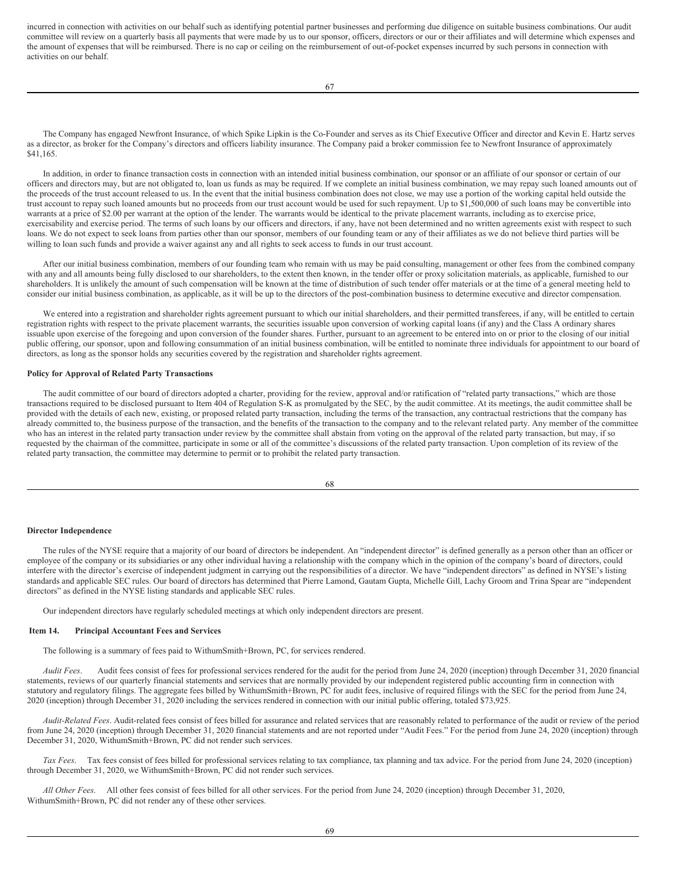incurred in connection with activities on our behalf such as identifying potential partner businesses and performing due diligence on suitable business combinations. Our audit committee will review on a quarterly basis all payments that were made by us to our sponsor, officers, directors or our or their affiliates and will determine which expenses and the amount of expenses that will be reimbursed. There is no cap or ceiling on the reimbursement of out-of-pocket expenses incurred by such persons in connection with activities on our behalf.

The Company has engaged Newfront Insurance, of which Spike Lipkin is the Co-Founder and serves as its Chief Executive Officer and director and Kevin E. Hartz serves as a director, as broker for the Company's directors and officers liability insurance. The Company paid a broker commission fee to Newfront Insurance of approximately $41,165.

In addition, in order to finance transaction costs in connection with an intended initial business combination, our sponsor or an affiliate of our sponsor or certain of our officers and directors may, but are not obligated to, loan us funds as may be required. If we complete an initial business combination, we may repay such loaned amounts out of the proceeds of the trust account released to us. In the event that the initial business combination does not close, we may use a portion of the working capital held outside the trust account to repay such loaned amounts but no proceeds from our trust account would be used for such repayment. Up to $1,500,000 of such loans may be convertible into warrants at a price of $2.00 per warrant at the option of the lender. The warrants would be identical to the private placement warrants, including as to exercise price, exercisability and exercise period. The terms of such loans by our officers and directors, if any, have not been determined and no written agreements exist with respect to such loans. We do not expect to seek loans from parties other than our sponsor, members of our founding team or any of their affiliates as we do not believe third parties will be willing to loan such funds and provide a waiver against any and all rights to seek access to funds in our trust account.

After our initial business combination, members of our founding team who remain with us may be paid consulting, management or other fees from the combined company with any and all amounts being fully disclosed to our shareholders, to the extent then known, in the tender offer or proxy solicitation materials, as applicable, furnished to our shareholders. It is unlikely the amount of such compensation will be known at the time of distribution of such tender offer materials or at the time of a general meeting held to consider our initial business combination, as applicable, as it will be up to the directors of the post-combination business to determine executive and director compensation.

We entered into a registration and shareholder rights agreement pursuant to which our initial shareholders, and their permitted transferees, if any, will be entitled to certain registration rights with respect to the private placement warrants, the securities issuable upon conversion of working capital loans (if any) and the Class A ordinary shares issuable upon exercise of the foregoing and upon conversion of the founder shares. Further, pursuant to an agreement to be entered into on or prior to the closing of our initial public offering, our sponsor, upon and following consummation of an initial business combination, will be entitled to nominate three individuals for appointment to our board of directors, as long as the sponsor holds any securities covered by the registration and shareholder rights agreement.

**Policy for Approval of Related Party Transactions**

The audit committee of our board of directors adopted a charter, providing for the review, approval and/or ratification of "related party transactions," which are those transactions required to be disclosed pursuant to Item 404 of Regulation S-K as promulgated by the SEC, by the audit committee. At its meetings, the audit committee shall be provided with the details of each new, existing, or proposed related party transaction, including the terms of the transaction, any contractual restrictions that the company has already committed to, the business purpose of the transaction, and the benefits of the transaction to the company and to the relevant related party. Any member of the committee who has an interest in the related party transaction under review by the committee shall abstain from voting on the approval of the related party transaction, but may, if so requested by the chairman of the committee, participate in some or all of the committee's discussions of the related party transaction. Upon completion of its review of the related party transaction, the committee may determine to permit or to prohibit the related party transaction.

**Director Independence**

The rules of the NYSE require that a majority of our board of directors be independent. An "independent director" is defined generally as a person other than an officer or employee of the company or its subsidiaries or any other individual having a relationship with the company which in the opinion of the company's board of directors, could interfere with the director's exercise of independent judgment in carrying out the responsibilities of a director. We have "independent directors" as defined in NYSE's listing standards and applicable SEC rules. Our board of directors has determined that Pierre Lamond, Gautam Gupta, Michelle Gill, Lachy Groom and Trina Spear are "independent directors" as defined in the NYSE listing standards and applicable SEC rules.

Our independent directors have regularly scheduled meetings at which only independent directors are present.

**Item 14. Principal Accountant Fees and Services**

The following is a summary of fees paid to WithumSmith+Brown, PC, for services rendered.

*Audit Fees*. Audit fees consist of fees for professional services rendered for the audit for the period from June 24, 2020 (inception) through December 31, 2020 financial statements, reviews of our quarterly financial statements and services that are normally provided by our independent registered public accounting firm in connection with statutory and regulatory filings. The aggregate fees billed by WithumSmith+Brown, PC for audit fees, inclusive of required filings with the SEC for the period from June 24, 2020 (inception) through December 31, 2020 including the services rendered in connection with our initial public offering, totaled $73,925.

*Audit-Related Fees*. Audit-related fees consist of fees billed for assurance and related services that are reasonably related to performance of the audit or review of the period from June 24, 2020 (inception) through December 31, 2020 financial statements and are not reported under "Audit Fees." For the period from June 24, 2020 (inception) through December 31, 2020, WithumSmith+Brown, PC did not render such services.

*Tax Fees*. Tax fees consist of fees billed for professional services relating to tax compliance, tax planning and tax advice. For the period from June 24, 2020 (inception) through December 31, 2020, we WithumSmith+Brown, PC did not render such services.

*All Other Fees.* All other fees consist of fees billed for all other services. For the period from June 24, 2020 (inception) through December 31, 2020, WithumSmith+Brown, PC did not render any of these other services.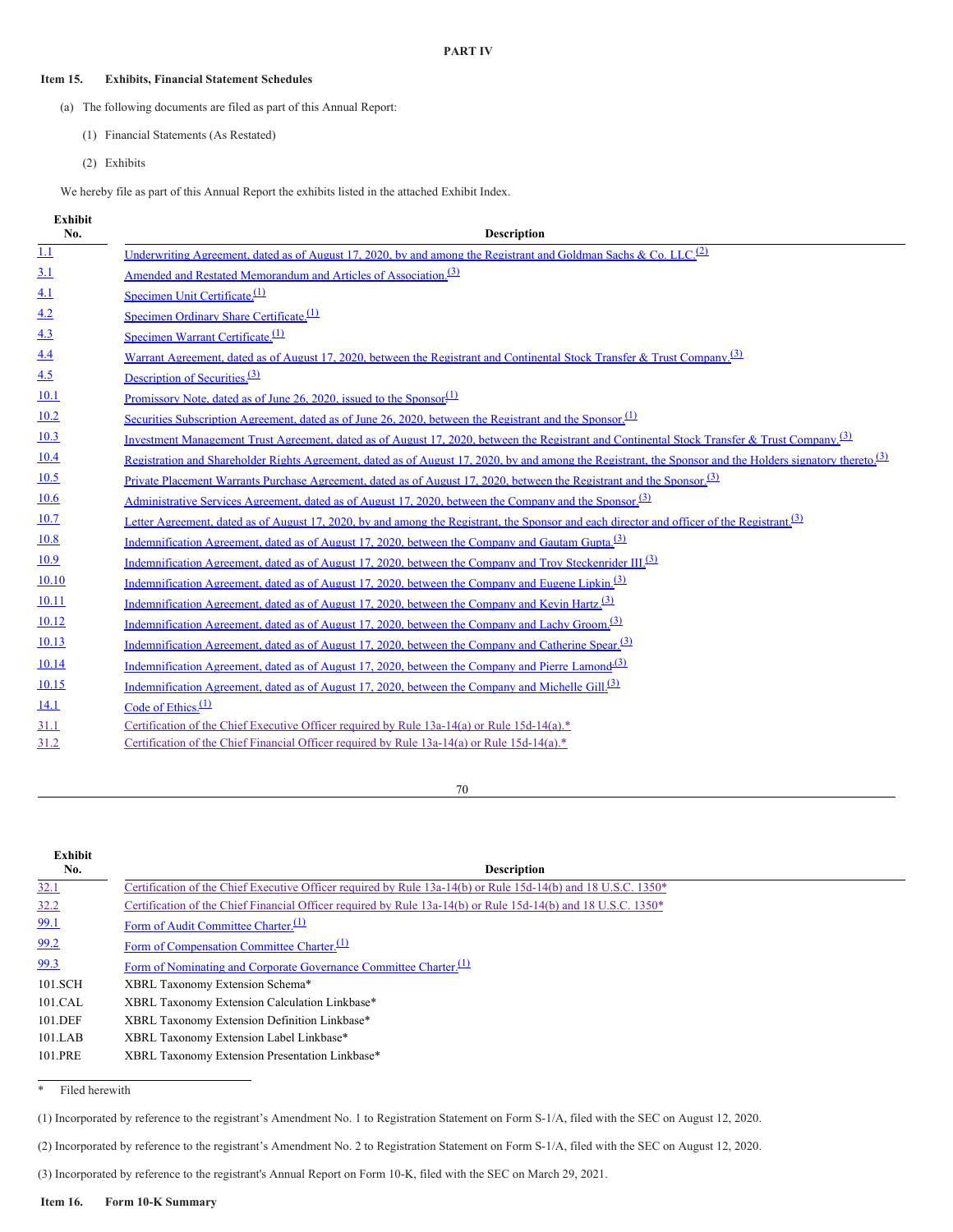**PART IV**

**Item 15. Exhibits, Financial Statement Schedules**

(a) The following documents are filed as part of this Annual Report:

(1) Financial Statements (As Restated)

(2) Exhibits

We hereby file as part of this Annual Report the exhibits listed in the attached Exhibit Index.

| Exhibit No. | Description |
|---|---|
| 1.1 | Underwriting Agreement, dated as of August 17, 2020, by and among the Registrant and Goldman Sachs & Co. LLC.(2) |
| 3.1 | Amended and Restated Memorandum and Articles of Association.(3) |
| 4.1 | Specimen Unit Certificate.(1) |
| 4.2 | Specimen Ordinary Share Certificate.(1) |
| 4.3 | Specimen Warrant Certificate.(1) |
| 4.4 | Warrant Agreement, dated as of August 17, 2020, between the Registrant and Continental Stock Transfer & Trust Company.(3) |
| 4.5 | Description of Securities.(3) |
| 10.1 | Promissory Note, dated as of June 26, 2020, issued to the Sponsor(1) |
| 10.2 | Securities Subscription Agreement, dated as of June 26, 2020, between the Registrant and the Sponsor.(1) |
| 10.3 | Investment Management Trust Agreement, dated as of August 17, 2020, between the Registrant and Continental Stock Transfer & Trust Company.(3) |
| 10.4 | Registration and Shareholder Rights Agreement, dated as of August 17, 2020, by and among the Registrant, the Sponsor and the Holders signatory thereto.(3) |
| 10.5 | Private Placement Warrants Purchase Agreement, dated as of August 17, 2020, between the Registrant and the Sponsor.(3) |
| 10.6 | Administrative Services Agreement, dated as of August 17, 2020, between the Company and the Sponsor.(3) |
| 10.7 | Letter Agreement, dated as of August 17, 2020, by and among the Registrant, the Sponsor and each director and officer of the Registrant.(3) |
| 10.8 | Indemnification Agreement, dated as of August 17, 2020, between the Company and Gautam Gupta.(3) |
| 10.9 | Indemnification Agreement, dated as of August 17, 2020, between the Company and Troy Steckenrider III.(3) |
| 10.10 | Indemnification Agreement, dated as of August 17, 2020, between the Company and Eugene Lipkin.(3) |
| 10.11 | Indemnification Agreement, dated as of August 17, 2020, between the Company and Kevin Hartz.(3) |
| 10.12 | Indemnification Agreement, dated as of August 17, 2020, between the Company and Lachy Groom.(3) |
| 10.13 | Indemnification Agreement, dated as of August 17, 2020, between the Company and Catherine Spear.(3) |
| 10.14 | Indemnification Agreement, dated as of August 17, 2020, between the Company and Pierre Lamond(3) |
| 10.15 | Indemnification Agreement, dated as of August 17, 2020, between the Company and Michelle Gill.(3) |
| 14.1 | Code of Ethics.(1) |
| 31.1 | Certification of the Chief Executive Officer required by Rule 13a-14(a) or Rule 15d-14(a).* |
| 31.2 | Certification of the Chief Financial Officer required by Rule 13a-14(a) or Rule 15d-14(a).* |
| 32.1 | Certification of the Chief Executive Officer required by Rule 13a-14(b) or Rule 15d-14(b) and 18 U.S.C. 1350* |
| 32.2 | Certification of the Chief Financial Officer required by Rule 13a-14(b) or Rule 15d-14(b) and 18 U.S.C. 1350* |
| 99.1 | Form of Audit Committee Charter.(1) |
| 99.2 | Form of Compensation Committee Charter.(1) |
| 99.3 | Form of Nominating and Corporate Governance Committee Charter.(1) |
| 101.SCH | XBRL Taxonomy Extension Schema* |
| 101.CAL | XBRL Taxonomy Extension Calculation Linkbase* |
| 101.DEF | XBRL Taxonomy Extension Definition Linkbase* |
| 101.LAB | XBRL Taxonomy Extension Label Linkbase* |
| 101.PRE | XBRL Taxonomy Extension Presentation Linkbase* |

\* Filed herewith

(1) Incorporated by reference to the registrant's Amendment No. 1 to Registration Statement on Form S-1/A, filed with the SEC on August 12, 2020.

(2) Incorporated by reference to the registrant's Amendment No. 2 to Registration Statement on Form S-1/A, filed with the SEC on August 12, 2020.

(3) Incorporated by reference to the registrant's Annual Report on Form 10-K, filed with the SEC on March 29, 2021.

**Item 16. Form 10-K Summary**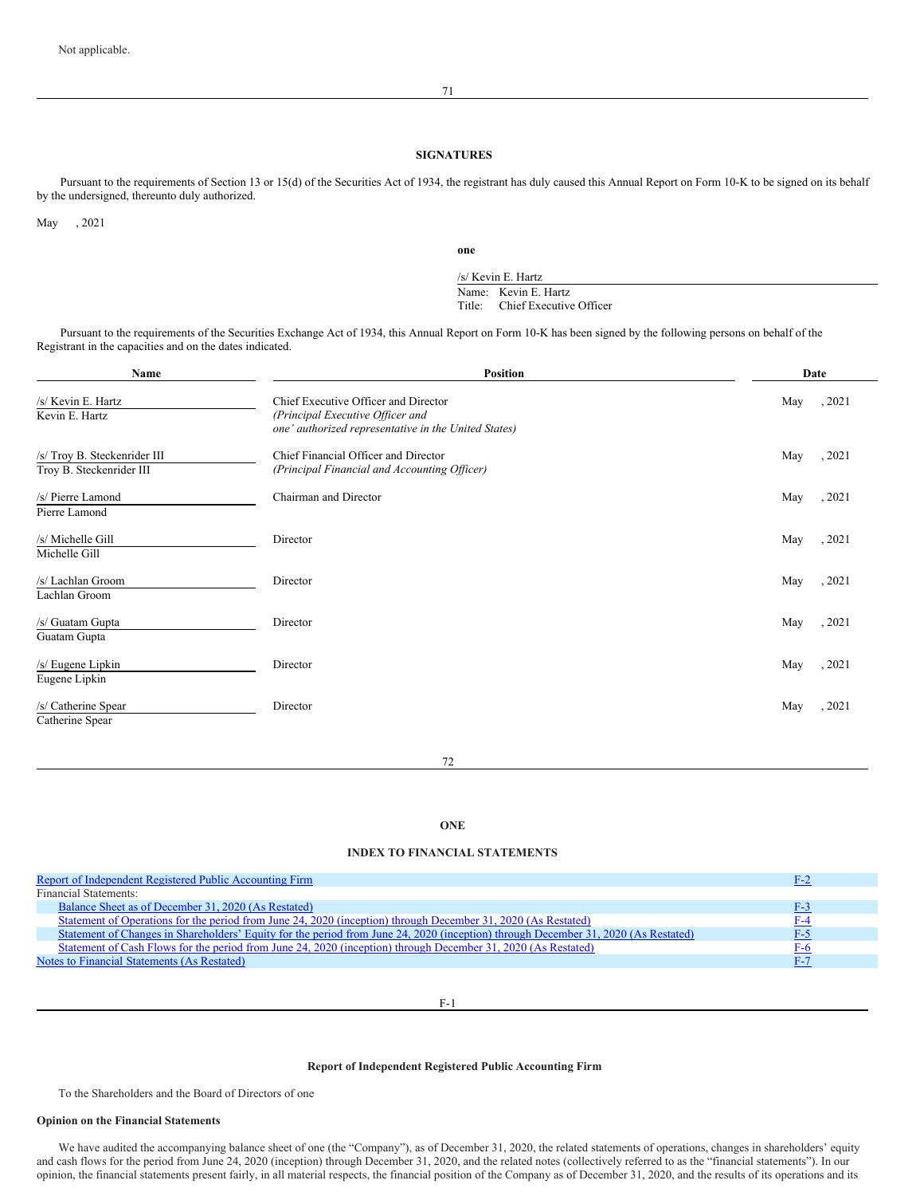Not applicable.

## SIGNATURES

Pursuant to the requirements of Section 13 or 15(d) of the Securities Act of 1934, the registrant has duly caused this Annual Report on Form 10-K to be signed on its behalf by the undersigned, thereunto duly authorized.

May , 2021

**one**

/s/ Kevin E. Hartz
Name: Kevin E. Hartz
Title: Chief Executive Officer

Pursuant to the requirements of the Securities Exchange Act of 1934, this Annual Report on Form 10-K has been signed by the following persons on behalf of the Registrant in the capacities and on the dates indicated.

| Name | Position | Date |
|---|---|---|
| /s/ Kevin E. Hartz<br>Kevin E. Hartz | Chief Executive Officer and Director<br>*(Principal Executive Officer and one' authorized representative in the United States)* | May , 2021 |
| /s/ Troy B. Steckenrider III<br>Troy B. Steckenrider III | Chief Financial Officer and Director<br>*(Principal Financial and Accounting Officer)* | May , 2021 |
| /s/ Pierre Lamond<br>Pierre Lamond | Chairman and Director | May , 2021 |
| /s/ Michelle Gill<br>Michelle Gill | Director | May , 2021 |
| /s/ Lachlan Groom<br>Lachlan Groom | Director | May , 2021 |
| /s/ Guatam Gupta<br>Guatam Gupta | Director | May , 2021 |
| /s/ Eugene Lipkin<br>Eugene Lipkin | Director | May , 2021 |
| /s/ Catherine Spear<br>Catherine Spear | Director | May , 2021 |

## ONE

### INDEX TO FINANCIAL STATEMENTS

| | |
|---|---|
| Report of Independent Registered Public Accounting Firm | F-2 |
| Financial Statements: | |
| Balance Sheet as of December 31, 2020 (As Restated) | F-3 |
| Statement of Operations for the period from June 24, 2020 (inception) through December 31, 2020 (As Restated) | F-4 |
| Statement of Changes in Shareholders' Equity for the period from June 24, 2020 (inception) through December 31, 2020 (As Restated) | F-5 |
| Statement of Cash Flows for the period from June 24, 2020 (inception) through December 31, 2020 (As Restated) | F-6 |
| Notes to Financial Statements (As Restated) | F-7 |

### Report of Independent Registered Public Accounting Firm

To the Shareholders and the Board of Directors of one

**Opinion on the Financial Statements**

We have audited the accompanying balance sheet of one (the "Company"), as of December 31, 2020, the related statements of operations, changes in shareholders' equity and cash flows for the period from June 24, 2020 (inception) through December 31, 2020, and the related notes (collectively referred to as the "financial statements"). In our opinion, the financial statements present fairly, in all material respects, the financial position of the Company as of December 31, 2020, and the results of its operations and its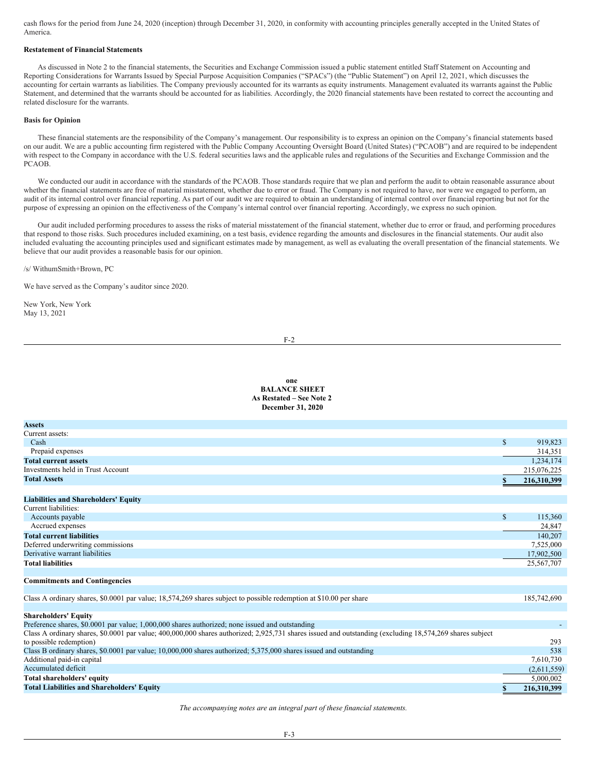cash flows for the period from June 24, 2020 (inception) through December 31, 2020, in conformity with accounting principles generally accepted in the United States of America.

**Restatement of Financial Statements**

As discussed in Note 2 to the financial statements, the Securities and Exchange Commission issued a public statement entitled Staff Statement on Accounting and Reporting Considerations for Warrants Issued by Special Purpose Acquisition Companies ("SPACs") (the "Public Statement") on April 12, 2021, which discusses the accounting for certain warrants as liabilities. The Company previously accounted for its warrants as equity instruments. Management evaluated its warrants against the Public Statement, and determined that the warrants should be accounted for as liabilities. Accordingly, the 2020 financial statements have been restated to correct the accounting and related disclosure for the warrants.

**Basis for Opinion**

These financial statements are the responsibility of the Company's management. Our responsibility is to express an opinion on the Company's financial statements based on our audit. We are a public accounting firm registered with the Public Company Accounting Oversight Board (United States) ("PCAOB") and are required to be independent with respect to the Company in accordance with the U.S. federal securities laws and the applicable rules and regulations of the Securities and Exchange Commission and the PCAOB.

We conducted our audit in accordance with the standards of the PCAOB. Those standards require that we plan and perform the audit to obtain reasonable assurance about whether the financial statements are free of material misstatement, whether due to error or fraud. The Company is not required to have, nor were we engaged to perform, an audit of its internal control over financial reporting. As part of our audit we are required to obtain an understanding of internal control over financial reporting but not for the purpose of expressing an opinion on the effectiveness of the Company's internal control over financial reporting. Accordingly, we express no such opinion.

Our audit included performing procedures to assess the risks of material misstatement of the financial statement, whether due to error or fraud, and performing procedures that respond to those risks. Such procedures included examining, on a test basis, evidence regarding the amounts and disclosures in the financial statements. Our audit also included evaluating the accounting principles used and significant estimates made by management, as well as evaluating the overall presentation of the financial statements. We believe that our audit provides a reasonable basis for our opinion.

/s/ WithumSmith+Brown, PC

We have served as the Company's auditor since 2020.

New York, New York
May 13, 2021

**one**
**BALANCE SHEET**
**As Restated – See Note 2**
**December 31, 2020**

| | |
|---|---|
| **Assets** | |
| Current assets: | |
| Cash | $ 919,823 |
| Prepaid expenses | 314,351 |
| **Total current assets** | 1,234,174 |
| Investments held in Trust Account | 215,076,225 |
| **Total Assets** | **$ 216,310,399** |
| | |
| **Liabilities and Shareholders' Equity** | |
| Current liabilities: | |
| Accounts payable | $ 115,360 |
| Accrued expenses | 24,847 |
| **Total current liabilities** | 140,207 |
| Deferred underwriting commissions | 7,525,000 |
| Derivative warrant liabilities | 17,902,500 |
| **Total liabilities** | 25,567,707 |
| | |
| **Commitments and Contingencies** | |
| | |
| Class A ordinary shares, $0.0001 par value; 18,574,269 shares subject to possible redemption at $10.00 per share | 185,742,690 |
| | |
| **Shareholders' Equity** | |
| Preference shares, $0.0001 par value; 1,000,000 shares authorized; none issued and outstanding | - |
| Class A ordinary shares, $0.0001 par value; 400,000,000 shares authorized; 2,925,731 shares issued and outstanding (excluding 18,574,269 shares subject to possible redemption) | 293 |
| Class B ordinary shares, $0.0001 par value; 10,000,000 shares authorized; 5,375,000 shares issued and outstanding | 538 |
| Additional paid-in capital | 7,610,730 |
| Accumulated deficit | (2,611,559) |
| **Total shareholders' equity** | 5,000,002 |
| **Total Liabilities and Shareholders' Equity** | **$ 216,310,399** |

*The accompanying notes are an integral part of these financial statements.*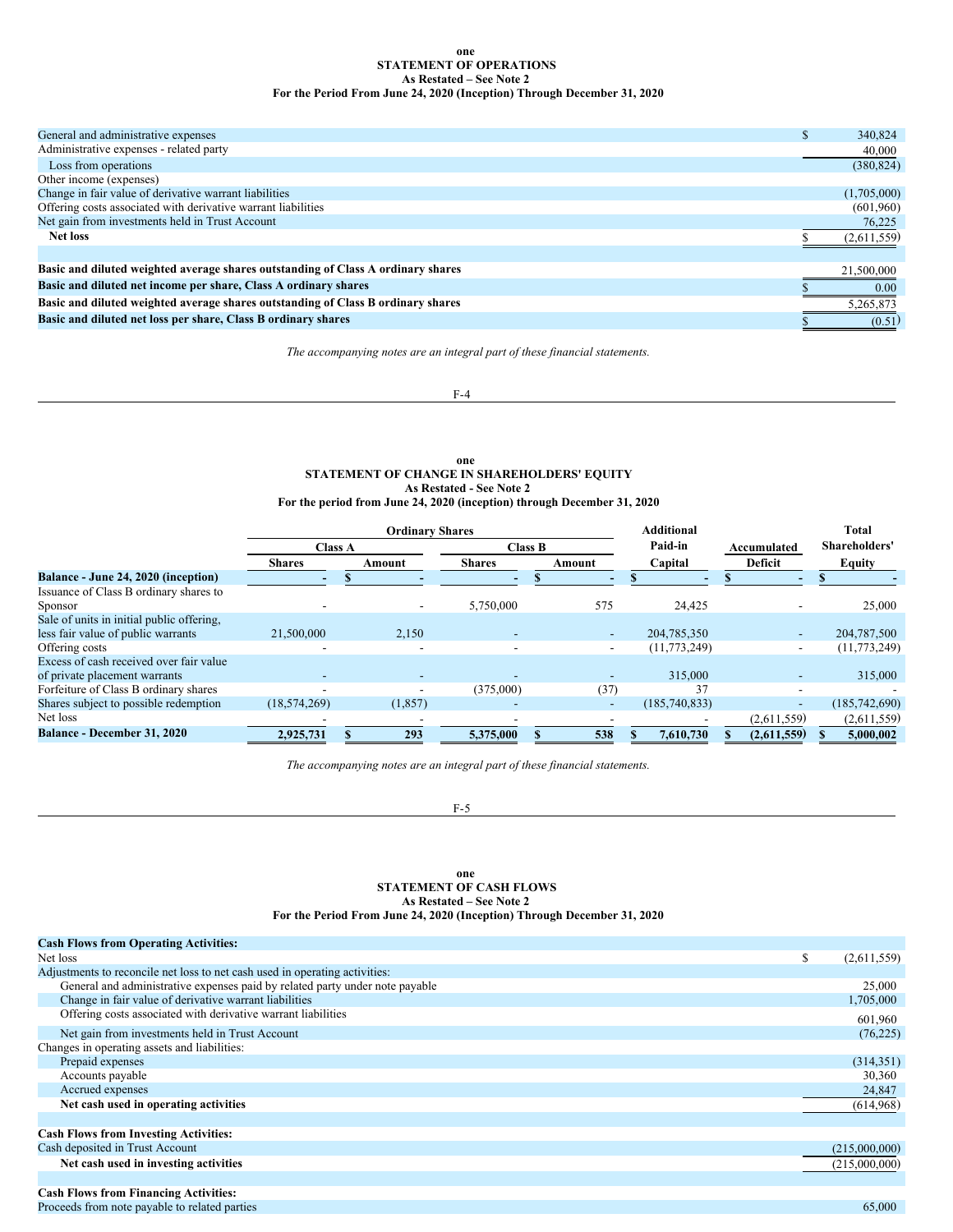## one
## STATEMENT OF OPERATIONS
### As Restated – See Note 2
### For the Period From June 24, 2020 (Inception) Through December 31, 2020

| | |
|---|---|
| General and administrative expenses | $ 340,824 |
| Administrative expenses - related party | 40,000 |
| Loss from operations | (380,824) |
| Other income (expenses) | |
| Change in fair value of derivative warrant liabilities | (1,705,000) |
| Offering costs associated with derivative warrant liabilities | (601,960) |
| Net gain from investments held in Trust Account | 76,225 |
| **Net loss** | $ (2,611,559) |
| | |
| **Basic and diluted weighted average shares outstanding of Class A ordinary shares** | 21,500,000 |
| **Basic and diluted net income per share, Class A ordinary shares** | $ 0.00 |
| **Basic and diluted weighted average shares outstanding of Class B ordinary shares** | 5,265,873 |
| **Basic and diluted net loss per share, Class B ordinary shares** | $ (0.51) |

*The accompanying notes are an integral part of these financial statements.*

## one
## STATEMENT OF CHANGE IN SHAREHOLDERS' EQUITY
### As Restated - See Note 2
### For the period from June 24, 2020 (inception) through December 31, 2020

| | Ordinary Shares | | | | Additional Paid-in | Accumulated | Total Shareholders' |
|---|---|---|---|---|---|---|---|
| | Class A | | Class B | | | | |
| | Shares | Amount | Shares | Amount | Capital | Deficit | Equity |
| **Balance - June 24, 2020 (inception)** | - | $ - | - | $ - | $ - | $ - | $ - |
| Issuance of Class B ordinary shares to Sponsor | - | - | 5,750,000 | 575 | 24,425 | - | 25,000 |
| Sale of units in initial public offering, less fair value of public warrants | 21,500,000 | 2,150 | - | - | 204,785,350 | - | 204,787,500 |
| Offering costs | - | - | - | - | (11,773,249) | - | (11,773,249) |
| Excess of cash received over fair value of private placement warrants | - | - | - | - | 315,000 | - | 315,000 |
| Forfeiture of Class B ordinary shares | - | - | (375,000) | (37) | 37 | - | - |
| Shares subject to possible redemption | (18,574,269) | (1,857) | - | - | (185,740,833) | - | (185,742,690) |
| Net loss | - | - | - | - | - | (2,611,559) | (2,611,559) |
| **Balance - December 31, 2020** | **2,925,731** | **$ 293** | **5,375,000** | **$ 538** | **$ 7,610,730** | **$ (2,611,559)** | **$ 5,000,002** |

*The accompanying notes are an integral part of these financial statements.*

## one
## STATEMENT OF CASH FLOWS
### As Restated – See Note 2
### For the Period From June 24, 2020 (Inception) Through December 31, 2020

| | |
|---|---|
| **Cash Flows from Operating Activities:** | |
| Net loss | $ (2,611,559) |
| Adjustments to reconcile net loss to net cash used in operating activities: | |
| General and administrative expenses paid by related party under note payable | 25,000 |
| Change in fair value of derivative warrant liabilities | 1,705,000 |
| Offering costs associated with derivative warrant liabilities | 601,960 |
| Net gain from investments held in Trust Account | (76,225) |
| Changes in operating assets and liabilities: | |
| Prepaid expenses | (314,351) |
| Accounts payable | 30,360 |
| Accrued expenses | 24,847 |
| **Net cash used in operating activities** | (614,968) |
| | |
| **Cash Flows from Investing Activities:** | |
| Cash deposited in Trust Account | (215,000,000) |
| **Net cash used in investing activities** | (215,000,000) |
| | |
| **Cash Flows from Financing Activities:** | |
| Proceeds from note payable to related parties | 65,000 |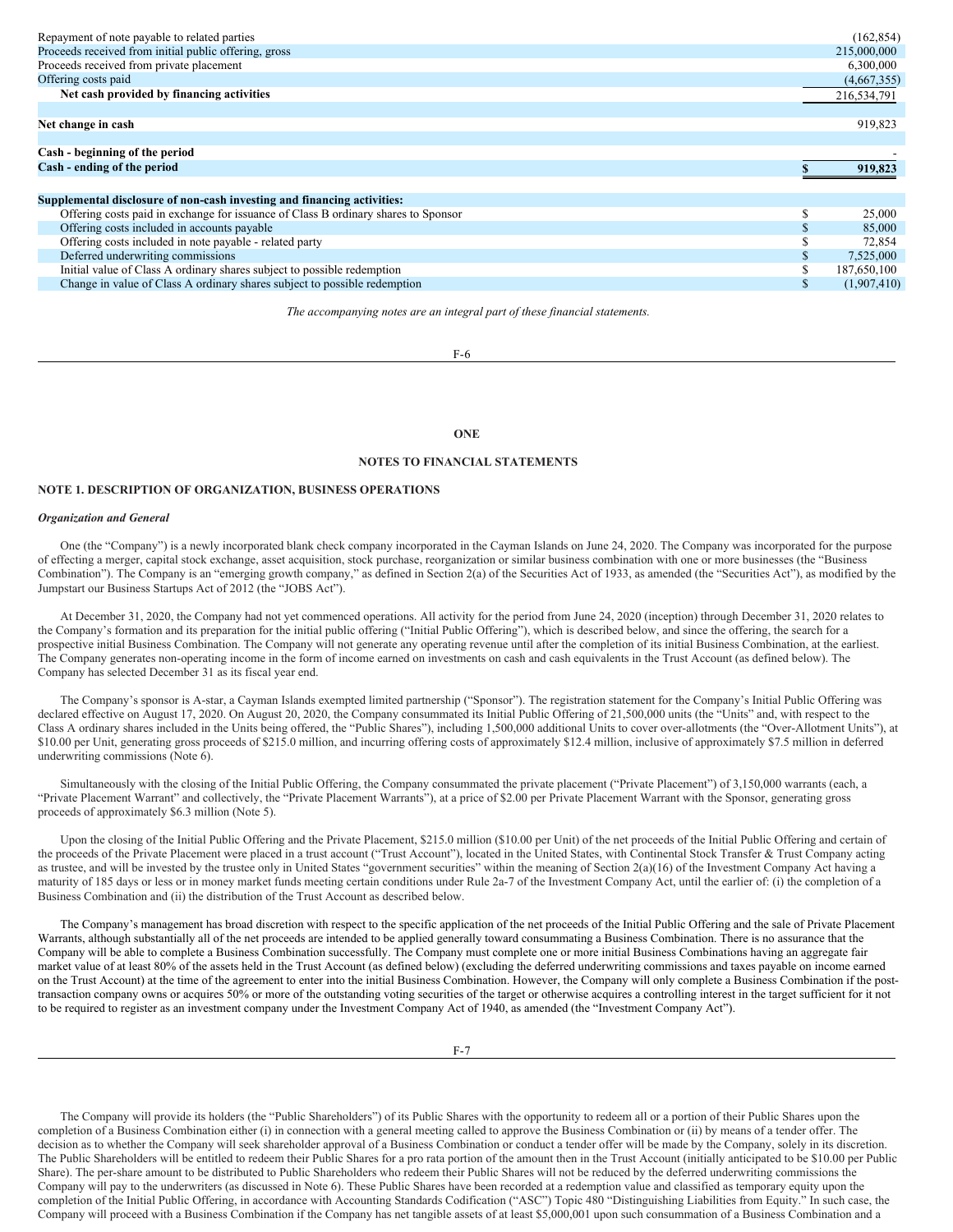| | | |
|---|---|---|
| Repayment of note payable to related parties | | (162,854) |
| Proceeds received from initial public offering, gross | | 215,000,000 |
| Proceeds received from private placement | | 6,300,000 |
| Offering costs paid | | (4,667,355) |
| **Net cash provided by financing activities** | | 216,534,791 |
| | | |
| **Net change in cash** | | 919,823 |
| | | |
| **Cash - beginning of the period** | | - |
| **Cash - ending of the period** | **$** | **919,823** |
| | | |
| **Supplemental disclosure of non-cash investing and financing activities:** | | |
| Offering costs paid in exchange for issuance of Class B ordinary shares to Sponsor | $ | 25,000 |
| Offering costs included in accounts payable | $ | 85,000 |
| Offering costs included in note payable - related party | $ | 72,854 |
| Deferred underwriting commissions | $ | 7,525,000 |
| Initial value of Class A ordinary shares subject to possible redemption | $ | 187,650,100 |
| Change in value of Class A ordinary shares subject to possible redemption | $ | (1,907,410) |

*The accompanying notes are an integral part of these financial statements.*

**ONE**

**NOTES TO FINANCIAL STATEMENTS**

**NOTE 1. DESCRIPTION OF ORGANIZATION, BUSINESS OPERATIONS**

***Organization and General***

One (the "Company") is a newly incorporated blank check company incorporated in the Cayman Islands on June 24, 2020. The Company was incorporated for the purpose of effecting a merger, capital stock exchange, asset acquisition, stock purchase, reorganization or similar business combination with one or more businesses (the "Business Combination"). The Company is an "emerging growth company," as defined in Section 2(a) of the Securities Act of 1933, as amended (the "Securities Act"), as modified by the Jumpstart our Business Startups Act of 2012 (the "JOBS Act").

At December 31, 2020, the Company had not yet commenced operations. All activity for the period from June 24, 2020 (inception) through December 31, 2020 relates to the Company's formation and its preparation for the initial public offering ("Initial Public Offering"), which is described below, and since the offering, the search for a prospective initial Business Combination. The Company will not generate any operating revenue until after the completion of its initial Business Combination, at the earliest. The Company generates non-operating income in the form of income earned on investments on cash and cash equivalents in the Trust Account (as defined below). The Company has selected December 31 as its fiscal year end.

The Company's sponsor is A-star, a Cayman Islands exempted limited partnership ("Sponsor"). The registration statement for the Company's Initial Public Offering was declared effective on August 17, 2020. On August 20, 2020, the Company consummated its Initial Public Offering of 21,500,000 units (the "Units" and, with respect to the Class A ordinary shares included in the Units being offered, the "Public Shares"), including 1,500,000 additional Units to cover over-allotments (the "Over-Allotment Units"), at $10.00 per Unit, generating gross proceeds of $215.0 million, and incurring offering costs of approximately $12.4 million, inclusive of approximately $7.5 million in deferred underwriting commissions (Note 6).

Simultaneously with the closing of the Initial Public Offering, the Company consummated the private placement ("Private Placement") of 3,150,000 warrants (each, a "Private Placement Warrant" and collectively, the "Private Placement Warrants"), at a price of $2.00 per Private Placement Warrant with the Sponsor, generating gross proceeds of approximately $6.3 million (Note 5).

Upon the closing of the Initial Public Offering and the Private Placement, $215.0 million ($10.00 per Unit) of the net proceeds of the Initial Public Offering and certain of the proceeds of the Private Placement were placed in a trust account ("Trust Account"), located in the United States, with Continental Stock Transfer & Trust Company acting as trustee, and will be invested by the trustee only in United States "government securities" within the meaning of Section 2(a)(16) of the Investment Company Act having a maturity of 185 days or less or in money market funds meeting certain conditions under Rule 2a-7 of the Investment Company Act, until the earlier of: (i) the completion of a Business Combination and (ii) the distribution of the Trust Account as described below.

The Company's management has broad discretion with respect to the specific application of the net proceeds of the Initial Public Offering and the sale of Private Placement Warrants, although substantially all of the net proceeds are intended to be applied generally toward consummating a Business Combination. There is no assurance that the Company will be able to complete a Business Combination successfully. The Company must complete one or more initial Business Combinations having an aggregate fair market value of at least 80% of the assets held in the Trust Account (as defined below) (excluding the deferred underwriting commissions and taxes payable on income earned on the Trust Account) at the time of the agreement to enter into the initial Business Combination. However, the Company will only complete a Business Combination if the post-transaction company owns or acquires 50% or more of the outstanding voting securities of the target or otherwise acquires a controlling interest in the target sufficient for it not to be required to register as an investment company under the Investment Company Act of 1940, as amended (the "Investment Company Act").

The Company will provide its holders (the "Public Shareholders") of its Public Shares with the opportunity to redeem all or a portion of their Public Shares upon the completion of a Business Combination either (i) in connection with a general meeting called to approve the Business Combination or (ii) by means of a tender offer. The decision as to whether the Company will seek shareholder approval of a Business Combination or conduct a tender offer will be made by the Company, solely in its discretion. The Public Shareholders will be entitled to redeem their Public Shares for a pro rata portion of the amount then in the Trust Account (initially anticipated to be $10.00 per Public Share). The per-share amount to be distributed to Public Shareholders who redeem their Public Shares will not be reduced by the deferred underwriting commissions the Company will pay to the underwriters (as discussed in Note 6). These Public Shares have been recorded at a redemption value and classified as temporary equity upon the completion of the Initial Public Offering, in accordance with Accounting Standards Codification ("ASC") Topic 480 "Distinguishing Liabilities from Equity." In such case, the Company will proceed with a Business Combination if the Company has net tangible assets of at least $5,000,001 upon such consummation of a Business Combination and a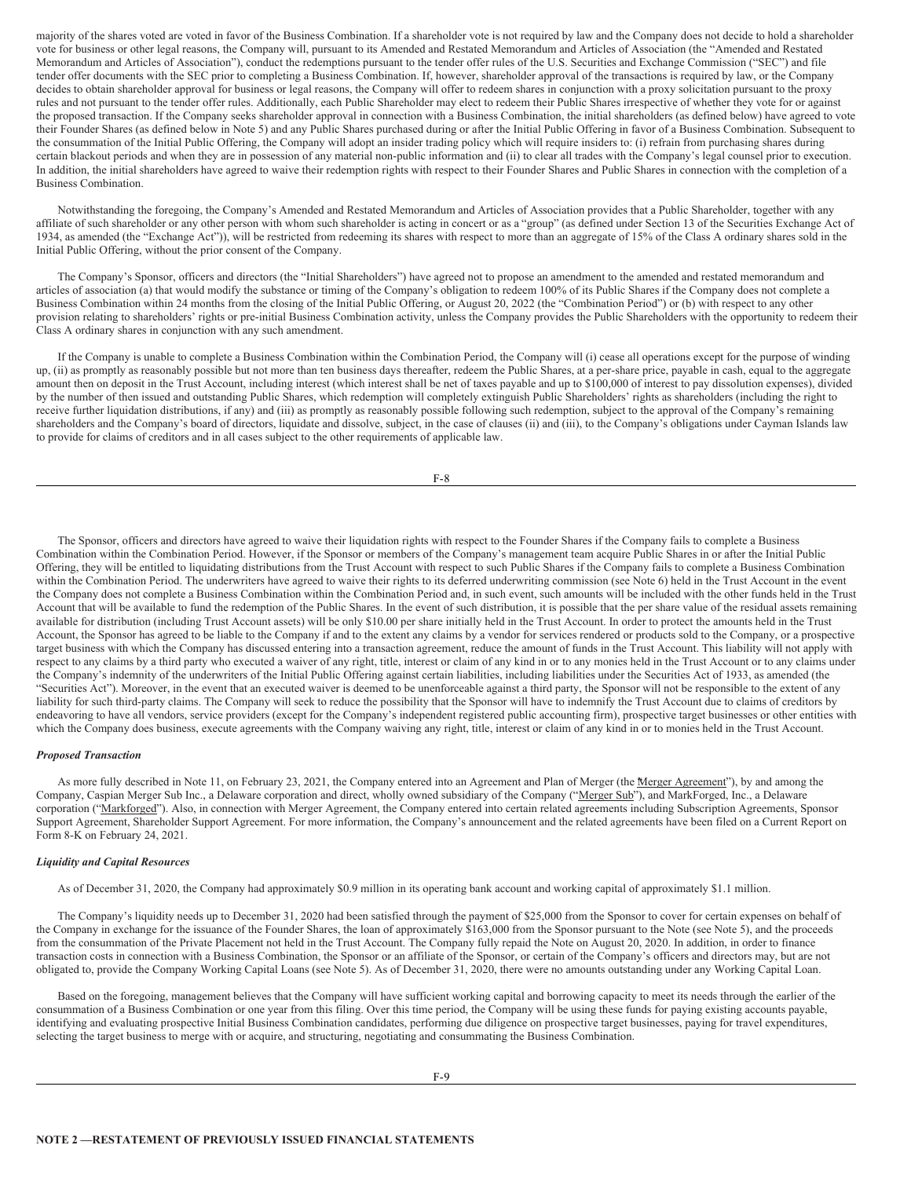majority of the shares voted are voted in favor of the Business Combination. If a shareholder vote is not required by law and the Company does not decide to hold a shareholder vote for business or other legal reasons, the Company will, pursuant to its Amended and Restated Memorandum and Articles of Association (the "Amended and Restated Memorandum and Articles of Association"), conduct the redemptions pursuant to the tender offer rules of the U.S. Securities and Exchange Commission ("SEC") and file tender offer documents with the SEC prior to completing a Business Combination. If, however, shareholder approval of the transactions is required by law, or the Company decides to obtain shareholder approval for business or legal reasons, the Company will offer to redeem shares in conjunction with a proxy solicitation pursuant to the proxy rules and not pursuant to the tender offer rules. Additionally, each Public Shareholder may elect to redeem their Public Shares irrespective of whether they vote for or against the proposed transaction. If the Company seeks shareholder approval in connection with a Business Combination, the initial shareholders (as defined below) have agreed to vote their Founder Shares (as defined below in Note 5) and any Public Shares purchased during or after the Initial Public Offering in favor of a Business Combination. Subsequent to the consummation of the Initial Public Offering, the Company will adopt an insider trading policy which will require insiders to: (i) refrain from purchasing shares during certain blackout periods and when they are in possession of any material non-public information and (ii) to clear all trades with the Company's legal counsel prior to execution. In addition, the initial shareholders have agreed to waive their redemption rights with respect to their Founder Shares and Public Shares in connection with the completion of a Business Combination.

Notwithstanding the foregoing, the Company's Amended and Restated Memorandum and Articles of Association provides that a Public Shareholder, together with any affiliate of such shareholder or any other person with whom such shareholder is acting in concert or as a "group" (as defined under Section 13 of the Securities Exchange Act of 1934, as amended (the "Exchange Act")), will be restricted from redeeming its shares with respect to more than an aggregate of 15% of the Class A ordinary shares sold in the Initial Public Offering, without the prior consent of the Company.

The Company's Sponsor, officers and directors (the "Initial Shareholders") have agreed not to propose an amendment to the amended and restated memorandum and articles of association (a) that would modify the substance or timing of the Company's obligation to redeem 100% of its Public Shares if the Company does not complete a Business Combination within 24 months from the closing of the Initial Public Offering, or August 20, 2022 (the "Combination Period") or (b) with respect to any other provision relating to shareholders' rights or pre-initial Business Combination activity, unless the Company provides the Public Shareholders with the opportunity to redeem their Class A ordinary shares in conjunction with any such amendment.

If the Company is unable to complete a Business Combination within the Combination Period, the Company will (i) cease all operations except for the purpose of winding up, (ii) as promptly as reasonably possible but not more than ten business days thereafter, redeem the Public Shares, at a per-share price, payable in cash, equal to the aggregate amount then on deposit in the Trust Account, including interest (which interest shall be net of taxes payable and up to $100,000 of interest to pay dissolution expenses), divided by the number of then issued and outstanding Public Shares, which redemption will completely extinguish Public Shareholders' rights as shareholders (including the right to receive further liquidation distributions, if any) and (iii) as promptly as reasonably possible following such redemption, subject to the approval of the Company's remaining shareholders and the Company's board of directors, liquidate and dissolve, subject, in the case of clauses (ii) and (iii), to the Company's obligations under Cayman Islands law to provide for claims of creditors and in all cases subject to the other requirements of applicable law.

The Sponsor, officers and directors have agreed to waive their liquidation rights with respect to the Founder Shares if the Company fails to complete a Business Combination within the Combination Period. However, if the Sponsor or members of the Company's management team acquire Public Shares in or after the Initial Public Offering, they will be entitled to liquidating distributions from the Trust Account with respect to such Public Shares if the Company fails to complete a Business Combination within the Combination Period. The underwriters have agreed to waive their rights to its deferred underwriting commission (see Note 6) held in the Trust Account in the event the Company does not complete a Business Combination within the Combination Period and, in such event, such amounts will be included with the other funds held in the Trust Account that will be available to fund the redemption of the Public Shares. In the event of such distribution, it is possible that the per share value of the residual assets remaining available for distribution (including Trust Account assets) will be only $10.00 per share initially held in the Trust Account. In order to protect the amounts held in the Trust Account, the Sponsor has agreed to be liable to the Company if and to the extent any claims by a vendor for services rendered or products sold to the Company, or a prospective target business with which the Company has discussed entering into a transaction agreement, reduce the amount of funds in the Trust Account. This liability will not apply with respect to any claims by a third party who executed a waiver of any right, title, interest or claim of any kind in or to any monies held in the Trust Account or to any claims under the Company's indemnity of the underwriters of the Initial Public Offering against certain liabilities, including liabilities under the Securities Act of 1933, as amended (the "Securities Act"). Moreover, in the event that an executed waiver is deemed to be unenforceable against a third party, the Sponsor will not be responsible to the extent of any liability for such third-party claims. The Company will seek to reduce the possibility that the Sponsor will have to indemnify the Trust Account due to claims of creditors by endeavoring to have all vendors, service providers (except for the Company's independent registered public accounting firm), prospective target businesses or other entities with which the Company does business, execute agreements with the Company waiving any right, title, interest or claim of any kind in or to monies held in the Trust Account.

***Proposed Transaction***

As more fully described in Note 11, on February 23, 2021, the Company entered into an Agreement and Plan of Merger (the "Merger Agreement"), by and among the Company, Caspian Merger Sub Inc., a Delaware corporation and direct, wholly owned subsidiary of the Company ("Merger Sub"), and MarkForged, Inc., a Delaware corporation ("Markforged"). Also, in connection with Merger Agreement, the Company entered into certain related agreements including Subscription Agreements, Sponsor Support Agreement, Shareholder Support Agreement. For more information, the Company's announcement and the related agreements have been filed on a Current Report on Form 8-K on February 24, 2021.

***Liquidity and Capital Resources***

As of December 31, 2020, the Company had approximately $0.9 million in its operating bank account and working capital of approximately $1.1 million.

The Company's liquidity needs up to December 31, 2020 had been satisfied through the payment of $25,000 from the Sponsor to cover for certain expenses on behalf of the Company in exchange for the issuance of the Founder Shares, the loan of approximately $163,000 from the Sponsor pursuant to the Note (see Note 5), and the proceeds from the consummation of the Private Placement not held in the Trust Account. The Company fully repaid the Note on August 20, 2020. In addition, in order to finance transaction costs in connection with a Business Combination, the Sponsor or an affiliate of the Sponsor, or certain of the Company's officers and directors may, but are not obligated to, provide the Company Working Capital Loans (see Note 5). As of December 31, 2020, there were no amounts outstanding under any Working Capital Loan.

Based on the foregoing, management believes that the Company will have sufficient working capital and borrowing capacity to meet its needs through the earlier of the consummation of a Business Combination or one year from this filing. Over this time period, the Company will be using these funds for paying existing accounts payable, identifying and evaluating prospective Initial Business Combination candidates, performing due diligence on prospective target businesses, paying for travel expenditures, selecting the target business to merge with or acquire, and structuring, negotiating and consummating the Business Combination.

**NOTE 2 —RESTATEMENT OF PREVIOUSLY ISSUED FINANCIAL STATEMENTS**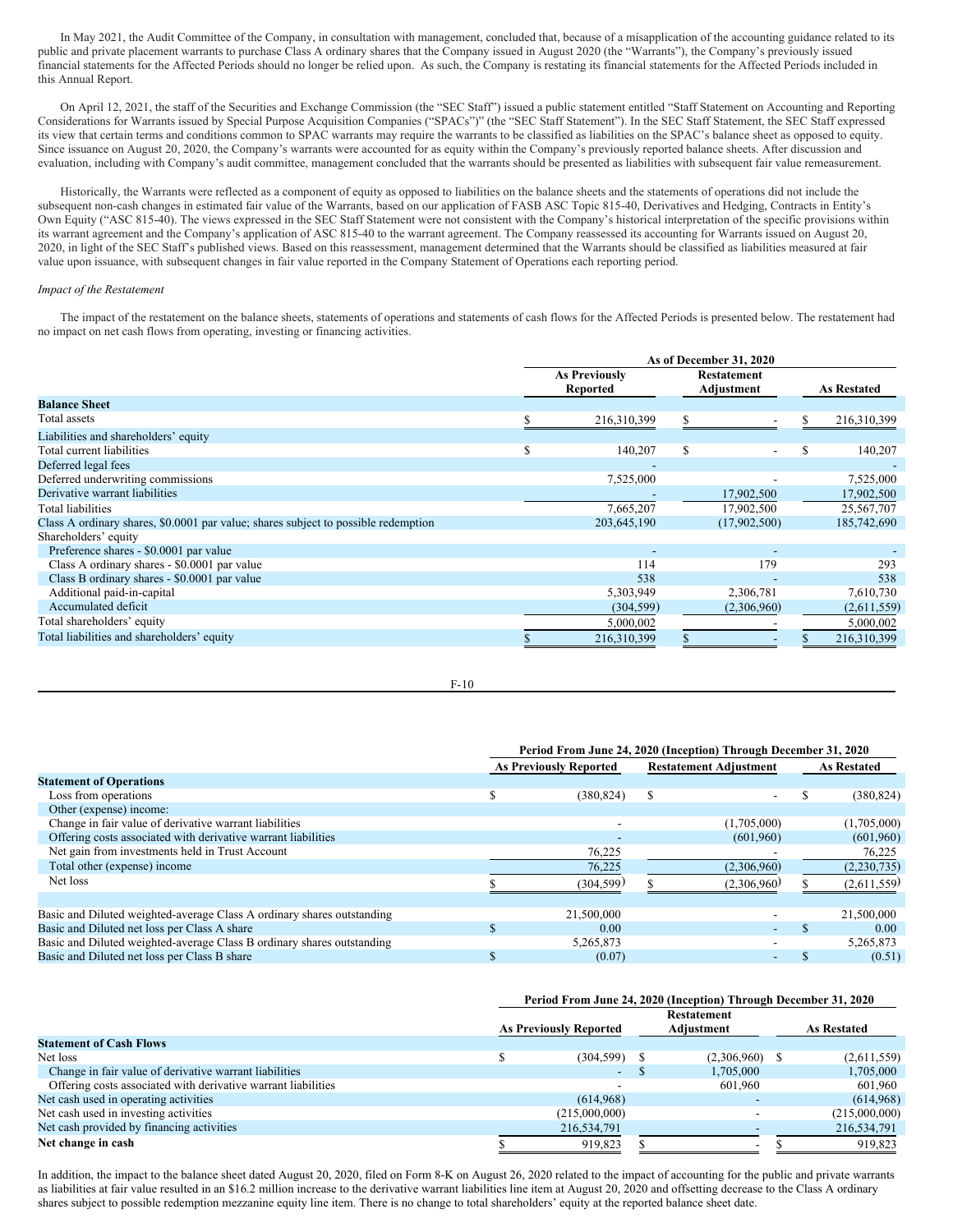In May 2021, the Audit Committee of the Company, in consultation with management, concluded that, because of a misapplication of the accounting guidance related to its public and private placement warrants to purchase Class A ordinary shares that the Company issued in August 2020 (the "Warrants"), the Company's previously issued financial statements for the Affected Periods should no longer be relied upon. As such, the Company is restating its financial statements for the Affected Periods included in this Annual Report.

On April 12, 2021, the staff of the Securities and Exchange Commission (the "SEC Staff") issued a public statement entitled "Staff Statement on Accounting and Reporting Considerations for Warrants issued by Special Purpose Acquisition Companies ("SPACs")" (the "SEC Staff Statement"). In the SEC Staff Statement, the SEC Staff expressed its view that certain terms and conditions common to SPAC warrants may require the warrants to be classified as liabilities on the SPAC's balance sheet as opposed to equity. Since issuance on August 20, 2020, the Company's warrants were accounted for as equity within the Company's previously reported balance sheets. After discussion and evaluation, including with Company's audit committee, management concluded that the warrants should be presented as liabilities with subsequent fair value remeasurement.

Historically, the Warrants were reflected as a component of equity as opposed to liabilities on the balance sheets and the statements of operations did not include the subsequent non-cash changes in estimated fair value of the Warrants, based on our application of FASB ASC Topic 815-40, Derivatives and Hedging, Contracts in Entity's Own Equity ("ASC 815-40). The views expressed in the SEC Staff Statement were not consistent with the Company's historical interpretation of the specific provisions within its warrant agreement and the Company's application of ASC 815-40 to the warrant agreement. The Company reassessed its accounting for Warrants issued on August 20, 2020, in light of the SEC Staff's published views. Based on this reassessment, management determined that the Warrants should be classified as liabilities measured at fair value upon issuance, with subsequent changes in fair value reported in the Company Statement of Operations each reporting period.

*Impact of the Restatement*

The impact of the restatement on the balance sheets, statements of operations and statements of cash flows for the Affected Periods is presented below. The restatement had no impact on net cash flows from operating, investing or financing activities.

| | As of December 31, 2020 | | |
|---|---|---|---|
| | As Previously Reported | Restatement Adjustment | As Restated |
| **Balance Sheet** | | | |
| Total assets | $ 216,310,399 | $ - | $ 216,310,399 |
| Liabilities and shareholders' equity | | | |
| Total current liabilities | $ 140,207 | $ - | $ 140,207 |
| Deferred legal fees | - | | - |
| Deferred underwriting commissions | 7,525,000 | - | 7,525,000 |
| Derivative warrant liabilities | - | 17,902,500 | 17,902,500 |
| Total liabilities | 7,665,207 | 17,902,500 | 25,567,707 |
| Class A ordinary shares, $0.0001 par value; shares subject to possible redemption | 203,645,190 | (17,902,500) | 185,742,690 |
| Shareholders' equity | | | |
| Preference shares - $0.0001 par value | - | - | - |
| Class A ordinary shares - $0.0001 par value | 114 | 179 | 293 |
| Class B ordinary shares - $0.0001 par value | 538 | - | 538 |
| Additional paid-in-capital | 5,303,949 | 2,306,781 | 7,610,730 |
| Accumulated deficit | (304,599) | (2,306,960) | (2,611,559) |
| Total shareholders' equity | 5,000,002 | - | 5,000,002 |
| Total liabilities and shareholders' equity | $ 216,310,399 | $ - | $ 216,310,399 |

| | Period From June 24, 2020 (Inception) Through December 31, 2020 | | |
|---|---|---|---|
| | As Previously Reported | Restatement Adjustment | As Restated |
| **Statement of Operations** | | | |
| Loss from operations | $ (380,824) | $ - | $ (380,824) |
| Other (expense) income: | | | |
| Change in fair value of derivative warrant liabilities | - | (1,705,000) | (1,705,000) |
| Offering costs associated with derivative warrant liabilities | - | (601,960) | (601,960) |
| Net gain from investments held in Trust Account | 76,225 | - | 76,225 |
| Total other (expense) income | 76,225 | (2,306,960) | (2,230,735) |
| Net loss | $ (304,599) | $ (2,306,960) | $ (2,611,559) |
| | | | |
| Basic and Diluted weighted-average Class A ordinary shares outstanding | 21,500,000 | - | 21,500,000 |
| Basic and Diluted net loss per Class A share | $ 0.00 | - | $ 0.00 |
| Basic and Diluted weighted-average Class B ordinary shares outstanding | 5,265,873 | - | 5,265,873 |
| Basic and Diluted net loss per Class B share | $ (0.07) | - | $ (0.51) |

| | Period From June 24, 2020 (Inception) Through December 31, 2020 | | |
|---|---|---|---|
| | As Previously Reported | Restatement Adjustment | As Restated |
| **Statement of Cash Flows** | | | |
| Net loss | $ (304,599) | $ (2,306,960) | $ (2,611,559) |
| Change in fair value of derivative warrant liabilities | - | $ 1,705,000 | 1,705,000 |
| Offering costs associated with derivative warrant liabilities | - | 601,960 | 601,960 |
| Net cash used in operating activities | (614,968) | - | (614,968) |
| Net cash used in investing activities | (215,000,000) | - | (215,000,000) |
| Net cash provided by financing activities | 216,534,791 | - | 216,534,791 |
| **Net change in cash** | $ 919,823 | $ - | $ 919,823 |

In addition, the impact to the balance sheet dated August 20, 2020, filed on Form 8-K on August 26, 2020 related to the impact of accounting for the public and private warrants as liabilities at fair value resulted in an $16.2 million increase to the derivative warrant liabilities line item at August 20, 2020 and offsetting decrease to the Class A ordinary shares subject to possible redemption mezzanine equity line item. There is no change to total shareholders' equity at the reported balance sheet date.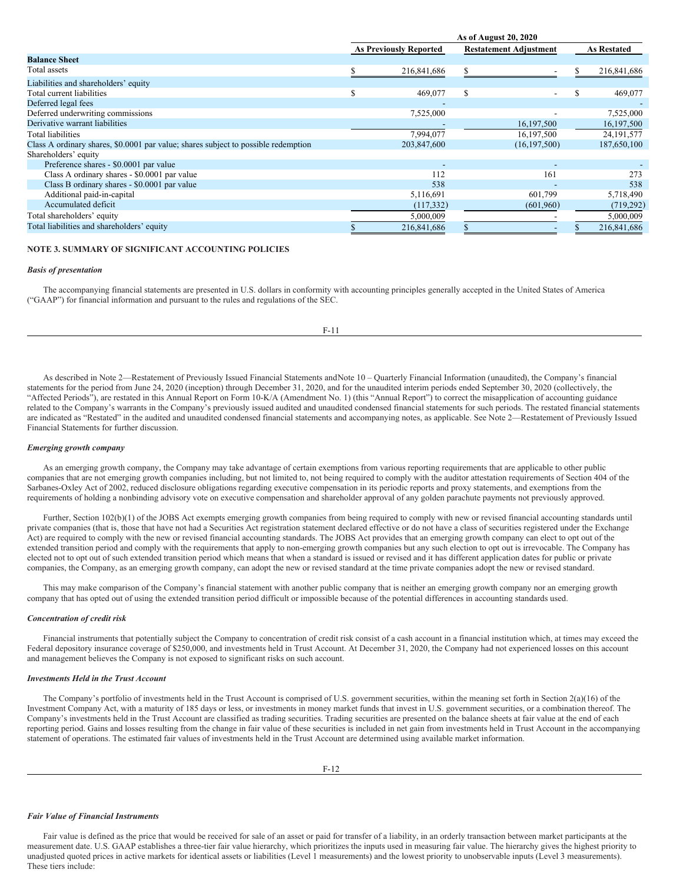| | As of August 20, 2020 | | |
|---|---|---|---|
| | As Previously Reported | Restatement Adjustment | As Restated |
| **Balance Sheet** | | | |
| Total assets | $ 216,841,686 | $ - | $ 216,841,686 |
| Liabilities and shareholders' equity | | | |
| Total current liabilities | $ 469,077 | $ - | $ 469,077 |
| Deferred legal fees | - | | - |
| Deferred underwriting commissions | 7,525,000 | - | 7,525,000 |
| Derivative warrant liabilities | - | 16,197,500 | 16,197,500 |
| Total liabilities | 7,994,077 | 16,197,500 | 24,191,577 |
| Class A ordinary shares, $0.0001 par value; shares subject to possible redemption | 203,847,600 | (16,197,500) | 187,650,100 |
| Shareholders' equity | | | |
| Preference shares - $0.0001 par value | - | - | - |
| Class A ordinary shares - $0.0001 par value | 112 | 161 | 273 |
| Class B ordinary shares - $0.0001 par value | 538 | - | 538 |
| Additional paid-in-capital | 5,116,691 | 601,799 | 5,718,490 |
| Accumulated deficit | (117,332) | (601,960) | (719,292) |
| Total shareholders' equity | 5,000,009 | - | 5,000,009 |
| Total liabilities and shareholders' equity | $ 216,841,686 | $ - | $ 216,841,686 |

## NOTE 3. SUMMARY OF SIGNIFICANT ACCOUNTING POLICIES

***Basis of presentation***

The accompanying financial statements are presented in U.S. dollars in conformity with accounting principles generally accepted in the United States of America ("GAAP") for financial information and pursuant to the rules and regulations of the SEC.

As described in Note 2—Restatement of Previously Issued Financial Statements andNote 10 – Quarterly Financial Information (unaudited), the Company's financial statements for the period from June 24, 2020 (inception) through December 31, 2020, and for the unaudited interim periods ended September 30, 2020 (collectively, the "Affected Periods"), are restated in this Annual Report on Form 10-K/A (Amendment No. 1) (this "Annual Report") to correct the misapplication of accounting guidance related to the Company's warrants in the Company's previously issued audited and unaudited condensed financial statements for such periods. The restated financial statements are indicated as "Restated" in the audited and unaudited condensed financial statements and accompanying notes, as applicable. See Note 2—Restatement of Previously Issued Financial Statements for further discussion.

***Emerging growth company***

As an emerging growth company, the Company may take advantage of certain exemptions from various reporting requirements that are applicable to other public companies that are not emerging growth companies including, but not limited to, not being required to comply with the auditor attestation requirements of Section 404 of the Sarbanes-Oxley Act of 2002, reduced disclosure obligations regarding executive compensation in its periodic reports and proxy statements, and exemptions from the requirements of holding a nonbinding advisory vote on executive compensation and shareholder approval of any golden parachute payments not previously approved.

Further, Section 102(b)(1) of the JOBS Act exempts emerging growth companies from being required to comply with new or revised financial accounting standards until private companies (that is, those that have not had a Securities Act registration statement declared effective or do not have a class of securities registered under the Exchange Act) are required to comply with the new or revised financial accounting standards. The JOBS Act provides that an emerging growth company can elect to opt out of the extended transition period and comply with the requirements that apply to non-emerging growth companies but any such election to opt out is irrevocable. The Company has elected not to opt out of such extended transition period which means that when a standard is issued or revised and it has different application dates for public or private companies, the Company, as an emerging growth company, can adopt the new or revised standard at the time private companies adopt the new or revised standard.

This may make comparison of the Company's financial statement with another public company that is neither an emerging growth company nor an emerging growth company that has opted out of using the extended transition period difficult or impossible because of the potential differences in accounting standards used.

***Concentration of credit risk***

Financial instruments that potentially subject the Company to concentration of credit risk consist of a cash account in a financial institution which, at times may exceed the Federal depository insurance coverage of $250,000, and investments held in Trust Account. At December 31, 2020, the Company had not experienced losses on this account and management believes the Company is not exposed to significant risks on such account.

***Investments Held in the Trust Account***

The Company's portfolio of investments held in the Trust Account is comprised of U.S. government securities, within the meaning set forth in Section 2(a)(16) of the Investment Company Act, with a maturity of 185 days or less, or investments in money market funds that invest in U.S. government securities, or a combination thereof. The Company's investments held in the Trust Account are classified as trading securities. Trading securities are presented on the balance sheets at fair value at the end of each reporting period. Gains and losses resulting from the change in fair value of these securities is included in net gain from investments held in Trust Account in the accompanying statement of operations. The estimated fair values of investments held in the Trust Account are determined using available market information.

***Fair Value of Financial Instruments***

Fair value is defined as the price that would be received for sale of an asset or paid for transfer of a liability, in an orderly transaction between market participants at the measurement date. U.S. GAAP establishes a three-tier fair value hierarchy, which prioritizes the inputs used in measuring fair value. The hierarchy gives the highest priority to unadjusted quoted prices in active markets for identical assets or liabilities (Level 1 measurements) and the lowest priority to unobservable inputs (Level 3 measurements). These tiers include: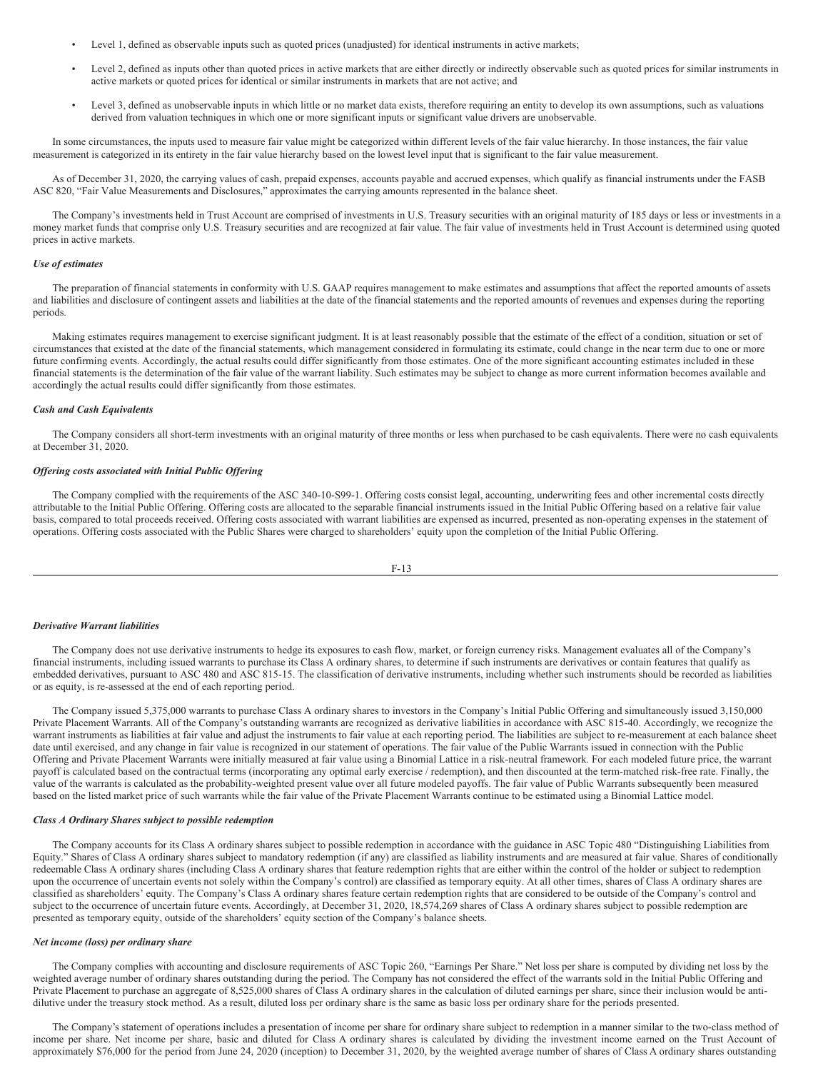- Level 1, defined as observable inputs such as quoted prices (unadjusted) for identical instruments in active markets;
- Level 2, defined as inputs other than quoted prices in active markets that are either directly or indirectly observable such as quoted prices for similar instruments in active markets or quoted prices for identical or similar instruments in markets that are not active; and
- Level 3, defined as unobservable inputs in which little or no market data exists, therefore requiring an entity to develop its own assumptions, such as valuations derived from valuation techniques in which one or more significant inputs or significant value drivers are unobservable.

In some circumstances, the inputs used to measure fair value might be categorized within different levels of the fair value hierarchy. In those instances, the fair value measurement is categorized in its entirety in the fair value hierarchy based on the lowest level input that is significant to the fair value measurement.

As of December 31, 2020, the carrying values of cash, prepaid expenses, accounts payable and accrued expenses, which qualify as financial instruments under the FASB ASC 820, "Fair Value Measurements and Disclosures," approximates the carrying amounts represented in the balance sheet.

The Company's investments held in Trust Account are comprised of investments in U.S. Treasury securities with an original maturity of 185 days or less or investments in a money market funds that comprise only U.S. Treasury securities and are recognized at fair value. The fair value of investments held in Trust Account is determined using quoted prices in active markets.

### *Use of estimates*

The preparation of financial statements in conformity with U.S. GAAP requires management to make estimates and assumptions that affect the reported amounts of assets and liabilities and disclosure of contingent assets and liabilities at the date of the financial statements and the reported amounts of revenues and expenses during the reporting periods.

Making estimates requires management to exercise significant judgment. It is at least reasonably possible that the estimate of the effect of a condition, situation or set of circumstances that existed at the date of the financial statements, which management considered in formulating its estimate, could change in the near term due to one or more future confirming events. Accordingly, the actual results could differ significantly from those estimates. One of the more significant accounting estimates included in these financial statements is the determination of the fair value of the warrant liability. Such estimates may be subject to change as more current information becomes available and accordingly the actual results could differ significantly from those estimates.

### *Cash and Cash Equivalents*

The Company considers all short-term investments with an original maturity of three months or less when purchased to be cash equivalents. There were no cash equivalents at December 31, 2020.

### *Offering costs associated with Initial Public Offering*

The Company complied with the requirements of the ASC 340-10-S99-1. Offering costs consist legal, accounting, underwriting fees and other incremental costs directly attributable to the Initial Public Offering. Offering costs are allocated to the separable financial instruments issued in the Initial Public Offering based on a relative fair value basis, compared to total proceeds received. Offering costs associated with warrant liabilities are expensed as incurred, presented as non-operating expenses in the statement of operations. Offering costs associated with the Public Shares were charged to shareholders' equity upon the completion of the Initial Public Offering.

### *Derivative Warrant liabilities*

The Company does not use derivative instruments to hedge its exposures to cash flow, market, or foreign currency risks. Management evaluates all of the Company's financial instruments, including issued warrants to purchase its Class A ordinary shares, to determine if such instruments are derivatives or contain features that qualify as embedded derivatives, pursuant to ASC 480 and ASC 815-15. The classification of derivative instruments, including whether such instruments should be recorded as liabilities or as equity, is re-assessed at the end of each reporting period.

The Company issued 5,375,000 warrants to purchase Class A ordinary shares to investors in the Company's Initial Public Offering and simultaneously issued 3,150,000 Private Placement Warrants. All of the Company's outstanding warrants are recognized as derivative liabilities in accordance with ASC 815-40. Accordingly, we recognize the warrant instruments as liabilities at fair value and adjust the instruments to fair value at each reporting period. The liabilities are subject to re-measurement at each balance sheet date until exercised, and any change in fair value is recognized in our statement of operations. The fair value of the Public Warrants issued in connection with the Public Offering and Private Placement Warrants were initially measured at fair value using a Binomial Lattice in a risk-neutral framework. For each modeled future price, the warrant payoff is calculated based on the contractual terms (incorporating any optimal early exercise / redemption), and then discounted at the term-matched risk-free rate. Finally, the value of the warrants is calculated as the probability-weighted present value over all future modeled payoffs. The fair value of Public Warrants subsequently been measured based on the listed market price of such warrants while the fair value of the Private Placement Warrants continue to be estimated using a Binomial Lattice model.

### *Class A Ordinary Shares subject to possible redemption*

The Company accounts for its Class A ordinary shares subject to possible redemption in accordance with the guidance in ASC Topic 480 "Distinguishing Liabilities from Equity." Shares of Class A ordinary shares subject to mandatory redemption (if any) are classified as liability instruments and are measured at fair value. Shares of conditionally redeemable Class A ordinary shares (including Class A ordinary shares that feature redemption rights that are either within the control of the holder or subject to redemption upon the occurrence of uncertain events not solely within the Company's control) are classified as temporary equity. At all other times, shares of Class A ordinary shares are classified as shareholders' equity. The Company's Class A ordinary shares feature certain redemption rights that are considered to be outside of the Company's control and subject to the occurrence of uncertain future events. Accordingly, at December 31, 2020, 18,574,269 shares of Class A ordinary shares subject to possible redemption are presented as temporary equity, outside of the shareholders' equity section of the Company's balance sheets.

### *Net income (loss) per ordinary share*

The Company complies with accounting and disclosure requirements of ASC Topic 260, "Earnings Per Share." Net loss per share is computed by dividing net loss by the weighted average number of ordinary shares outstanding during the period. The Company has not considered the effect of the warrants sold in the Initial Public Offering and Private Placement to purchase an aggregate of 8,525,000 shares of Class A ordinary shares in the calculation of diluted earnings per share, since their inclusion would be anti-dilutive under the treasury stock method. As a result, diluted loss per ordinary share is the same as basic loss per ordinary share for the periods presented.

The Company's statement of operations includes a presentation of income per share for ordinary share subject to redemption in a manner similar to the two-class method of income per share. Net income per share, basic and diluted for Class A ordinary shares is calculated by dividing the investment income earned on the Trust Account of approximately $76,000 for the period from June 24, 2020 (inception) to December 31, 2020, by the weighted average number of shares of Class A ordinary shares outstanding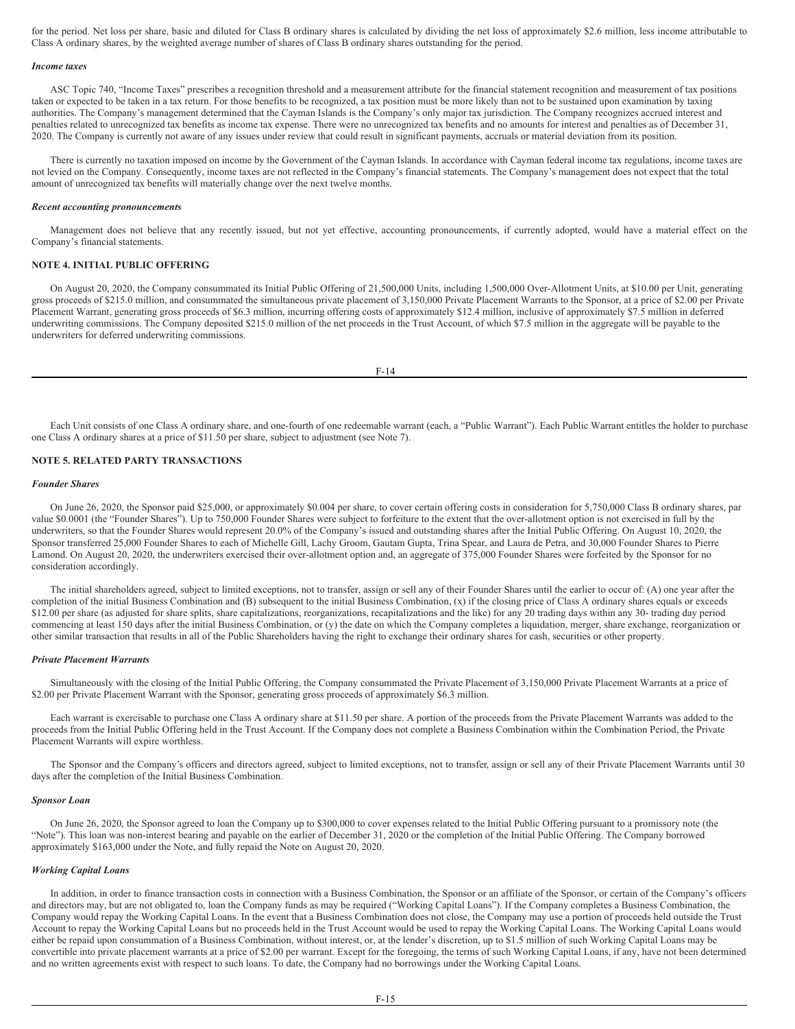for the period. Net loss per share, basic and diluted for Class B ordinary shares is calculated by dividing the net loss of approximately $2.6 million, less income attributable to Class A ordinary shares, by the weighted average number of shares of Class B ordinary shares outstanding for the period.

***Income taxes***

ASC Topic 740, "Income Taxes" prescribes a recognition threshold and a measurement attribute for the financial statement recognition and measurement of tax positions taken or expected to be taken in a tax return. For those benefits to be recognized, a tax position must be more likely than not to be sustained upon examination by taxing authorities. The Company's management determined that the Cayman Islands is the Company's only major tax jurisdiction. The Company recognizes accrued interest and penalties related to unrecognized tax benefits as income tax expense. There were no unrecognized tax benefits and no amounts for interest and penalties as of December 31, 2020. The Company is currently not aware of any issues under review that could result in significant payments, accruals or material deviation from its position.

There is currently no taxation imposed on income by the Government of the Cayman Islands. In accordance with Cayman federal income tax regulations, income taxes are not levied on the Company. Consequently, income taxes are not reflected in the Company's financial statements. The Company's management does not expect that the total amount of unrecognized tax benefits will materially change over the next twelve months.

***Recent accounting pronouncements***

Management does not believe that any recently issued, but not yet effective, accounting pronouncements, if currently adopted, would have a material effect on the Company's financial statements.

**NOTE 4. INITIAL PUBLIC OFFERING**

On August 20, 2020, the Company consummated its Initial Public Offering of 21,500,000 Units, including 1,500,000 Over-Allotment Units, at $10.00 per Unit, generating gross proceeds of $215.0 million, and consummated the simultaneous private placement of 3,150,000 Private Placement Warrants to the Sponsor, at a price of $2.00 per Private Placement Warrant, generating gross proceeds of $6.3 million, incurring offering costs of approximately $12.4 million, inclusive of approximately $7.5 million in deferred underwriting commissions. The Company deposited $215.0 million of the net proceeds in the Trust Account, of which $7.5 million in the aggregate will be payable to the underwriters for deferred underwriting commissions.

Each Unit consists of one Class A ordinary share, and one-fourth of one redeemable warrant (each, a "Public Warrant"). Each Public Warrant entitles the holder to purchase one Class A ordinary shares at a price of $11.50 per share, subject to adjustment (see Note 7).

**NOTE 5. RELATED PARTY TRANSACTIONS**

***Founder Shares***

On June 26, 2020, the Sponsor paid $25,000, or approximately $0.004 per share, to cover certain offering costs in consideration for 5,750,000 Class B ordinary shares, par value $0.0001 (the "Founder Shares"). Up to 750,000 Founder Shares were subject to forfeiture to the extent that the over-allotment option is not exercised in full by the underwriters, so that the Founder Shares would represent 20.0% of the Company's issued and outstanding shares after the Initial Public Offering. On August 10, 2020, the Sponsor transferred 25,000 Founder Shares to each of Michelle Gill, Lachy Groom, Gautam Gupta, Trina Spear, and Laura de Petra, and 30,000 Founder Shares to Pierre Lamond. On August 20, 2020, the underwriters exercised their over-allotment option and, an aggregate of 375,000 Founder Shares were forfeited by the Sponsor for no consideration accordingly.

The initial shareholders agreed, subject to limited exceptions, not to transfer, assign or sell any of their Founder Shares until the earlier to occur of: (A) one year after the completion of the initial Business Combination and (B) subsequent to the initial Business Combination, (x) if the closing price of Class A ordinary shares equals or exceeds $12.00 per share (as adjusted for share splits, share capitalizations, reorganizations, recapitalizations and the like) for any 20 trading days within any 30- trading day period commencing at least 150 days after the initial Business Combination, or (y) the date on which the Company completes a liquidation, merger, share exchange, reorganization or other similar transaction that results in all of the Public Shareholders having the right to exchange their ordinary shares for cash, securities or other property.

***Private Placement Warrants***

Simultaneously with the closing of the Initial Public Offering, the Company consummated the Private Placement of 3,150,000 Private Placement Warrants at a price of $2.00 per Private Placement Warrant with the Sponsor, generating gross proceeds of approximately $6.3 million.

Each warrant is exercisable to purchase one Class A ordinary share at $11.50 per share. A portion of the proceeds from the Private Placement Warrants was added to the proceeds from the Initial Public Offering held in the Trust Account. If the Company does not complete a Business Combination within the Combination Period, the Private Placement Warrants will expire worthless.

The Sponsor and the Company's officers and directors agreed, subject to limited exceptions, not to transfer, assign or sell any of their Private Placement Warrants until 30 days after the completion of the Initial Business Combination.

***Sponsor Loan***

On June 26, 2020, the Sponsor agreed to loan the Company up to $300,000 to cover expenses related to the Initial Public Offering pursuant to a promissory note (the "Note"). This loan was non-interest bearing and payable on the earlier of December 31, 2020 or the completion of the Initial Public Offering. The Company borrowed approximately $163,000 under the Note, and fully repaid the Note on August 20, 2020.

***Working Capital Loans***

In addition, in order to finance transaction costs in connection with a Business Combination, the Sponsor or an affiliate of the Sponsor, or certain of the Company's officers and directors may, but are not obligated to, loan the Company funds as may be required ("Working Capital Loans"). If the Company completes a Business Combination, the Company would repay the Working Capital Loans. In the event that a Business Combination does not close, the Company may use a portion of proceeds held outside the Trust Account to repay the Working Capital Loans but no proceeds held in the Trust Account would be used to repay the Working Capital Loans. The Working Capital Loans would either be repaid upon consummation of a Business Combination, without interest, or, at the lender's discretion, up to $1.5 million of such Working Capital Loans may be convertible into private placement warrants at a price of $2.00 per warrant. Except for the foregoing, the terms of such Working Capital Loans, if any, have not been determined and no written agreements exist with respect to such loans. To date, the Company had no borrowings under the Working Capital Loans.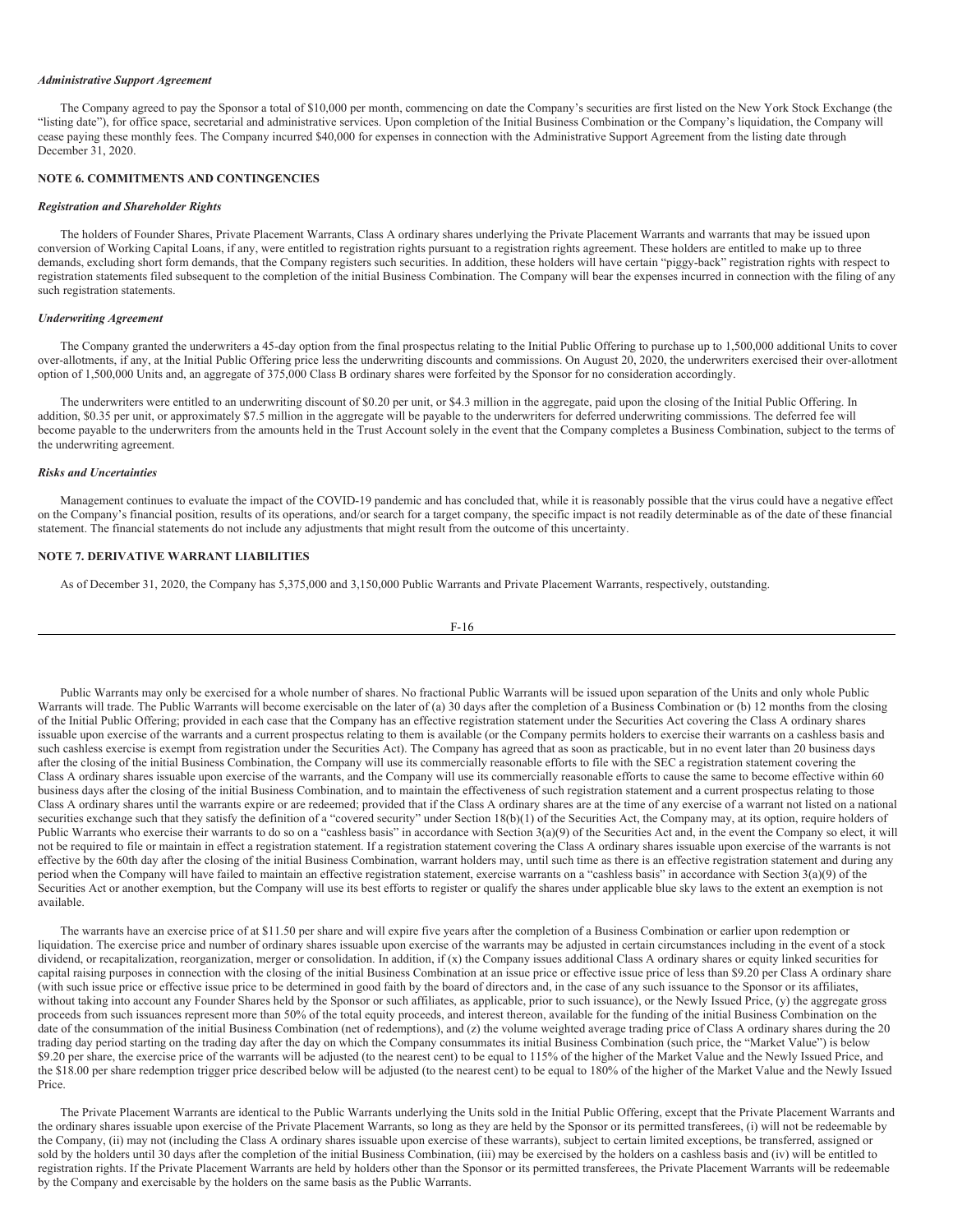***Administrative Support Agreement***

The Company agreed to pay the Sponsor a total of $10,000 per month, commencing on date the Company's securities are first listed on the New York Stock Exchange (the "listing date"), for office space, secretarial and administrative services. Upon completion of the Initial Business Combination or the Company's liquidation, the Company will cease paying these monthly fees. The Company incurred $40,000 for expenses in connection with the Administrative Support Agreement from the listing date through December 31, 2020.

## NOTE 6. COMMITMENTS AND CONTINGENCIES

***Registration and Shareholder Rights***

The holders of Founder Shares, Private Placement Warrants, Class A ordinary shares underlying the Private Placement Warrants and warrants that may be issued upon conversion of Working Capital Loans, if any, were entitled to registration rights pursuant to a registration rights agreement. These holders are entitled to make up to three demands, excluding short form demands, that the Company registers such securities. In addition, these holders will have certain "piggy-back" registration rights with respect to registration statements filed subsequent to the completion of the initial Business Combination. The Company will bear the expenses incurred in connection with the filing of any such registration statements.

***Underwriting Agreement***

The Company granted the underwriters a 45-day option from the final prospectus relating to the Initial Public Offering to purchase up to 1,500,000 additional Units to cover over-allotments, if any, at the Initial Public Offering price less the underwriting discounts and commissions. On August 20, 2020, the underwriters exercised their over-allotment option of 1,500,000 Units and, an aggregate of 375,000 Class B ordinary shares were forfeited by the Sponsor for no consideration accordingly.

The underwriters were entitled to an underwriting discount of $0.20 per unit, or $4.3 million in the aggregate, paid upon the closing of the Initial Public Offering. In addition, $0.35 per unit, or approximately $7.5 million in the aggregate will be payable to the underwriters for deferred underwriting commissions. The deferred fee will become payable to the underwriters from the amounts held in the Trust Account solely in the event that the Company completes a Business Combination, subject to the terms of the underwriting agreement.

***Risks and Uncertainties***

Management continues to evaluate the impact of the COVID-19 pandemic and has concluded that, while it is reasonably possible that the virus could have a negative effect on the Company's financial position, results of its operations, and/or search for a target company, the specific impact is not readily determinable as of the date of these financial statement. The financial statements do not include any adjustments that might result from the outcome of this uncertainty.

## NOTE 7. DERIVATIVE WARRANT LIABILITIES

As of December 31, 2020, the Company has 5,375,000 and 3,150,000 Public Warrants and Private Placement Warrants, respectively, outstanding.

Public Warrants may only be exercised for a whole number of shares. No fractional Public Warrants will be issued upon separation of the Units and only whole Public Warrants will trade. The Public Warrants will become exercisable on the later of (a) 30 days after the completion of a Business Combination or (b) 12 months from the closing of the Initial Public Offering; provided in each case that the Company has an effective registration statement under the Securities Act covering the Class A ordinary shares issuable upon exercise of the warrants and a current prospectus relating to them is available (or the Company permits holders to exercise their warrants on a cashless basis and such cashless exercise is exempt from registration under the Securities Act). The Company has agreed that as soon as practicable, but in no event later than 20 business days after the closing of the initial Business Combination, the Company will use its commercially reasonable efforts to file with the SEC a registration statement covering the Class A ordinary shares issuable upon exercise of the warrants, and the Company will use its commercially reasonable efforts to cause the same to become effective within 60 business days after the closing of the initial Business Combination, and to maintain the effectiveness of such registration statement and a current prospectus relating to those Class A ordinary shares until the warrants expire or are redeemed; provided that if the Class A ordinary shares are at the time of any exercise of a warrant not listed on a national securities exchange such that they satisfy the definition of a "covered security" under Section 18(b)(1) of the Securities Act, the Company may, at its option, require holders of Public Warrants who exercise their warrants to do so on a "cashless basis" in accordance with Section 3(a)(9) of the Securities Act and, in the event the Company so elect, it will not be required to file or maintain in effect a registration statement. If a registration statement covering the Class A ordinary shares issuable upon exercise of the warrants is not effective by the 60th day after the closing of the initial Business Combination, warrant holders may, until such time as there is an effective registration statement and during any period when the Company will have failed to maintain an effective registration statement, exercise warrants on a "cashless basis" in accordance with Section 3(a)(9) of the Securities Act or another exemption, but the Company will use its best efforts to register or qualify the shares under applicable blue sky laws to the extent an exemption is not available.

The warrants have an exercise price of at $11.50 per share and will expire five years after the completion of a Business Combination or earlier upon redemption or liquidation. The exercise price and number of ordinary shares issuable upon exercise of the warrants may be adjusted in certain circumstances including in the event of a stock dividend, or recapitalization, reorganization, merger or consolidation. In addition, if (x) the Company issues additional Class A ordinary shares or equity linked securities for capital raising purposes in connection with the closing of the initial Business Combination at an issue price or effective issue price of less than $9.20 per Class A ordinary share (with such issue price or effective issue price to be determined in good faith by the board of directors and, in the case of any such issuance to the Sponsor or its affiliates, without taking into account any Founder Shares held by the Sponsor or such affiliates, as applicable, prior to such issuance), or the Newly Issued Price, (y) the aggregate gross proceeds from such issuances represent more than 50% of the total equity proceeds, and interest thereon, available for the funding of the initial Business Combination on the date of the consummation of the initial Business Combination (net of redemptions), and (z) the volume weighted average trading price of Class A ordinary shares during the 20 trading day period starting on the trading day after the day on which the Company consummates its initial Business Combination (such price, the "Market Value") is below $9.20 per share, the exercise price of the warrants will be adjusted (to the nearest cent) to be equal to 115% of the higher of the Market Value and the Newly Issued Price, and the $18.00 per share redemption trigger price described below will be adjusted (to the nearest cent) to be equal to 180% of the higher of the Market Value and the Newly Issued Price.

The Private Placement Warrants are identical to the Public Warrants underlying the Units sold in the Initial Public Offering, except that the Private Placement Warrants and the ordinary shares issuable upon exercise of the Private Placement Warrants, so long as they are held by the Sponsor or its permitted transferees, (i) will not be redeemable by the Company, (ii) may not (including the Class A ordinary shares issuable upon exercise of these warrants), subject to certain limited exceptions, be transferred, assigned or sold by the holders until 30 days after the completion of the initial Business Combination, (iii) may be exercised by the holders on a cashless basis and (iv) will be entitled to registration rights. If the Private Placement Warrants are held by holders other than the Sponsor or its permitted transferees, the Private Placement Warrants will be redeemable by the Company and exercisable by the holders on the same basis as the Public Warrants.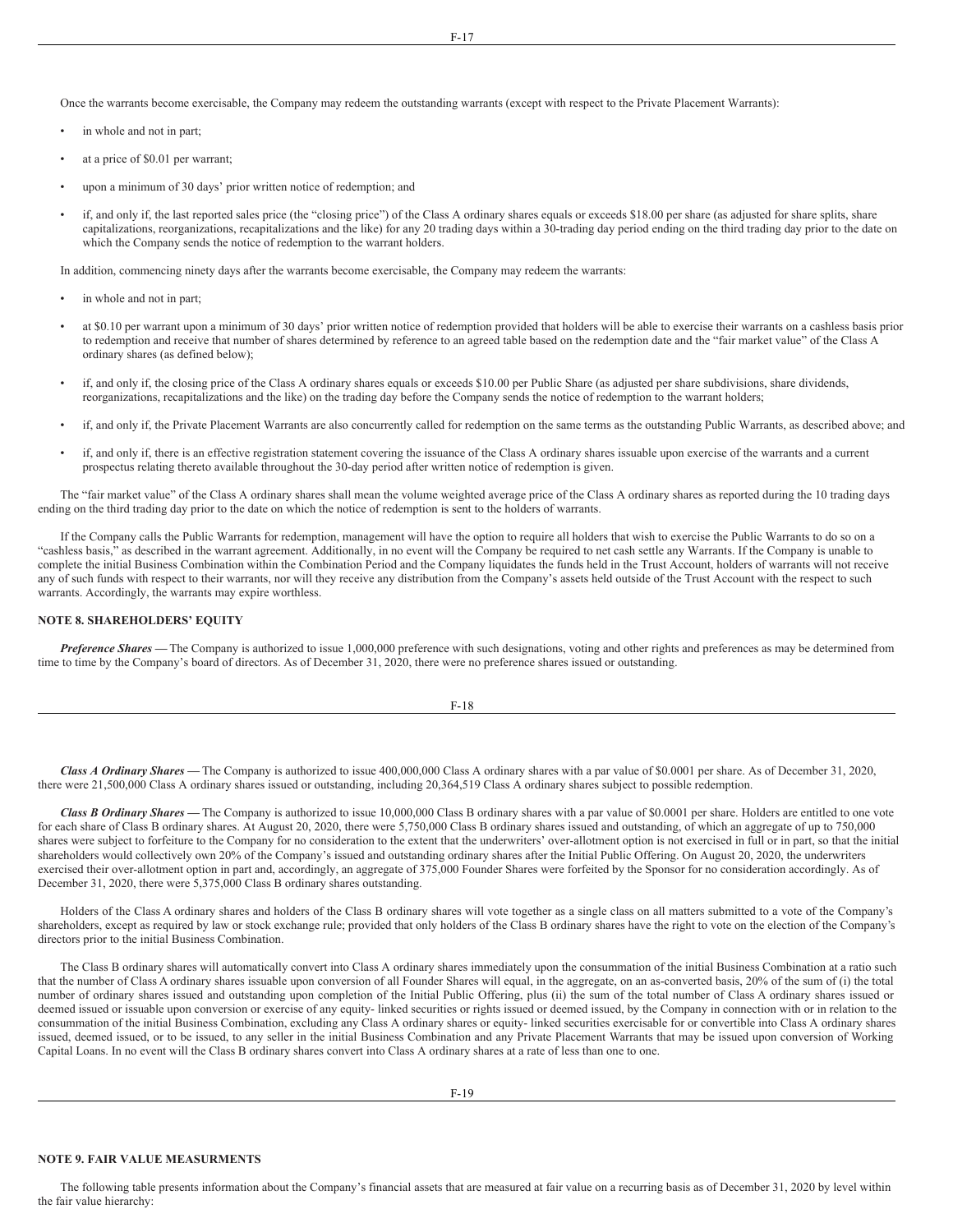Once the warrants become exercisable, the Company may redeem the outstanding warrants (except with respect to the Private Placement Warrants):

- in whole and not in part;
- at a price of $0.01 per warrant;
- upon a minimum of 30 days' prior written notice of redemption; and
- if, and only if, the last reported sales price (the "closing price") of the Class A ordinary shares equals or exceeds $18.00 per share (as adjusted for share splits, share capitalizations, reorganizations, recapitalizations and the like) for any 20 trading days within a 30-trading day period ending on the third trading day prior to the date on which the Company sends the notice of redemption to the warrant holders.

In addition, commencing ninety days after the warrants become exercisable, the Company may redeem the warrants:

- in whole and not in part;
- at $0.10 per warrant upon a minimum of 30 days' prior written notice of redemption provided that holders will be able to exercise their warrants on a cashless basis prior to redemption and receive that number of shares determined by reference to an agreed table based on the redemption date and the "fair market value" of the Class A ordinary shares (as defined below);
- if, and only if, the closing price of the Class A ordinary shares equals or exceeds $10.00 per Public Share (as adjusted per share subdivisions, share dividends, reorganizations, recapitalizations and the like) on the trading day before the Company sends the notice of redemption to the warrant holders;
- if, and only if, the Private Placement Warrants are also concurrently called for redemption on the same terms as the outstanding Public Warrants, as described above; and
- if, and only if, there is an effective registration statement covering the issuance of the Class A ordinary shares issuable upon exercise of the warrants and a current prospectus relating thereto available throughout the 30-day period after written notice of redemption is given.

The "fair market value" of the Class A ordinary shares shall mean the volume weighted average price of the Class A ordinary shares as reported during the 10 trading days ending on the third trading day prior to the date on which the notice of redemption is sent to the holders of warrants.

If the Company calls the Public Warrants for redemption, management will have the option to require all holders that wish to exercise the Public Warrants to do so on a "cashless basis," as described in the warrant agreement. Additionally, in no event will the Company be required to net cash settle any Warrants. If the Company is unable to complete the initial Business Combination within the Combination Period and the Company liquidates the funds held in the Trust Account, holders of warrants will not receive any of such funds with respect to their warrants, nor will they receive any distribution from the Company's assets held outside of the Trust Account with the respect to such warrants. Accordingly, the warrants may expire worthless.

## NOTE 8. SHAREHOLDERS' EQUITY

***Preference Shares*** **—** The Company is authorized to issue 1,000,000 preference with such designations, voting and other rights and preferences as may be determined from time to time by the Company's board of directors. As of December 31, 2020, there were no preference shares issued or outstanding.

***Class A Ordinary Shares*** **—** The Company is authorized to issue 400,000,000 Class A ordinary shares with a par value of $0.0001 per share. As of December 31, 2020, there were 21,500,000 Class A ordinary shares issued or outstanding, including 20,364,519 Class A ordinary shares subject to possible redemption.

***Class B Ordinary Shares*** **—** The Company is authorized to issue 10,000,000 Class B ordinary shares with a par value of $0.0001 per share. Holders are entitled to one vote for each share of Class B ordinary shares. At August 20, 2020, there were 5,750,000 Class B ordinary shares issued and outstanding, of which an aggregate of up to 750,000 shares were subject to forfeiture to the Company for no consideration to the extent that the underwriters' over-allotment option is not exercised in full or in part, so that the initial shareholders would collectively own 20% of the Company's issued and outstanding ordinary shares after the Initial Public Offering. On August 20, 2020, the underwriters exercised their over-allotment option in part and, accordingly, an aggregate of 375,000 Founder Shares were forfeited by the Sponsor for no consideration accordingly. As of December 31, 2020, there were 5,375,000 Class B ordinary shares outstanding.

Holders of the Class A ordinary shares and holders of the Class B ordinary shares will vote together as a single class on all matters submitted to a vote of the Company's shareholders, except as required by law or stock exchange rule; provided that only holders of the Class B ordinary shares have the right to vote on the election of the Company's directors prior to the initial Business Combination.

The Class B ordinary shares will automatically convert into Class A ordinary shares immediately upon the consummation of the initial Business Combination at a ratio such that the number of Class A ordinary shares issuable upon conversion of all Founder Shares will equal, in the aggregate, on an as-converted basis, 20% of the sum of (i) the total number of ordinary shares issued and outstanding upon completion of the Initial Public Offering, plus (ii) the sum of the total number of Class A ordinary shares issued or deemed issued or issuable upon conversion or exercise of any equity- linked securities or rights issued or deemed issued, by the Company in connection with or in relation to the consummation of the initial Business Combination, excluding any Class A ordinary shares or equity- linked securities exercisable for or convertible into Class A ordinary shares issued, deemed issued, or to be issued, to any seller in the initial Business Combination and any Private Placement Warrants that may be issued upon conversion of Working Capital Loans. In no event will the Class B ordinary shares convert into Class A ordinary shares at a rate of less than one to one.

## NOTE 9. FAIR VALUE MEASURMENTS

The following table presents information about the Company's financial assets that are measured at fair value on a recurring basis as of December 31, 2020 by level within the fair value hierarchy: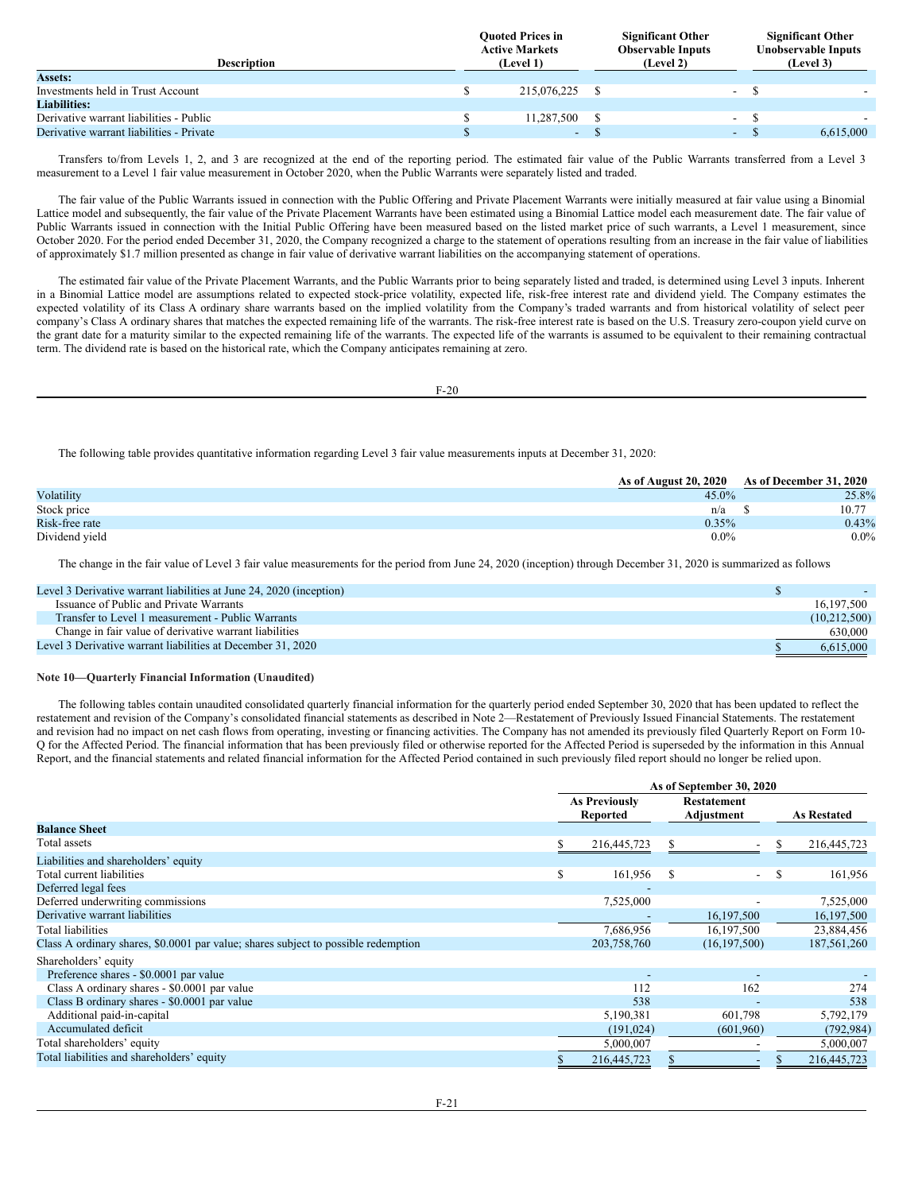| Description | Quoted Prices in Active Markets (Level 1) | Significant Other Observable Inputs (Level 2) | Significant Other Unobservable Inputs (Level 3) |
|---|---|---|---|
| **Assets:** | | | |
| Investments held in Trust Account | $ 215,076,225 | $ - | $ - |
| **Liabilities:** | | | |
| Derivative warrant liabilities - Public | $ 11,287,500 | $ - | $ - |
| Derivative warrant liabilities - Private | $ - | $ - | $ 6,615,000 |

Transfers to/from Levels 1, 2, and 3 are recognized at the end of the reporting period. The estimated fair value of the Public Warrants transferred from a Level 3 measurement to a Level 1 fair value measurement in October 2020, when the Public Warrants were separately listed and traded.

The fair value of the Public Warrants issued in connection with the Public Offering and Private Placement Warrants were initially measured at fair value using a Binomial Lattice model and subsequently, the fair value of the Private Placement Warrants have been estimated using a Binomial Lattice model each measurement date. The fair value of Public Warrants issued in connection with the Initial Public Offering have been measured based on the listed market price of such warrants, a Level 1 measurement, since October 2020. For the period ended December 31, 2020, the Company recognized a charge to the statement of operations resulting from an increase in the fair value of liabilities of approximately $1.7 million presented as change in fair value of derivative warrant liabilities on the accompanying statement of operations.

The estimated fair value of the Private Placement Warrants, and the Public Warrants prior to being separately listed and traded, is determined using Level 3 inputs. Inherent in a Binomial Lattice model are assumptions related to expected stock-price volatility, expected life, risk-free interest rate and dividend yield. The Company estimates the expected volatility of its Class A ordinary share warrants based on the implied volatility from the Company's traded warrants and from historical volatility of select peer company's Class A ordinary shares that matches the expected remaining life of the warrants. The risk-free interest rate is based on the U.S. Treasury zero-coupon yield curve on the grant date for a maturity similar to the expected remaining life of the warrants. The expected life of the warrants is assumed to be equivalent to their remaining contractual term. The dividend rate is based on the historical rate, which the Company anticipates remaining at zero.

The following table provides quantitative information regarding Level 3 fair value measurements inputs at December 31, 2020:

| | As of August 20, 2020 | As of December 31, 2020 |
|---|---|---|
| Volatility | 45.0% | 25.8% |
| Stock price | n/a | $ 10.77 |
| Risk-free rate | 0.35% | 0.43% |
| Dividend yield | 0.0% | 0.0% |

The change in the fair value of Level 3 fair value measurements for the period from June 24, 2020 (inception) through December 31, 2020 is summarized as follows

| | |
|---|---|
| Level 3 Derivative warrant liabilities at June 24, 2020 (inception) | $ - |
| Issuance of Public and Private Warrants | 16,197,500 |
| Transfer to Level 1 measurement - Public Warrants | (10,212,500) |
| Change in fair value of derivative warrant liabilities | 630,000 |
| Level 3 Derivative warrant liabilities at December 31, 2020 | $ 6,615,000 |

**Note 10—Quarterly Financial Information (Unaudited)**

The following tables contain unaudited consolidated quarterly financial information for the quarterly period ended September 30, 2020 that has been updated to reflect the restatement and revision of the Company's consolidated financial statements as described in Note 2—Restatement of Previously Issued Financial Statements. The restatement and revision had no impact on net cash flows from operating, investing or financing activities. The Company has not amended its previously filed Quarterly Report on Form 10-Q for the Affected Period. The financial information that has been previously filed or otherwise reported for the Affected Period is superseded by the information in this Annual Report, and the financial statements and related financial information for the Affected Period contained in such previously filed report should no longer be relied upon.

| | As of September 30, 2020 | | |
|---|---|---|---|
| | As Previously Reported | Restatement Adjustment | As Restated |
| **Balance Sheet** | | | |
| Total assets | $ 216,445,723 | $ - | $ 216,445,723 |
| Liabilities and shareholders' equity | | | |
| Total current liabilities | $ 161,956 | $ - | $ 161,956 |
| Deferred legal fees | - | | |
| Deferred underwriting commissions | 7,525,000 | - | 7,525,000 |
| Derivative warrant liabilities | - | 16,197,500 | 16,197,500 |
| Total liabilities | 7,686,956 | 16,197,500 | 23,884,456 |
| Class A ordinary shares, $0.0001 par value; shares subject to possible redemption | 203,758,760 | (16,197,500) | 187,561,260 |
| Shareholders' equity | | | |
| Preference shares - $0.0001 par value | - | - | - |
| Class A ordinary shares - $0.0001 par value | 112 | 162 | 274 |
| Class B ordinary shares - $0.0001 par value | 538 | - | 538 |
| Additional paid-in-capital | 5,190,381 | 601,798 | 5,792,179 |
| Accumulated deficit | (191,024) | (601,960) | (792,984) |
| Total shareholders' equity | 5,000,007 | - | 5,000,007 |
| Total liabilities and shareholders' equity | $ 216,445,723 | $ - | $ 216,445,723 |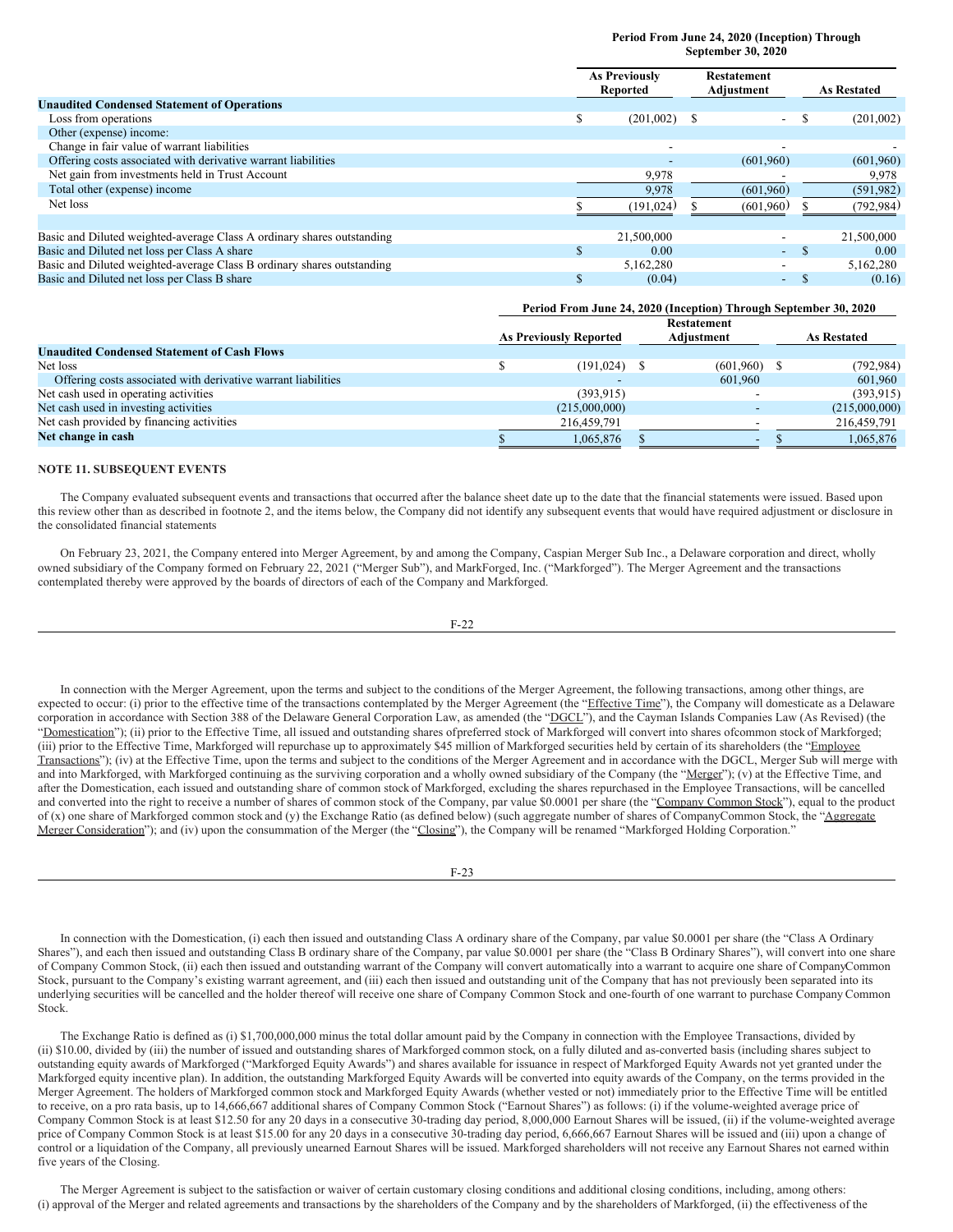| | Period From June 24, 2020 (Inception) Through September 30, 2020 | | |
|---|---|---|---|
| | As Previously Reported | Restatement Adjustment | As Restated |
| **Unaudited Condensed Statement of Operations** | | | |
| Loss from operations | $ (201,002) | $ - | $ (201,002) |
| Other (expense) income: | | | |
| Change in fair value of warrant liabilities | - | - | - |
| Offering costs associated with derivative warrant liabilities | - | (601,960) | (601,960) |
| Net gain from investments held in Trust Account | 9,978 | - | 9,978 |
| Total other (expense) income | 9,978 | (601,960) | (591,982) |
| Net loss | $ (191,024) | $ (601,960) | $ (792,984) |
| | | | |
| Basic and Diluted weighted-average Class A ordinary shares outstanding | 21,500,000 | - | 21,500,000 |
| Basic and Diluted net loss per Class A share | $ 0.00 | - | $ 0.00 |
| Basic and Diluted weighted-average Class B ordinary shares outstanding | 5,162,280 | - | 5,162,280 |
| Basic and Diluted net loss per Class B share | $ (0.04) | - | $ (0.16) |

| | Period From June 24, 2020 (Inception) Through September 30, 2020 | | |
|---|---|---|---|
| | As Previously Reported | Restatement Adjustment | As Restated |
| **Unaudited Condensed Statement of Cash Flows** | | | |
| Net loss | $ (191,024) | $ (601,960) | $ (792,984) |
| Offering costs associated with derivative warrant liabilities | - | 601,960 | 601,960 |
| Net cash used in operating activities | (393,915) | - | (393,915) |
| Net cash used in investing activities | (215,000,000) | - | (215,000,000) |
| Net cash provided by financing activities | 216,459,791 | - | 216,459,791 |
| **Net change in cash** | $ 1,065,876 | $ - | $ 1,065,876 |

**NOTE 11. SUBSEQUENT EVENTS**

The Company evaluated subsequent events and transactions that occurred after the balance sheet date up to the date that the financial statements were issued. Based upon this review other than as described in footnote 2, and the items below, the Company did not identify any subsequent events that would have required adjustment or disclosure in the consolidated financial statements

On February 23, 2021, the Company entered into Merger Agreement, by and among the Company, Caspian Merger Sub Inc., a Delaware corporation and direct, wholly owned subsidiary of the Company formed on February 22, 2021 ("Merger Sub"), and MarkForged, Inc. ("Markforged"). The Merger Agreement and the transactions contemplated thereby were approved by the boards of directors of each of the Company and Markforged.

In connection with the Merger Agreement, upon the terms and subject to the conditions of the Merger Agreement, the following transactions, among other things, are expected to occur: (i) prior to the effective time of the transactions contemplated by the Merger Agreement (the "Effective Time"), the Company will domesticate as a Delaware corporation in accordance with Section 388 of the Delaware General Corporation Law, as amended (the "DGCL"), and the Cayman Islands Companies Law (As Revised) (the "Domestication"); (ii) prior to the Effective Time, all issued and outstanding shares ofpreferred stock of Markforged will convert into shares ofcommon stock of Markforged; (iii) prior to the Effective Time, Markforged will repurchase up to approximately $45 million of Markforged securities held by certain of its shareholders (the "Employee Transactions"); (iv) at the Effective Time, upon the terms and subject to the conditions of the Merger Agreement and in accordance with the DGCL, Merger Sub will merge with and into Markforged, with Markforged continuing as the surviving corporation and a wholly owned subsidiary of the Company (the "Merger"); (v) at the Effective Time, and after the Domestication, each issued and outstanding share of common stock of Markforged, excluding the shares repurchased in the Employee Transactions, will be cancelled and converted into the right to receive a number of shares of common stock of the Company, par value $0.0001 per share (the "Company Common Stock"), equal to the product of (x) one share of Markforged common stock and (y) the Exchange Ratio (as defined below) (such aggregate number of shares of CompanyCommon Stock, the "Aggregate Merger Consideration"); and (iv) upon the consummation of the Merger (the "Closing"), the Company will be renamed "Markforged Holding Corporation."

In connection with the Domestication, (i) each then issued and outstanding Class A ordinary share of the Company, par value $0.0001 per share (the "Class A Ordinary Shares"), and each then issued and outstanding Class B ordinary share of the Company, par value $0.0001 per share (the "Class B Ordinary Shares"), will convert into one share of Company Common Stock, (ii) each then issued and outstanding warrant of the Company will convert automatically into a warrant to acquire one share of CompanyCommon Stock, pursuant to the Company's existing warrant agreement, and (iii) each then issued and outstanding unit of the Company that has not previously been separated into its underlying securities will be cancelled and the holder thereof will receive one share of Company Common Stock and one-fourth of one warrant to purchase Company Common Stock.

The Exchange Ratio is defined as (i) $1,700,000,000 minus the total dollar amount paid by the Company in connection with the Employee Transactions, divided by (ii) $10.00, divided by (iii) the number of issued and outstanding shares of Markforged common stock, on a fully diluted and as-converted basis (including shares subject to outstanding equity awards of Markforged ("Markforged Equity Awards") and shares available for issuance in respect of Markforged Equity Awards not yet granted under the Markforged equity incentive plan). In addition, the outstanding Markforged Equity Awards will be converted into equity awards of the Company, on the terms provided in the Merger Agreement. The holders of Markforged common stock and Markforged Equity Awards (whether vested or not) immediately prior to the Effective Time will be entitled to receive, on a pro rata basis, up to 14,666,667 additional shares of Company Common Stock ("Earnout Shares") as follows: (i) if the volume-weighted average price of Company Common Stock is at least $12.50 for any 20 days in a consecutive 30-trading day period, 8,000,000 Earnout Shares will be issued, (ii) if the volume-weighted average price of Company Common Stock is at least $15.00 for any 20 days in a consecutive 30-trading day period, 6,666,667 Earnout Shares will be issued and (iii) upon a change of control or a liquidation of the Company, all previously unearned Earnout Shares will be issued. Markforged shareholders will not receive any Earnout Shares not earned within five years of the Closing.

The Merger Agreement is subject to the satisfaction or waiver of certain customary closing conditions and additional closing conditions, including, among others: (i) approval of the Merger and related agreements and transactions by the shareholders of the Company and by the shareholders of Markforged, (ii) the effectiveness of the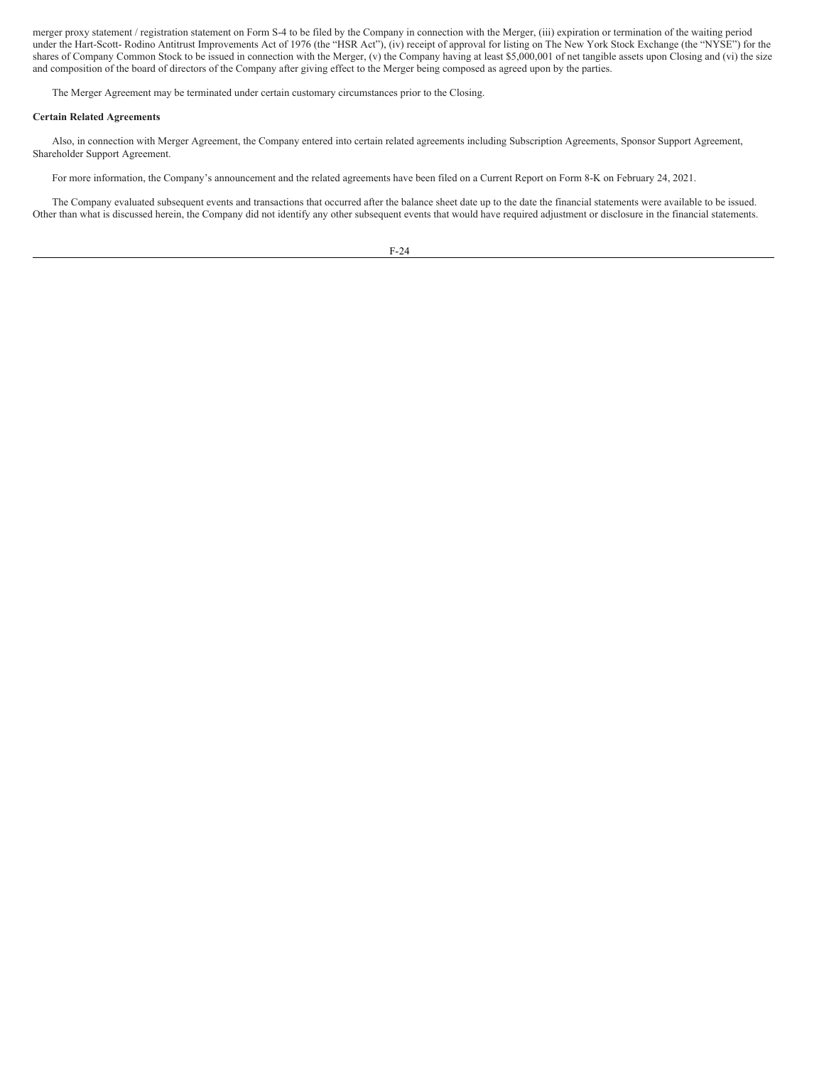merger proxy statement / registration statement on Form S-4 to be filed by the Company in connection with the Merger, (iii) expiration or termination of the waiting period under the Hart-Scott- Rodino Antitrust Improvements Act of 1976 (the "HSR Act"), (iv) receipt of approval for listing on The New York Stock Exchange (the "NYSE") for the shares of Company Common Stock to be issued in connection with the Merger, (v) the Company having at least $5,000,001 of net tangible assets upon Closing and (vi) the size and composition of the board of directors of the Company after giving effect to the Merger being composed as agreed upon by the parties.

The Merger Agreement may be terminated under certain customary circumstances prior to the Closing.

**Certain Related Agreements**

Also, in connection with Merger Agreement, the Company entered into certain related agreements including Subscription Agreements, Sponsor Support Agreement, Shareholder Support Agreement.

For more information, the Company's announcement and the related agreements have been filed on a Current Report on Form 8-K on February 24, 2021.

The Company evaluated subsequent events and transactions that occurred after the balance sheet date up to the date the financial statements were available to be issued. Other than what is discussed herein, the Company did not identify any other subsequent events that would have required adjustment or disclosure in the financial statements.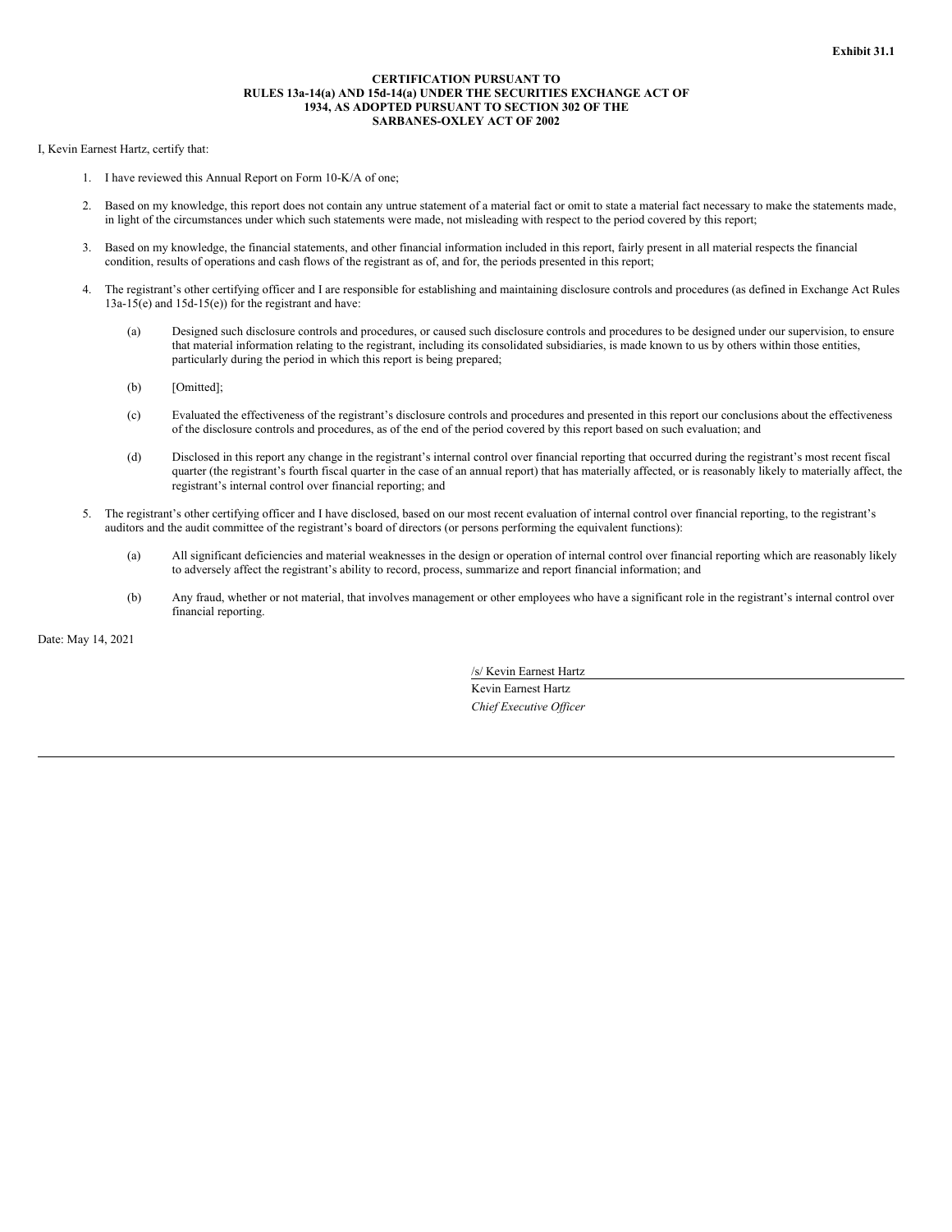**Exhibit 31.1**

**CERTIFICATION PURSUANT TO RULES 13a-14(a) AND 15d-14(a) UNDER THE SECURITIES EXCHANGE ACT OF 1934, AS ADOPTED PURSUANT TO SECTION 302 OF THE SARBANES-OXLEY ACT OF 2002**

I, Kevin Earnest Hartz, certify that:

1. I have reviewed this Annual Report on Form 10-K/A of one;

2. Based on my knowledge, this report does not contain any untrue statement of a material fact or omit to state a material fact necessary to make the statements made, in light of the circumstances under which such statements were made, not misleading with respect to the period covered by this report;

3. Based on my knowledge, the financial statements, and other financial information included in this report, fairly present in all material respects the financial condition, results of operations and cash flows of the registrant as of, and for, the periods presented in this report;

4. The registrant's other certifying officer and I are responsible for establishing and maintaining disclosure controls and procedures (as defined in Exchange Act Rules 13a-15(e) and 15d-15(e)) for the registrant and have:

   (a) Designed such disclosure controls and procedures, or caused such disclosure controls and procedures to be designed under our supervision, to ensure that material information relating to the registrant, including its consolidated subsidiaries, is made known to us by others within those entities, particularly during the period in which this report is being prepared;

   (b) [Omitted];

   (c) Evaluated the effectiveness of the registrant's disclosure controls and procedures and presented in this report our conclusions about the effectiveness of the disclosure controls and procedures, as of the end of the period covered by this report based on such evaluation; and

   (d) Disclosed in this report any change in the registrant's internal control over financial reporting that occurred during the registrant's most recent fiscal quarter (the registrant's fourth fiscal quarter in the case of an annual report) that has materially affected, or is reasonably likely to materially affect, the registrant's internal control over financial reporting; and

5. The registrant's other certifying officer and I have disclosed, based on our most recent evaluation of internal control over financial reporting, to the registrant's auditors and the audit committee of the registrant's board of directors (or persons performing the equivalent functions):

   (a) All significant deficiencies and material weaknesses in the design or operation of internal control over financial reporting which are reasonably likely to adversely affect the registrant's ability to record, process, summarize and report financial information; and

   (b) Any fraud, whether or not material, that involves management or other employees who have a significant role in the registrant's internal control over financial reporting.

Date: May 14, 2021

/s/ Kevin Earnest Hartz

Kevin Earnest Hartz

*Chief Executive Officer*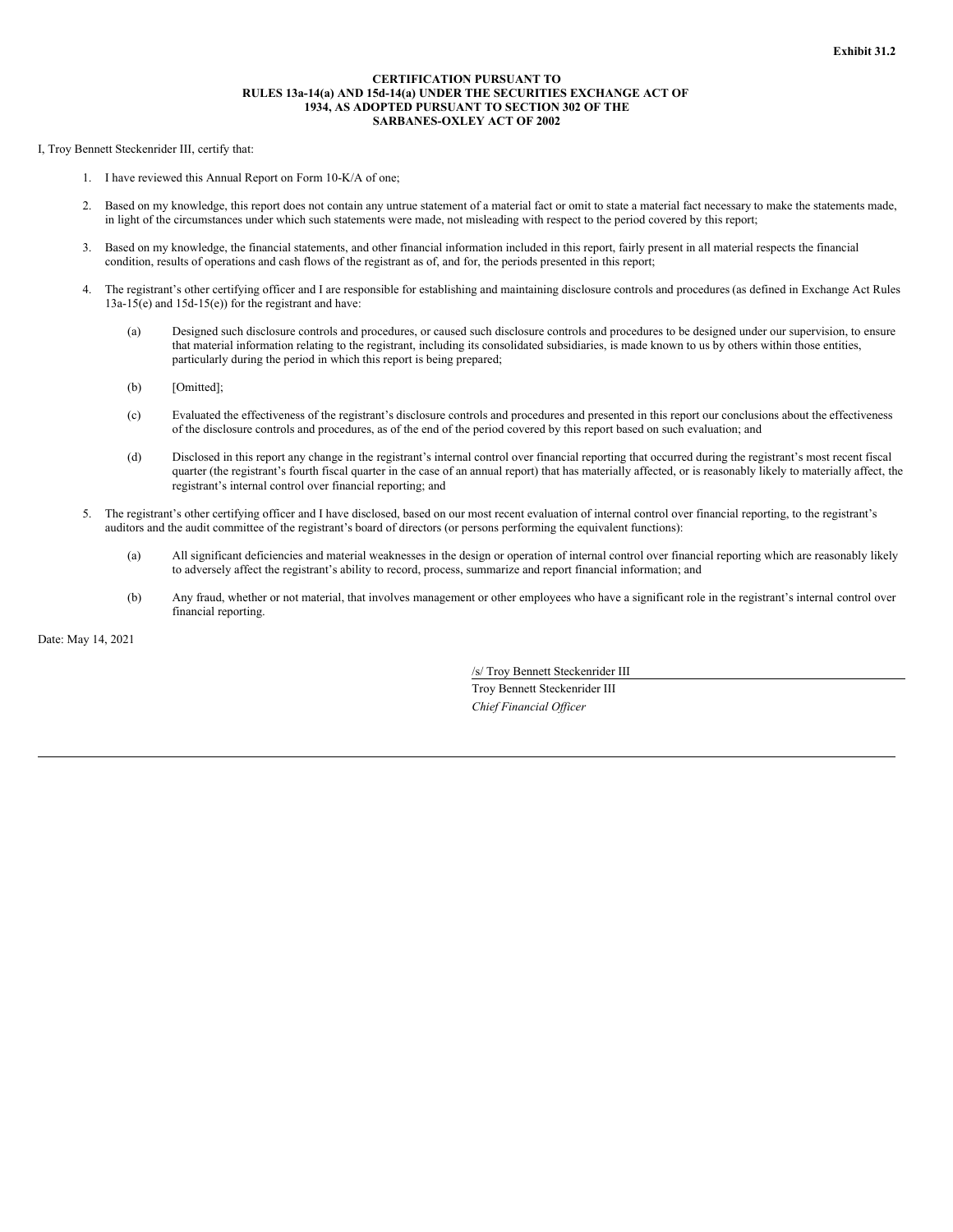**Exhibit 31.2**

**CERTIFICATION PURSUANT TO RULES 13a-14(a) AND 15d-14(a) UNDER THE SECURITIES EXCHANGE ACT OF 1934, AS ADOPTED PURSUANT TO SECTION 302 OF THE SARBANES-OXLEY ACT OF 2002**

I, Troy Bennett Steckenrider III, certify that:

1. I have reviewed this Annual Report on Form 10-K/A of one;

2. Based on my knowledge, this report does not contain any untrue statement of a material fact or omit to state a material fact necessary to make the statements made, in light of the circumstances under which such statements were made, not misleading with respect to the period covered by this report;

3. Based on my knowledge, the financial statements, and other financial information included in this report, fairly present in all material respects the financial condition, results of operations and cash flows of the registrant as of, and for, the periods presented in this report;

4. The registrant's other certifying officer and I are responsible for establishing and maintaining disclosure controls and procedures (as defined in Exchange Act Rules 13a-15(e) and 15d-15(e)) for the registrant and have:

   (a) Designed such disclosure controls and procedures, or caused such disclosure controls and procedures to be designed under our supervision, to ensure that material information relating to the registrant, including its consolidated subsidiaries, is made known to us by others within those entities, particularly during the period in which this report is being prepared;

   (b) [Omitted];

   (c) Evaluated the effectiveness of the registrant's disclosure controls and procedures and presented in this report our conclusions about the effectiveness of the disclosure controls and procedures, as of the end of the period covered by this report based on such evaluation; and

   (d) Disclosed in this report any change in the registrant's internal control over financial reporting that occurred during the registrant's most recent fiscal quarter (the registrant's fourth fiscal quarter in the case of an annual report) that has materially affected, or is reasonably likely to materially affect, the registrant's internal control over financial reporting; and

5. The registrant's other certifying officer and I have disclosed, based on our most recent evaluation of internal control over financial reporting, to the registrant's auditors and the audit committee of the registrant's board of directors (or persons performing the equivalent functions):

   (a) All significant deficiencies and material weaknesses in the design or operation of internal control over financial reporting which are reasonably likely to adversely affect the registrant's ability to record, process, summarize and report financial information; and

   (b) Any fraud, whether or not material, that involves management or other employees who have a significant role in the registrant's internal control over financial reporting.

Date: May 14, 2021

/s/ Troy Bennett Steckenrider III

Troy Bennett Steckenrider III

*Chief Financial Officer*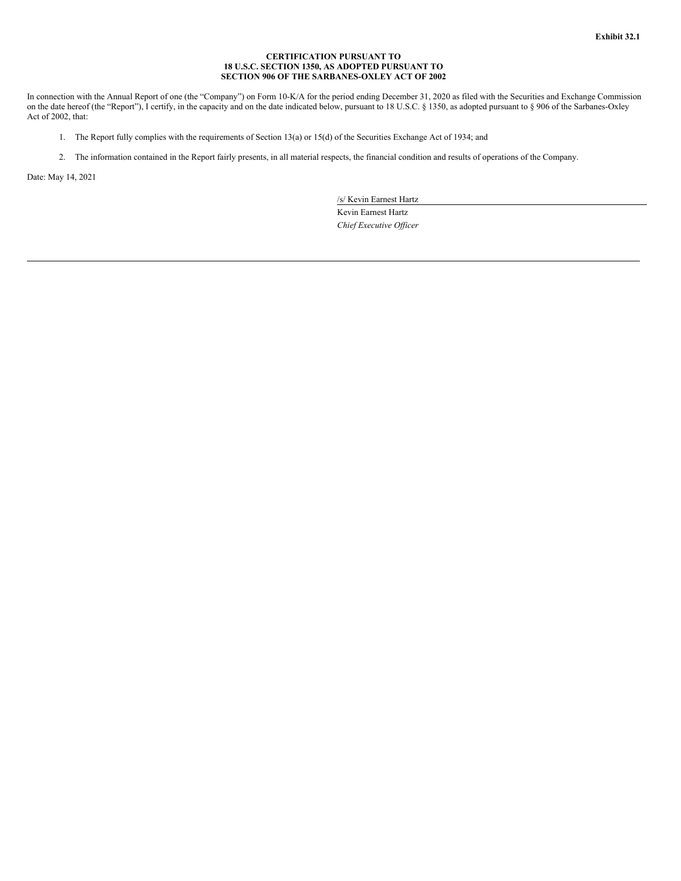**Exhibit 32.1**

**CERTIFICATION PURSUANT TO**
**18 U.S.C. SECTION 1350, AS ADOPTED PURSUANT TO**
**SECTION 906 OF THE SARBANES-OXLEY ACT OF 2002**

In connection with the Annual Report of one (the "Company") on Form 10-K/A for the period ending December 31, 2020 as filed with the Securities and Exchange Commission on the date hereof (the "Report"), I certify, in the capacity and on the date indicated below, pursuant to 18 U.S.C. § 1350, as adopted pursuant to § 906 of the Sarbanes-Oxley Act of 2002, that:

1. The Report fully complies with the requirements of Section 13(a) or 15(d) of the Securities Exchange Act of 1934; and

2. The information contained in the Report fairly presents, in all material respects, the financial condition and results of operations of the Company.

Date: May 14, 2021

/s/ Kevin Earnest Hartz

Kevin Earnest Hartz

*Chief Executive Officer*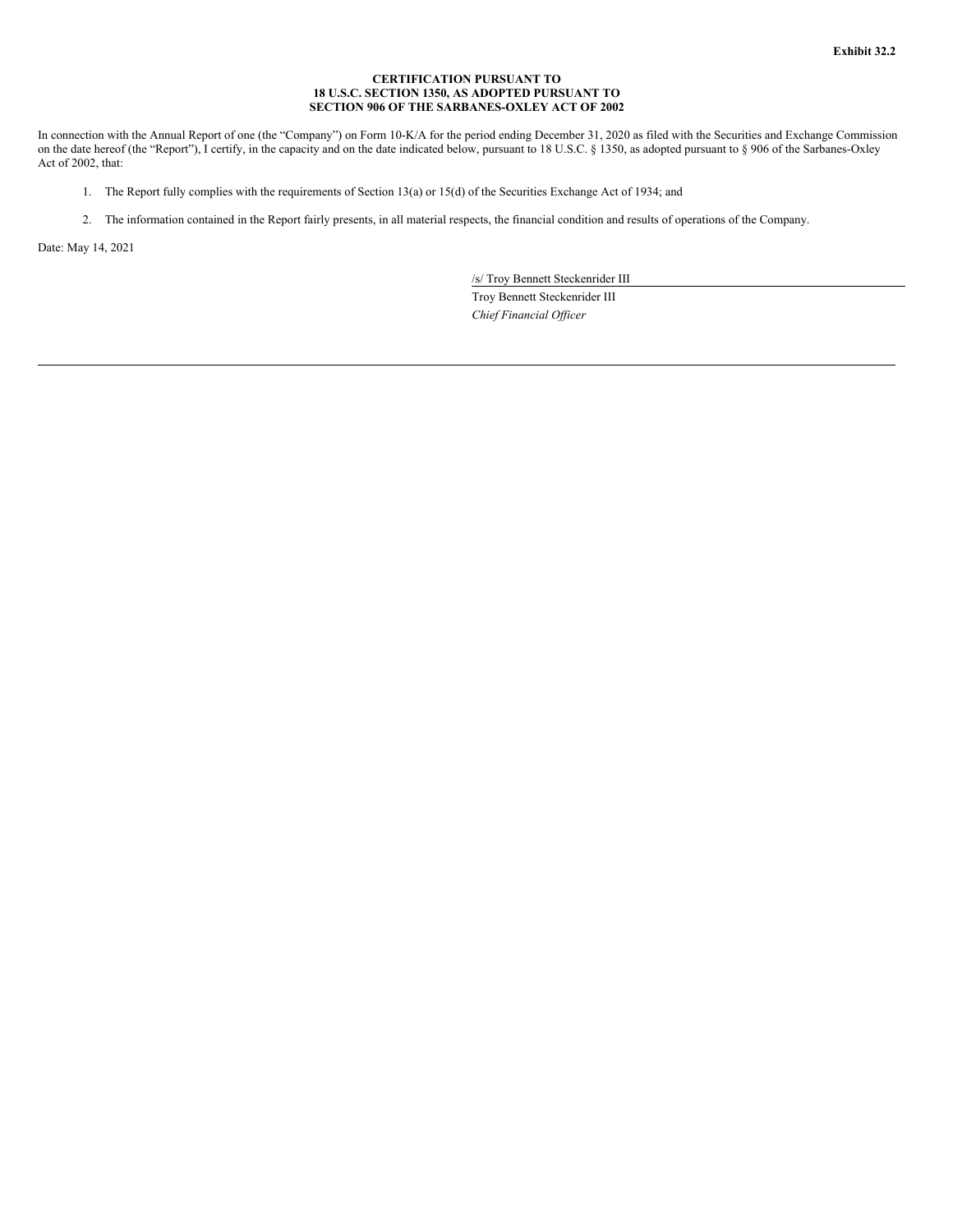**Exhibit 32.2**

**CERTIFICATION PURSUANT TO**
**18 U.S.C. SECTION 1350, AS ADOPTED PURSUANT TO**
**SECTION 906 OF THE SARBANES-OXLEY ACT OF 2002**

In connection with the Annual Report of one (the "Company") on Form 10-K/A for the period ending December 31, 2020 as filed with the Securities and Exchange Commission on the date hereof (the "Report"), I certify, in the capacity and on the date indicated below, pursuant to 18 U.S.C. § 1350, as adopted pursuant to § 906 of the Sarbanes-Oxley Act of 2002, that:

1. The Report fully complies with the requirements of Section 13(a) or 15(d) of the Securities Exchange Act of 1934; and

2. The information contained in the Report fairly presents, in all material respects, the financial condition and results of operations of the Company.

Date: May 14, 2021

/s/ Troy Bennett Steckenrider III
Troy Bennett Steckenrider III
*Chief Financial Officer*